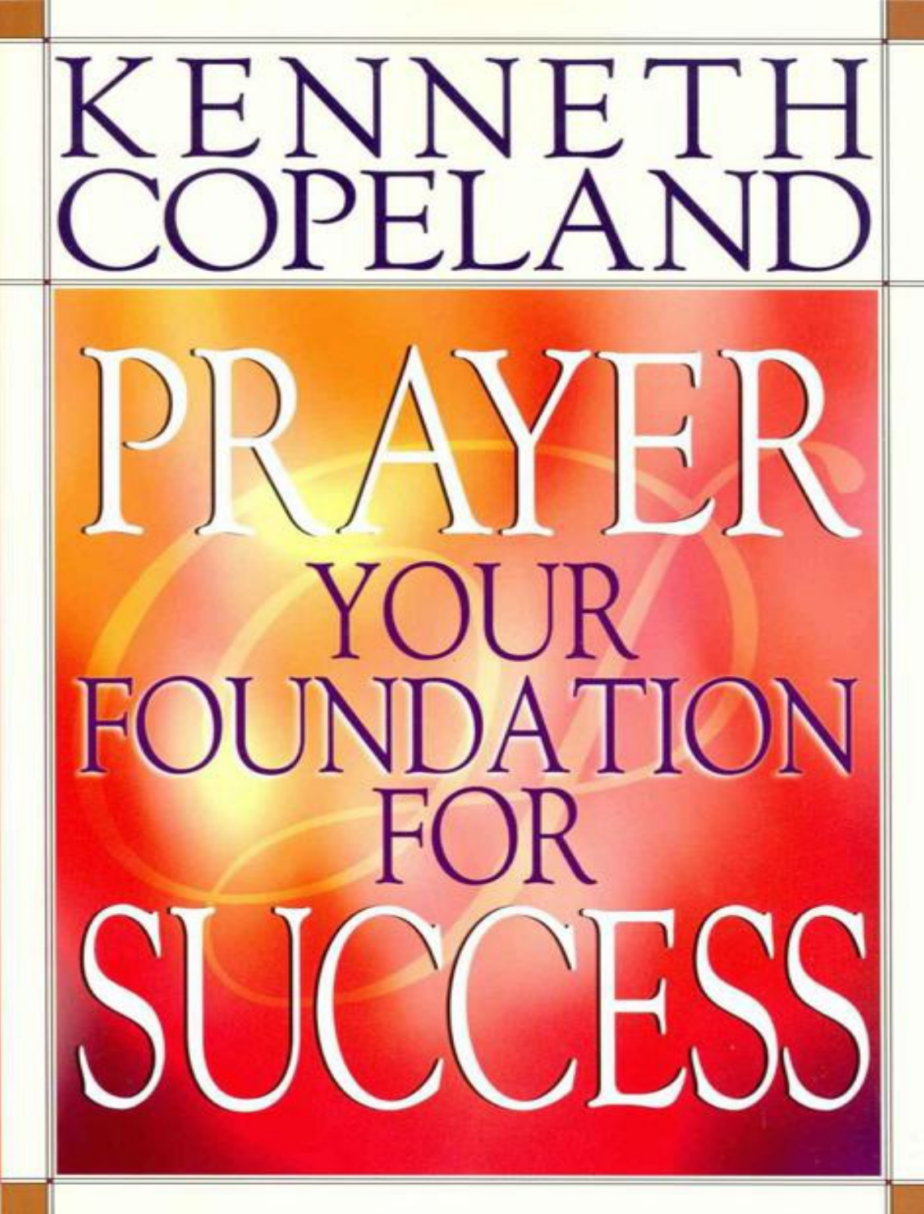# KENNETH COPELAND

# PRAYER

## YOUR FOUNDATION FOR

# SUCCESS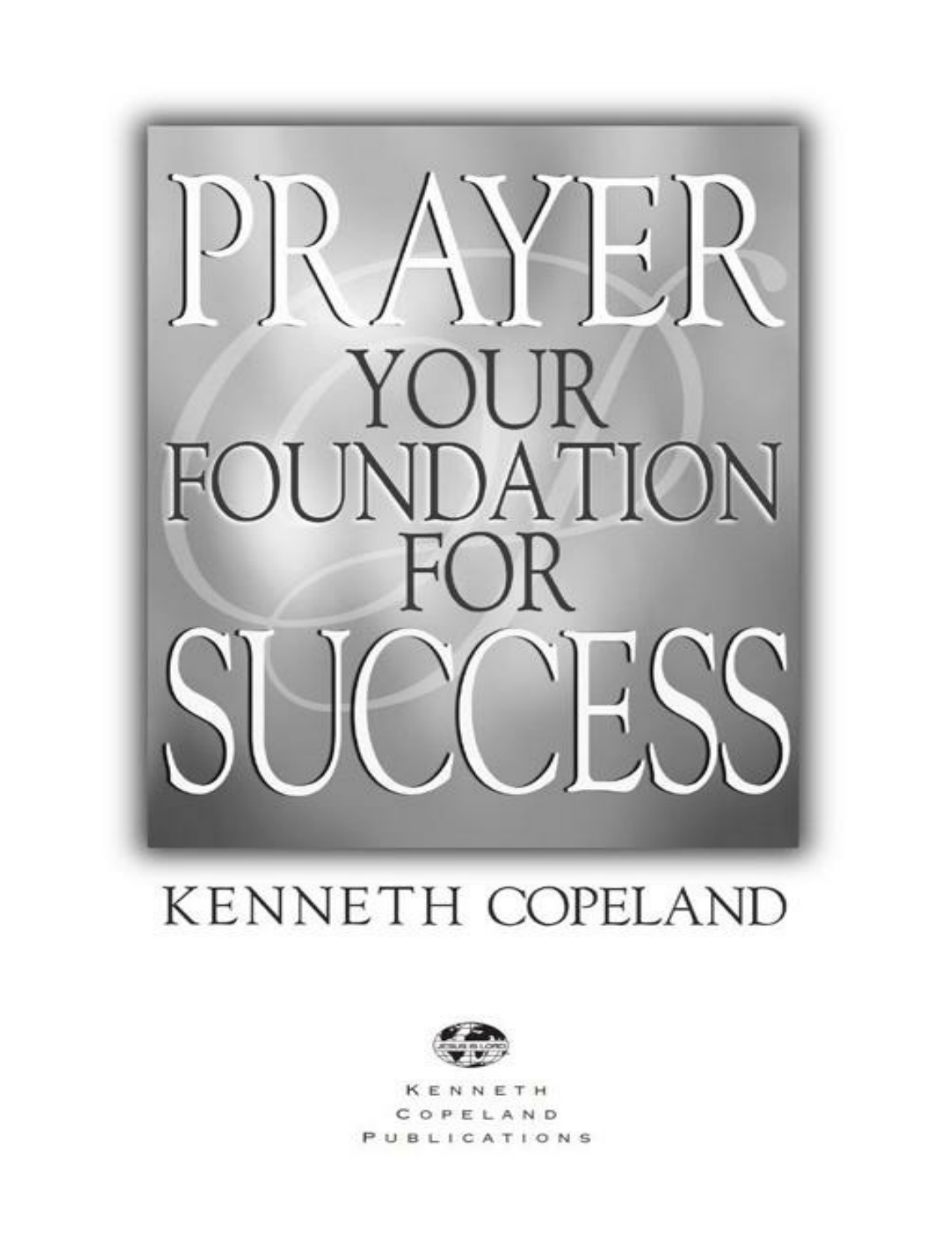# PRAYER

## YOUR FOUNDATION FOR SUCCESS

KENNETH COPELAND

KENNETH COPELAND PUBLICATIONS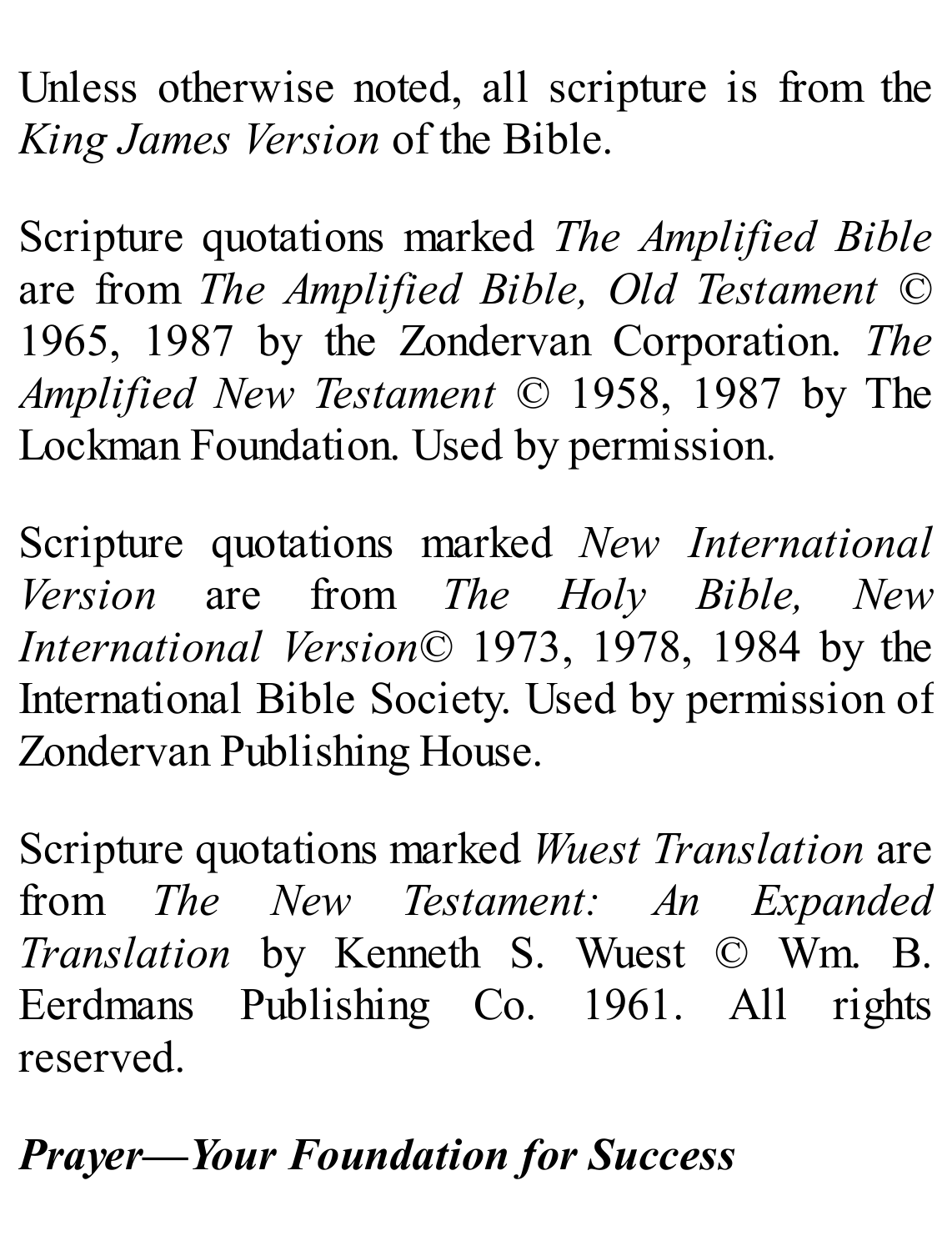Unless otherwise noted, all scripture is from the *King James Version* of the Bible.

Scripture quotations marked *The Amplified Bible* are from *The Amplified Bible, Old Testament* © 1965, 1987 by the Zondervan Corporation. *The Amplified New Testament* © 1958, 1987 by The Lockman Foundation. Used by permission.

Scripture quotations marked *New International Version* are from *The Holy Bible, New International Version*© 1973, 1978, 1984 by the International Bible Society. Used by permission of Zondervan Publishing House.

Scripture quotations marked *Wuest Translation* are from *The New Testament: An Expanded Translation* by Kenneth S. Wuest © Wm. B. Eerdmans Publishing Co. 1961. All rights reserved.

***Prayer—Your Foundation for Success***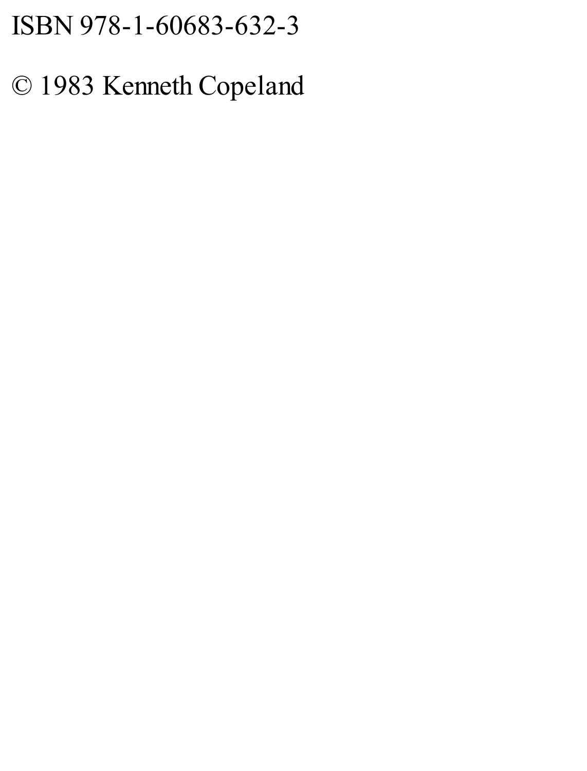ISBN 978-1-60683-632-3

© 1983 Kenneth Copeland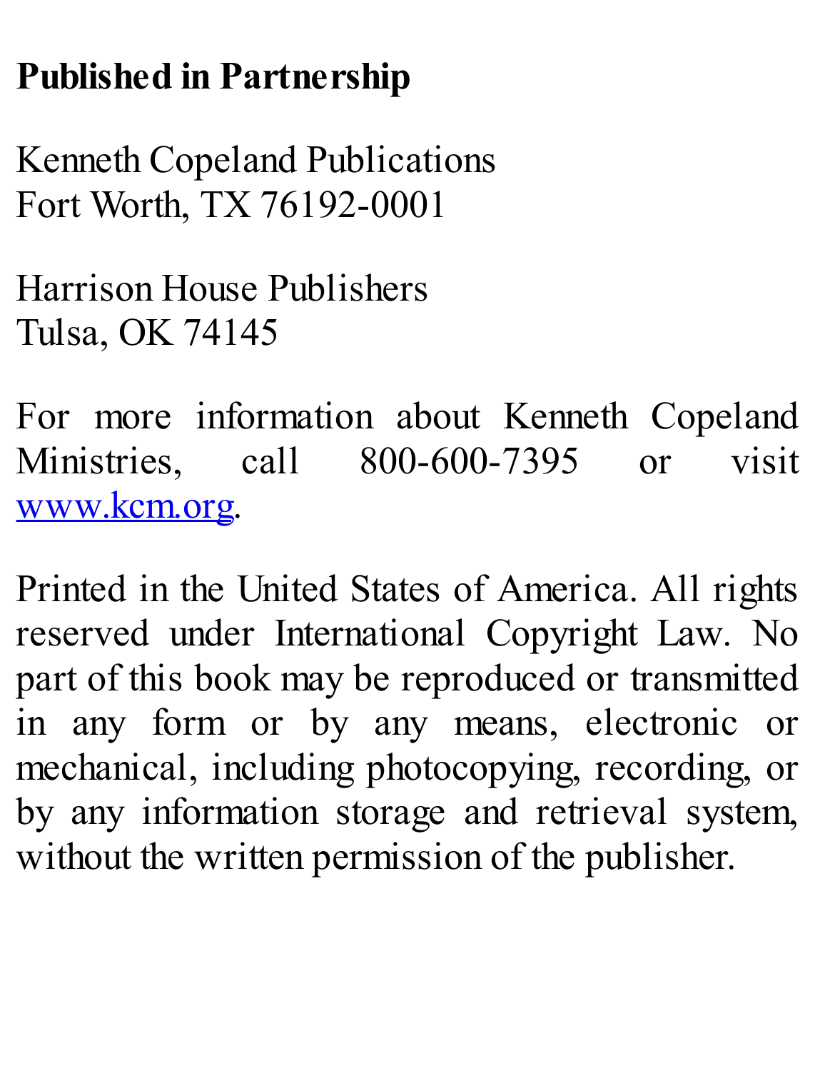**Published in Partnership**

Kenneth Copeland Publications
Fort Worth, TX 76192-0001

Harrison House Publishers
Tulsa, OK 74145

For more information about Kenneth Copeland Ministries, call 800-600-7395 or visit [www.kcm.org](http://www.kcm.org).

Printed in the United States of America. All rights reserved under International Copyright Law. No part of this book may be reproduced or transmitted in any form or by any means, electronic or mechanical, including photocopying, recording, or by any information storage and retrieval system, without the written permission of the publisher.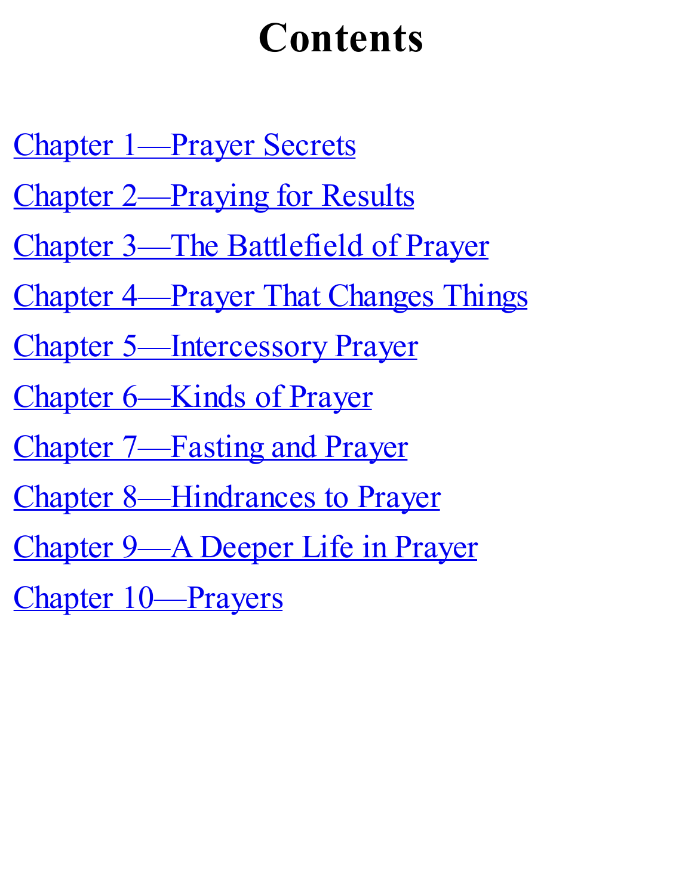# Contents

Chapter 1—Prayer Secrets

Chapter 2—Praying for Results

Chapter 3—The Battlefield of Prayer

Chapter 4—Prayer That Changes Things

Chapter 5—Intercessory Prayer

Chapter 6—Kinds of Prayer

Chapter 7—Fasting and Prayer

Chapter 8—Hindrances to Prayer

Chapter 9—A Deeper Life in Prayer

Chapter 10—Prayers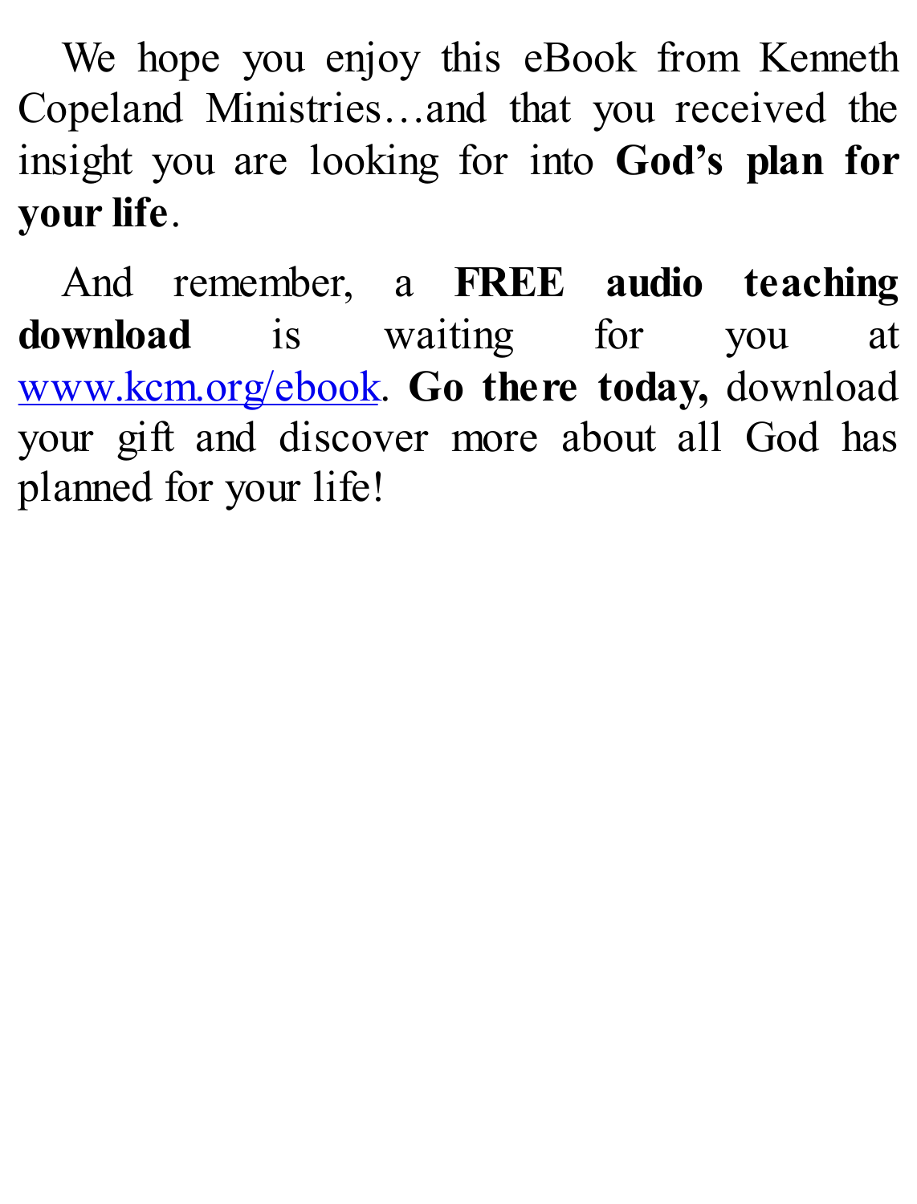We hope you enjoy this eBook from Kenneth Copeland Ministries…and that you received the insight you are looking for into **God's plan for your life**.

And remember, a **FREE audio teaching download** is waiting for you at [www.kcm.org/ebook](http://www.kcm.org/ebook). **Go there today,** download your gift and discover more about all God has planned for your life!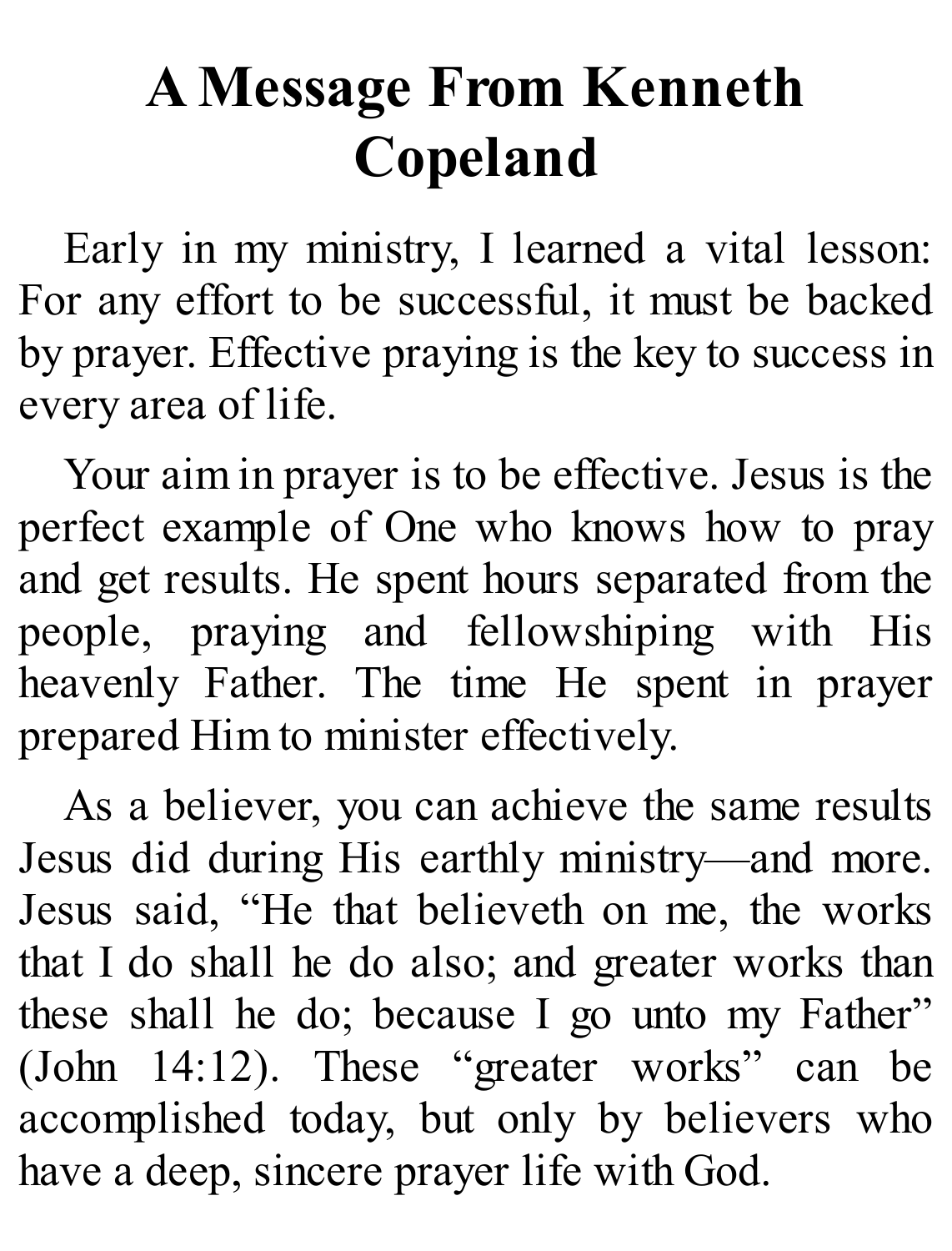# A Message From Kenneth Copeland

Early in my ministry, I learned a vital lesson: For any effort to be successful, it must be backed by prayer. Effective praying is the key to success in every area of life.

Your aim in prayer is to be effective. Jesus is the perfect example of One who knows how to pray and get results. He spent hours separated from the people, praying and fellowshiping with His heavenly Father. The time He spent in prayer prepared Him to minister effectively.

As a believer, you can achieve the same results Jesus did during His earthly ministry—and more. Jesus said, "He that believeth on me, the works that I do shall he do also; and greater works than these shall he do; because I go unto my Father" (John 14:12). These "greater works" can be accomplished today, but only by believers who have a deep, sincere prayer life with God.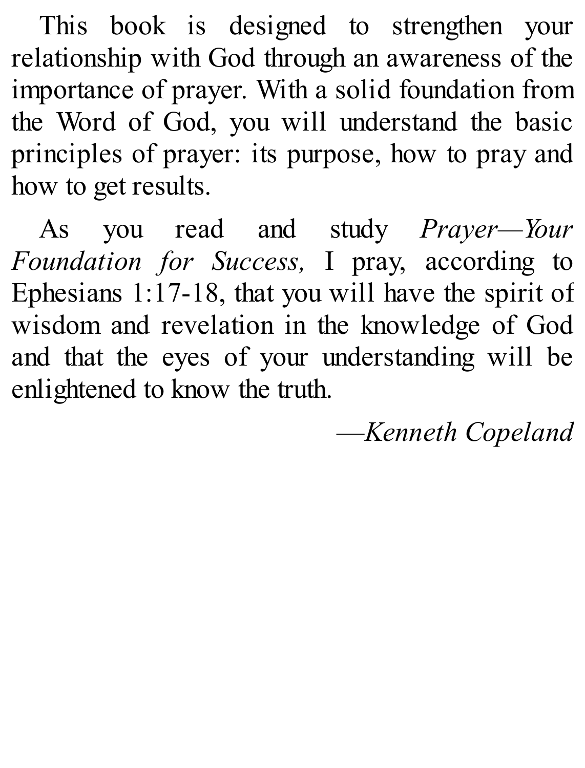This book is designed to strengthen your relationship with God through an awareness of the importance of prayer. With a solid foundation from the Word of God, you will understand the basic principles of prayer: its purpose, how to pray and how to get results.

As you read and study *Prayer—Your Foundation for Success,* I pray, according to Ephesians 1:17-18, that you will have the spirit of wisdom and revelation in the knowledge of God and that the eyes of your understanding will be enlightened to know the truth.

—*Kenneth Copeland*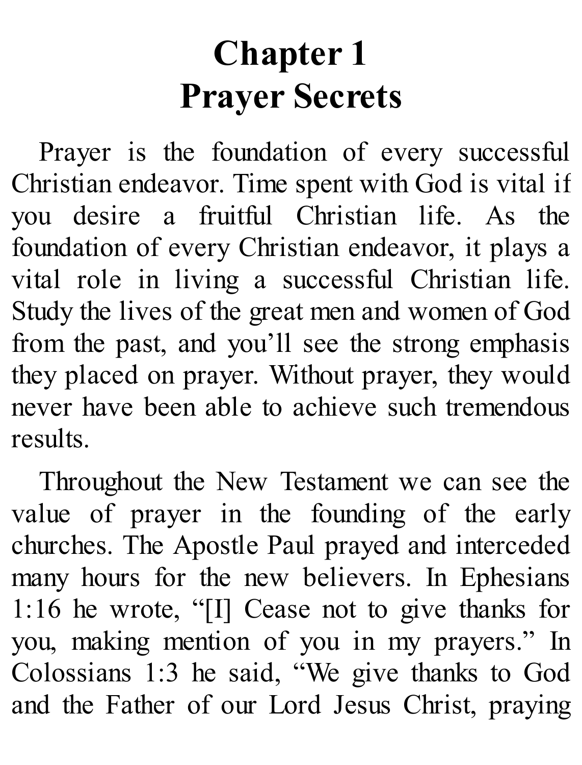# Chapter 1
# Prayer Secrets

Prayer is the foundation of every successful Christian endeavor. Time spent with God is vital if you desire a fruitful Christian life. As the foundation of every Christian endeavor, it plays a vital role in living a successful Christian life. Study the lives of the great men and women of God from the past, and you'll see the strong emphasis they placed on prayer. Without prayer, they would never have been able to achieve such tremendous results.

Throughout the New Testament we can see the value of prayer in the founding of the early churches. The Apostle Paul prayed and interceded many hours for the new believers. In Ephesians 1:16 he wrote, "[I] Cease not to give thanks for you, making mention of you in my prayers." In Colossians 1:3 he said, "We give thanks to God and the Father of our Lord Jesus Christ, praying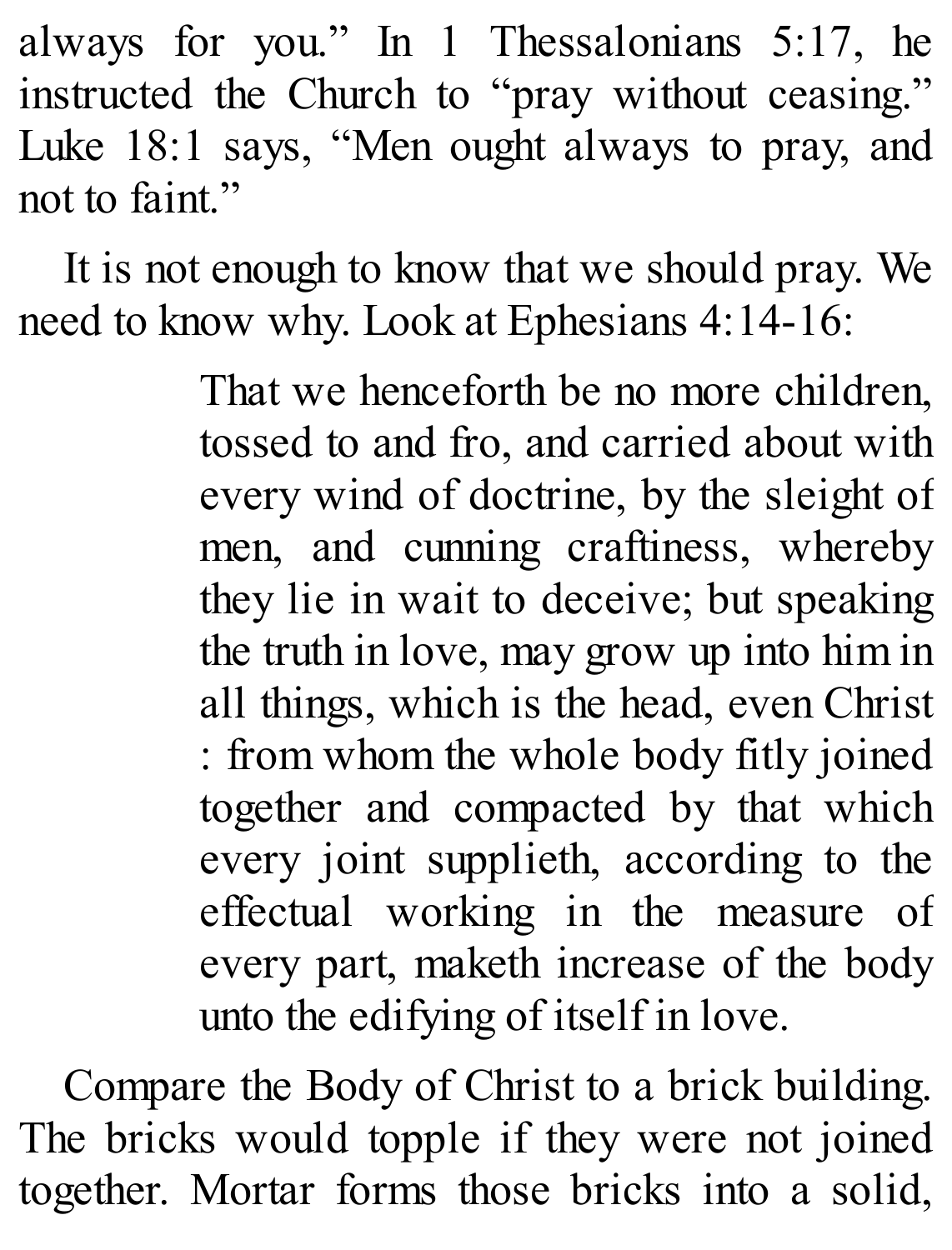always for you." In 1 Thessalonians 5:17, he instructed the Church to "pray without ceasing." Luke 18:1 says, "Men ought always to pray, and not to faint."

It is not enough to know that we should pray. We need to know why. Look at Ephesians 4:14-16:

> That we henceforth be no more children, tossed to and fro, and carried about with every wind of doctrine, by the sleight of men, and cunning craftiness, whereby they lie in wait to deceive; but speaking the truth in love, may grow up into him in all things, which is the head, even Christ : from whom the whole body fitly joined together and compacted by that which every joint supplieth, according to the effectual working in the measure of every part, maketh increase of the body unto the edifying of itself in love.

Compare the Body of Christ to a brick building. The bricks would topple if they were not joined together. Mortar forms those bricks into a solid,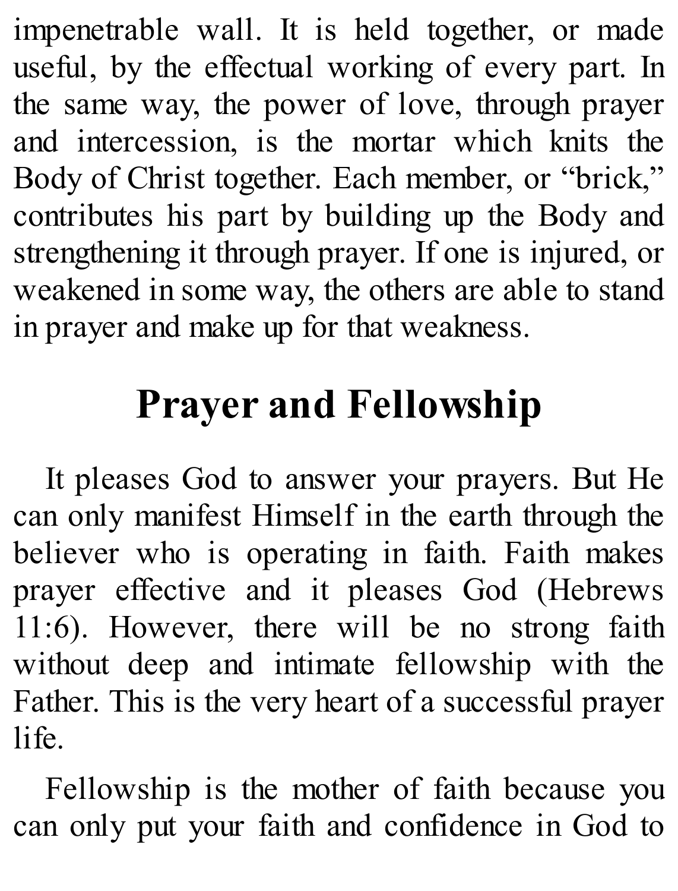impenetrable wall. It is held together, or made useful, by the effectual working of every part. In the same way, the power of love, through prayer and intercession, is the mortar which knits the Body of Christ together. Each member, or "brick," contributes his part by building up the Body and strengthening it through prayer. If one is injured, or weakened in some way, the others are able to stand in prayer and make up for that weakness.

## Prayer and Fellowship

It pleases God to answer your prayers. But He can only manifest Himself in the earth through the believer who is operating in faith. Faith makes prayer effective and it pleases God (Hebrews 11:6). However, there will be no strong faith without deep and intimate fellowship with the Father. This is the very heart of a successful prayer life.

Fellowship is the mother of faith because you can only put your faith and confidence in God to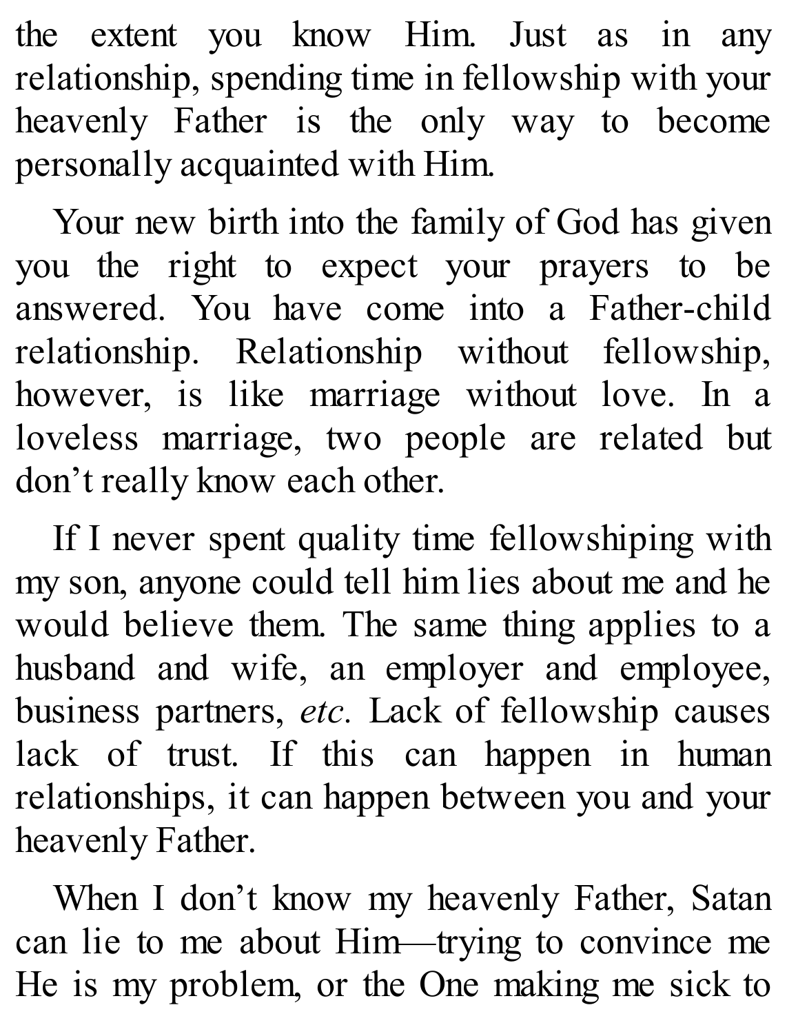the extent you know Him. Just as in any relationship, spending time in fellowship with your heavenly Father is the only way to become personally acquainted with Him.

Your new birth into the family of God has given you the right to expect your prayers to be answered. You have come into a Father-child relationship. Relationship without fellowship, however, is like marriage without love. In a loveless marriage, two people are related but don't really know each other.

If I never spent quality time fellowshiping with my son, anyone could tell him lies about me and he would believe them. The same thing applies to a husband and wife, an employer and employee, business partners, *etc.* Lack of fellowship causes lack of trust. If this can happen in human relationships, it can happen between you and your heavenly Father.

When I don't know my heavenly Father, Satan can lie to me about Him—trying to convince me He is my problem, or the One making me sick to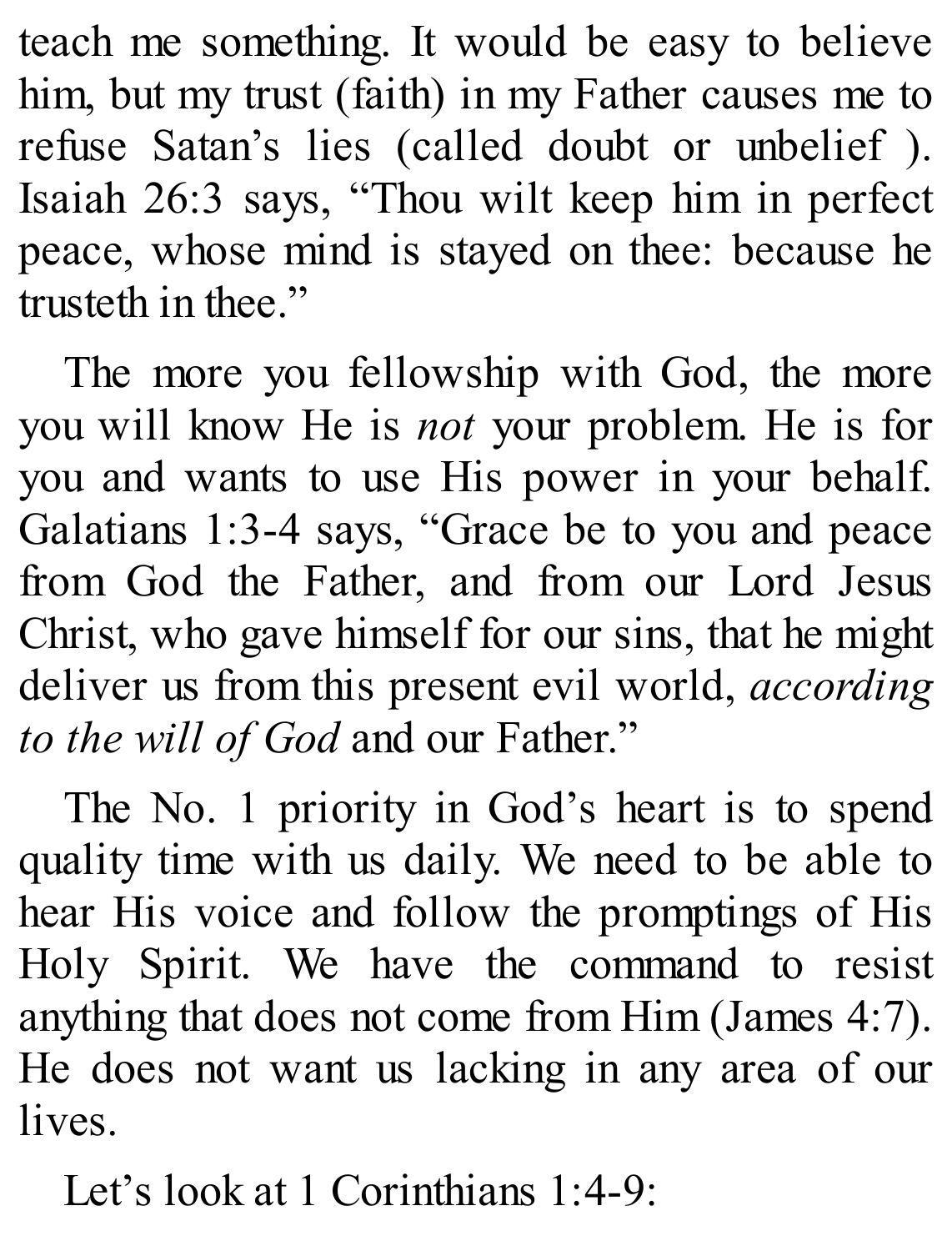teach me something. It would be easy to believe him, but my trust (faith) in my Father causes me to refuse Satan's lies (called doubt or unbelief ). Isaiah 26:3 says, "Thou wilt keep him in perfect peace, whose mind is stayed on thee: because he trusteth in thee."

The more you fellowship with God, the more you will know He is *not* your problem. He is for you and wants to use His power in your behalf. Galatians 1:3-4 says, "Grace be to you and peace from God the Father, and from our Lord Jesus Christ, who gave himself for our sins, that he might deliver us from this present evil world, *according to the will of God* and our Father."

The No. 1 priority in God's heart is to spend quality time with us daily. We need to be able to hear His voice and follow the promptings of His Holy Spirit. We have the command to resist anything that does not come from Him (James 4:7). He does not want us lacking in any area of our lives.

Let's look at 1 Corinthians 1:4-9: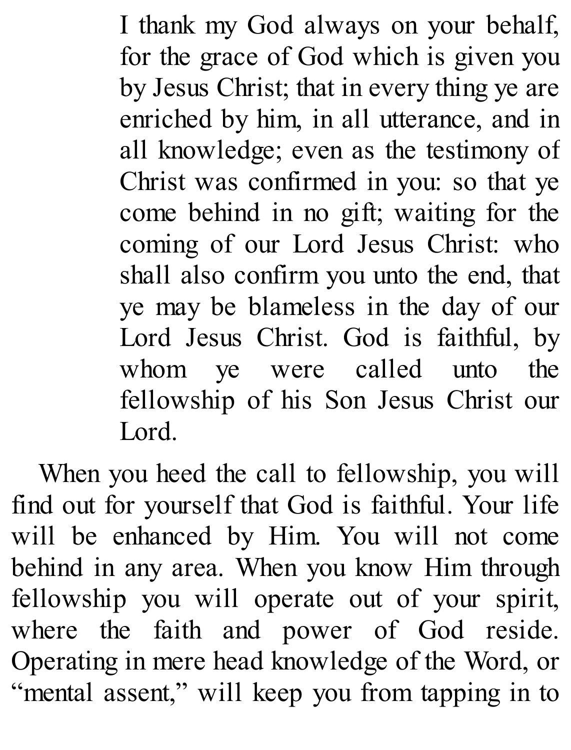> I thank my God always on your behalf, for the grace of God which is given you by Jesus Christ; that in every thing ye are enriched by him, in all utterance, and in all knowledge; even as the testimony of Christ was confirmed in you: so that ye come behind in no gift; waiting for the coming of our Lord Jesus Christ: who shall also confirm you unto the end, that ye may be blameless in the day of our Lord Jesus Christ. God is faithful, by whom ye were called unto the fellowship of his Son Jesus Christ our Lord.

When you heed the call to fellowship, you will find out for yourself that God is faithful. Your life will be enhanced by Him. You will not come behind in any area. When you know Him through fellowship you will operate out of your spirit, where the faith and power of God reside. Operating in mere head knowledge of the Word, or "mental assent," will keep you from tapping in to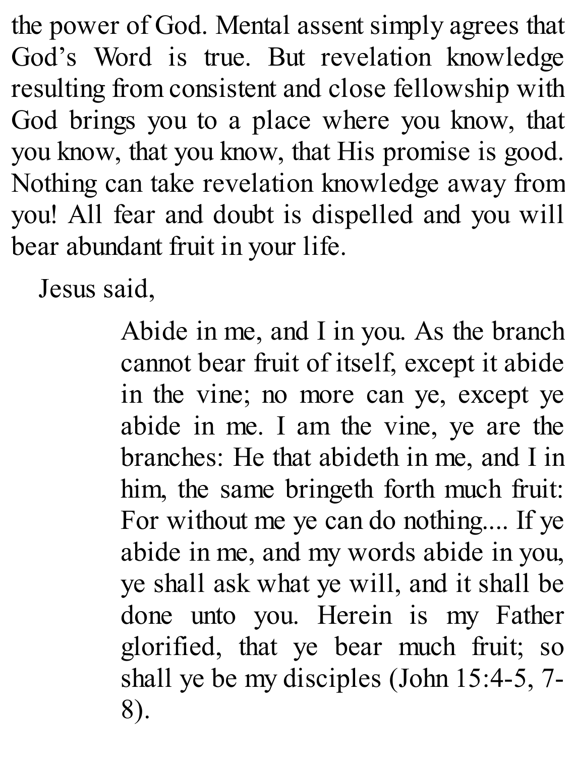the power of God. Mental assent simply agrees that God's Word is true. But revelation knowledge resulting from consistent and close fellowship with God brings you to a place where you know, that you know, that you know, that His promise is good. Nothing can take revelation knowledge away from you! All fear and doubt is dispelled and you will bear abundant fruit in your life.

Jesus said,

> Abide in me, and I in you. As the branch cannot bear fruit of itself, except it abide in the vine; no more can ye, except ye abide in me. I am the vine, ye are the branches: He that abideth in me, and I in him, the same bringeth forth much fruit: For without me ye can do nothing.... If ye abide in me, and my words abide in you, ye shall ask what ye will, and it shall be done unto you. Herein is my Father glorified, that ye bear much fruit; so shall ye be my disciples (John 15:4-5, 7-8).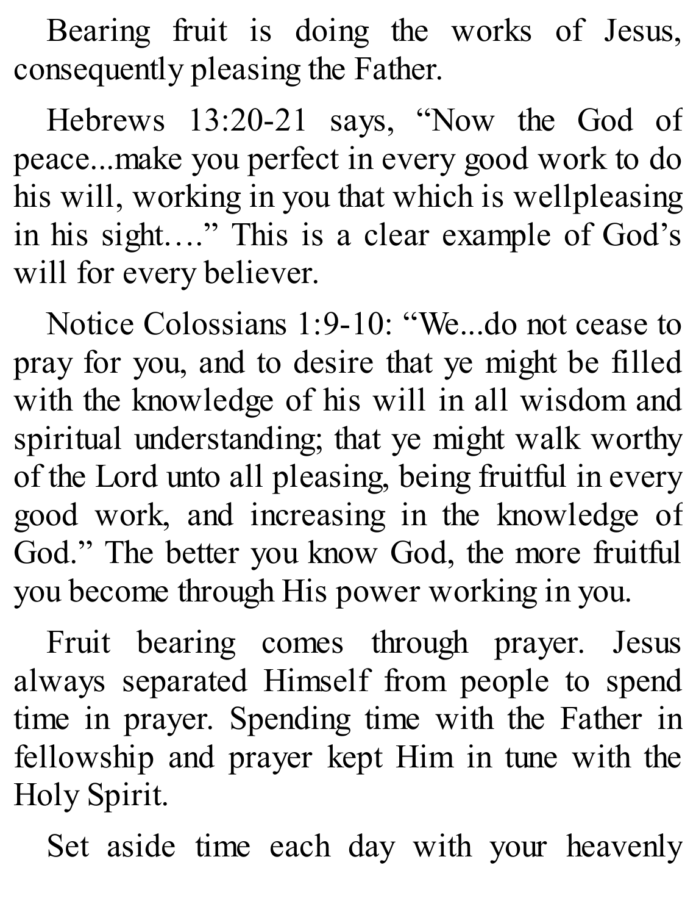Bearing fruit is doing the works of Jesus, consequently pleasing the Father.

Hebrews 13:20-21 says, "Now the God of peace...make you perfect in every good work to do his will, working in you that which is wellpleasing in his sight…." This is a clear example of God's will for every believer.

Notice Colossians 1:9-10: "We...do not cease to pray for you, and to desire that ye might be filled with the knowledge of his will in all wisdom and spiritual understanding; that ye might walk worthy of the Lord unto all pleasing, being fruitful in every good work, and increasing in the knowledge of God." The better you know God, the more fruitful you become through His power working in you.

Fruit bearing comes through prayer. Jesus always separated Himself from people to spend time in prayer. Spending time with the Father in fellowship and prayer kept Him in tune with the Holy Spirit.

Set aside time each day with your heavenly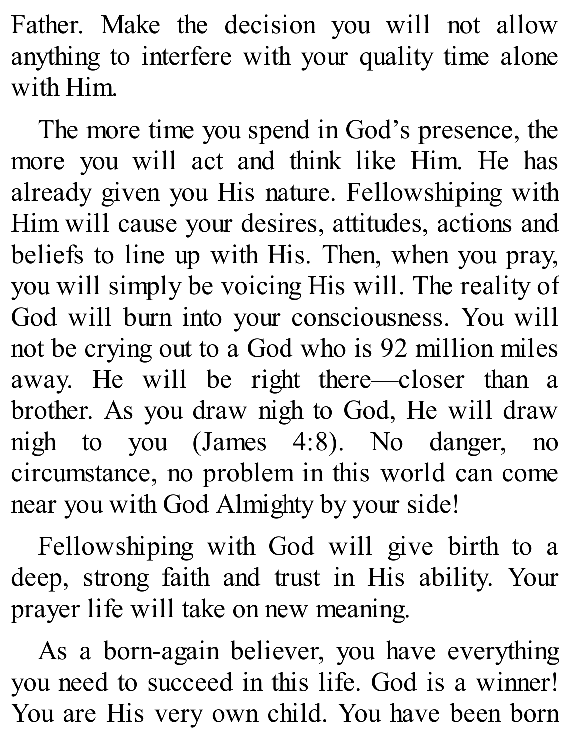Father. Make the decision you will not allow anything to interfere with your quality time alone with Him.

The more time you spend in God's presence, the more you will act and think like Him. He has already given you His nature. Fellowshiping with Him will cause your desires, attitudes, actions and beliefs to line up with His. Then, when you pray, you will simply be voicing His will. The reality of God will burn into your consciousness. You will not be crying out to a God who is 92 million miles away. He will be right there—closer than a brother. As you draw nigh to God, He will draw nigh to you (James 4:8). No danger, no circumstance, no problem in this world can come near you with God Almighty by your side!

Fellowshiping with God will give birth to a deep, strong faith and trust in His ability. Your prayer life will take on new meaning.

As a born-again believer, you have everything you need to succeed in this life. God is a winner! You are His very own child. You have been born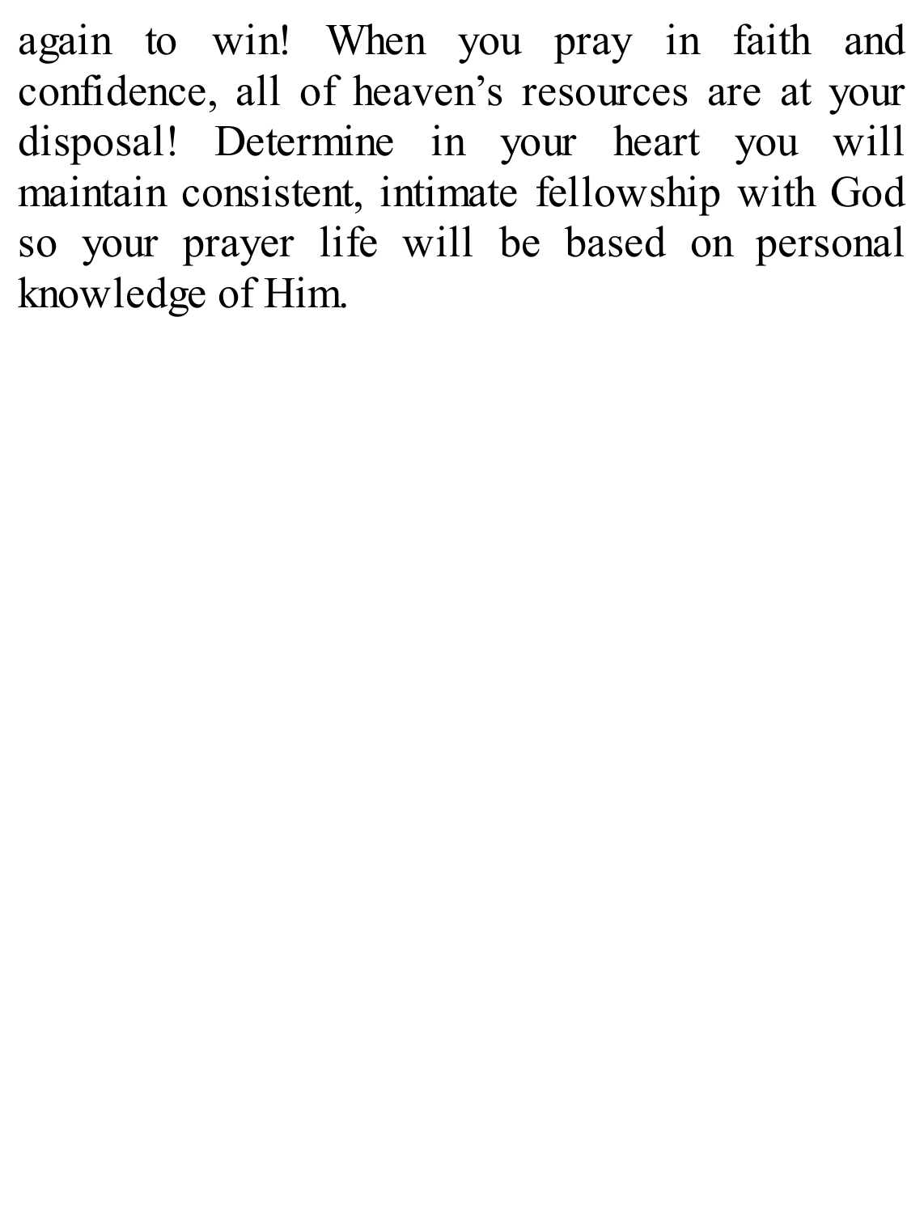again to win! When you pray in faith and confidence, all of heaven's resources are at your disposal! Determine in your heart you will maintain consistent, intimate fellowship with God so your prayer life will be based on personal knowledge of Him.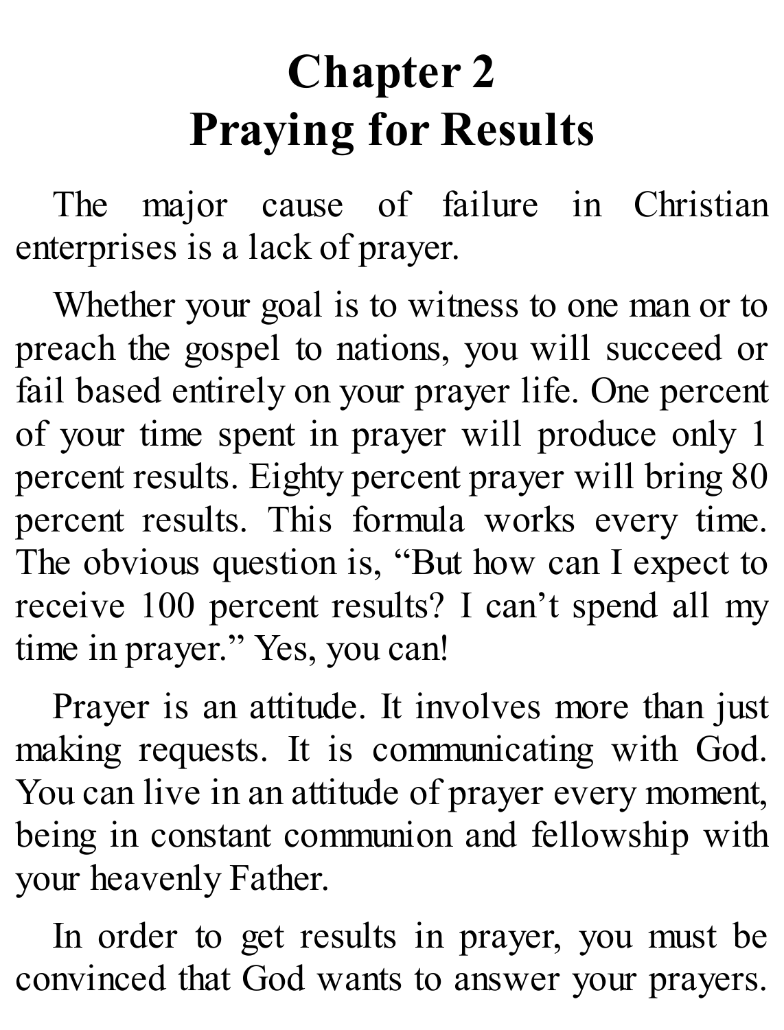# Chapter 2
# Praying for Results

The major cause of failure in Christian enterprises is a lack of prayer.

Whether your goal is to witness to one man or to preach the gospel to nations, you will succeed or fail based entirely on your prayer life. One percent of your time spent in prayer will produce only 1 percent results. Eighty percent prayer will bring 80 percent results. This formula works every time. The obvious question is, "But how can I expect to receive 100 percent results? I can't spend all my time in prayer." Yes, you can!

Prayer is an attitude. It involves more than just making requests. It is communicating with God. You can live in an attitude of prayer every moment, being in constant communion and fellowship with your heavenly Father.

In order to get results in prayer, you must be convinced that God wants to answer your prayers.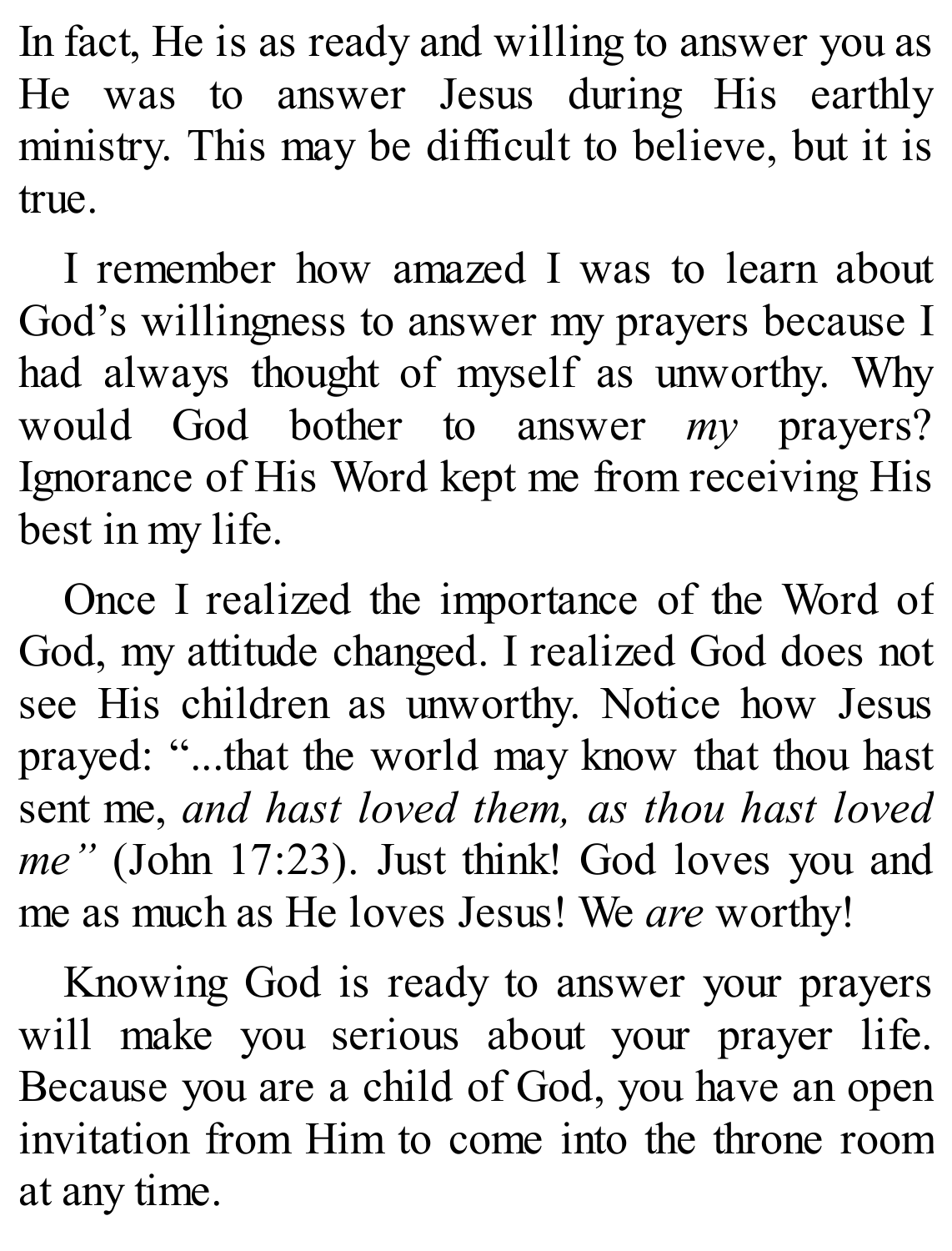In fact, He is as ready and willing to answer you as He was to answer Jesus during His earthly ministry. This may be difficult to believe, but it is true.

I remember how amazed I was to learn about God's willingness to answer my prayers because I had always thought of myself as unworthy. Why would God bother to answer *my* prayers? Ignorance of His Word kept me from receiving His best in my life.

Once I realized the importance of the Word of God, my attitude changed. I realized God does not see His children as unworthy. Notice how Jesus prayed: "...that the world may know that thou hast sent me, *and hast loved them, as thou hast loved me"* (John 17:23). Just think! God loves you and me as much as He loves Jesus! We *are* worthy!

Knowing God is ready to answer your prayers will make you serious about your prayer life. Because you are a child of God, you have an open invitation from Him to come into the throne room at any time.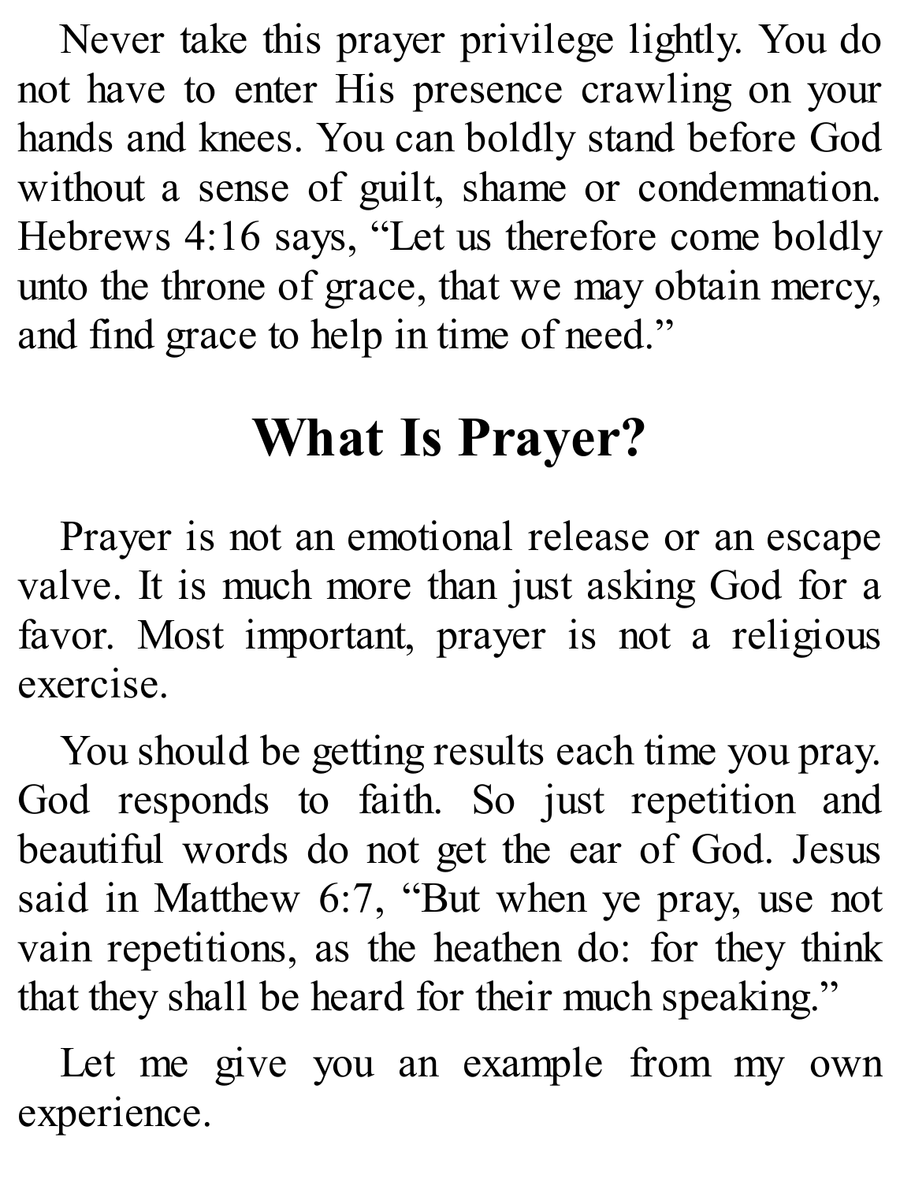Never take this prayer privilege lightly. You do not have to enter His presence crawling on your hands and knees. You can boldly stand before God without a sense of guilt, shame or condemnation. Hebrews 4:16 says, "Let us therefore come boldly unto the throne of grace, that we may obtain mercy, and find grace to help in time of need."

## What Is Prayer?

Prayer is not an emotional release or an escape valve. It is much more than just asking God for a favor. Most important, prayer is not a religious exercise.

You should be getting results each time you pray. God responds to faith. So just repetition and beautiful words do not get the ear of God. Jesus said in Matthew 6:7, "But when ye pray, use not vain repetitions, as the heathen do: for they think that they shall be heard for their much speaking."

Let me give you an example from my own experience.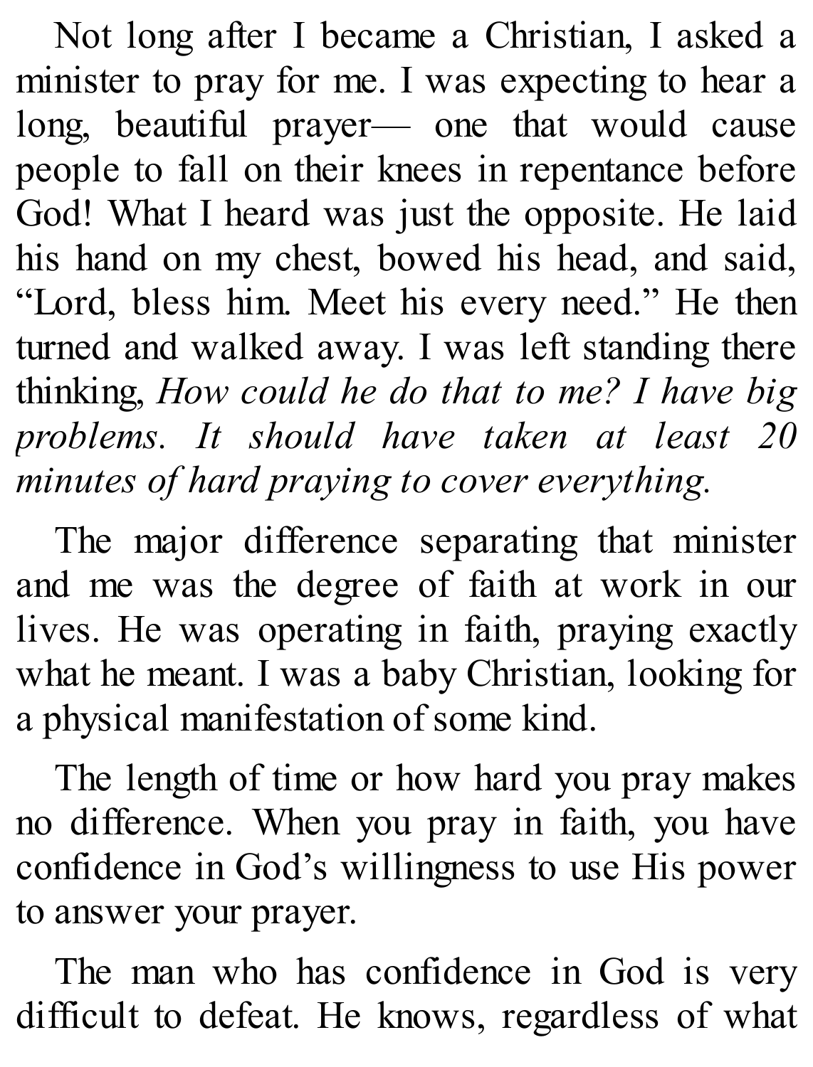Not long after I became a Christian, I asked a minister to pray for me. I was expecting to hear a long, beautiful prayer— one that would cause people to fall on their knees in repentance before God! What I heard was just the opposite. He laid his hand on my chest, bowed his head, and said, "Lord, bless him. Meet his every need." He then turned and walked away. I was left standing there thinking, *How could he do that to me? I have big problems. It should have taken at least 20 minutes of hard praying to cover everything.*

The major difference separating that minister and me was the degree of faith at work in our lives. He was operating in faith, praying exactly what he meant. I was a baby Christian, looking for a physical manifestation of some kind.

The length of time or how hard you pray makes no difference. When you pray in faith, you have confidence in God's willingness to use His power to answer your prayer.

The man who has confidence in God is very difficult to defeat. He knows, regardless of what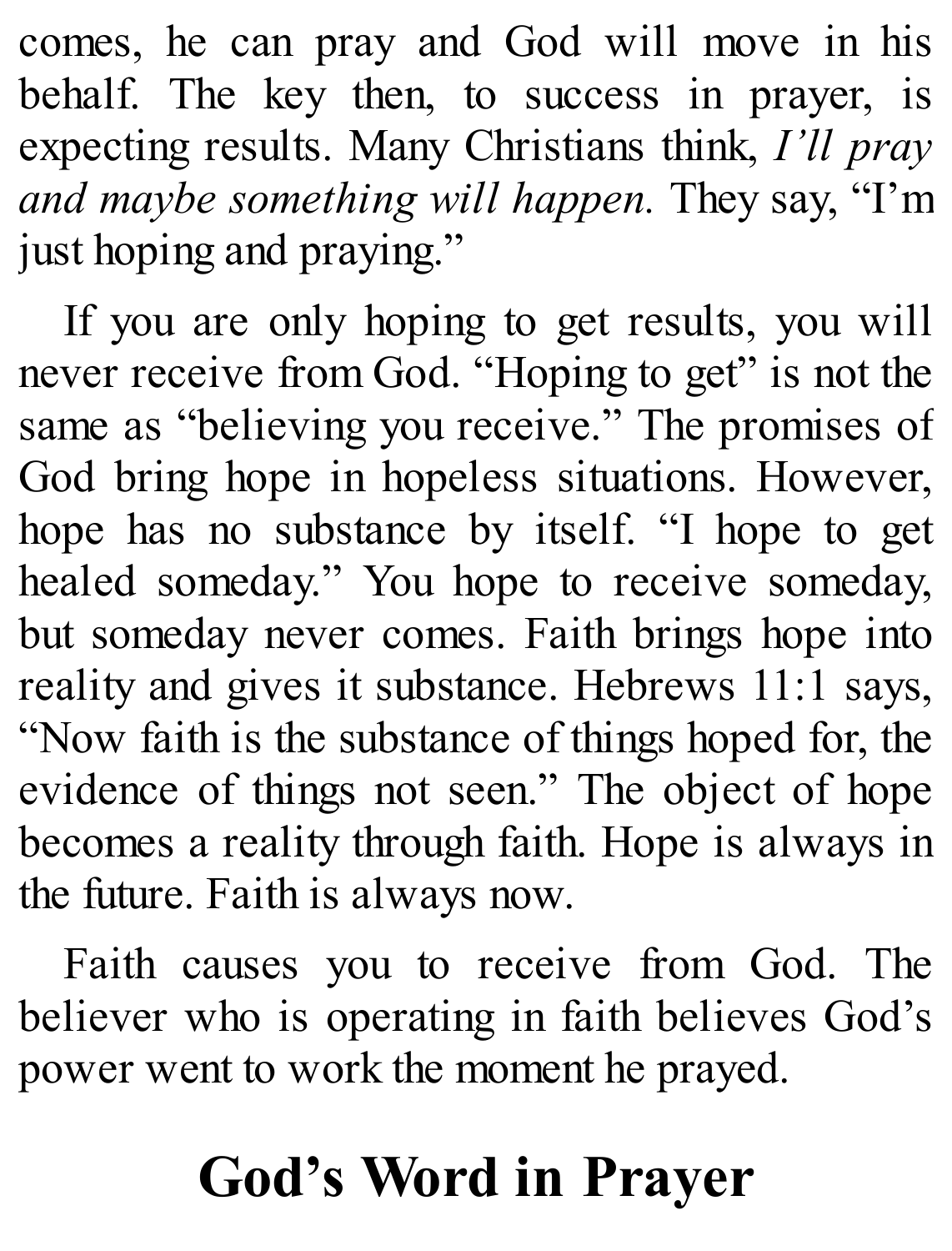comes, he can pray and God will move in his behalf. The key then, to success in prayer, is expecting results. Many Christians think, *I'll pray and maybe something will happen.* They say, "I'm just hoping and praying."

If you are only hoping to get results, you will never receive from God. "Hoping to get" is not the same as "believing you receive." The promises of God bring hope in hopeless situations. However, hope has no substance by itself. "I hope to get healed someday." You hope to receive someday, but someday never comes. Faith brings hope into reality and gives it substance. Hebrews 11:1 says, "Now faith is the substance of things hoped for, the evidence of things not seen." The object of hope becomes a reality through faith. Hope is always in the future. Faith is always now.

Faith causes you to receive from God. The believer who is operating in faith believes God's power went to work the moment he prayed.

## God's Word in Prayer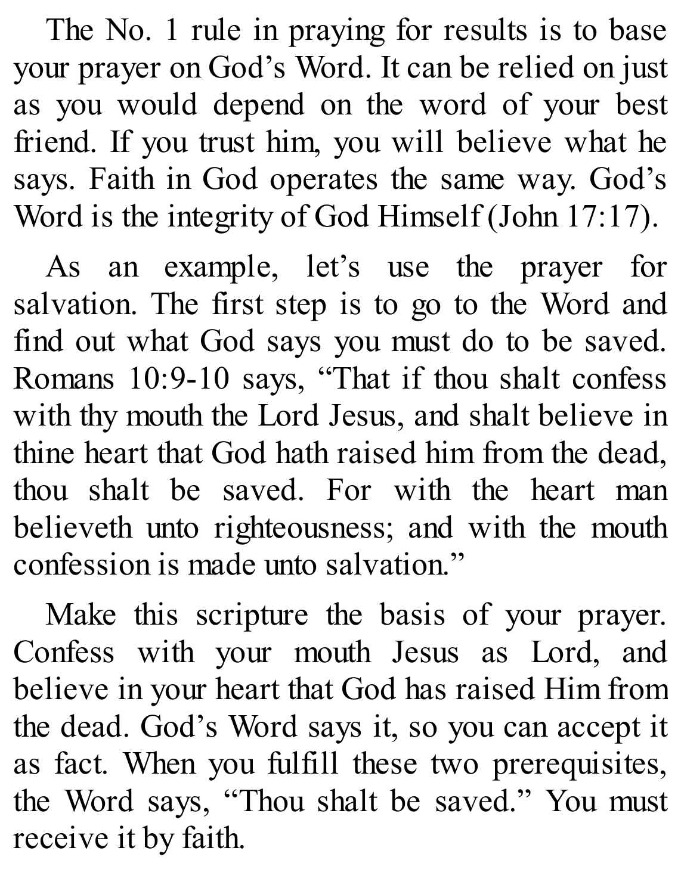The No. 1 rule in praying for results is to base your prayer on God's Word. It can be relied on just as you would depend on the word of your best friend. If you trust him, you will believe what he says. Faith in God operates the same way. God's Word is the integrity of God Himself (John 17:17).

As an example, let's use the prayer for salvation. The first step is to go to the Word and find out what God says you must do to be saved. Romans 10:9-10 says, "That if thou shalt confess with thy mouth the Lord Jesus, and shalt believe in thine heart that God hath raised him from the dead, thou shalt be saved. For with the heart man believeth unto righteousness; and with the mouth confession is made unto salvation."

Make this scripture the basis of your prayer. Confess with your mouth Jesus as Lord, and believe in your heart that God has raised Him from the dead. God's Word says it, so you can accept it as fact. When you fulfill these two prerequisites, the Word says, "Thou shalt be saved." You must receive it by faith.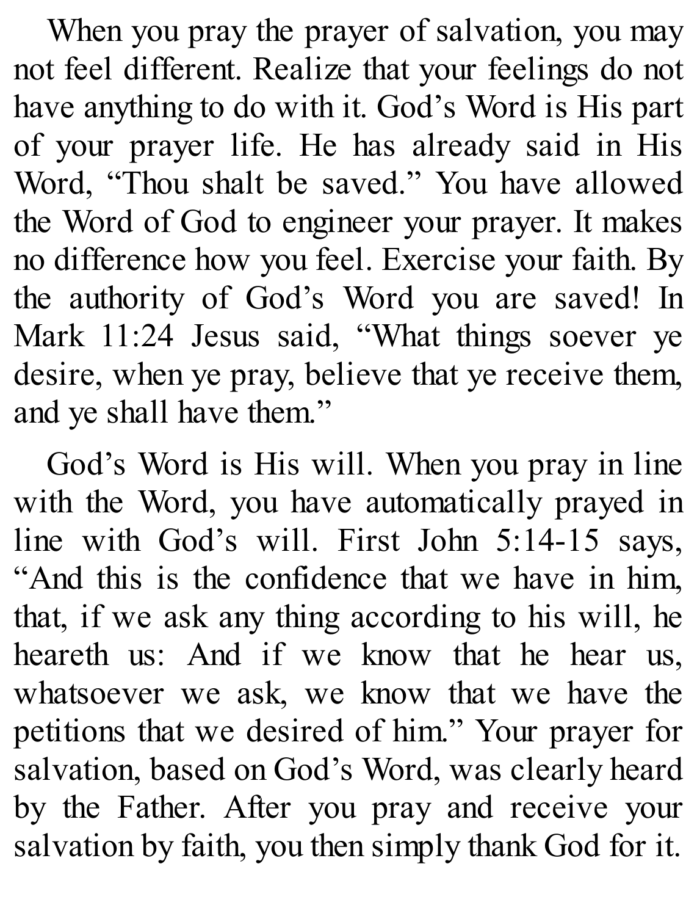When you pray the prayer of salvation, you may not feel different. Realize that your feelings do not have anything to do with it. God's Word is His part of your prayer life. He has already said in His Word, "Thou shalt be saved." You have allowed the Word of God to engineer your prayer. It makes no difference how you feel. Exercise your faith. By the authority of God's Word you are saved! In Mark 11:24 Jesus said, "What things soever ye desire, when ye pray, believe that ye receive them, and ye shall have them."

God's Word is His will. When you pray in line with the Word, you have automatically prayed in line with God's will. First John 5:14-15 says, "And this is the confidence that we have in him, that, if we ask any thing according to his will, he heareth us: And if we know that he hear us, whatsoever we ask, we know that we have the petitions that we desired of him." Your prayer for salvation, based on God's Word, was clearly heard by the Father. After you pray and receive your salvation by faith, you then simply thank God for it.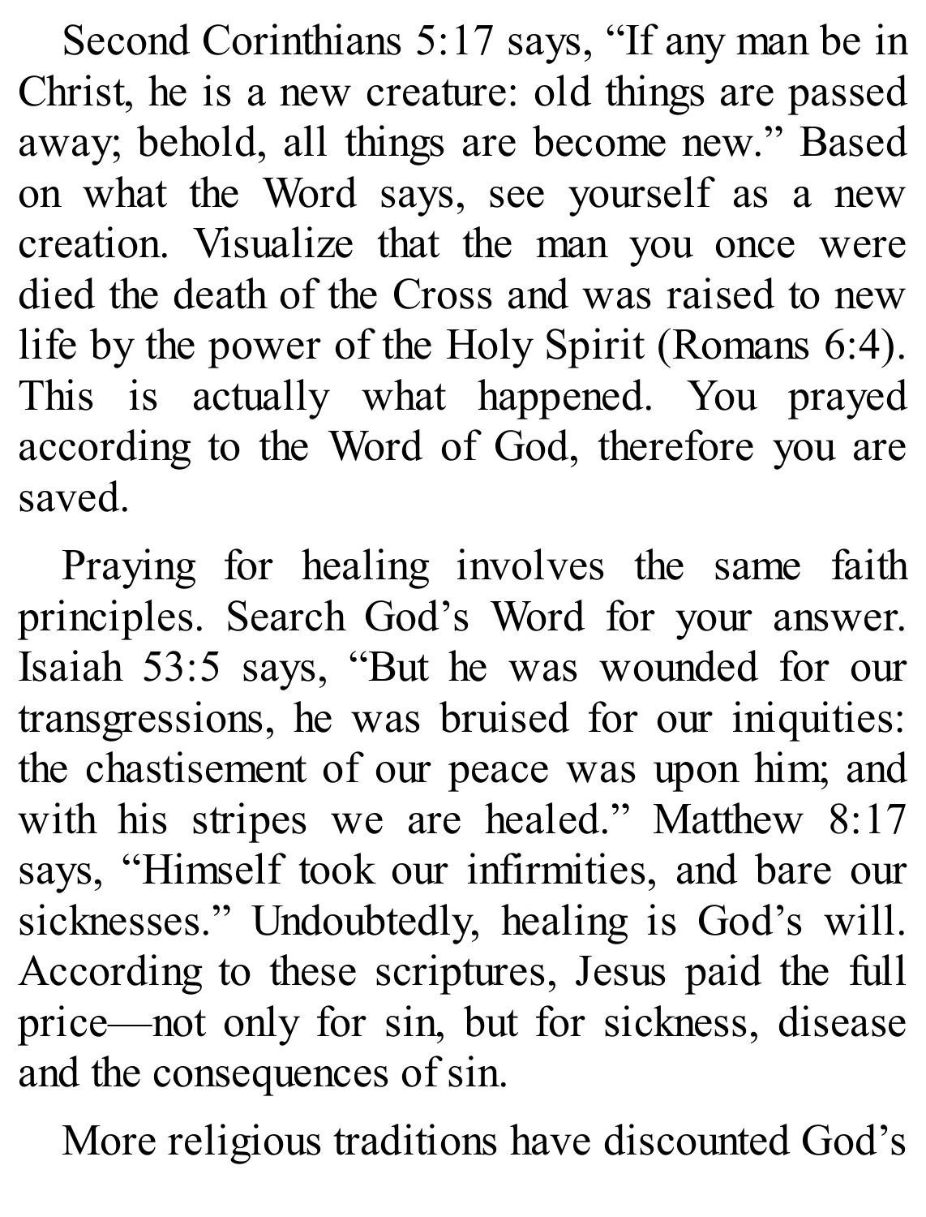Second Corinthians 5:17 says, "If any man be in Christ, he is a new creature: old things are passed away; behold, all things are become new." Based on what the Word says, see yourself as a new creation. Visualize that the man you once were died the death of the Cross and was raised to new life by the power of the Holy Spirit (Romans 6:4). This is actually what happened. You prayed according to the Word of God, therefore you are saved.

Praying for healing involves the same faith principles. Search God's Word for your answer. Isaiah 53:5 says, "But he was wounded for our transgressions, he was bruised for our iniquities: the chastisement of our peace was upon him; and with his stripes we are healed." Matthew 8:17 says, "Himself took our infirmities, and bare our sicknesses." Undoubtedly, healing is God's will. According to these scriptures, Jesus paid the full price—not only for sin, but for sickness, disease and the consequences of sin.

More religious traditions have discounted God's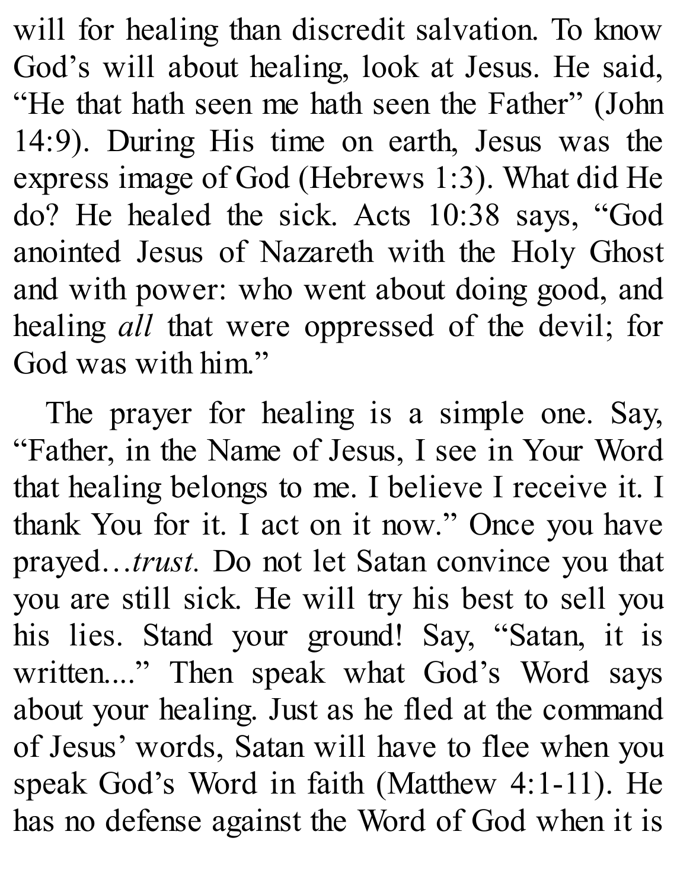will for healing than discredit salvation. To know God's will about healing, look at Jesus. He said, "He that hath seen me hath seen the Father" (John 14:9). During His time on earth, Jesus was the express image of God (Hebrews 1:3). What did He do? He healed the sick. Acts 10:38 says, "God anointed Jesus of Nazareth with the Holy Ghost and with power: who went about doing good, and healing *all* that were oppressed of the devil; for God was with him."

The prayer for healing is a simple one. Say, "Father, in the Name of Jesus, I see in Your Word that healing belongs to me. I believe I receive it. I thank You for it. I act on it now." Once you have prayed…*trust.* Do not let Satan convince you that you are still sick. He will try his best to sell you his lies. Stand your ground! Say, "Satan, it is written...." Then speak what God's Word says about your healing. Just as he fled at the command of Jesus' words, Satan will have to flee when you speak God's Word in faith (Matthew 4:1-11). He has no defense against the Word of God when it is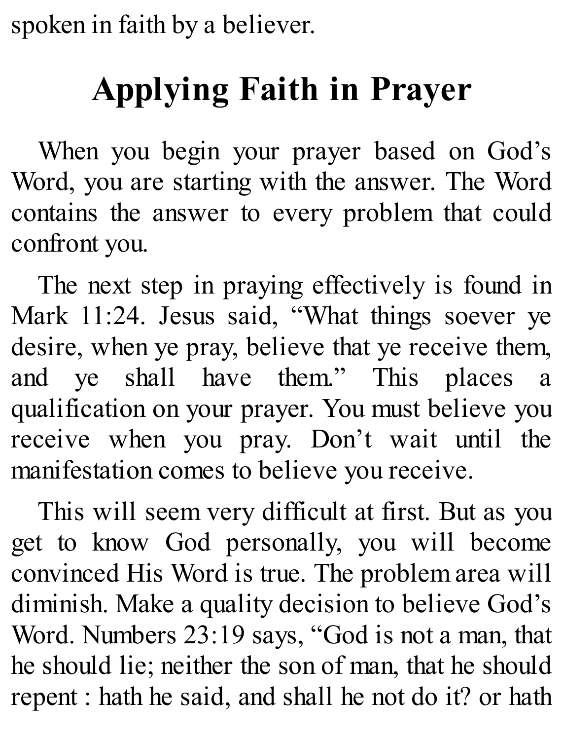spoken in faith by a believer.

## Applying Faith in Prayer

When you begin your prayer based on God's Word, you are starting with the answer. The Word contains the answer to every problem that could confront you.

The next step in praying effectively is found in Mark 11:24. Jesus said, "What things soever ye desire, when ye pray, believe that ye receive them, and ye shall have them." This places a qualification on your prayer. You must believe you receive when you pray. Don't wait until the manifestation comes to believe you receive.

This will seem very difficult at first. But as you get to know God personally, you will become convinced His Word is true. The problem area will diminish. Make a quality decision to believe God's Word. Numbers 23:19 says, "God is not a man, that he should lie; neither the son of man, that he should repent : hath he said, and shall he not do it? or hath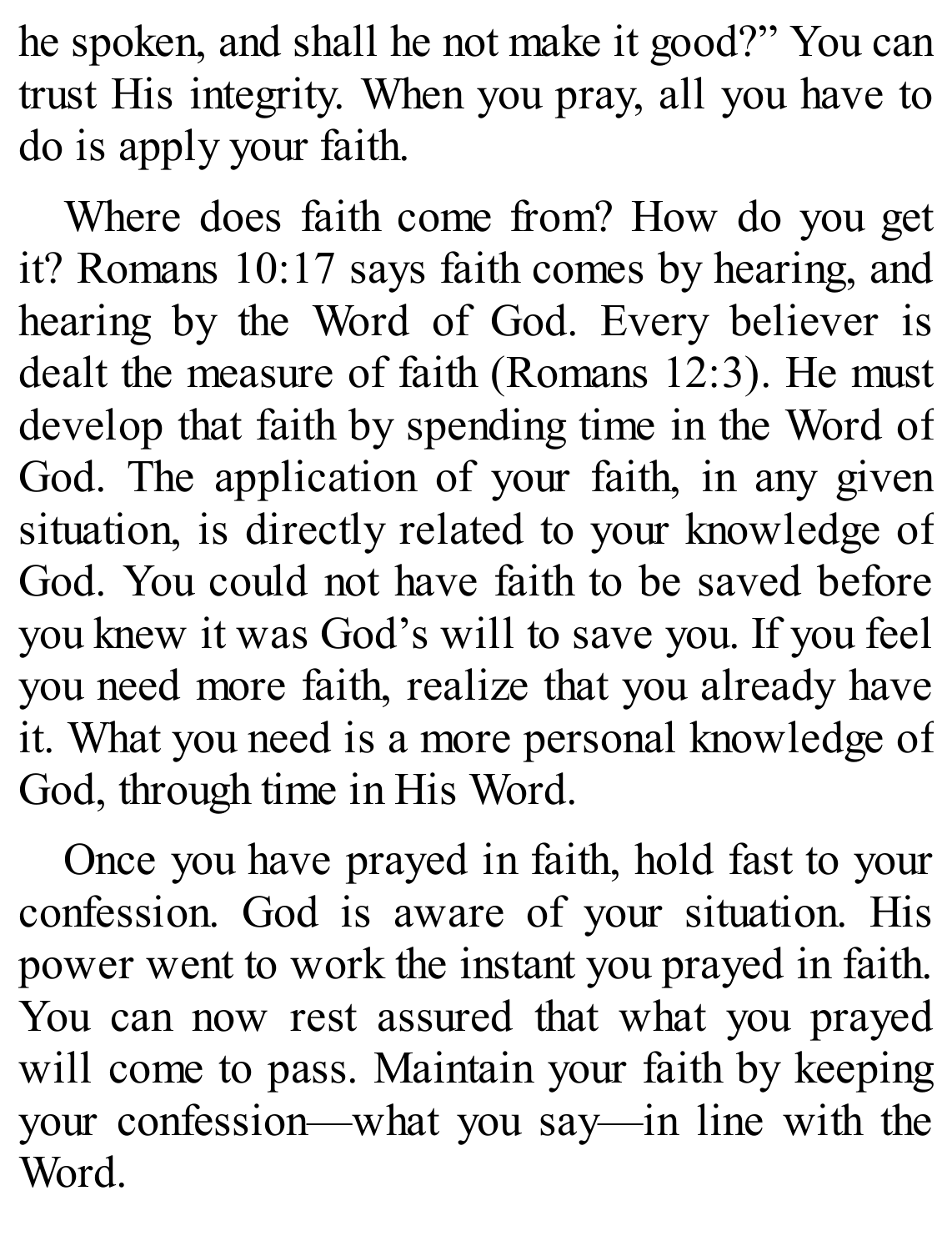he spoken, and shall he not make it good?" You can trust His integrity. When you pray, all you have to do is apply your faith.

Where does faith come from? How do you get it? Romans 10:17 says faith comes by hearing, and hearing by the Word of God. Every believer is dealt the measure of faith (Romans 12:3). He must develop that faith by spending time in the Word of God. The application of your faith, in any given situation, is directly related to your knowledge of God. You could not have faith to be saved before you knew it was God's will to save you. If you feel you need more faith, realize that you already have it. What you need is a more personal knowledge of God, through time in His Word.

Once you have prayed in faith, hold fast to your confession. God is aware of your situation. His power went to work the instant you prayed in faith. You can now rest assured that what you prayed will come to pass. Maintain your faith by keeping your confession—what you say—in line with the Word.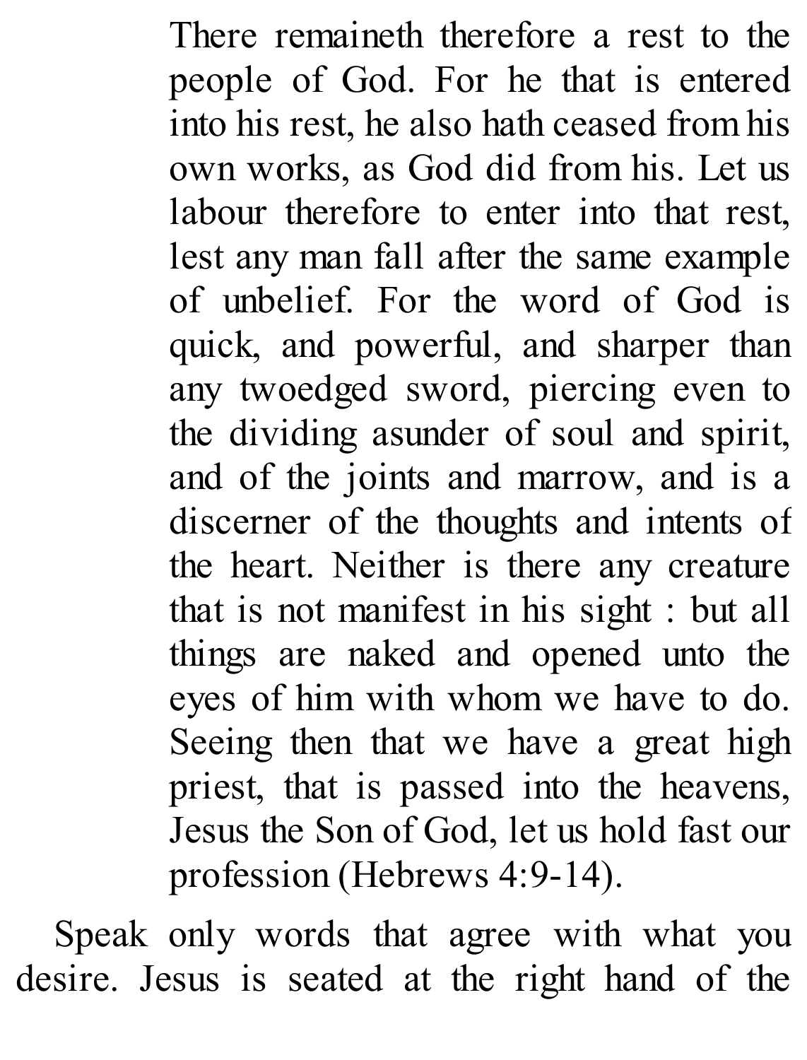> There remaineth therefore a rest to the people of God. For he that is entered into his rest, he also hath ceased from his own works, as God did from his. Let us labour therefore to enter into that rest, lest any man fall after the same example of unbelief. For the word of God is quick, and powerful, and sharper than any twoedged sword, piercing even to the dividing asunder of soul and spirit, and of the joints and marrow, and is a discerner of the thoughts and intents of the heart. Neither is there any creature that is not manifest in his sight : but all things are naked and opened unto the eyes of him with whom we have to do. Seeing then that we have a great high priest, that is passed into the heavens, Jesus the Son of God, let us hold fast our profession (Hebrews 4:9-14).

Speak only words that agree with what you desire. Jesus is seated at the right hand of the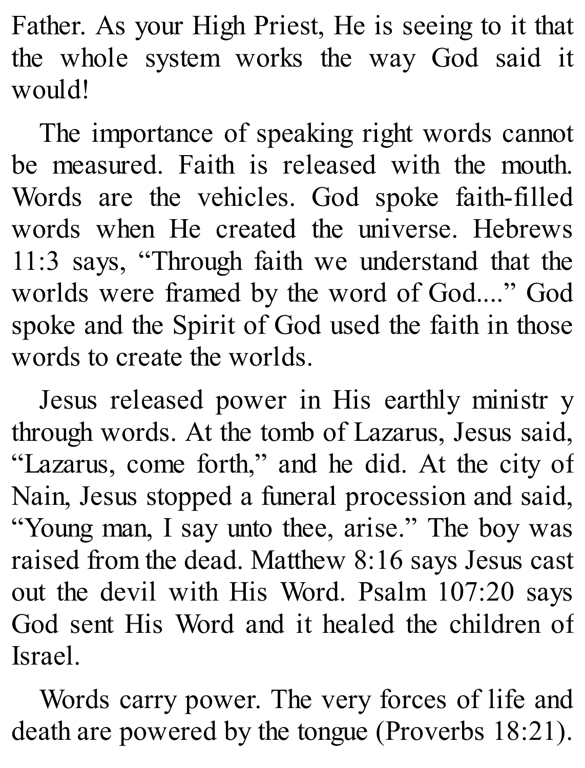Father. As your High Priest, He is seeing to it that the whole system works the way God said it would!

The importance of speaking right words cannot be measured. Faith is released with the mouth. Words are the vehicles. God spoke faith-filled words when He created the universe. Hebrews 11:3 says, "Through faith we understand that the worlds were framed by the word of God...." God spoke and the Spirit of God used the faith in those words to create the worlds.

Jesus released power in His earthly ministr y through words. At the tomb of Lazarus, Jesus said, "Lazarus, come forth," and he did. At the city of Nain, Jesus stopped a funeral procession and said, "Young man, I say unto thee, arise." The boy was raised from the dead. Matthew 8:16 says Jesus cast out the devil with His Word. Psalm 107:20 says God sent His Word and it healed the children of Israel.

Words carry power. The very forces of life and death are powered by the tongue (Proverbs 18:21).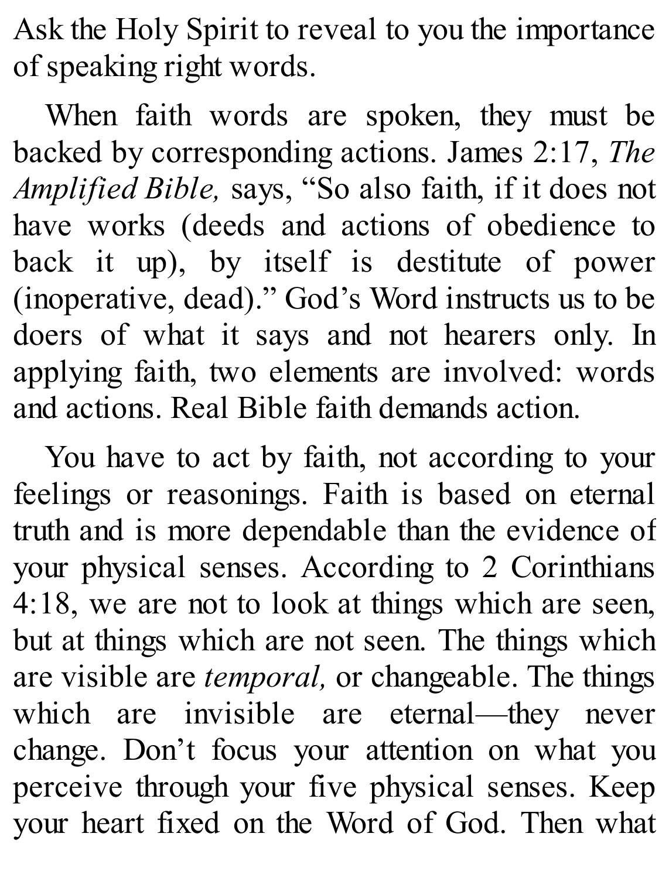Ask the Holy Spirit to reveal to you the importance of speaking right words.

When faith words are spoken, they must be backed by corresponding actions. James 2:17, *The Amplified Bible,* says, "So also faith, if it does not have works (deeds and actions of obedience to back it up), by itself is destitute of power (inoperative, dead)." God's Word instructs us to be doers of what it says and not hearers only. In applying faith, two elements are involved: words and actions. Real Bible faith demands action.

You have to act by faith, not according to your feelings or reasonings. Faith is based on eternal truth and is more dependable than the evidence of your physical senses. According to 2 Corinthians 4:18, we are not to look at things which are seen, but at things which are not seen. The things which are visible are *temporal,* or changeable. The things which are invisible are eternal—they never change. Don't focus your attention on what you perceive through your five physical senses. Keep your heart fixed on the Word of God. Then what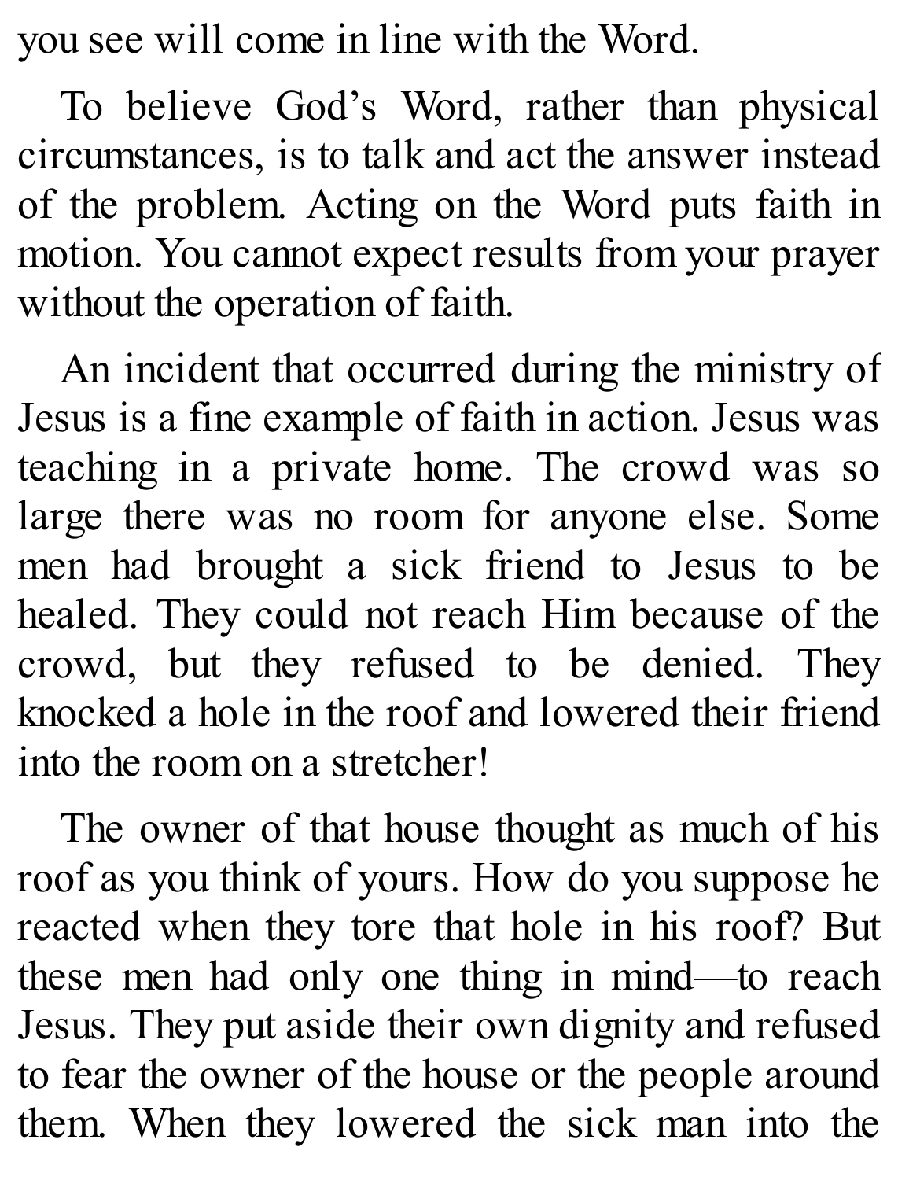you see will come in line with the Word.

To believe God's Word, rather than physical circumstances, is to talk and act the answer instead of the problem. Acting on the Word puts faith in motion. You cannot expect results from your prayer without the operation of faith.

An incident that occurred during the ministry of Jesus is a fine example of faith in action. Jesus was teaching in a private home. The crowd was so large there was no room for anyone else. Some men had brought a sick friend to Jesus to be healed. They could not reach Him because of the crowd, but they refused to be denied. They knocked a hole in the roof and lowered their friend into the room on a stretcher!

The owner of that house thought as much of his roof as you think of yours. How do you suppose he reacted when they tore that hole in his roof? But these men had only one thing in mind—to reach Jesus. They put aside their own dignity and refused to fear the owner of the house or the people around them. When they lowered the sick man into the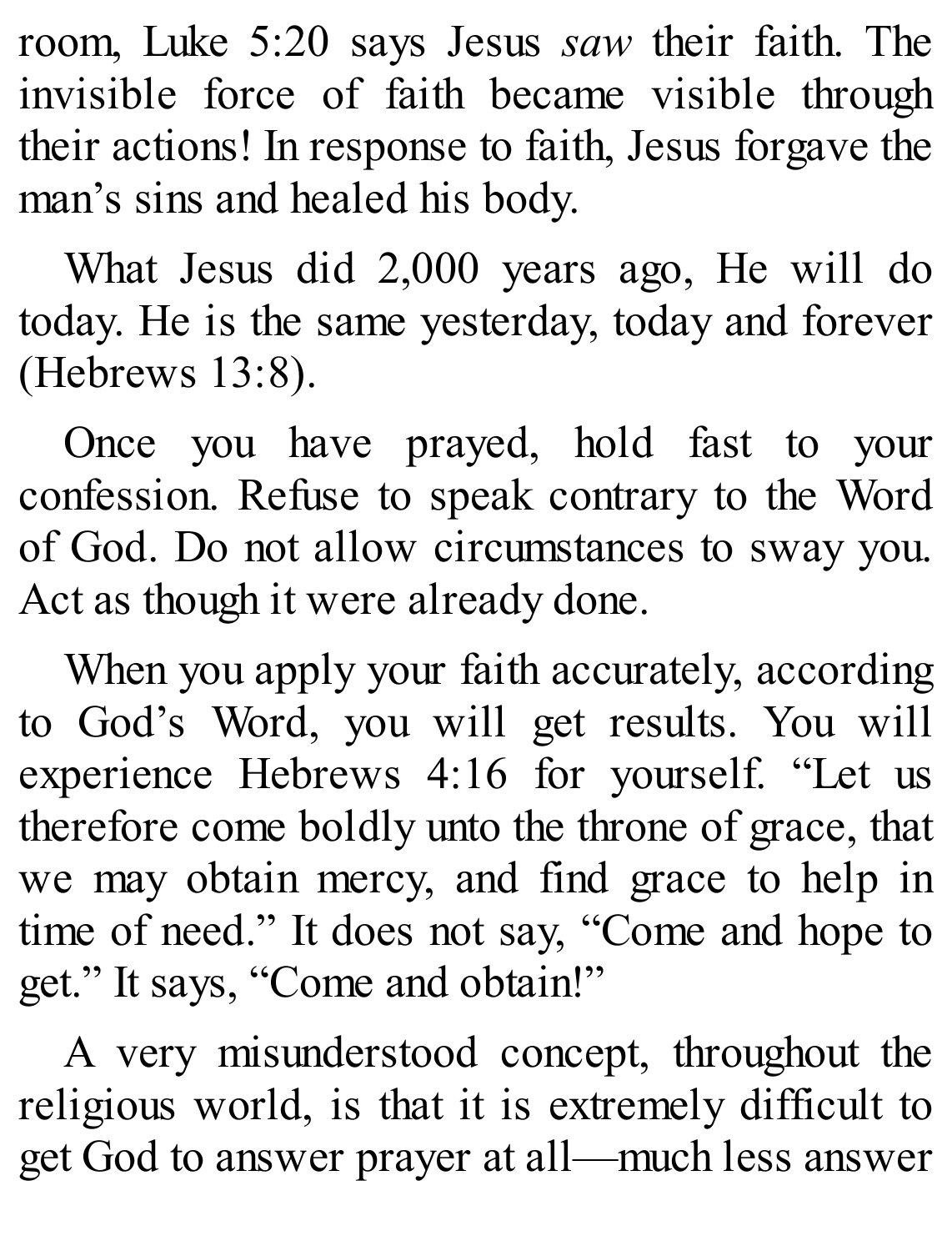room, Luke 5:20 says Jesus *saw* their faith. The invisible force of faith became visible through their actions! In response to faith, Jesus forgave the man's sins and healed his body.

What Jesus did 2,000 years ago, He will do today. He is the same yesterday, today and forever (Hebrews 13:8).

Once you have prayed, hold fast to your confession. Refuse to speak contrary to the Word of God. Do not allow circumstances to sway you. Act as though it were already done.

When you apply your faith accurately, according to God's Word, you will get results. You will experience Hebrews 4:16 for yourself. "Let us therefore come boldly unto the throne of grace, that we may obtain mercy, and find grace to help in time of need." It does not say, "Come and hope to get." It says, "Come and obtain!"

A very misunderstood concept, throughout the religious world, is that it is extremely difficult to get God to answer prayer at all—much less answer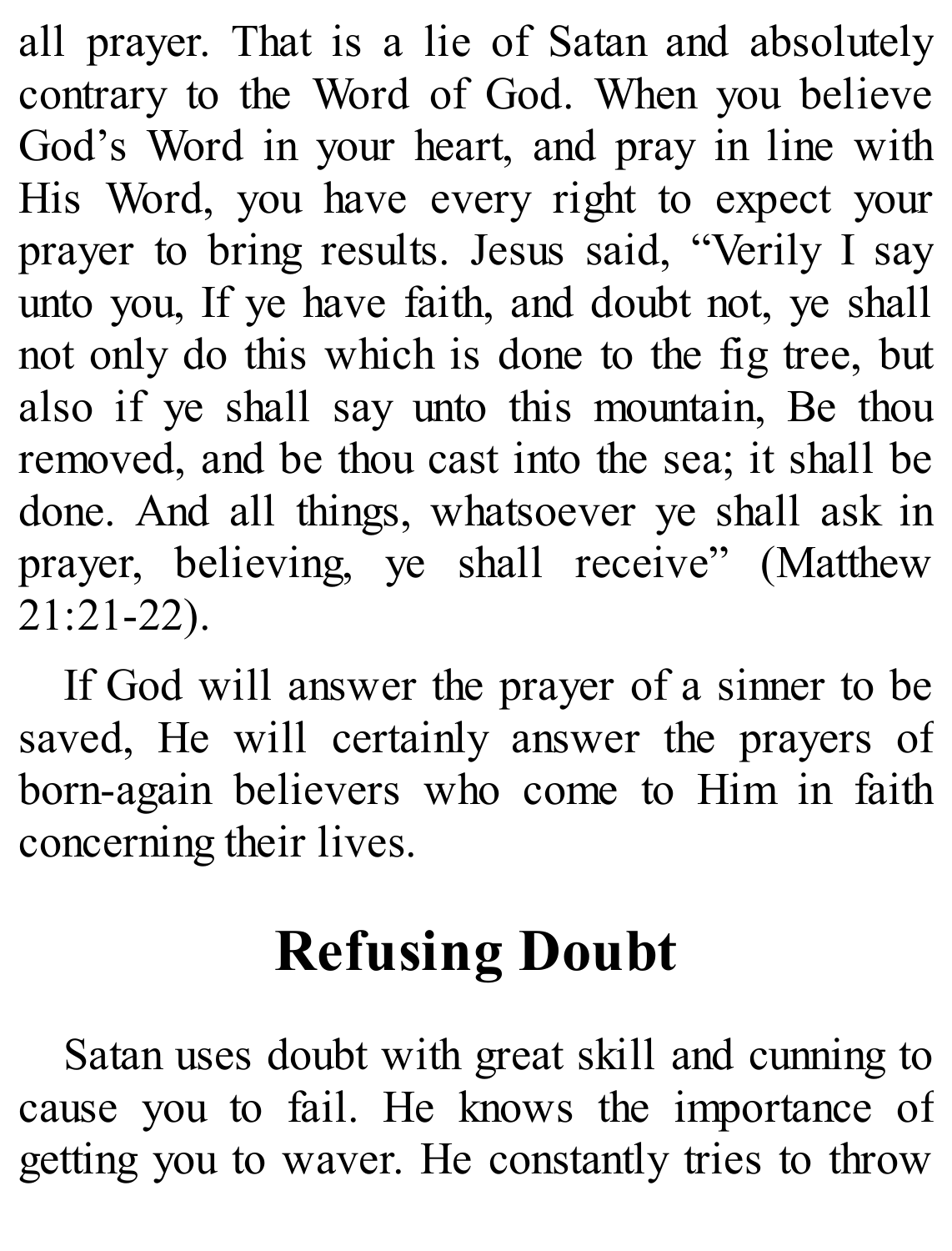all prayer. That is a lie of Satan and absolutely contrary to the Word of God. When you believe God's Word in your heart, and pray in line with His Word, you have every right to expect your prayer to bring results. Jesus said, "Verily I say unto you, If ye have faith, and doubt not, ye shall not only do this which is done to the fig tree, but also if ye shall say unto this mountain, Be thou removed, and be thou cast into the sea; it shall be done. And all things, whatsoever ye shall ask in prayer, believing, ye shall receive" (Matthew 21:21-22).

If God will answer the prayer of a sinner to be saved, He will certainly answer the prayers of born-again believers who come to Him in faith concerning their lives.

## Refusing Doubt

Satan uses doubt with great skill and cunning to cause you to fail. He knows the importance of getting you to waver. He constantly tries to throw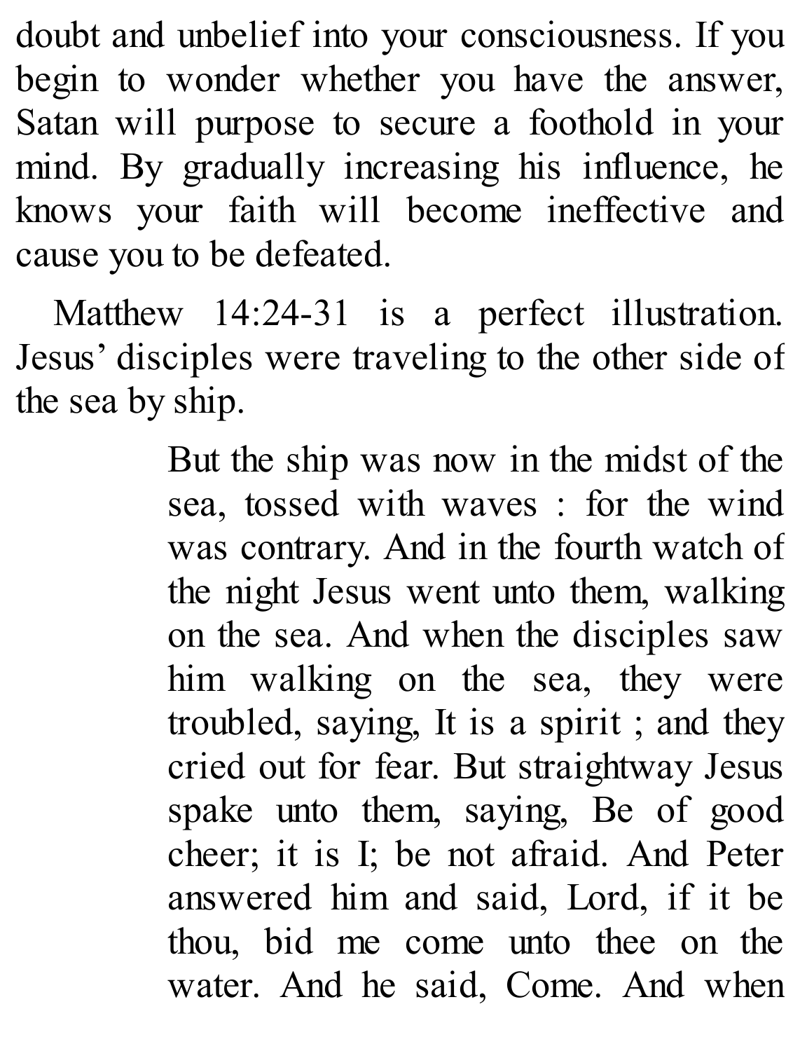doubt and unbelief into your consciousness. If you begin to wonder whether you have the answer, Satan will purpose to secure a foothold in your mind. By gradually increasing his influence, he knows your faith will become ineffective and cause you to be defeated.

Matthew 14:24-31 is a perfect illustration. Jesus' disciples were traveling to the other side of the sea by ship.

> But the ship was now in the midst of the sea, tossed with waves : for the wind was contrary. And in the fourth watch of the night Jesus went unto them, walking on the sea. And when the disciples saw him walking on the sea, they were troubled, saying, It is a spirit ; and they cried out for fear. But straightway Jesus spake unto them, saying, Be of good cheer; it is I; be not afraid. And Peter answered him and said, Lord, if it be thou, bid me come unto thee on the water. And he said, Come. And when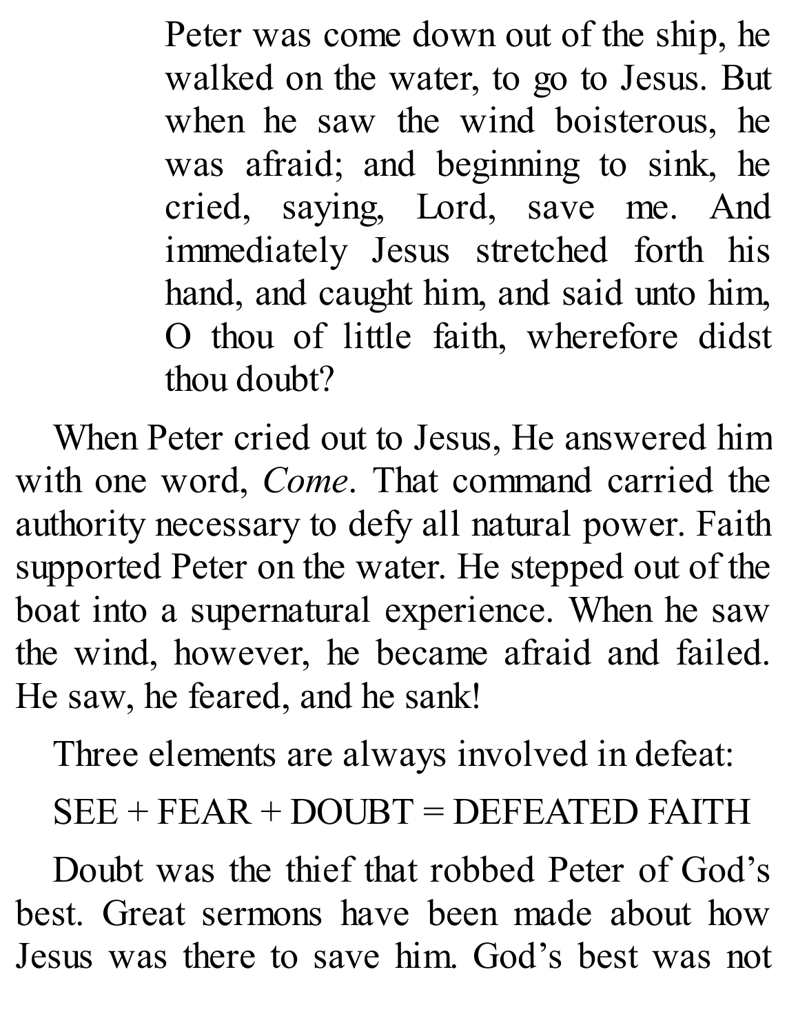> Peter was come down out of the ship, he walked on the water, to go to Jesus. But when he saw the wind boisterous, he was afraid; and beginning to sink, he cried, saying, Lord, save me. And immediately Jesus stretched forth his hand, and caught him, and said unto him, O thou of little faith, wherefore didst thou doubt?

When Peter cried out to Jesus, He answered him with one word, *Come*. That command carried the authority necessary to defy all natural power. Faith supported Peter on the water. He stepped out of the boat into a supernatural experience. When he saw the wind, however, he became afraid and failed. He saw, he feared, and he sank!

Three elements are always involved in defeat:

SEE + FEAR + DOUBT = DEFEATED FAITH

Doubt was the thief that robbed Peter of God's best. Great sermons have been made about how Jesus was there to save him. God's best was not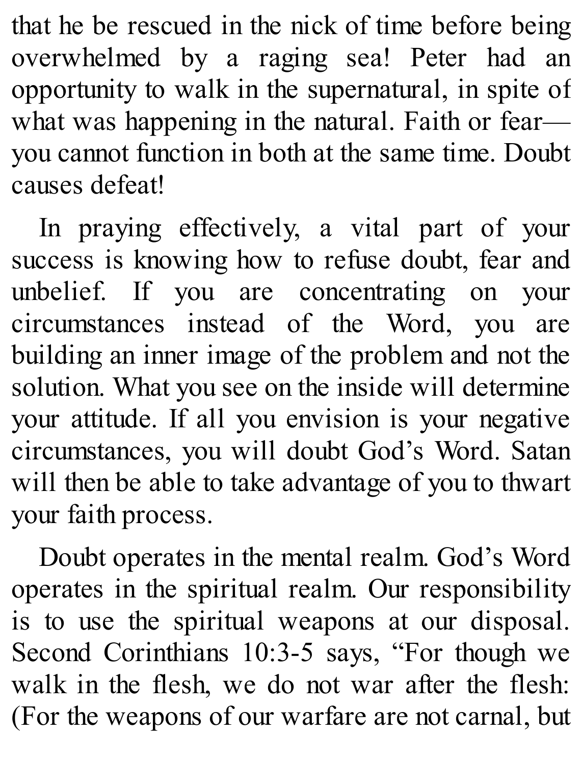that he be rescued in the nick of time before being overwhelmed by a raging sea! Peter had an opportunity to walk in the supernatural, in spite of what was happening in the natural. Faith or fear—you cannot function in both at the same time. Doubt causes defeat!

In praying effectively, a vital part of your success is knowing how to refuse doubt, fear and unbelief. If you are concentrating on your circumstances instead of the Word, you are building an inner image of the problem and not the solution. What you see on the inside will determine your attitude. If all you envision is your negative circumstances, you will doubt God's Word. Satan will then be able to take advantage of you to thwart your faith process.

Doubt operates in the mental realm. God's Word operates in the spiritual realm. Our responsibility is to use the spiritual weapons at our disposal. Second Corinthians 10:3-5 says, "For though we walk in the flesh, we do not war after the flesh: (For the weapons of our warfare are not carnal, but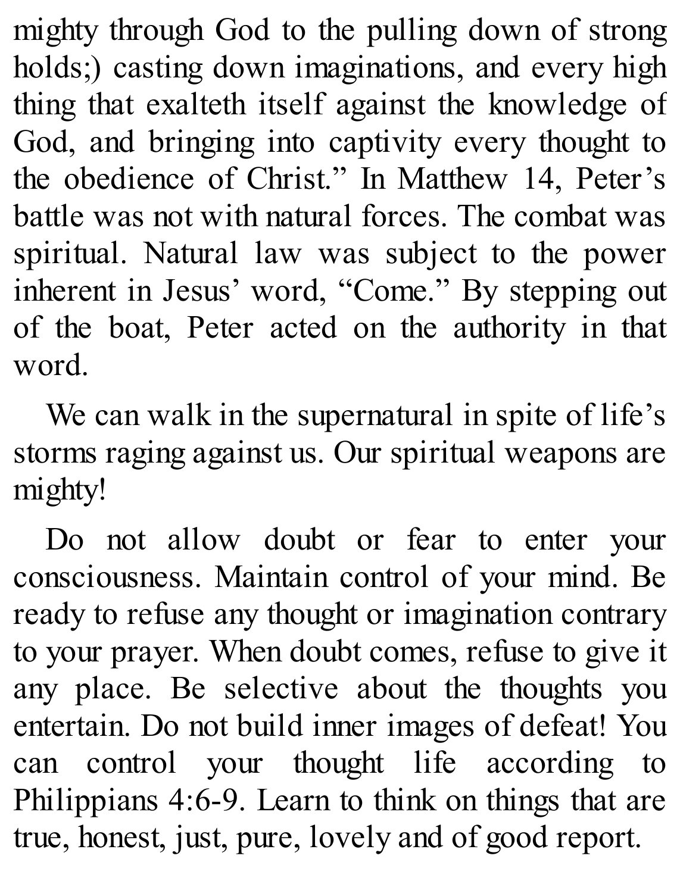mighty through God to the pulling down of strong holds;) casting down imaginations, and every high thing that exalteth itself against the knowledge of God, and bringing into captivity every thought to the obedience of Christ." In Matthew 14, Peter's battle was not with natural forces. The combat was spiritual. Natural law was subject to the power inherent in Jesus' word, "Come." By stepping out of the boat, Peter acted on the authority in that word.

We can walk in the supernatural in spite of life's storms raging against us. Our spiritual weapons are mighty!

Do not allow doubt or fear to enter your consciousness. Maintain control of your mind. Be ready to refuse any thought or imagination contrary to your prayer. When doubt comes, refuse to give it any place. Be selective about the thoughts you entertain. Do not build inner images of defeat! You can control your thought life according to Philippians 4:6-9. Learn to think on things that are true, honest, just, pure, lovely and of good report.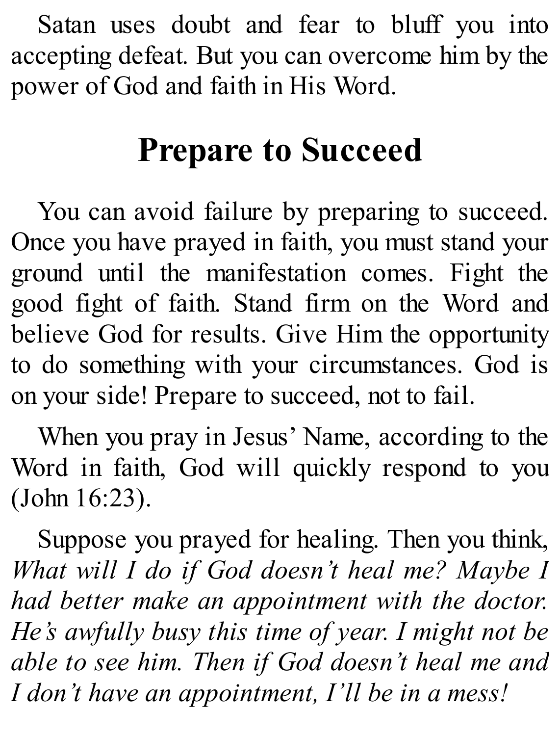Satan uses doubt and fear to bluff you into accepting defeat. But you can overcome him by the power of God and faith in His Word.

## Prepare to Succeed

You can avoid failure by preparing to succeed. Once you have prayed in faith, you must stand your ground until the manifestation comes. Fight the good fight of faith. Stand firm on the Word and believe God for results. Give Him the opportunity to do something with your circumstances. God is on your side! Prepare to succeed, not to fail.

When you pray in Jesus' Name, according to the Word in faith, God will quickly respond to you (John 16:23).

Suppose you prayed for healing. Then you think, *What will I do if God doesn't heal me? Maybe I had better make an appointment with the doctor. He's awfully busy this time of year. I might not be able to see him. Then if God doesn't heal me and I don't have an appointment, I'll be in a mess!*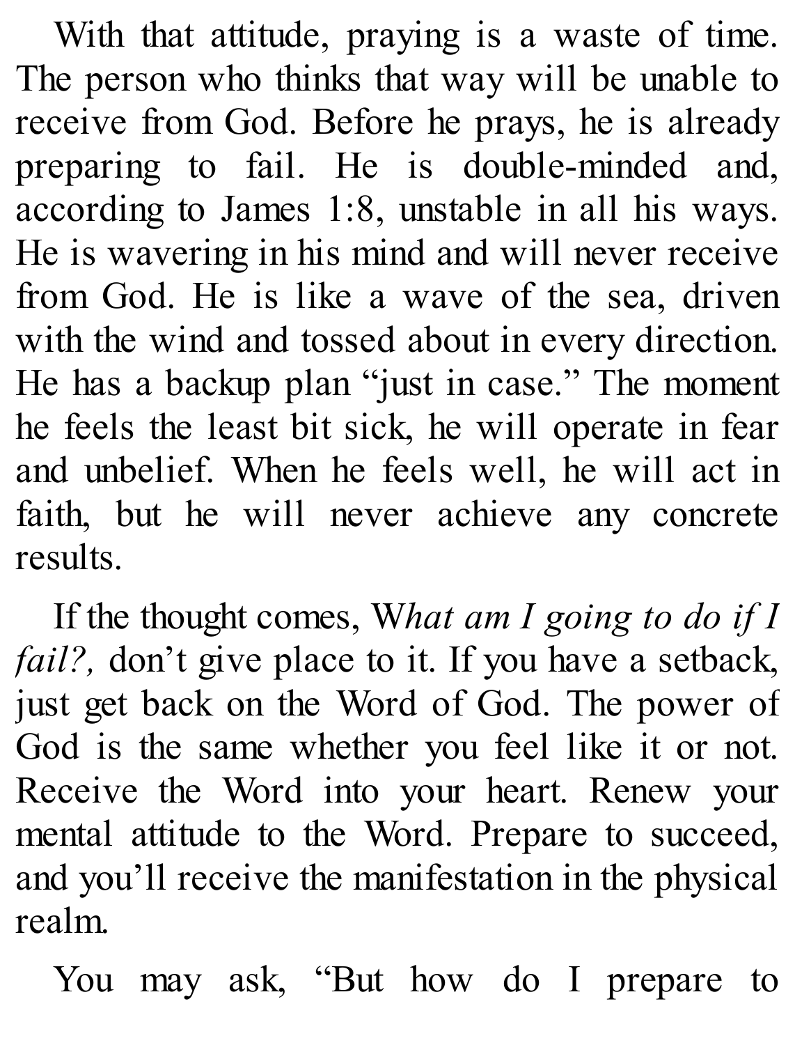With that attitude, praying is a waste of time. The person who thinks that way will be unable to receive from God. Before he prays, he is already preparing to fail. He is double-minded and, according to James 1:8, unstable in all his ways. He is wavering in his mind and will never receive from God. He is like a wave of the sea, driven with the wind and tossed about in every direction. He has a backup plan "just in case." The moment he feels the least bit sick, he will operate in fear and unbelief. When he feels well, he will act in faith, but he will never achieve any concrete results.

If the thought comes, W*hat am I going to do if I fail?,* don't give place to it. If you have a setback, just get back on the Word of God. The power of God is the same whether you feel like it or not. Receive the Word into your heart. Renew your mental attitude to the Word. Prepare to succeed, and you'll receive the manifestation in the physical realm.

You may ask, "But how do I prepare to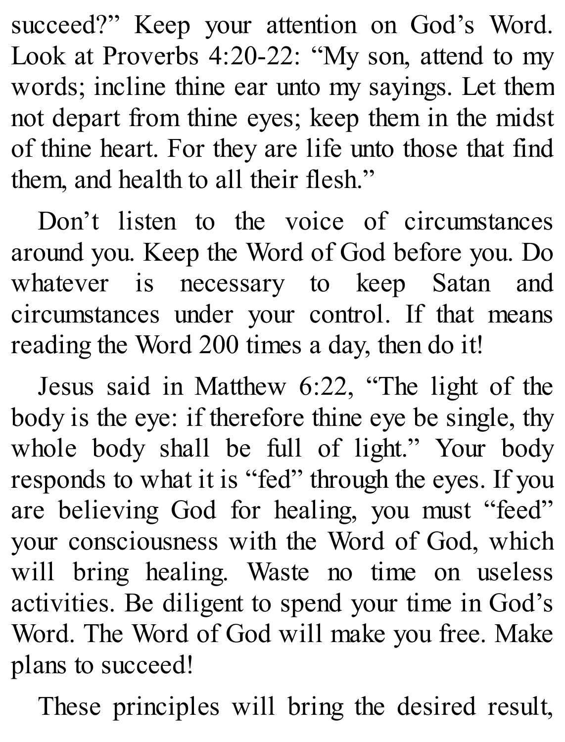succeed?" Keep your attention on God's Word. Look at Proverbs 4:20-22: "My son, attend to my words; incline thine ear unto my sayings. Let them not depart from thine eyes; keep them in the midst of thine heart. For they are life unto those that find them, and health to all their flesh."

Don't listen to the voice of circumstances around you. Keep the Word of God before you. Do whatever is necessary to keep Satan and circumstances under your control. If that means reading the Word 200 times a day, then do it!

Jesus said in Matthew 6:22, "The light of the body is the eye: if therefore thine eye be single, thy whole body shall be full of light." Your body responds to what it is "fed" through the eyes. If you are believing God for healing, you must "feed" your consciousness with the Word of God, which will bring healing. Waste no time on useless activities. Be diligent to spend your time in God's Word. The Word of God will make you free. Make plans to succeed!

These principles will bring the desired result,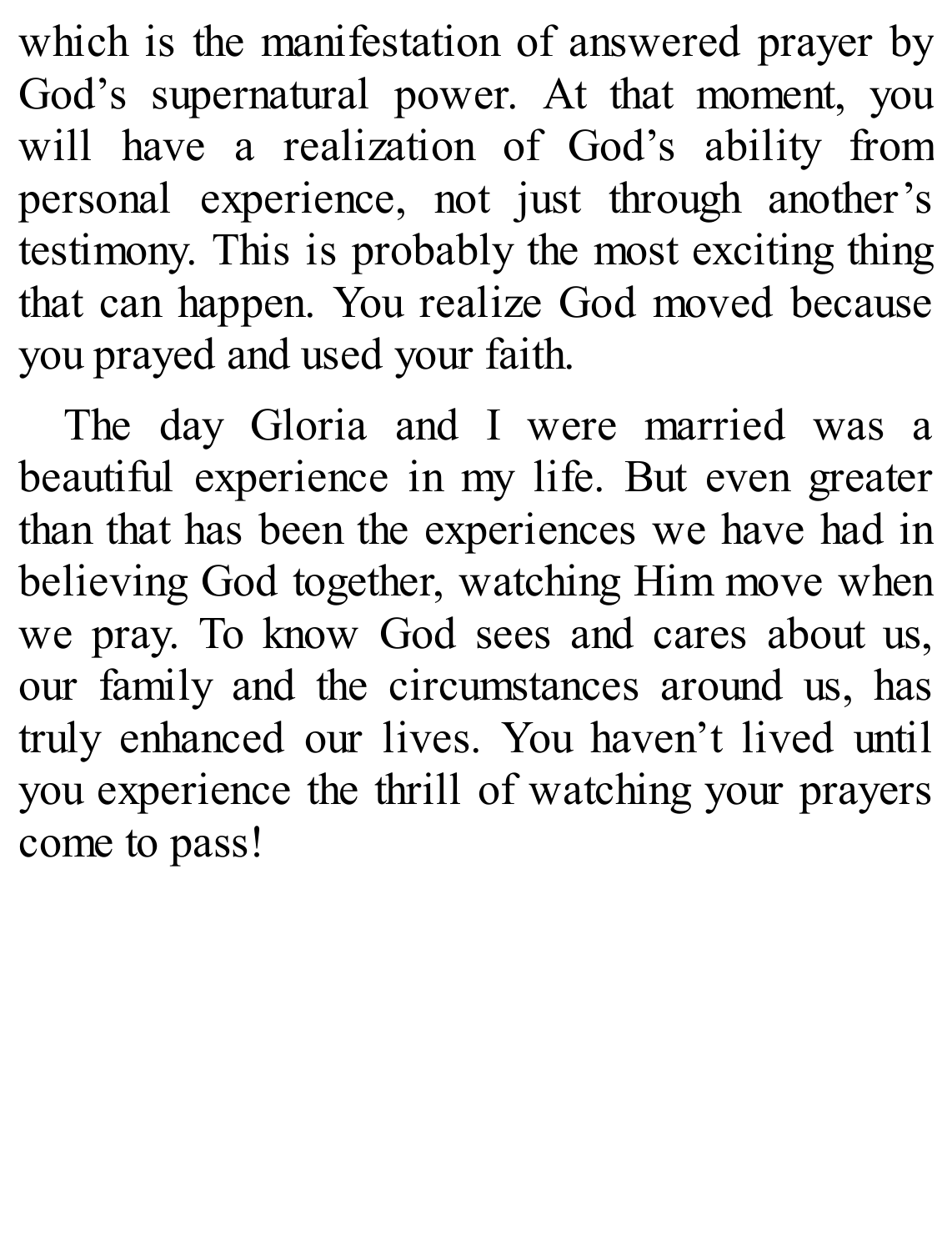which is the manifestation of answered prayer by God's supernatural power. At that moment, you will have a realization of God's ability from personal experience, not just through another's testimony. This is probably the most exciting thing that can happen. You realize God moved because you prayed and used your faith.

The day Gloria and I were married was a beautiful experience in my life. But even greater than that has been the experiences we have had in believing God together, watching Him move when we pray. To know God sees and cares about us, our family and the circumstances around us, has truly enhanced our lives. You haven't lived until you experience the thrill of watching your prayers come to pass!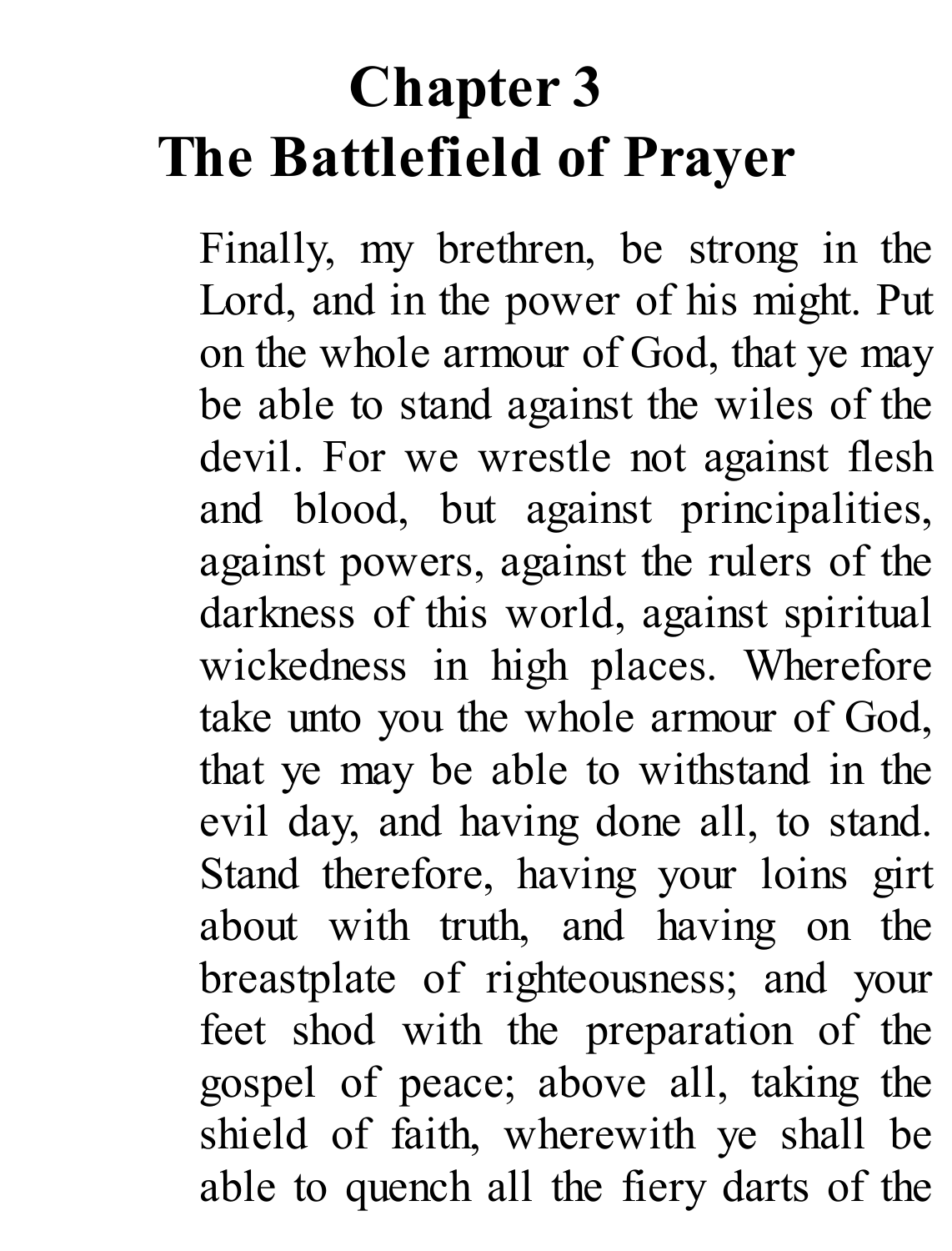# Chapter 3
# The Battlefield of Prayer

Finally, my brethren, be strong in the Lord, and in the power of his might. Put on the whole armour of God, that ye may be able to stand against the wiles of the devil. For we wrestle not against flesh and blood, but against principalities, against powers, against the rulers of the darkness of this world, against spiritual wickedness in high places. Wherefore take unto you the whole armour of God, that ye may be able to withstand in the evil day, and having done all, to stand. Stand therefore, having your loins girt about with truth, and having on the breastplate of righteousness; and your feet shod with the preparation of the gospel of peace; above all, taking the shield of faith, wherewith ye shall be able to quench all the fiery darts of the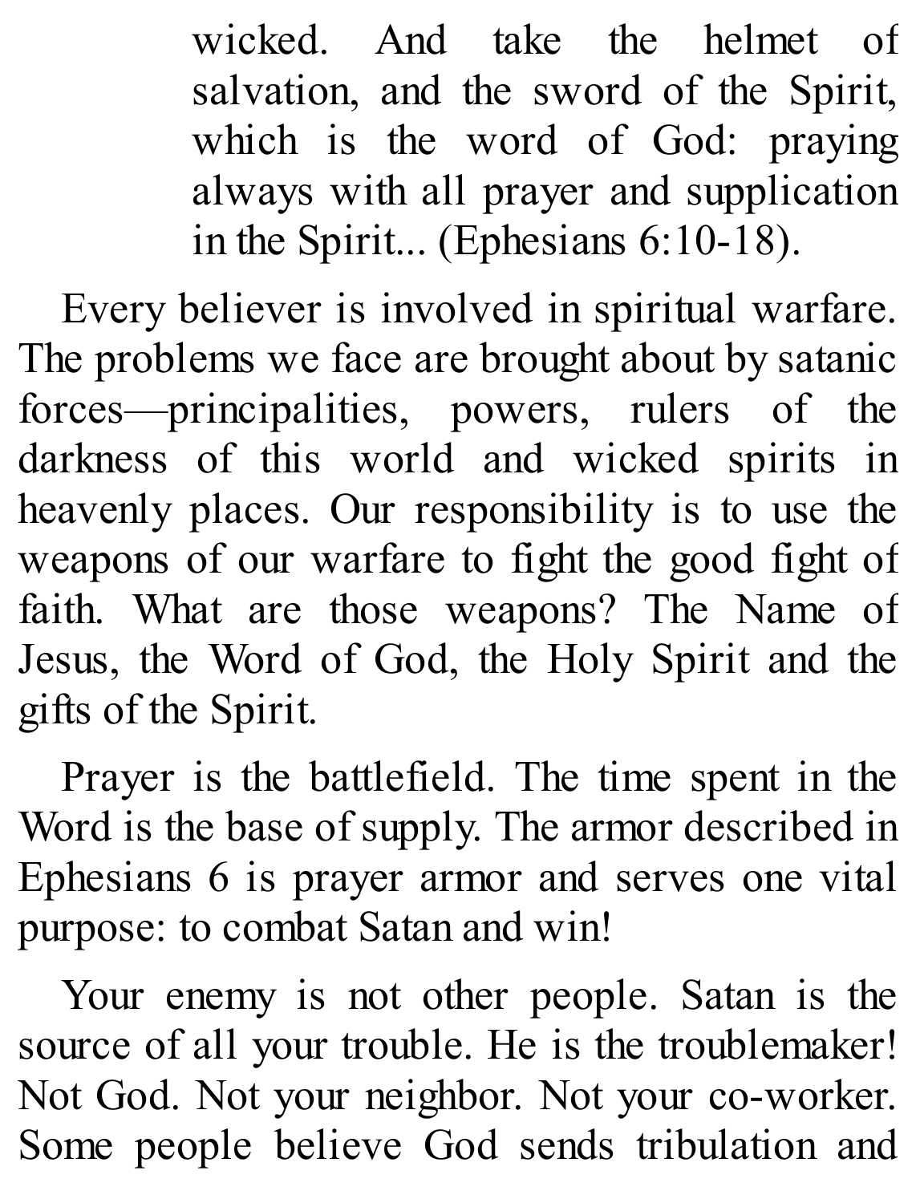> wicked. And take the helmet of salvation, and the sword of the Spirit, which is the word of God: praying always with all prayer and supplication in the Spirit... (Ephesians 6:10-18).

Every believer is involved in spiritual warfare. The problems we face are brought about by satanic forces—principalities, powers, rulers of the darkness of this world and wicked spirits in heavenly places. Our responsibility is to use the weapons of our warfare to fight the good fight of faith. What are those weapons? The Name of Jesus, the Word of God, the Holy Spirit and the gifts of the Spirit.

Prayer is the battlefield. The time spent in the Word is the base of supply. The armor described in Ephesians 6 is prayer armor and serves one vital purpose: to combat Satan and win!

Your enemy is not other people. Satan is the source of all your trouble. He is the troublemaker! Not God. Not your neighbor. Not your co-worker. Some people believe God sends tribulation and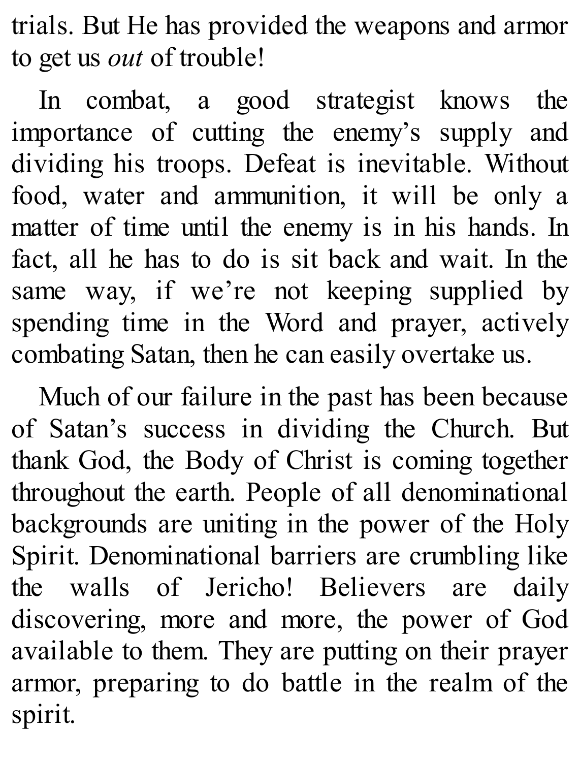trials. But He has provided the weapons and armor to get us *out* of trouble!

In combat, a good strategist knows the importance of cutting the enemy's supply and dividing his troops. Defeat is inevitable. Without food, water and ammunition, it will be only a matter of time until the enemy is in his hands. In fact, all he has to do is sit back and wait. In the same way, if we're not keeping supplied by spending time in the Word and prayer, actively combating Satan, then he can easily overtake us.

Much of our failure in the past has been because of Satan's success in dividing the Church. But thank God, the Body of Christ is coming together throughout the earth. People of all denominational backgrounds are uniting in the power of the Holy Spirit. Denominational barriers are crumbling like the walls of Jericho! Believers are daily discovering, more and more, the power of God available to them. They are putting on their prayer armor, preparing to do battle in the realm of the spirit.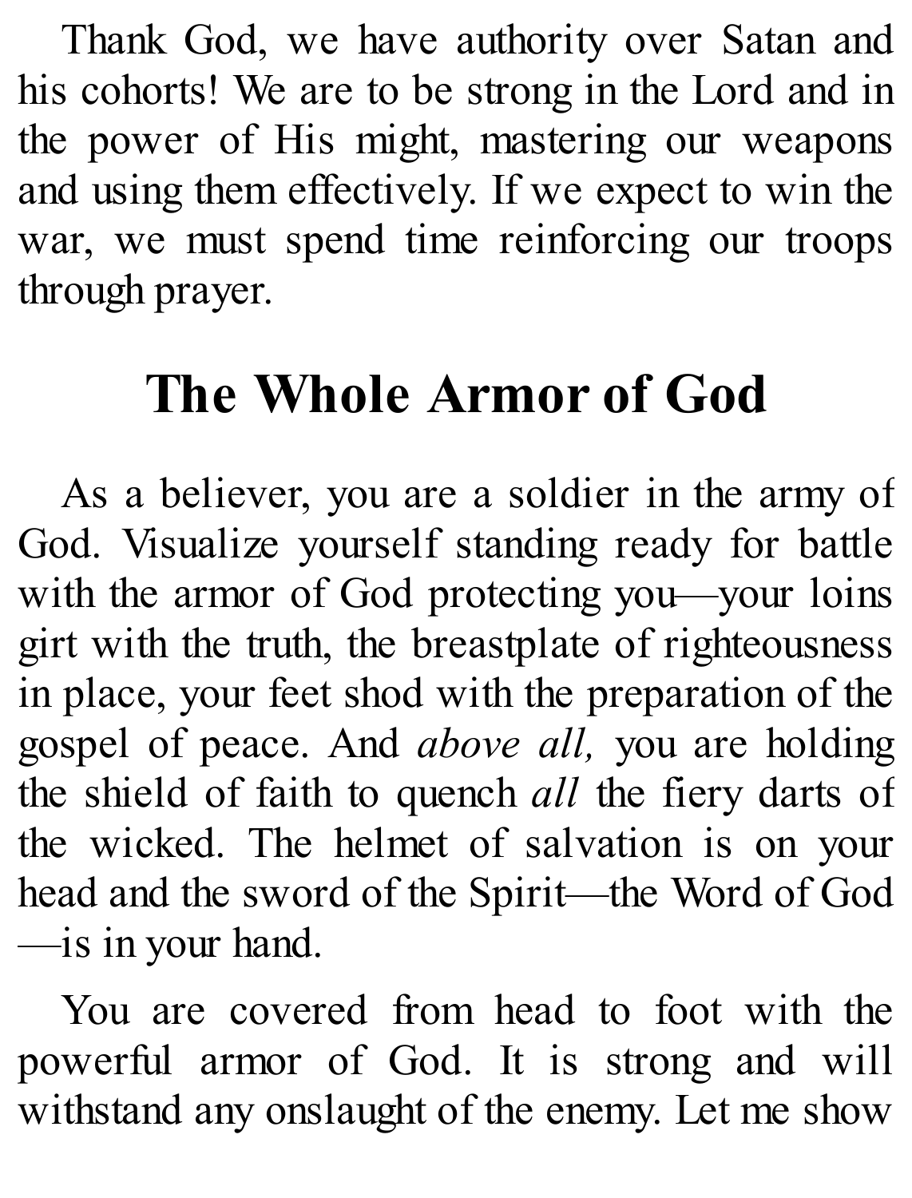Thank God, we have authority over Satan and his cohorts! We are to be strong in the Lord and in the power of His might, mastering our weapons and using them effectively. If we expect to win the war, we must spend time reinforcing our troops through prayer.

## The Whole Armor of God

As a believer, you are a soldier in the army of God. Visualize yourself standing ready for battle with the armor of God protecting you—your loins girt with the truth, the breastplate of righteousness in place, your feet shod with the preparation of the gospel of peace. And *above all,* you are holding the shield of faith to quench *all* the fiery darts of the wicked. The helmet of salvation is on your head and the sword of the Spirit—the Word of God—is in your hand.

You are covered from head to foot with the powerful armor of God. It is strong and will withstand any onslaught of the enemy. Let me show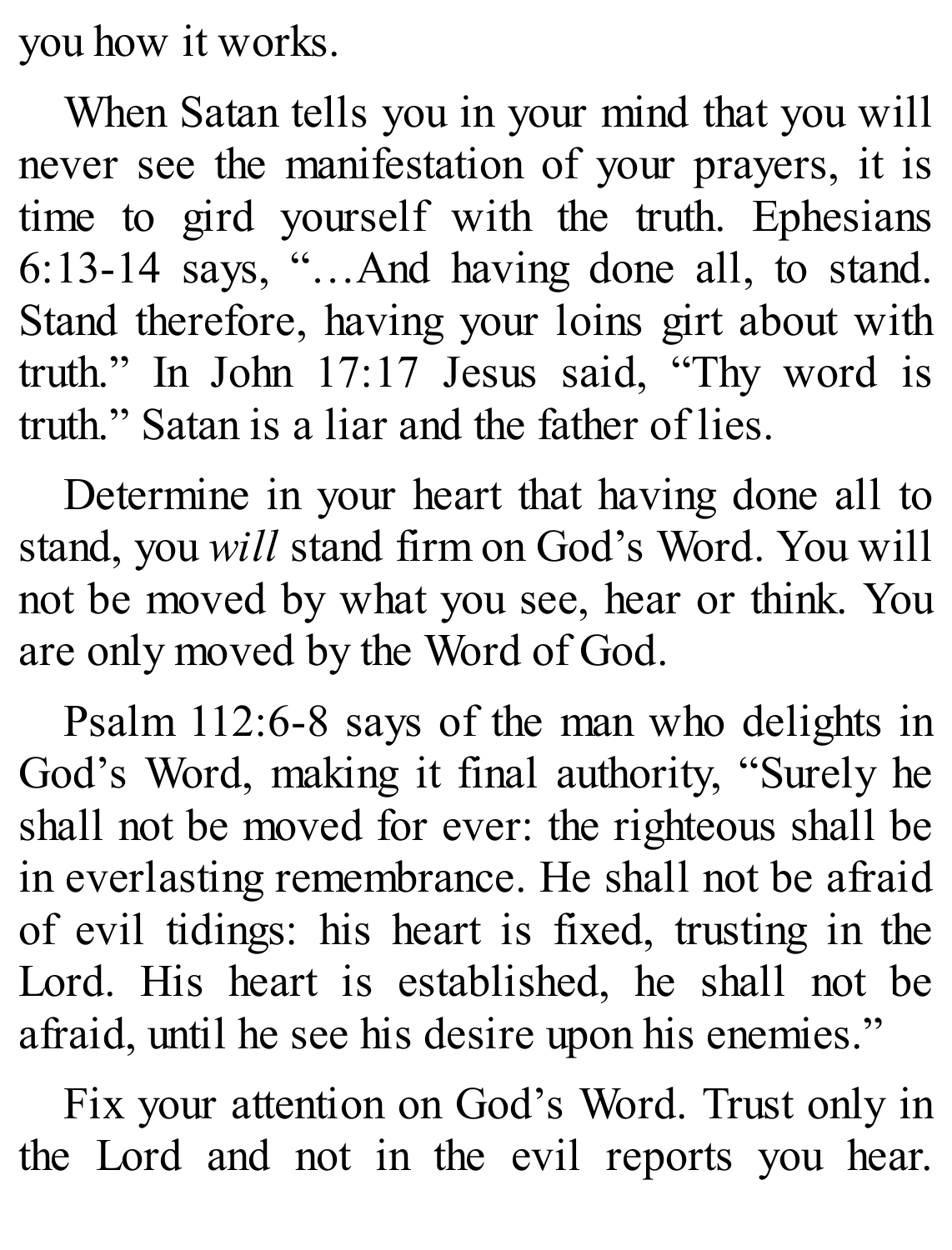you how it works.

When Satan tells you in your mind that you will never see the manifestation of your prayers, it is time to gird yourself with the truth. Ephesians 6:13-14 says, "…And having done all, to stand. Stand therefore, having your loins girt about with truth." In John 17:17 Jesus said, "Thy word is truth." Satan is a liar and the father of lies.

Determine in your heart that having done all to stand, you *will* stand firm on God's Word. You will not be moved by what you see, hear or think. You are only moved by the Word of God.

Psalm 112:6-8 says of the man who delights in God's Word, making it final authority, "Surely he shall not be moved for ever: the righteous shall be in everlasting remembrance. He shall not be afraid of evil tidings: his heart is fixed, trusting in the Lord. His heart is established, he shall not be afraid, until he see his desire upon his enemies."

Fix your attention on God's Word. Trust only in the Lord and not in the evil reports you hear.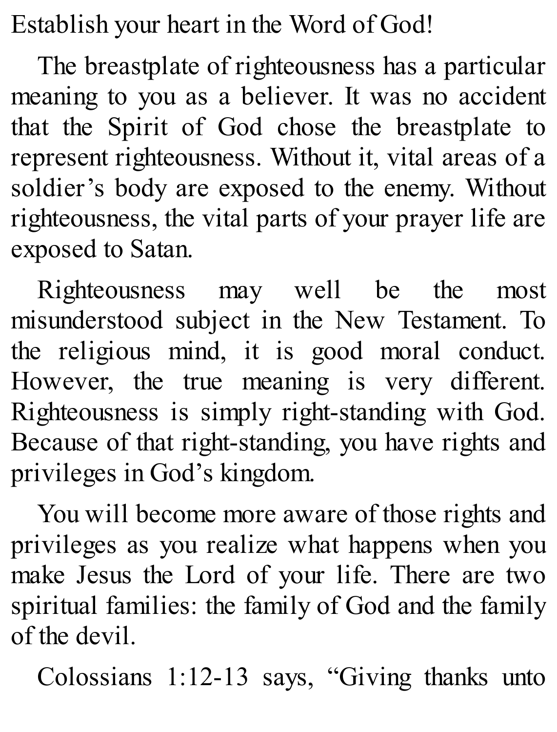Establish your heart in the Word of God!

The breastplate of righteousness has a particular meaning to you as a believer. It was no accident that the Spirit of God chose the breastplate to represent righteousness. Without it, vital areas of a soldier's body are exposed to the enemy. Without righteousness, the vital parts of your prayer life are exposed to Satan.

Righteousness may well be the most misunderstood subject in the New Testament. To the religious mind, it is good moral conduct. However, the true meaning is very different. Righteousness is simply right-standing with God. Because of that right-standing, you have rights and privileges in God's kingdom.

You will become more aware of those rights and privileges as you realize what happens when you make Jesus the Lord of your life. There are two spiritual families: the family of God and the family of the devil.

Colossians 1:12-13 says, "Giving thanks unto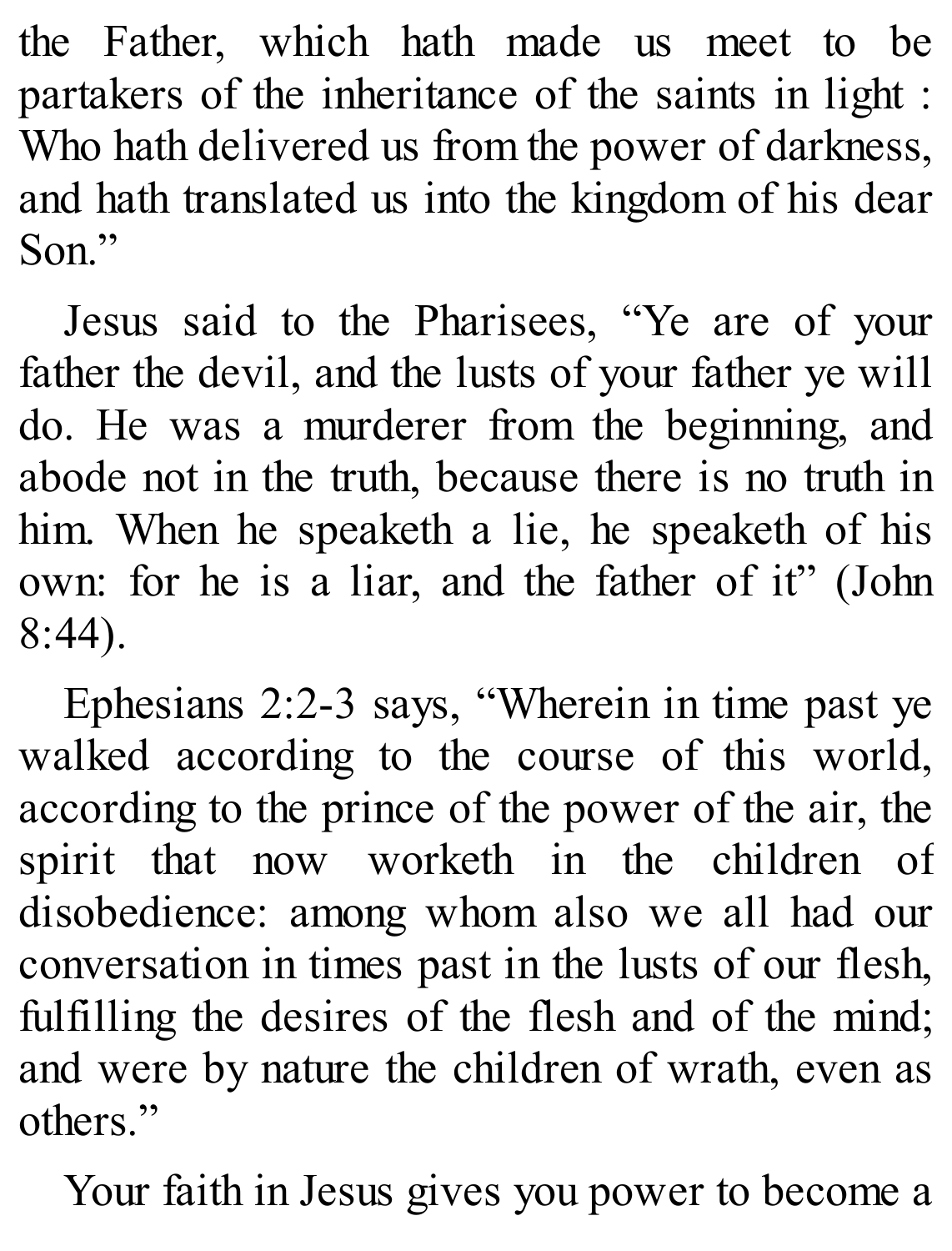the Father, which hath made us meet to be partakers of the inheritance of the saints in light : Who hath delivered us from the power of darkness, and hath translated us into the kingdom of his dear Son."

Jesus said to the Pharisees, "Ye are of your father the devil, and the lusts of your father ye will do. He was a murderer from the beginning, and abode not in the truth, because there is no truth in him. When he speaketh a lie, he speaketh of his own: for he is a liar, and the father of it" (John 8:44).

Ephesians 2:2-3 says, "Wherein in time past ye walked according to the course of this world, according to the prince of the power of the air, the spirit that now worketh in the children of disobedience: among whom also we all had our conversation in times past in the lusts of our flesh, fulfilling the desires of the flesh and of the mind; and were by nature the children of wrath, even as others."

Your faith in Jesus gives you power to become a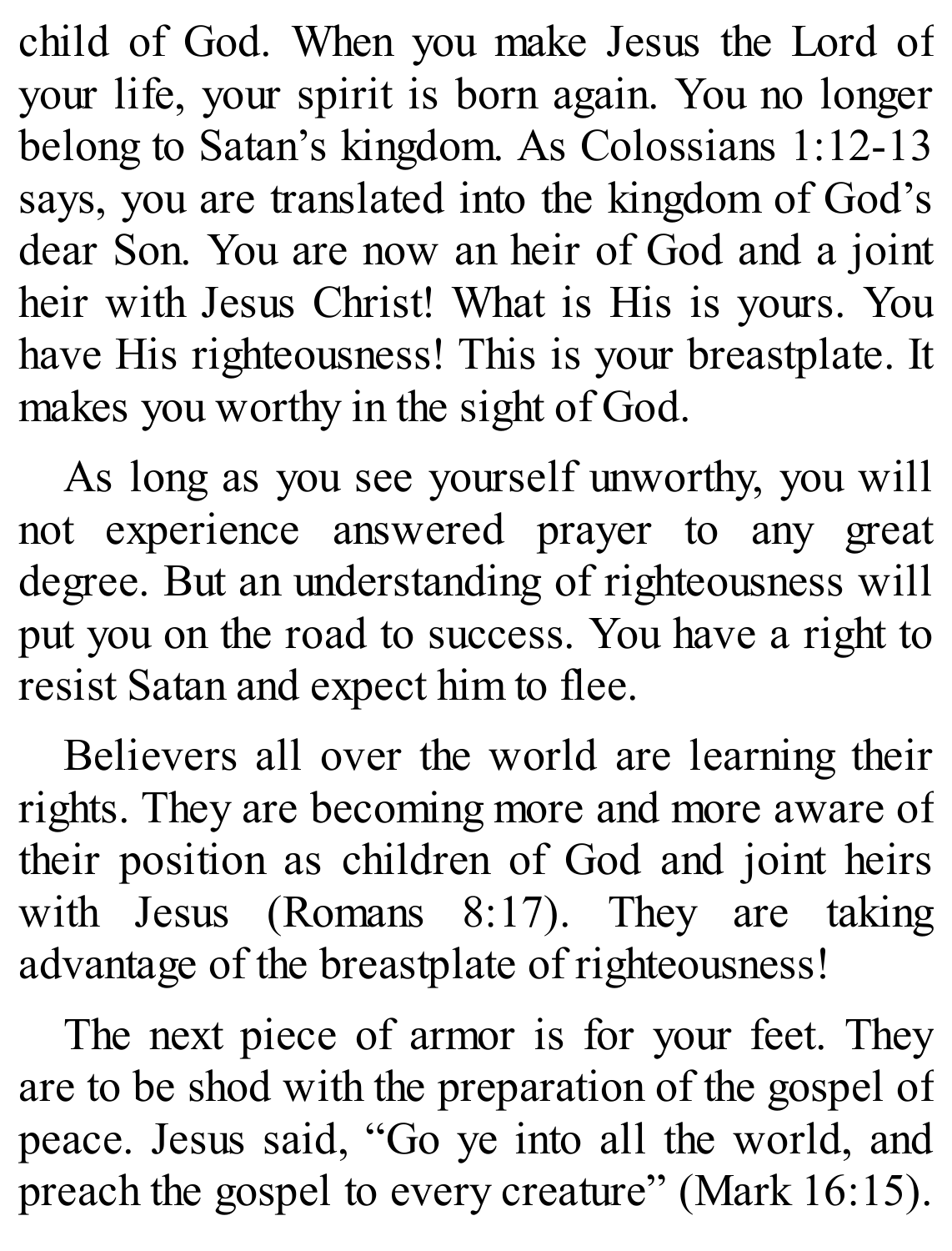child of God. When you make Jesus the Lord of your life, your spirit is born again. You no longer belong to Satan's kingdom. As Colossians 1:12-13 says, you are translated into the kingdom of God's dear Son. You are now an heir of God and a joint heir with Jesus Christ! What is His is yours. You have His righteousness! This is your breastplate. It makes you worthy in the sight of God.

As long as you see yourself unworthy, you will not experience answered prayer to any great degree. But an understanding of righteousness will put you on the road to success. You have a right to resist Satan and expect him to flee.

Believers all over the world are learning their rights. They are becoming more and more aware of their position as children of God and joint heirs with Jesus (Romans 8:17). They are taking advantage of the breastplate of righteousness!

The next piece of armor is for your feet. They are to be shod with the preparation of the gospel of peace. Jesus said, "Go ye into all the world, and preach the gospel to every creature" (Mark 16:15).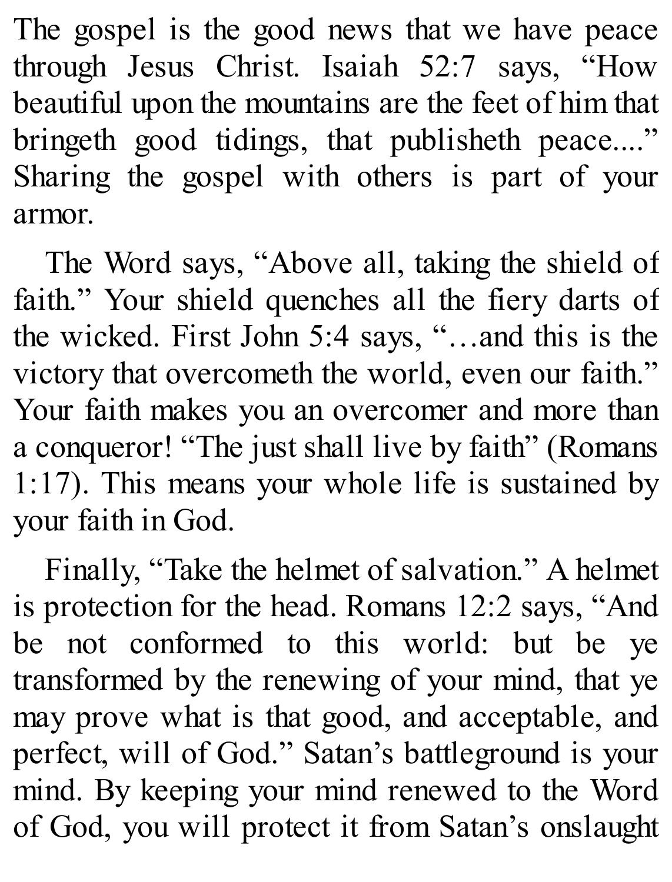The gospel is the good news that we have peace through Jesus Christ. Isaiah 52:7 says, "How beautiful upon the mountains are the feet of him that bringeth good tidings, that publisheth peace...." Sharing the gospel with others is part of your armor.

The Word says, "Above all, taking the shield of faith." Your shield quenches all the fiery darts of the wicked. First John 5:4 says, "…and this is the victory that overcometh the world, even our faith." Your faith makes you an overcomer and more than a conqueror! "The just shall live by faith" (Romans 1:17). This means your whole life is sustained by your faith in God.

Finally, "Take the helmet of salvation." A helmet is protection for the head. Romans 12:2 says, "And be not conformed to this world: but be ye transformed by the renewing of your mind, that ye may prove what is that good, and acceptable, and perfect, will of God." Satan's battleground is your mind. By keeping your mind renewed to the Word of God, you will protect it from Satan's onslaught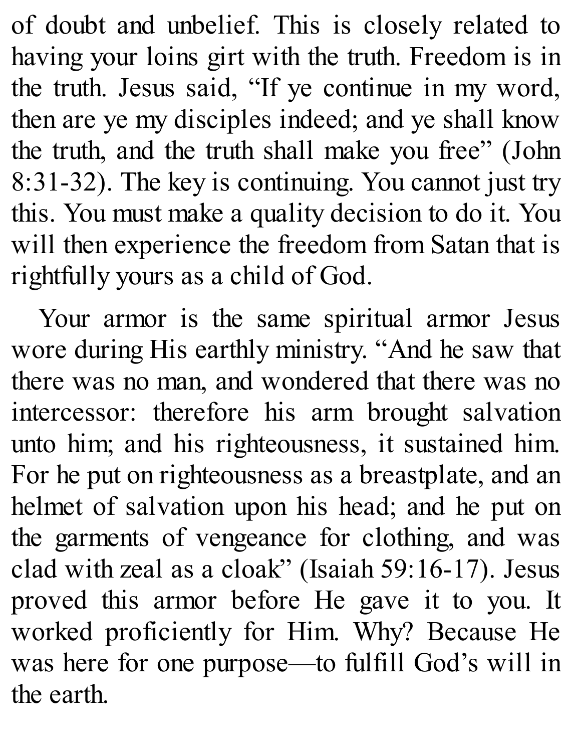of doubt and unbelief. This is closely related to having your loins girt with the truth. Freedom is in the truth. Jesus said, "If ye continue in my word, then are ye my disciples indeed; and ye shall know the truth, and the truth shall make you free" (John 8:31-32). The key is continuing. You cannot just try this. You must make a quality decision to do it. You will then experience the freedom from Satan that is rightfully yours as a child of God.

Your armor is the same spiritual armor Jesus wore during His earthly ministry. "And he saw that there was no man, and wondered that there was no intercessor: therefore his arm brought salvation unto him; and his righteousness, it sustained him. For he put on righteousness as a breastplate, and an helmet of salvation upon his head; and he put on the garments of vengeance for clothing, and was clad with zeal as a cloak" (Isaiah 59:16-17). Jesus proved this armor before He gave it to you. It worked proficiently for Him. Why? Because He was here for one purpose—to fulfill God's will in the earth.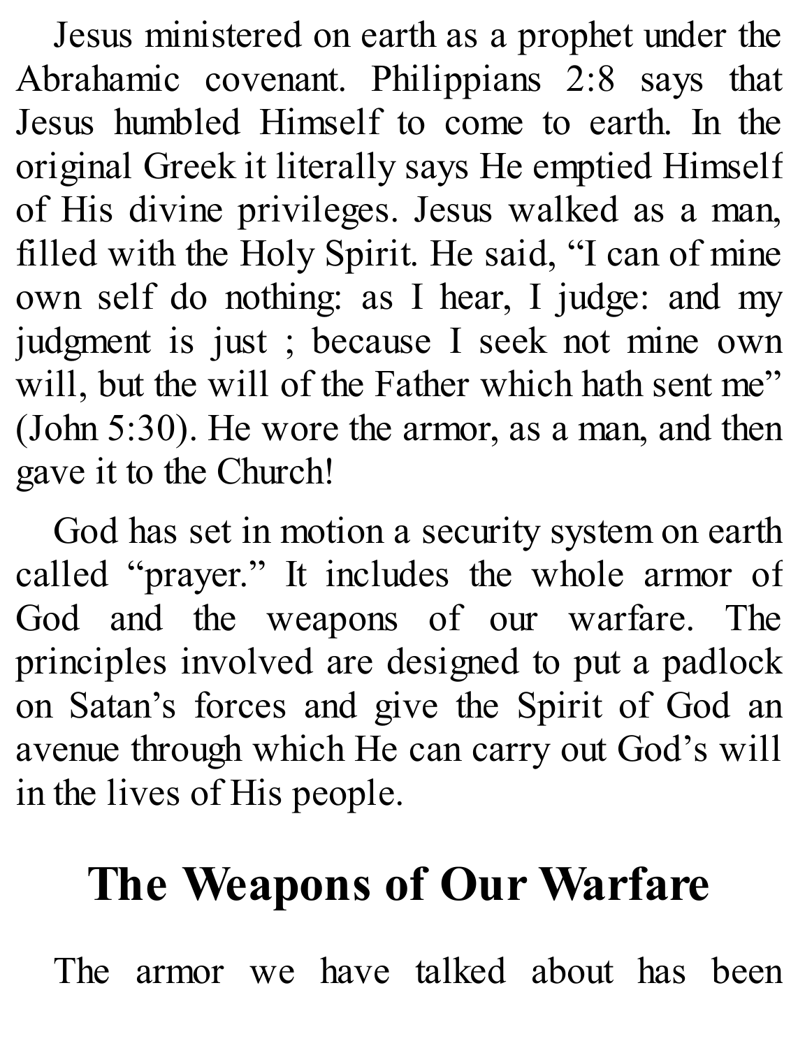Jesus ministered on earth as a prophet under the Abrahamic covenant. Philippians 2:8 says that Jesus humbled Himself to come to earth. In the original Greek it literally says He emptied Himself of His divine privileges. Jesus walked as a man, filled with the Holy Spirit. He said, "I can of mine own self do nothing: as I hear, I judge: and my judgment is just ; because I seek not mine own will, but the will of the Father which hath sent me" (John 5:30). He wore the armor, as a man, and then gave it to the Church!

God has set in motion a security system on earth called "prayer." It includes the whole armor of God and the weapons of our warfare. The principles involved are designed to put a padlock on Satan's forces and give the Spirit of God an avenue through which He can carry out God's will in the lives of His people.

## The Weapons of Our Warfare

The armor we have talked about has been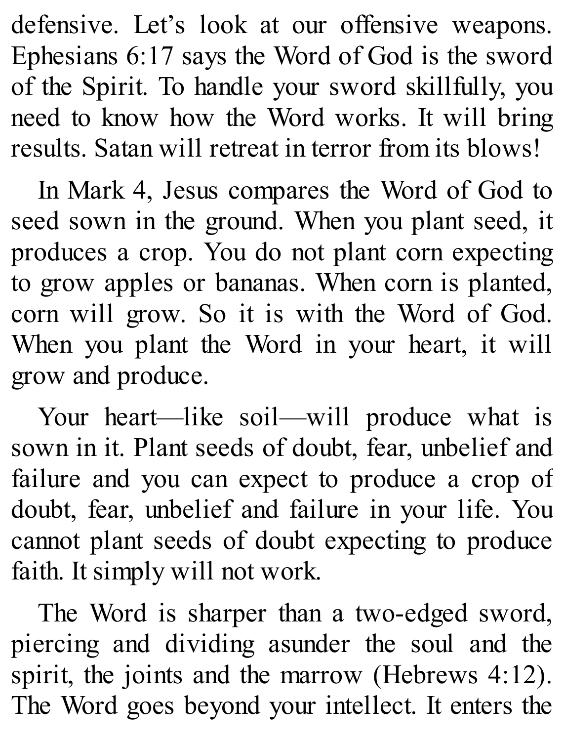defensive. Let's look at our offensive weapons. Ephesians 6:17 says the Word of God is the sword of the Spirit. To handle your sword skillfully, you need to know how the Word works. It will bring results. Satan will retreat in terror from its blows!

In Mark 4, Jesus compares the Word of God to seed sown in the ground. When you plant seed, it produces a crop. You do not plant corn expecting to grow apples or bananas. When corn is planted, corn will grow. So it is with the Word of God. When you plant the Word in your heart, it will grow and produce.

Your heart—like soil—will produce what is sown in it. Plant seeds of doubt, fear, unbelief and failure and you can expect to produce a crop of doubt, fear, unbelief and failure in your life. You cannot plant seeds of doubt expecting to produce faith. It simply will not work.

The Word is sharper than a two-edged sword, piercing and dividing asunder the soul and the spirit, the joints and the marrow (Hebrews 4:12). The Word goes beyond your intellect. It enters the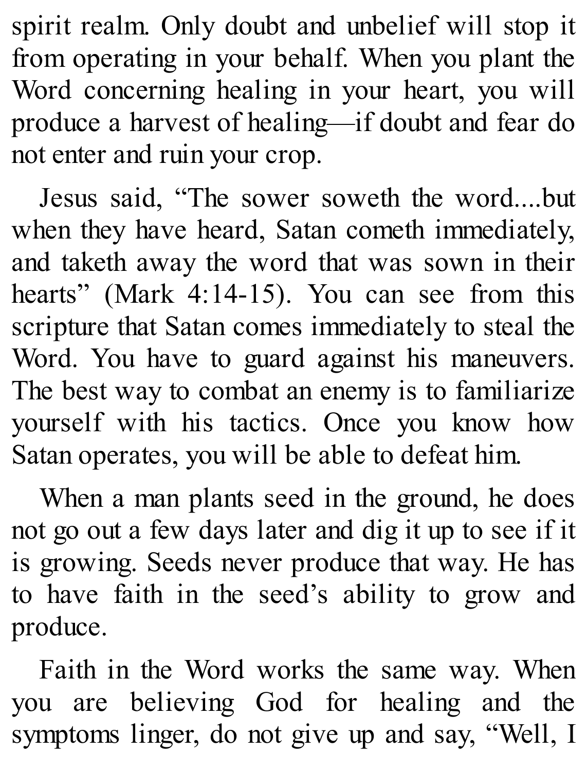spirit realm. Only doubt and unbelief will stop it from operating in your behalf. When you plant the Word concerning healing in your heart, you will produce a harvest of healing—if doubt and fear do not enter and ruin your crop.

Jesus said, "The sower soweth the word....but when they have heard, Satan cometh immediately, and taketh away the word that was sown in their hearts" (Mark 4:14-15). You can see from this scripture that Satan comes immediately to steal the Word. You have to guard against his maneuvers. The best way to combat an enemy is to familiarize yourself with his tactics. Once you know how Satan operates, you will be able to defeat him.

When a man plants seed in the ground, he does not go out a few days later and dig it up to see if it is growing. Seeds never produce that way. He has to have faith in the seed's ability to grow and produce.

Faith in the Word works the same way. When you are believing God for healing and the symptoms linger, do not give up and say, "Well, I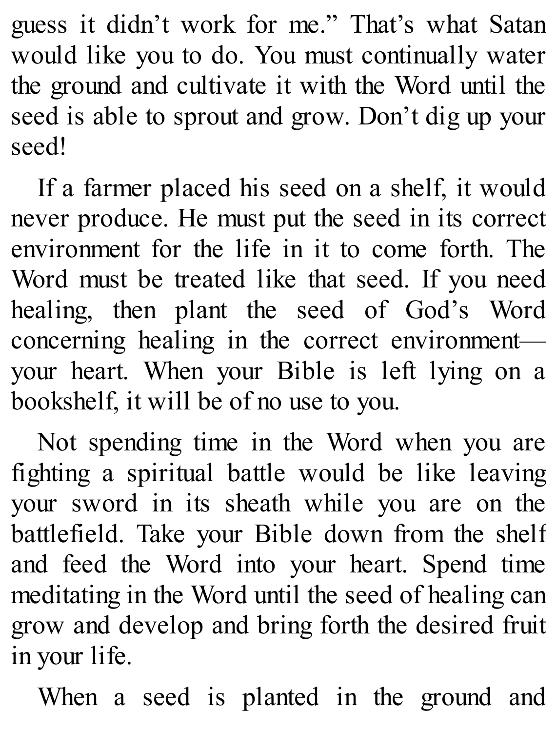guess it didn't work for me." That's what Satan would like you to do. You must continually water the ground and cultivate it with the Word until the seed is able to sprout and grow. Don't dig up your seed!

If a farmer placed his seed on a shelf, it would never produce. He must put the seed in its correct environment for the life in it to come forth. The Word must be treated like that seed. If you need healing, then plant the seed of God's Word concerning healing in the correct environment—your heart. When your Bible is left lying on a bookshelf, it will be of no use to you.

Not spending time in the Word when you are fighting a spiritual battle would be like leaving your sword in its sheath while you are on the battlefield. Take your Bible down from the shelf and feed the Word into your heart. Spend time meditating in the Word until the seed of healing can grow and develop and bring forth the desired fruit in your life.

When a seed is planted in the ground and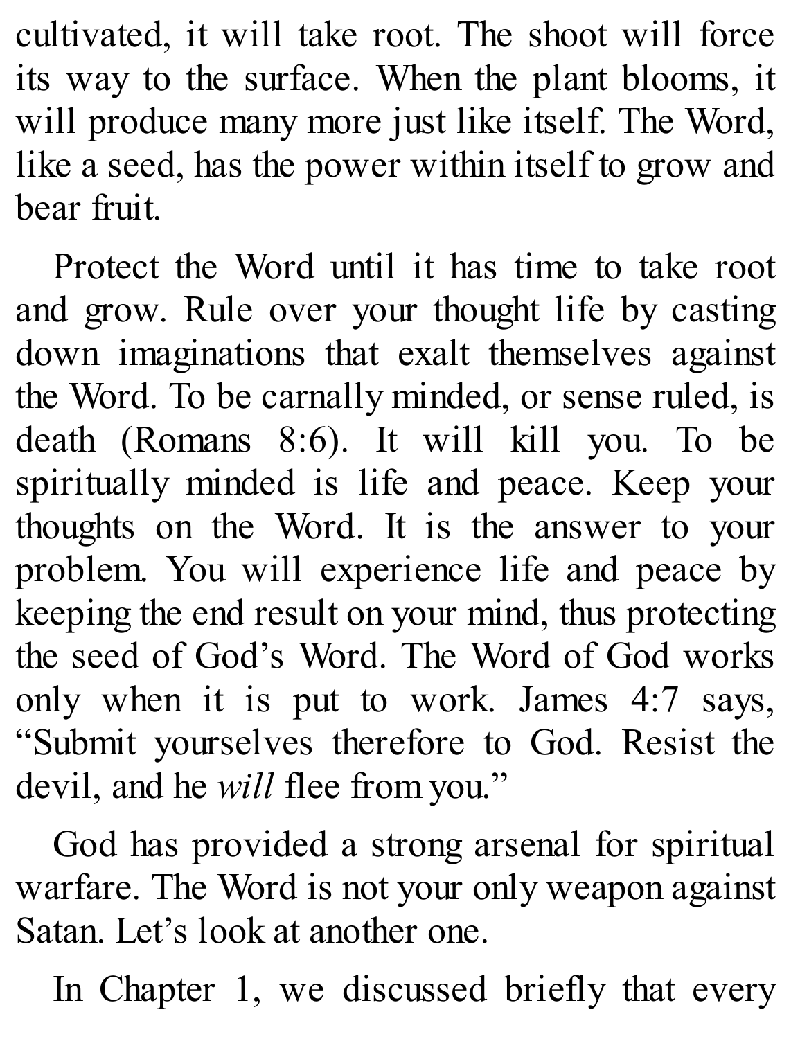cultivated, it will take root. The shoot will force its way to the surface. When the plant blooms, it will produce many more just like itself. The Word, like a seed, has the power within itself to grow and bear fruit.

Protect the Word until it has time to take root and grow. Rule over your thought life by casting down imaginations that exalt themselves against the Word. To be carnally minded, or sense ruled, is death (Romans 8:6). It will kill you. To be spiritually minded is life and peace. Keep your thoughts on the Word. It is the answer to your problem. You will experience life and peace by keeping the end result on your mind, thus protecting the seed of God's Word. The Word of God works only when it is put to work. James 4:7 says, "Submit yourselves therefore to God. Resist the devil, and he *will* flee from you."

God has provided a strong arsenal for spiritual warfare. The Word is not your only weapon against Satan. Let's look at another one.

In Chapter 1, we discussed briefly that every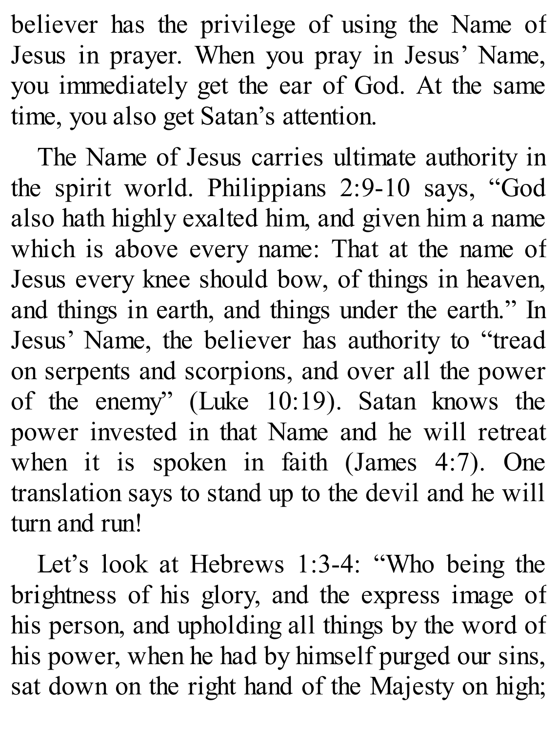believer has the privilege of using the Name of Jesus in prayer. When you pray in Jesus' Name, you immediately get the ear of God. At the same time, you also get Satan's attention.

The Name of Jesus carries ultimate authority in the spirit world. Philippians 2:9-10 says, "God also hath highly exalted him, and given him a name which is above every name: That at the name of Jesus every knee should bow, of things in heaven, and things in earth, and things under the earth." In Jesus' Name, the believer has authority to "tread on serpents and scorpions, and over all the power of the enemy" (Luke 10:19). Satan knows the power invested in that Name and he will retreat when it is spoken in faith (James 4:7). One translation says to stand up to the devil and he will turn and run!

Let's look at Hebrews 1:3-4: "Who being the brightness of his glory, and the express image of his person, and upholding all things by the word of his power, when he had by himself purged our sins, sat down on the right hand of the Majesty on high;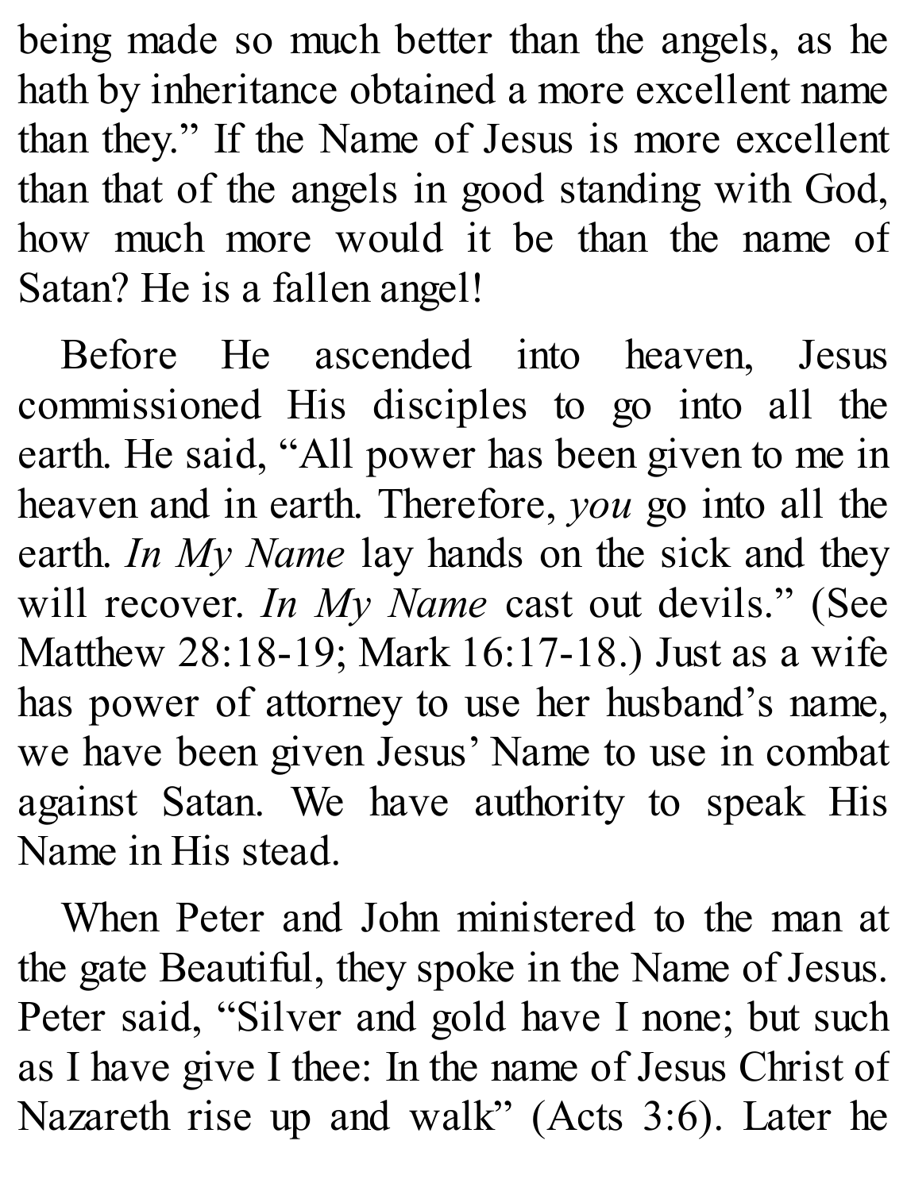being made so much better than the angels, as he hath by inheritance obtained a more excellent name than they." If the Name of Jesus is more excellent than that of the angels in good standing with God, how much more would it be than the name of Satan? He is a fallen angel!

Before He ascended into heaven, Jesus commissioned His disciples to go into all the earth. He said, "All power has been given to me in heaven and in earth. Therefore, *you* go into all the earth. *In My Name* lay hands on the sick and they will recover. *In My Name* cast out devils." (See Matthew 28:18-19; Mark 16:17-18.) Just as a wife has power of attorney to use her husband's name, we have been given Jesus' Name to use in combat against Satan. We have authority to speak His Name in His stead.

When Peter and John ministered to the man at the gate Beautiful, they spoke in the Name of Jesus. Peter said, "Silver and gold have I none; but such as I have give I thee: In the name of Jesus Christ of Nazareth rise up and walk" (Acts 3:6). Later he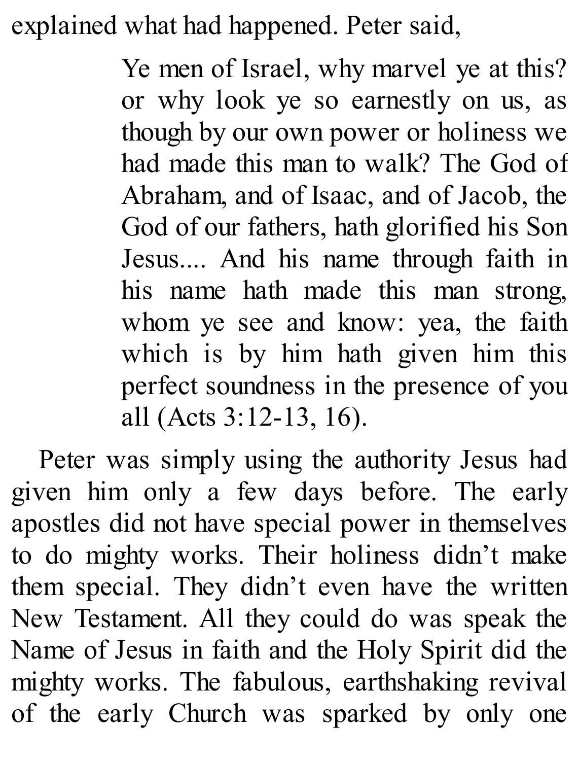explained what had happened. Peter said,

> Ye men of Israel, why marvel ye at this? or why look ye so earnestly on us, as though by our own power or holiness we had made this man to walk? The God of Abraham, and of Isaac, and of Jacob, the God of our fathers, hath glorified his Son Jesus.... And his name through faith in his name hath made this man strong, whom ye see and know: yea, the faith which is by him hath given him this perfect soundness in the presence of you all (Acts 3:12-13, 16).

Peter was simply using the authority Jesus had given him only a few days before. The early apostles did not have special power in themselves to do mighty works. Their holiness didn't make them special. They didn't even have the written New Testament. All they could do was speak the Name of Jesus in faith and the Holy Spirit did the mighty works. The fabulous, earthshaking revival of the early Church was sparked by only one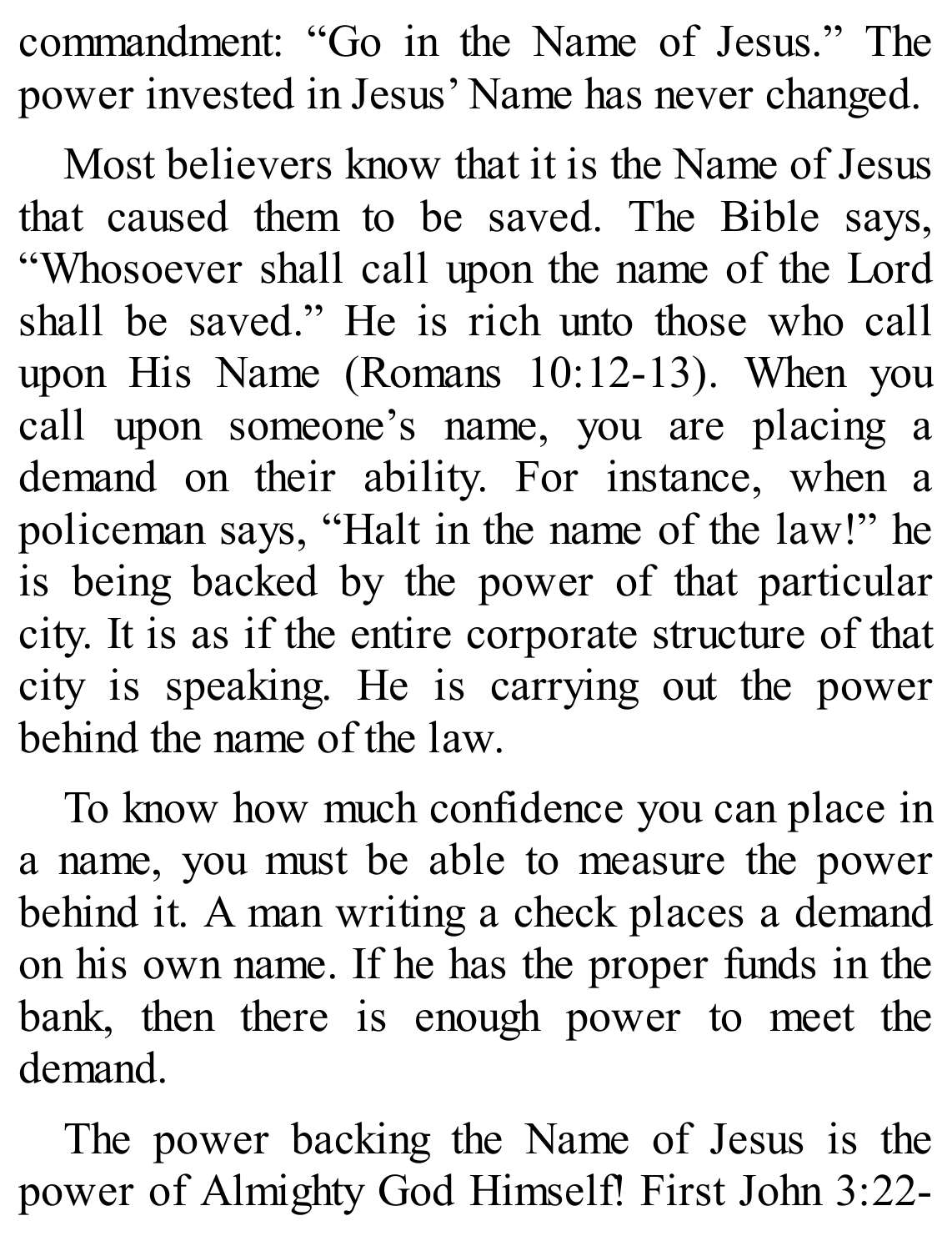commandment: “Go in the Name of Jesus.” The power invested in Jesus’ Name has never changed.

Most believers know that it is the Name of Jesus that caused them to be saved. The Bible says, “Whosoever shall call upon the name of the Lord shall be saved.” He is rich unto those who call upon His Name (Romans 10:12-13). When you call upon someone’s name, you are placing a demand on their ability. For instance, when a policeman says, “Halt in the name of the law!” he is being backed by the power of that particular city. It is as if the entire corporate structure of that city is speaking. He is carrying out the power behind the name of the law.

To know how much confidence you can place in a name, you must be able to measure the power behind it. A man writing a check places a demand on his own name. If he has the proper funds in the bank, then there is enough power to meet the demand.

The power backing the Name of Jesus is the power of Almighty God Himself! First John 3:22-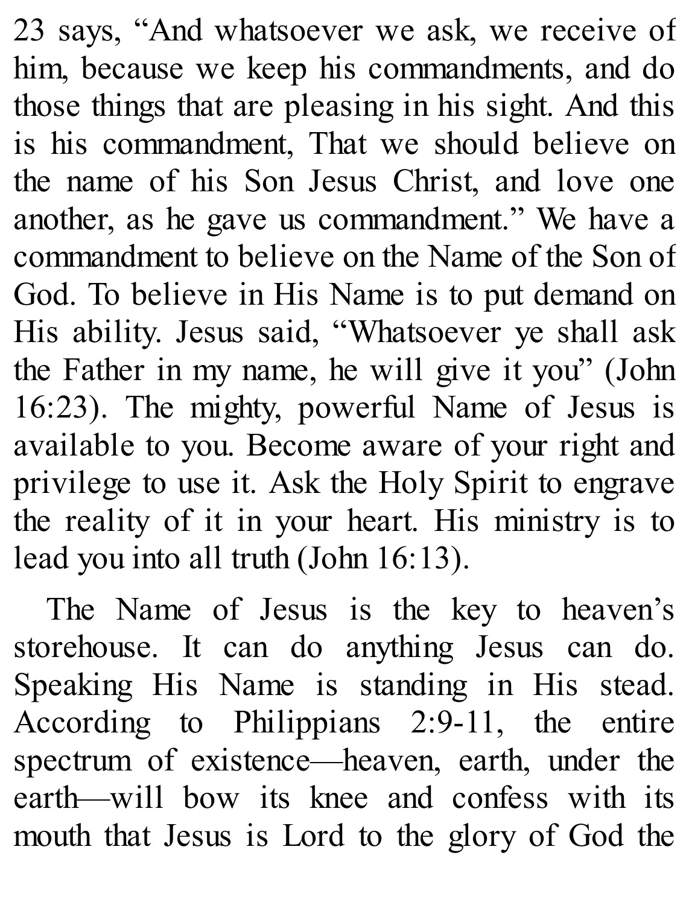23 says, "And whatsoever we ask, we receive of him, because we keep his commandments, and do those things that are pleasing in his sight. And this is his commandment, That we should believe on the name of his Son Jesus Christ, and love one another, as he gave us commandment." We have a commandment to believe on the Name of the Son of God. To believe in His Name is to put demand on His ability. Jesus said, "Whatsoever ye shall ask the Father in my name, he will give it you" (John 16:23). The mighty, powerful Name of Jesus is available to you. Become aware of your right and privilege to use it. Ask the Holy Spirit to engrave the reality of it in your heart. His ministry is to lead you into all truth (John 16:13).

The Name of Jesus is the key to heaven's storehouse. It can do anything Jesus can do. Speaking His Name is standing in His stead. According to Philippians 2:9-11, the entire spectrum of existence—heaven, earth, under the earth—will bow its knee and confess with its mouth that Jesus is Lord to the glory of God the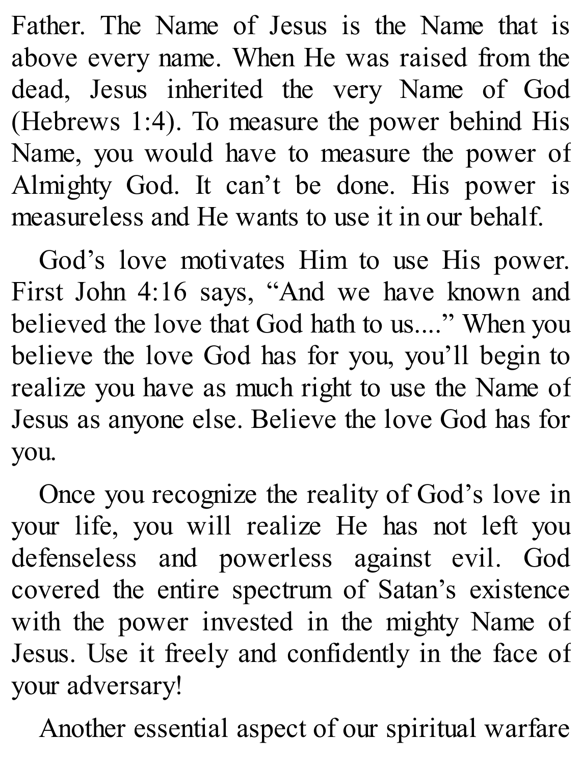Father. The Name of Jesus is the Name that is above every name. When He was raised from the dead, Jesus inherited the very Name of God (Hebrews 1:4). To measure the power behind His Name, you would have to measure the power of Almighty God. It can't be done. His power is measureless and He wants to use it in our behalf.

God's love motivates Him to use His power. First John 4:16 says, "And we have known and believed the love that God hath to us...." When you believe the love God has for you, you'll begin to realize you have as much right to use the Name of Jesus as anyone else. Believe the love God has for you.

Once you recognize the reality of God's love in your life, you will realize He has not left you defenseless and powerless against evil. God covered the entire spectrum of Satan's existence with the power invested in the mighty Name of Jesus. Use it freely and confidently in the face of your adversary!

Another essential aspect of our spiritual warfare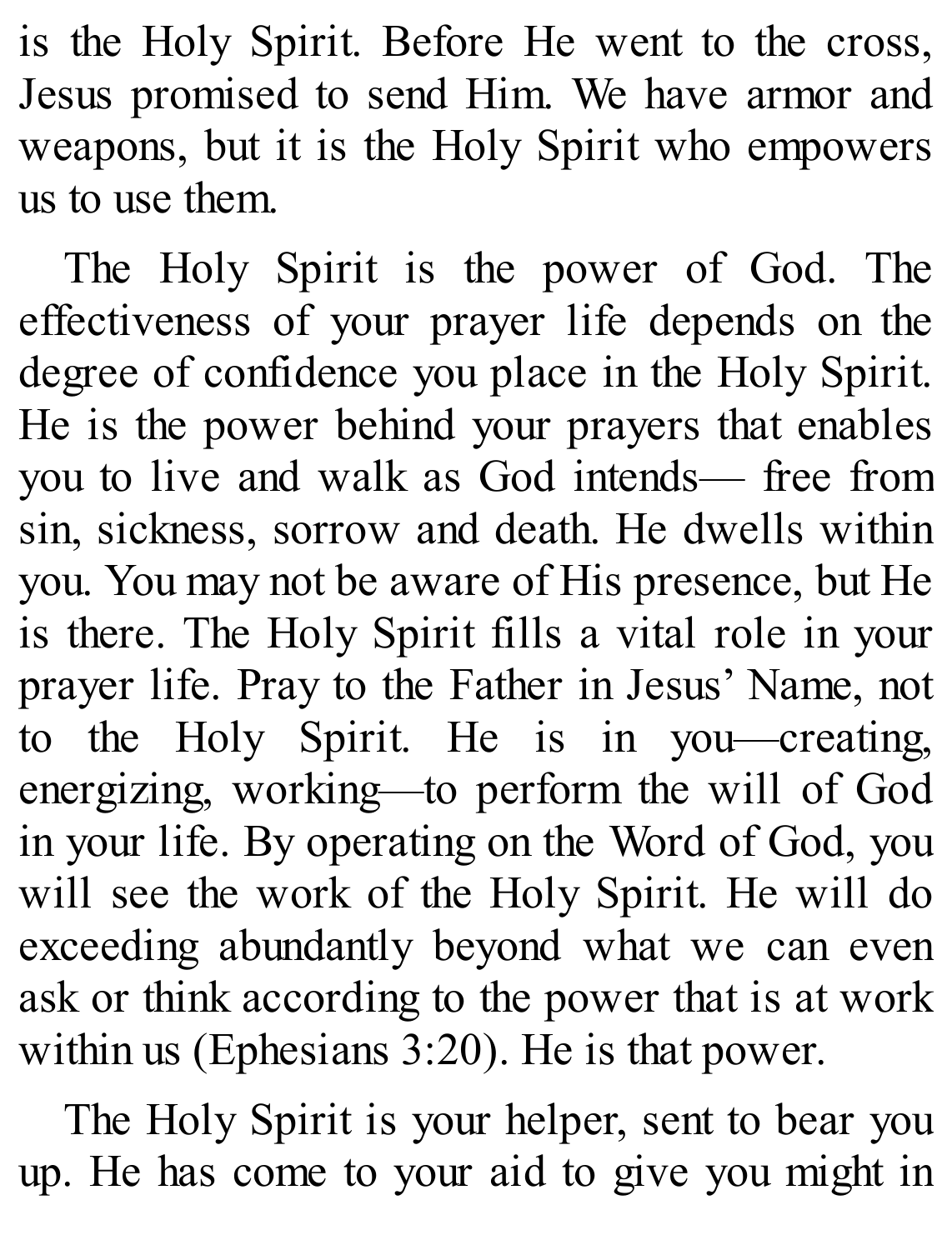is the Holy Spirit. Before He went to the cross, Jesus promised to send Him. We have armor and weapons, but it is the Holy Spirit who empowers us to use them.

The Holy Spirit is the power of God. The effectiveness of your prayer life depends on the degree of confidence you place in the Holy Spirit. He is the power behind your prayers that enables you to live and walk as God intends— free from sin, sickness, sorrow and death. He dwells within you. You may not be aware of His presence, but He is there. The Holy Spirit fills a vital role in your prayer life. Pray to the Father in Jesus' Name, not to the Holy Spirit. He is in you—creating, energizing, working—to perform the will of God in your life. By operating on the Word of God, you will see the work of the Holy Spirit. He will do exceeding abundantly beyond what we can even ask or think according to the power that is at work within us (Ephesians 3:20). He is that power.

The Holy Spirit is your helper, sent to bear you up. He has come to your aid to give you might in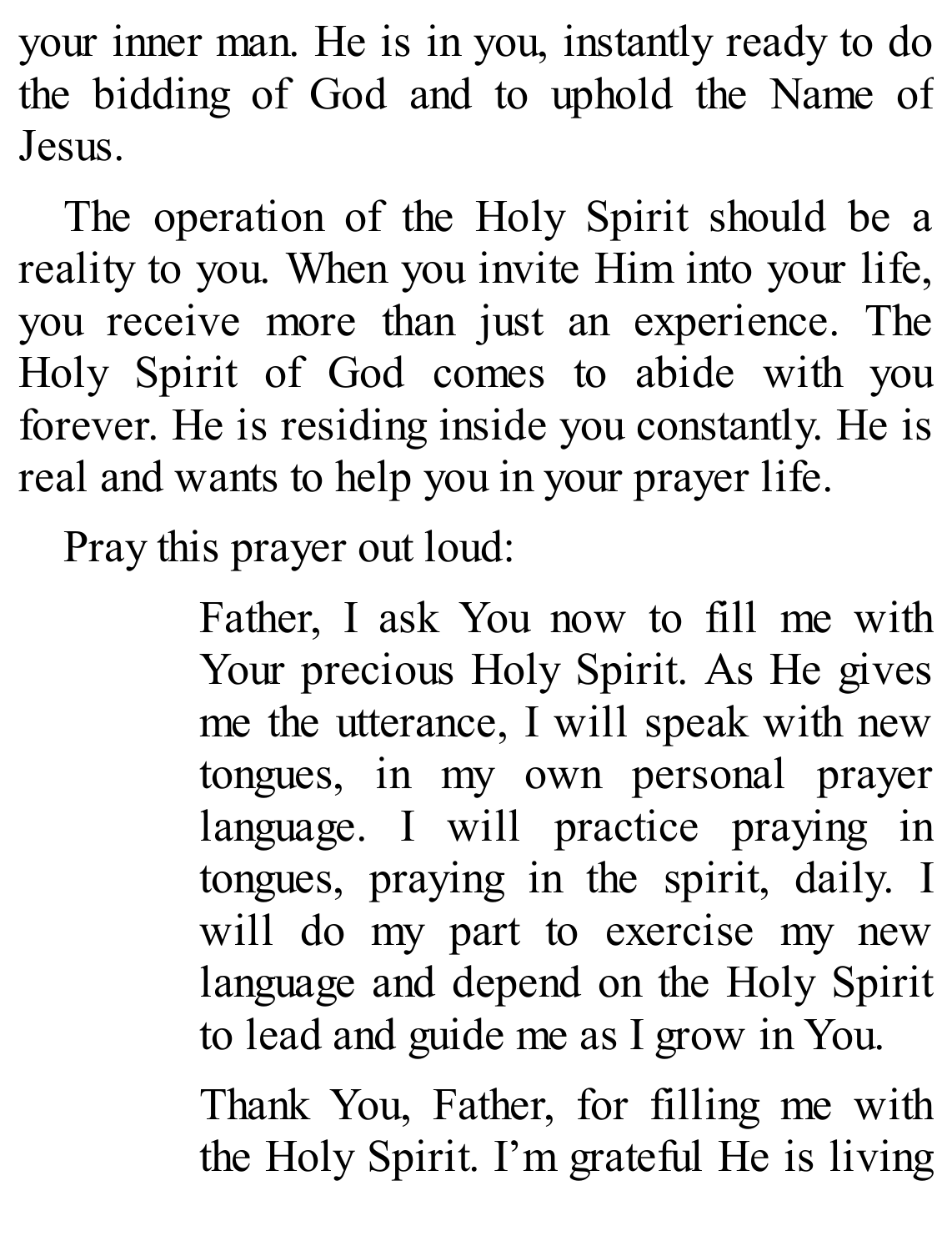your inner man. He is in you, instantly ready to do the bidding of God and to uphold the Name of Jesus.

The operation of the Holy Spirit should be a reality to you. When you invite Him into your life, you receive more than just an experience. The Holy Spirit of God comes to abide with you forever. He is residing inside you constantly. He is real and wants to help you in your prayer life.

Pray this prayer out loud:

> Father, I ask You now to fill me with Your precious Holy Spirit. As He gives me the utterance, I will speak with new tongues, in my own personal prayer language. I will practice praying in tongues, praying in the spirit, daily. I will do my part to exercise my new language and depend on the Holy Spirit to lead and guide me as I grow in You.
>
> Thank You, Father, for filling me with the Holy Spirit. I'm grateful He is living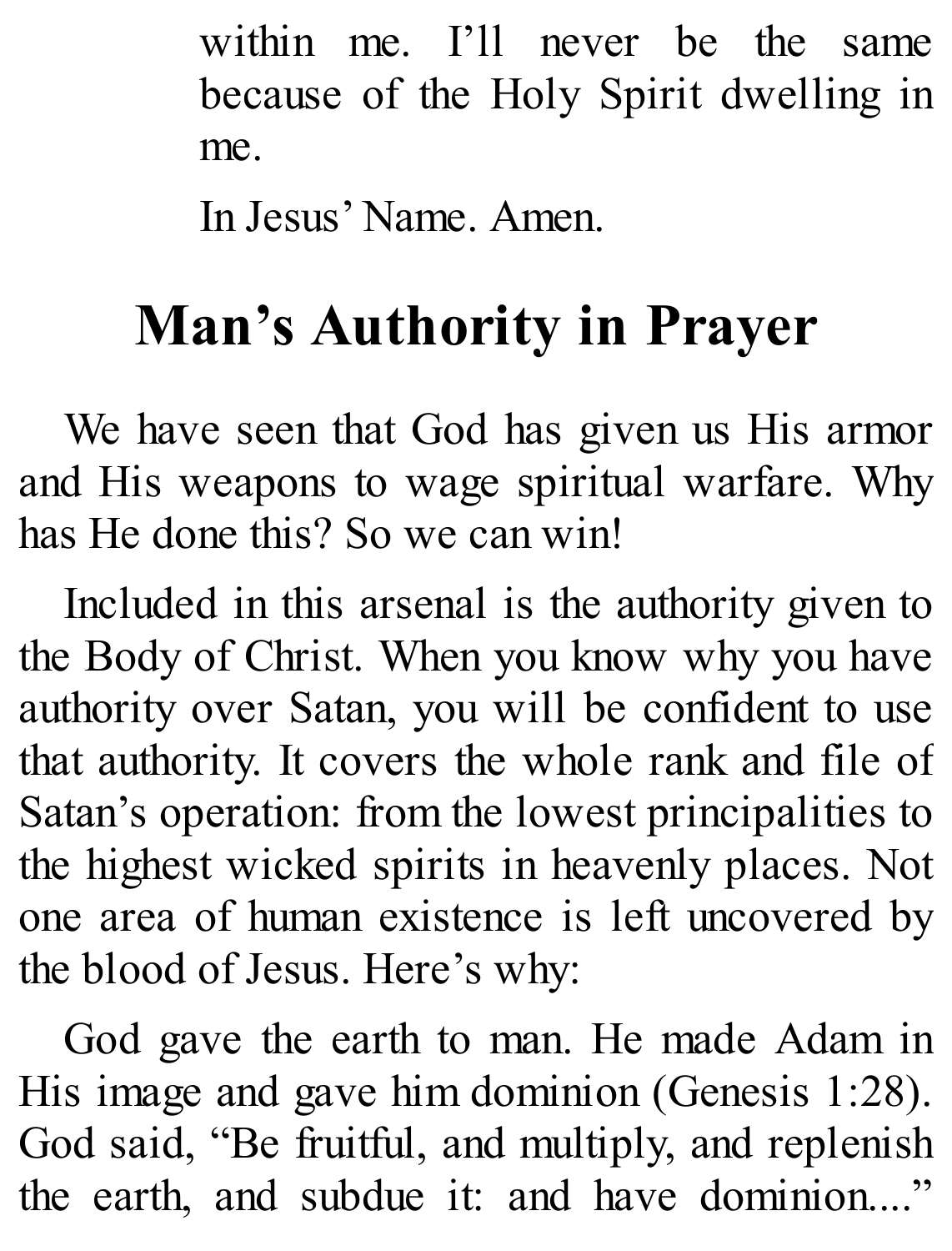within me. I’ll never be the same because of the Holy Spirit dwelling in me.

In Jesus’ Name. Amen.

## Man’s Authority in Prayer

We have seen that God has given us His armor and His weapons to wage spiritual warfare. Why has He done this? So we can win!

Included in this arsenal is the authority given to the Body of Christ. When you know why you have authority over Satan, you will be confident to use that authority. It covers the whole rank and file of Satan’s operation: from the lowest principalities to the highest wicked spirits in heavenly places. Not one area of human existence is left uncovered by the blood of Jesus. Here’s why:

God gave the earth to man. He made Adam in His image and gave him dominion (Genesis 1:28). God said, “Be fruitful, and multiply, and replenish the earth, and subdue it: and have dominion....”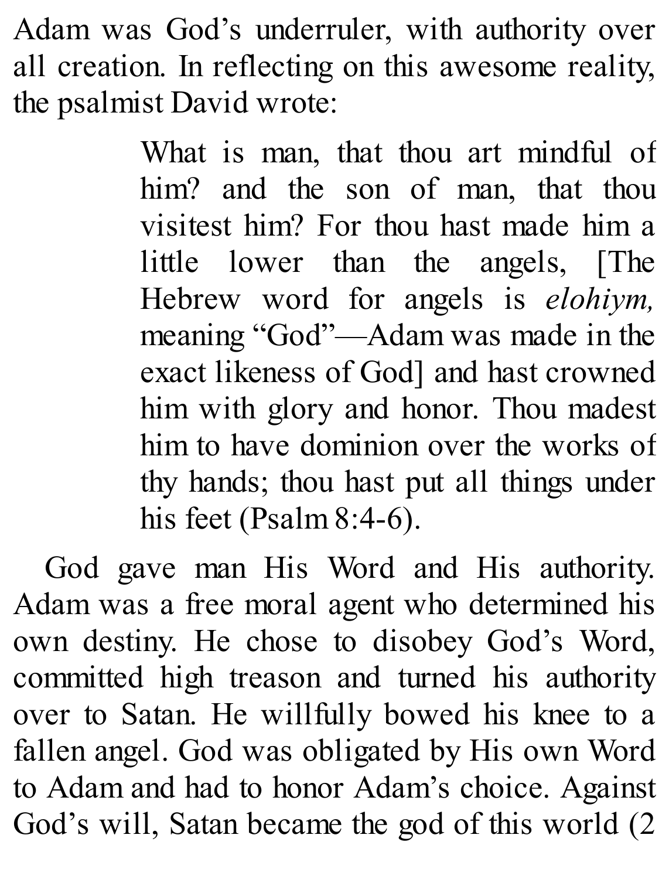Adam was God's underruler, with authority over all creation. In reflecting on this awesome reality, the psalmist David wrote:

> What is man, that thou art mindful of him? and the son of man, that thou visitest him? For thou hast made him a little lower than the angels, [The Hebrew word for angels is *elohiym,* meaning "God"—Adam was made in the exact likeness of God] and hast crowned him with glory and honor. Thou madest him to have dominion over the works of thy hands; thou hast put all things under his feet (Psalm 8:4-6).

God gave man His Word and His authority. Adam was a free moral agent who determined his own destiny. He chose to disobey God's Word, committed high treason and turned his authority over to Satan. He willfully bowed his knee to a fallen angel. God was obligated by His own Word to Adam and had to honor Adam's choice. Against God's will, Satan became the god of this world (2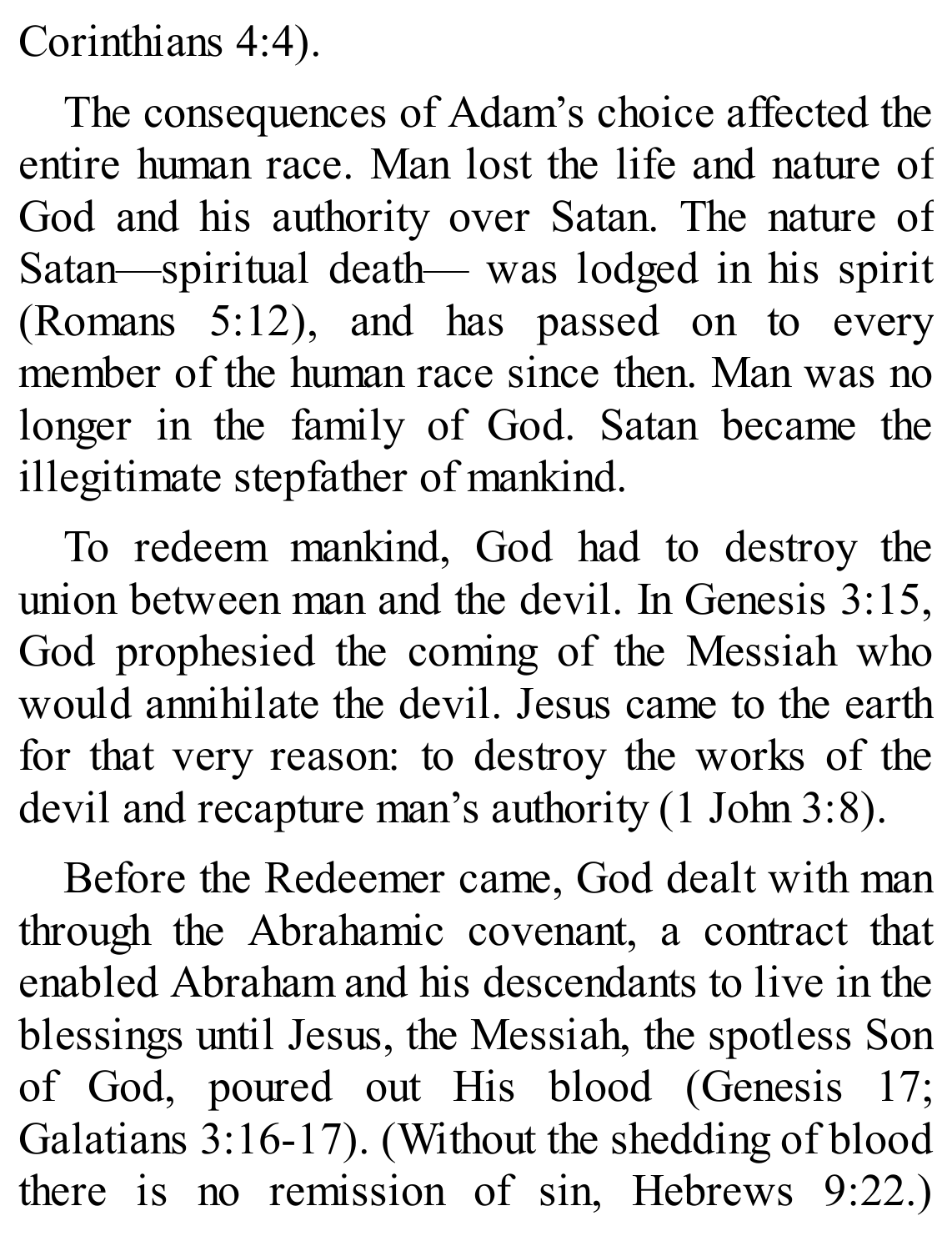Corinthians 4:4).

The consequences of Adam's choice affected the entire human race. Man lost the life and nature of God and his authority over Satan. The nature of Satan—spiritual death— was lodged in his spirit (Romans 5:12), and has passed on to every member of the human race since then. Man was no longer in the family of God. Satan became the illegitimate stepfather of mankind.

To redeem mankind, God had to destroy the union between man and the devil. In Genesis 3:15, God prophesied the coming of the Messiah who would annihilate the devil. Jesus came to the earth for that very reason: to destroy the works of the devil and recapture man's authority (1 John 3:8).

Before the Redeemer came, God dealt with man through the Abrahamic covenant, a contract that enabled Abraham and his descendants to live in the blessings until Jesus, the Messiah, the spotless Son of God, poured out His blood (Genesis 17; Galatians 3:16-17). (Without the shedding of blood there is no remission of sin, Hebrews 9:22.)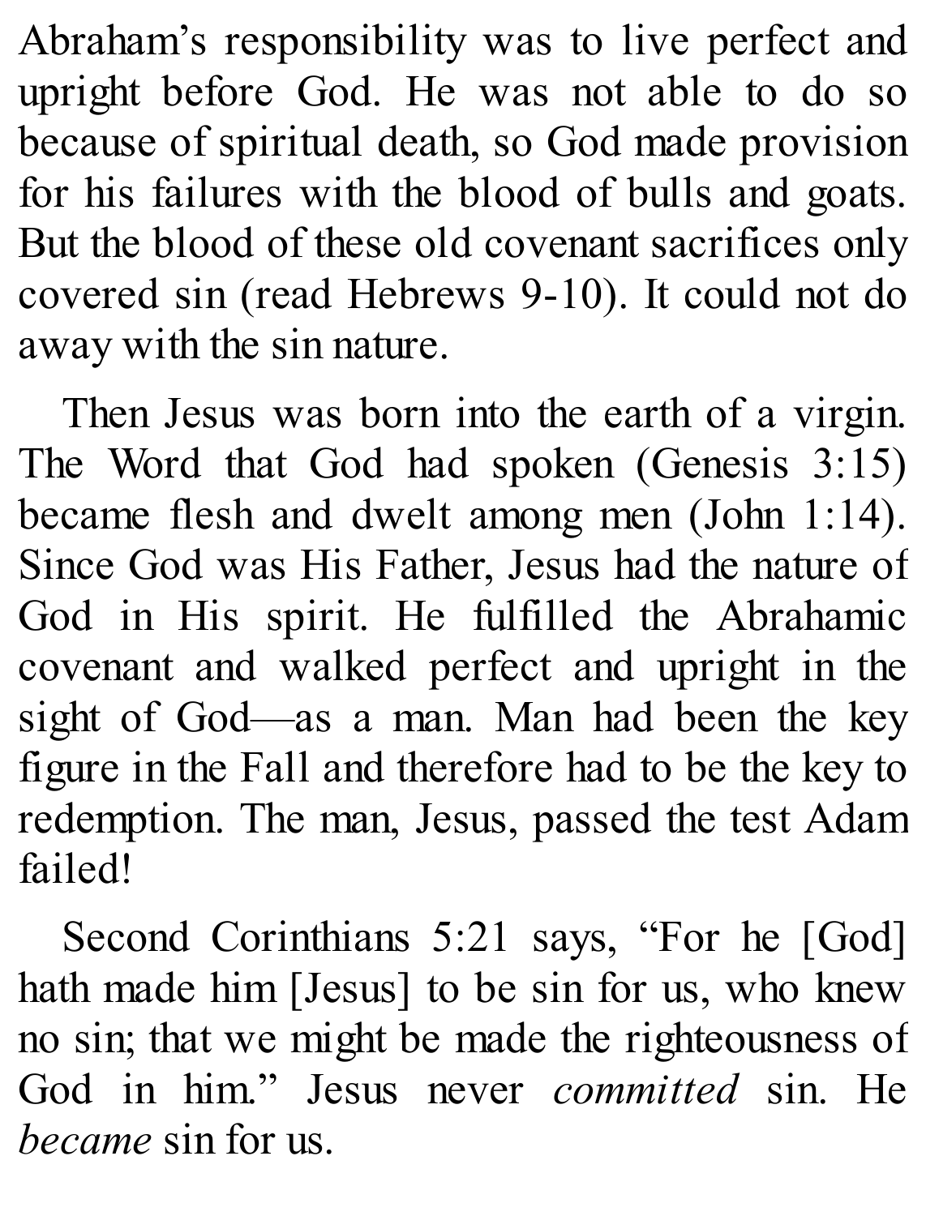Abraham's responsibility was to live perfect and upright before God. He was not able to do so because of spiritual death, so God made provision for his failures with the blood of bulls and goats. But the blood of these old covenant sacrifices only covered sin (read Hebrews 9-10). It could not do away with the sin nature.

Then Jesus was born into the earth of a virgin. The Word that God had spoken (Genesis 3:15) became flesh and dwelt among men (John 1:14). Since God was His Father, Jesus had the nature of God in His spirit. He fulfilled the Abrahamic covenant and walked perfect and upright in the sight of God—as a man. Man had been the key figure in the Fall and therefore had to be the key to redemption. The man, Jesus, passed the test Adam failed!

Second Corinthians 5:21 says, "For he [God] hath made him [Jesus] to be sin for us, who knew no sin; that we might be made the righteousness of God in him." Jesus never *committed* sin. He *became* sin for us.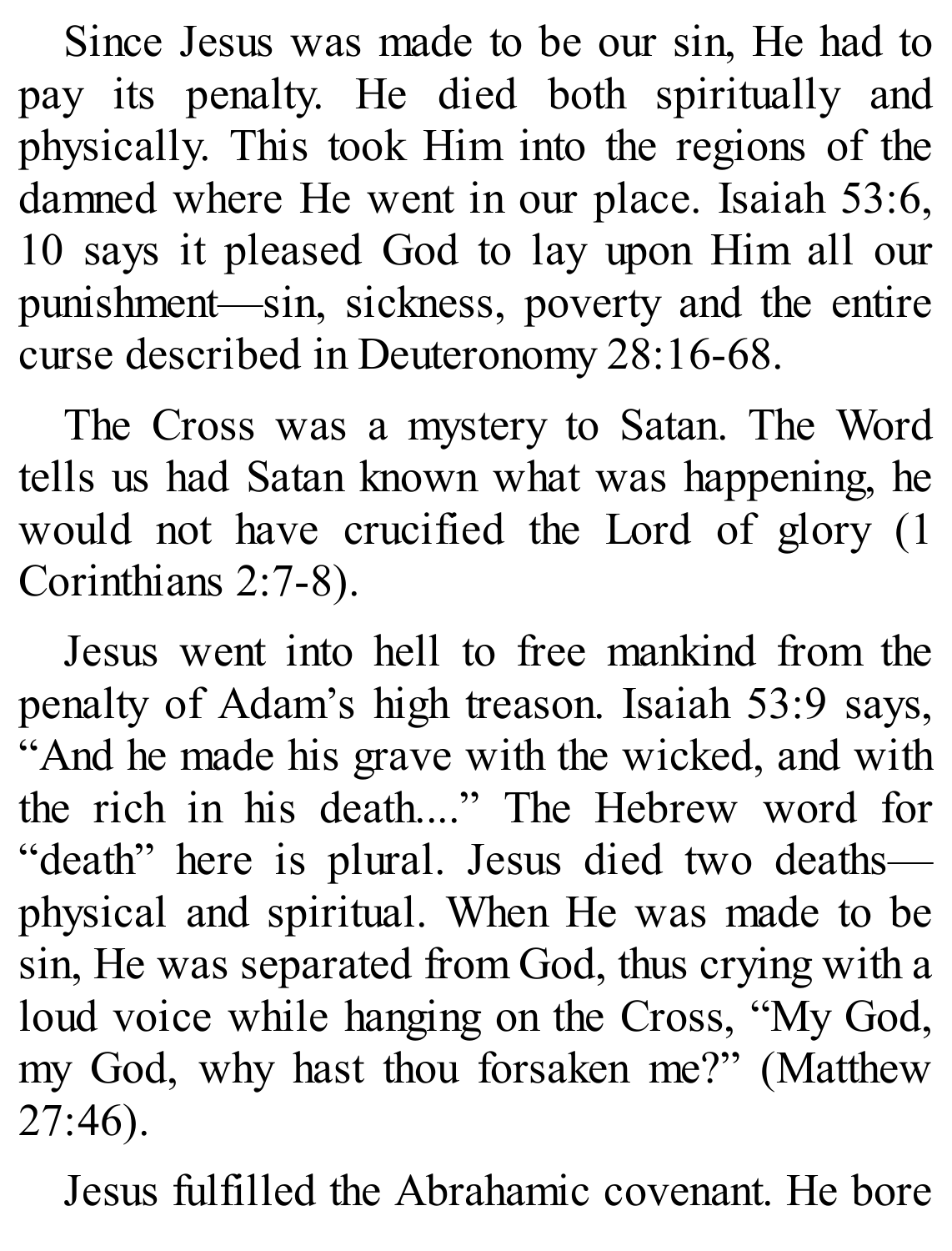Since Jesus was made to be our sin, He had to pay its penalty. He died both spiritually and physically. This took Him into the regions of the damned where He went in our place. Isaiah 53:6, 10 says it pleased God to lay upon Him all our punishment—sin, sickness, poverty and the entire curse described in Deuteronomy 28:16-68.

The Cross was a mystery to Satan. The Word tells us had Satan known what was happening, he would not have crucified the Lord of glory (1 Corinthians 2:7-8).

Jesus went into hell to free mankind from the penalty of Adam's high treason. Isaiah 53:9 says, "And he made his grave with the wicked, and with the rich in his death...." The Hebrew word for "death" here is plural. Jesus died two deaths—physical and spiritual. When He was made to be sin, He was separated from God, thus crying with a loud voice while hanging on the Cross, "My God, my God, why hast thou forsaken me?" (Matthew 27:46).

Jesus fulfilled the Abrahamic covenant. He bore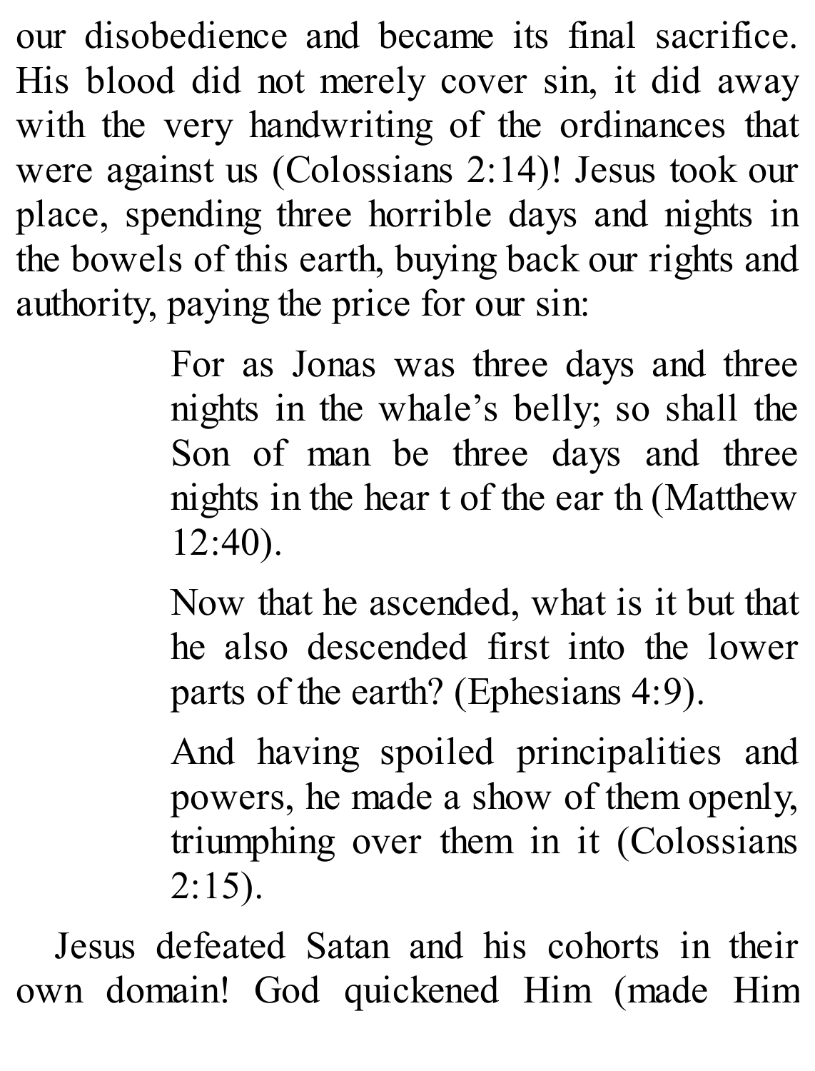our disobedience and became its final sacrifice. His blood did not merely cover sin, it did away with the very handwriting of the ordinances that were against us (Colossians 2:14)! Jesus took our place, spending three horrible days and nights in the bowels of this earth, buying back our rights and authority, paying the price for our sin:

> For as Jonas was three days and three nights in the whale's belly; so shall the Son of man be three days and three nights in the hear t of the ear th (Matthew 12:40).
>
> Now that he ascended, what is it but that he also descended first into the lower parts of the earth? (Ephesians 4:9).
>
> And having spoiled principalities and powers, he made a show of them openly, triumphing over them in it (Colossians 2:15).

Jesus defeated Satan and his cohorts in their own domain! God quickened Him (made Him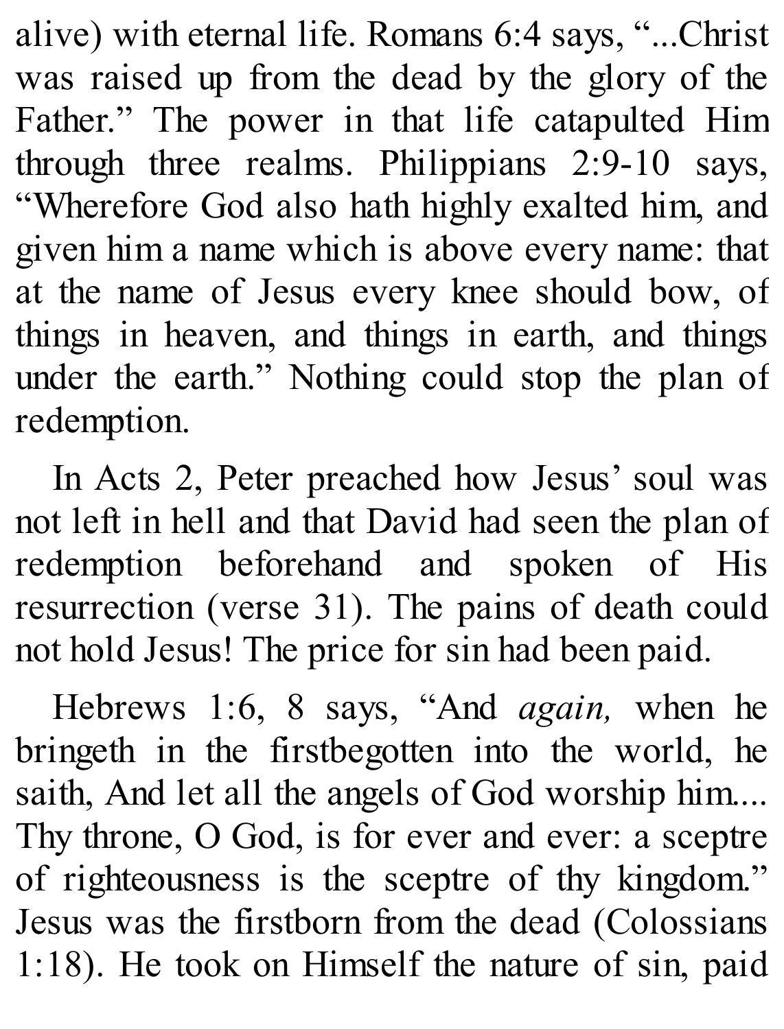alive) with eternal life. Romans 6:4 says, "...Christ was raised up from the dead by the glory of the Father." The power in that life catapulted Him through three realms. Philippians 2:9-10 says, "Wherefore God also hath highly exalted him, and given him a name which is above every name: that at the name of Jesus every knee should bow, of things in heaven, and things in earth, and things under the earth." Nothing could stop the plan of redemption.

In Acts 2, Peter preached how Jesus' soul was not left in hell and that David had seen the plan of redemption beforehand and spoken of His resurrection (verse 31). The pains of death could not hold Jesus! The price for sin had been paid.

Hebrews 1:6, 8 says, "And *again,* when he bringeth in the firstbegotten into the world, he saith, And let all the angels of God worship him.... Thy throne, O God, is for ever and ever: a sceptre of righteousness is the sceptre of thy kingdom." Jesus was the firstborn from the dead (Colossians 1:18). He took on Himself the nature of sin, paid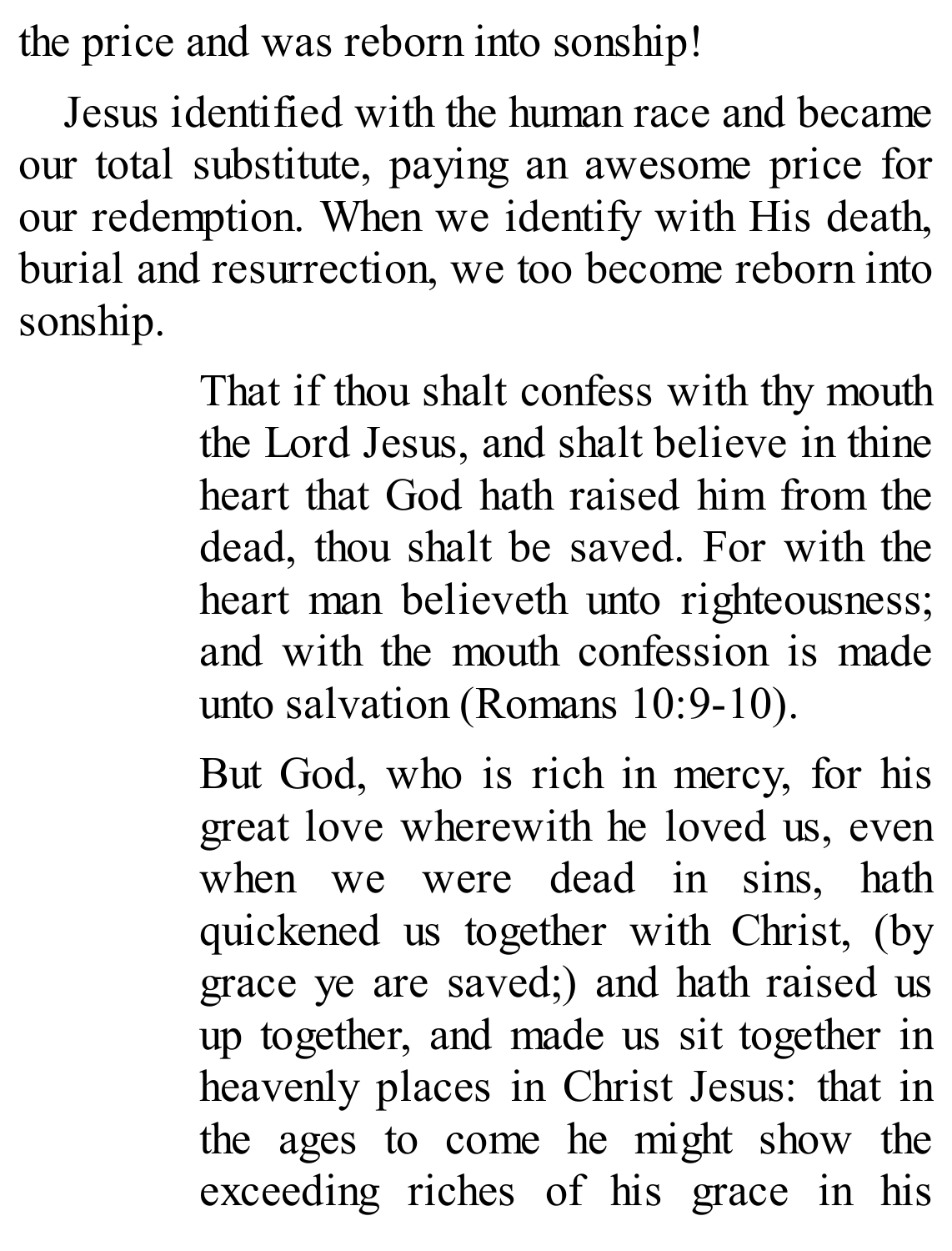the price and was reborn into sonship!

Jesus identified with the human race and became our total substitute, paying an awesome price for our redemption. When we identify with His death, burial and resurrection, we too become reborn into sonship.

> That if thou shalt confess with thy mouth the Lord Jesus, and shalt believe in thine heart that God hath raised him from the dead, thou shalt be saved. For with the heart man believeth unto righteousness; and with the mouth confession is made unto salvation (Romans 10:9-10).

> But God, who is rich in mercy, for his great love wherewith he loved us, even when we were dead in sins, hath quickened us together with Christ, (by grace ye are saved;) and hath raised us up together, and made us sit together in heavenly places in Christ Jesus: that in the ages to come he might show the exceeding riches of his grace in his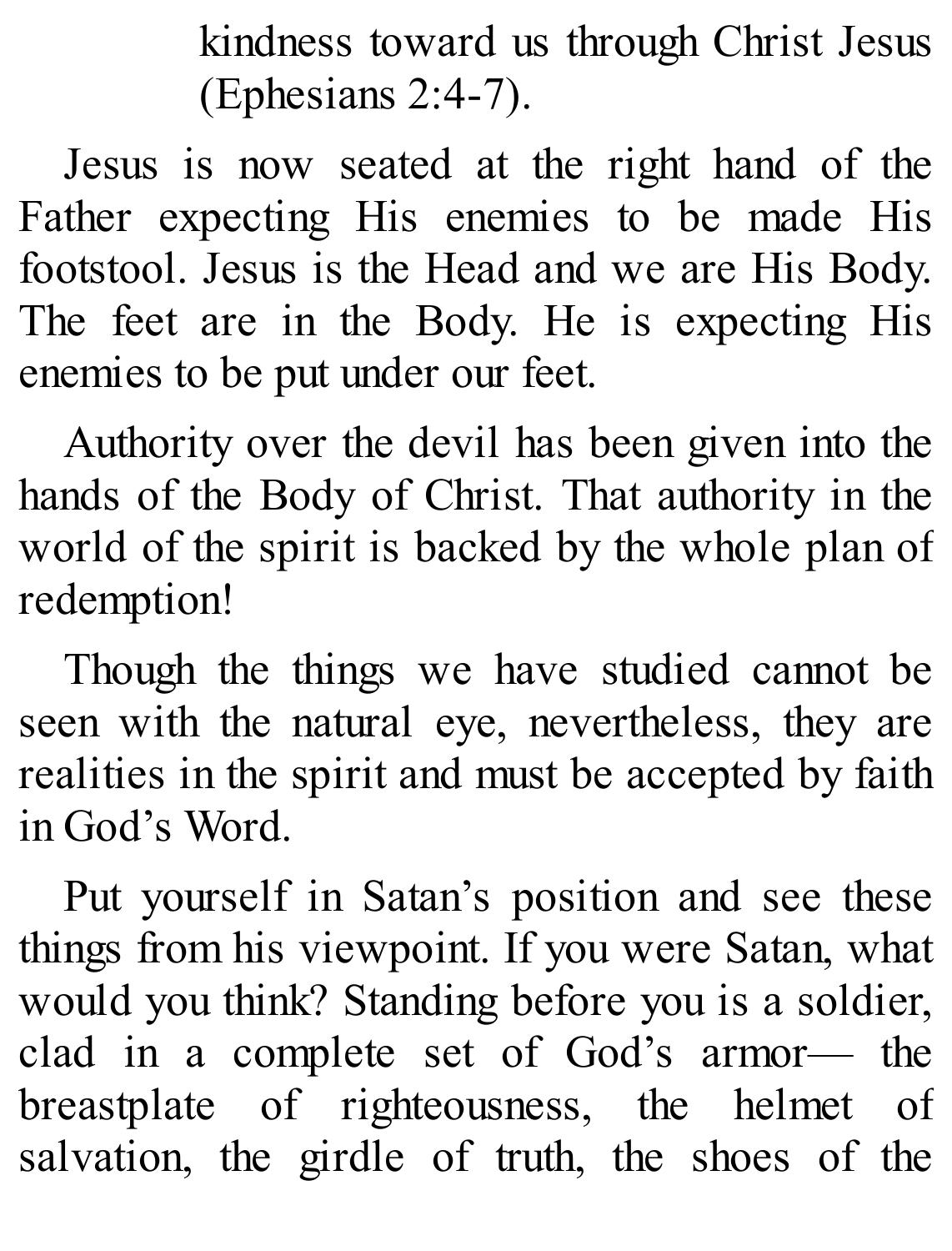kindness toward us through Christ Jesus (Ephesians 2:4-7).

Jesus is now seated at the right hand of the Father expecting His enemies to be made His footstool. Jesus is the Head and we are His Body. The feet are in the Body. He is expecting His enemies to be put under our feet.

Authority over the devil has been given into the hands of the Body of Christ. That authority in the world of the spirit is backed by the whole plan of redemption!

Though the things we have studied cannot be seen with the natural eye, nevertheless, they are realities in the spirit and must be accepted by faith in God's Word.

Put yourself in Satan's position and see these things from his viewpoint. If you were Satan, what would you think? Standing before you is a soldier, clad in a complete set of God's armor— the breastplate of righteousness, the helmet of salvation, the girdle of truth, the shoes of the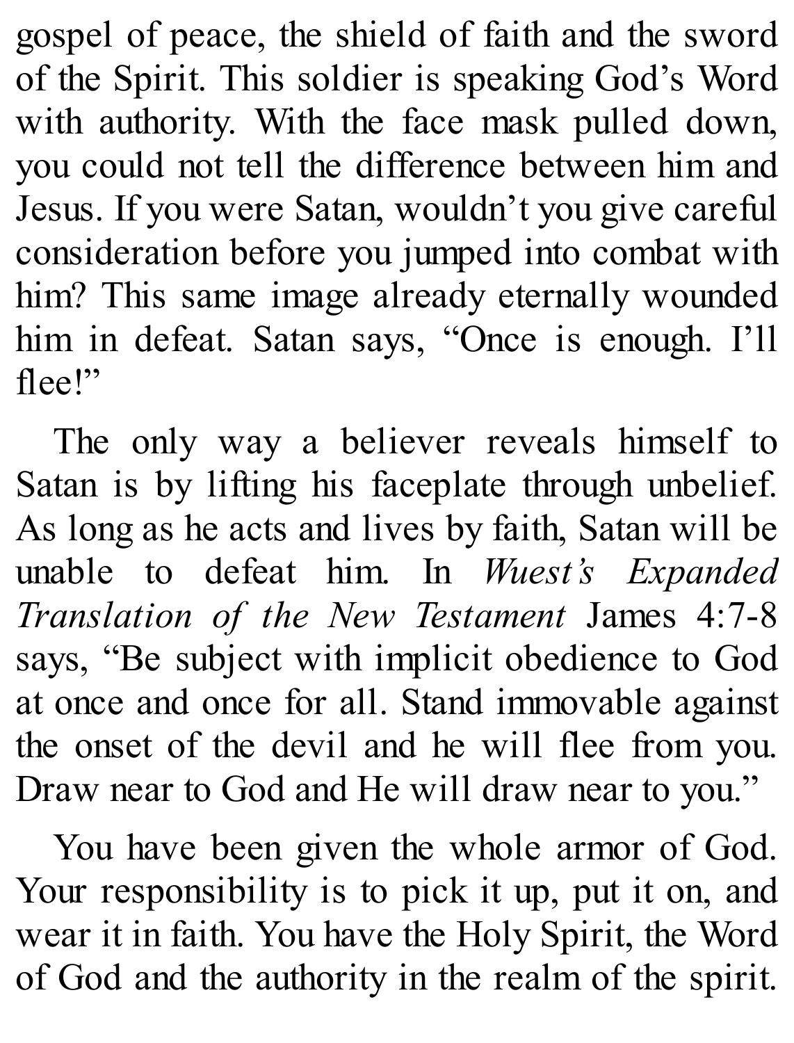gospel of peace, the shield of faith and the sword of the Spirit. This soldier is speaking God's Word with authority. With the face mask pulled down, you could not tell the difference between him and Jesus. If you were Satan, wouldn't you give careful consideration before you jumped into combat with him? This same image already eternally wounded him in defeat. Satan says, "Once is enough. I'll flee!"

The only way a believer reveals himself to Satan is by lifting his faceplate through unbelief. As long as he acts and lives by faith, Satan will be unable to defeat him. In *Wuest's Expanded Translation of the New Testament* James 4:7-8 says, "Be subject with implicit obedience to God at once and once for all. Stand immovable against the onset of the devil and he will flee from you. Draw near to God and He will draw near to you."

You have been given the whole armor of God. Your responsibility is to pick it up, put it on, and wear it in faith. You have the Holy Spirit, the Word of God and the authority in the realm of the spirit.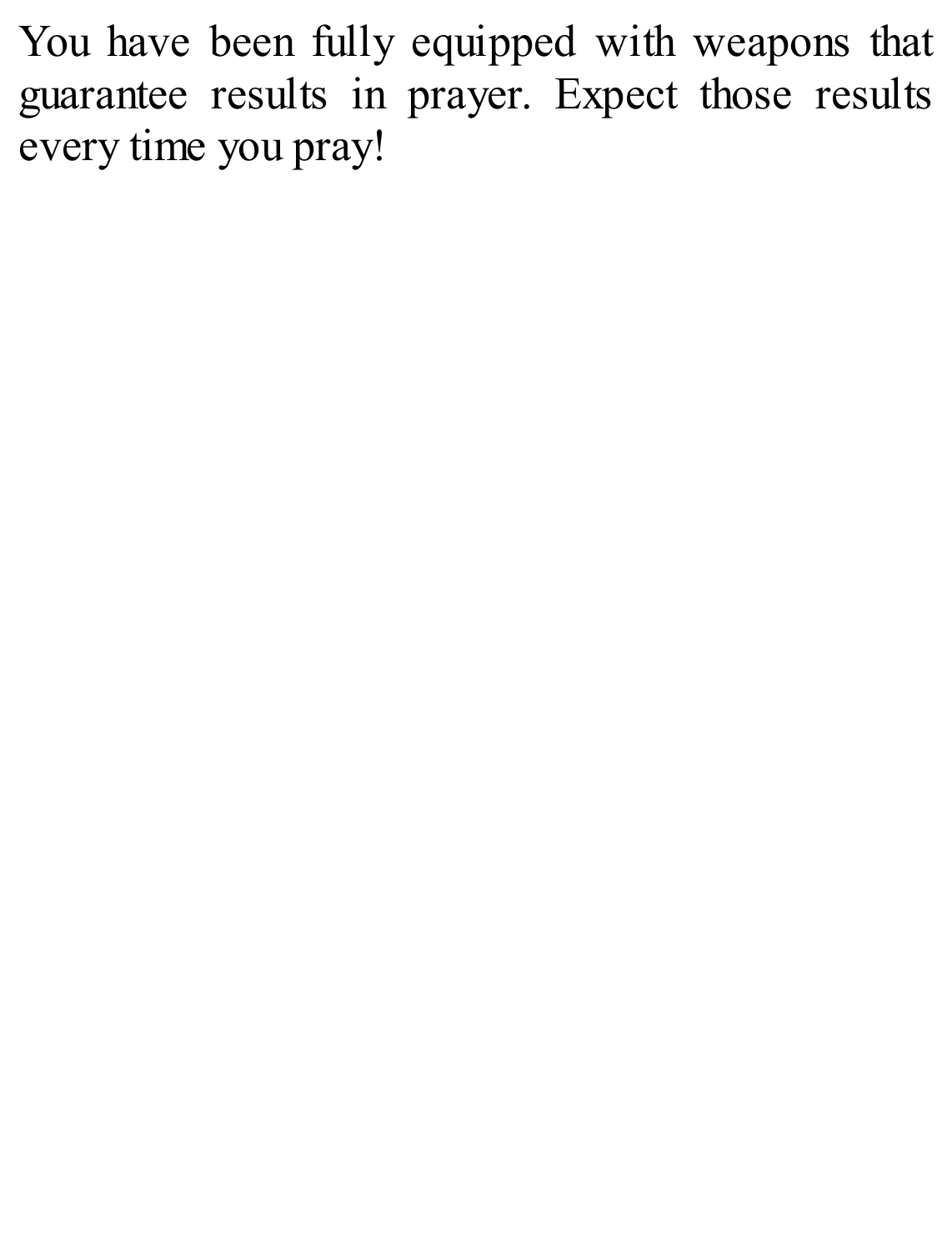You have been fully equipped with weapons that guarantee results in prayer. Expect those results every time you pray!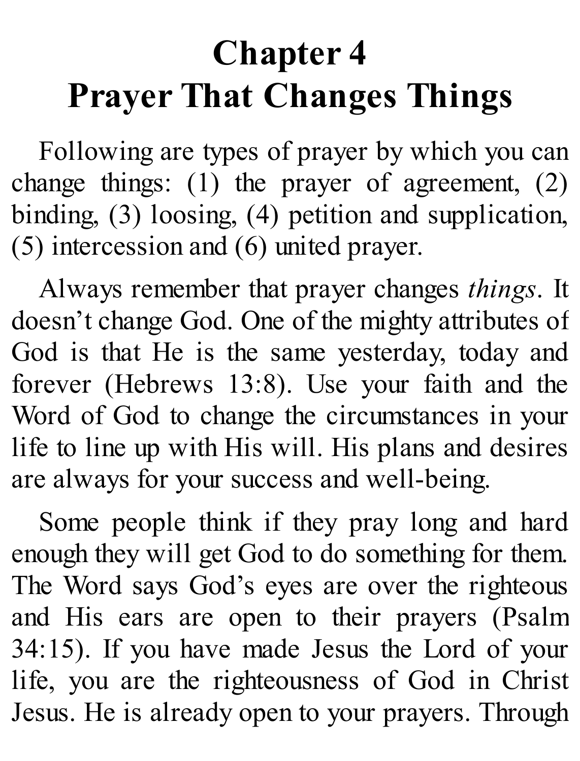# Chapter 4
# Prayer That Changes Things

Following are types of prayer by which you can change things: (1) the prayer of agreement, (2) binding, (3) loosing, (4) petition and supplication, (5) intercession and (6) united prayer.

Always remember that prayer changes *things*. It doesn't change God. One of the mighty attributes of God is that He is the same yesterday, today and forever (Hebrews 13:8). Use your faith and the Word of God to change the circumstances in your life to line up with His will. His plans and desires are always for your success and well-being.

Some people think if they pray long and hard enough they will get God to do something for them. The Word says God's eyes are over the righteous and His ears are open to their prayers (Psalm 34:15). If you have made Jesus the Lord of your life, you are the righteousness of God in Christ Jesus. He is already open to your prayers. Through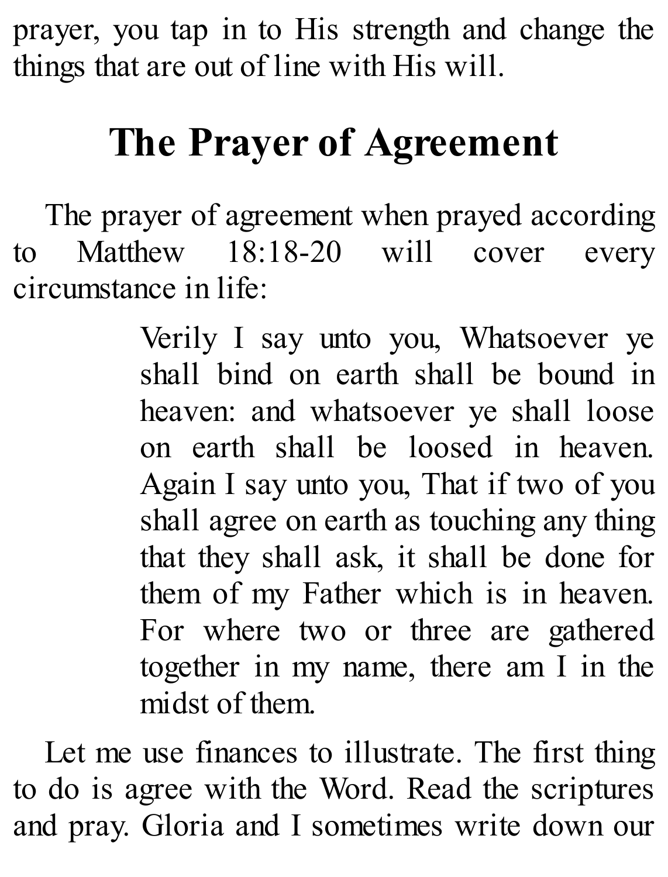prayer, you tap in to His strength and change the things that are out of line with His will.

## The Prayer of Agreement

The prayer of agreement when prayed according to Matthew 18:18-20 will cover every circumstance in life:

> Verily I say unto you, Whatsoever ye shall bind on earth shall be bound in heaven: and whatsoever ye shall loose on earth shall be loosed in heaven. Again I say unto you, That if two of you shall agree on earth as touching any thing that they shall ask, it shall be done for them of my Father which is in heaven. For where two or three are gathered together in my name, there am I in the midst of them.

Let me use finances to illustrate. The first thing to do is agree with the Word. Read the scriptures and pray. Gloria and I sometimes write down our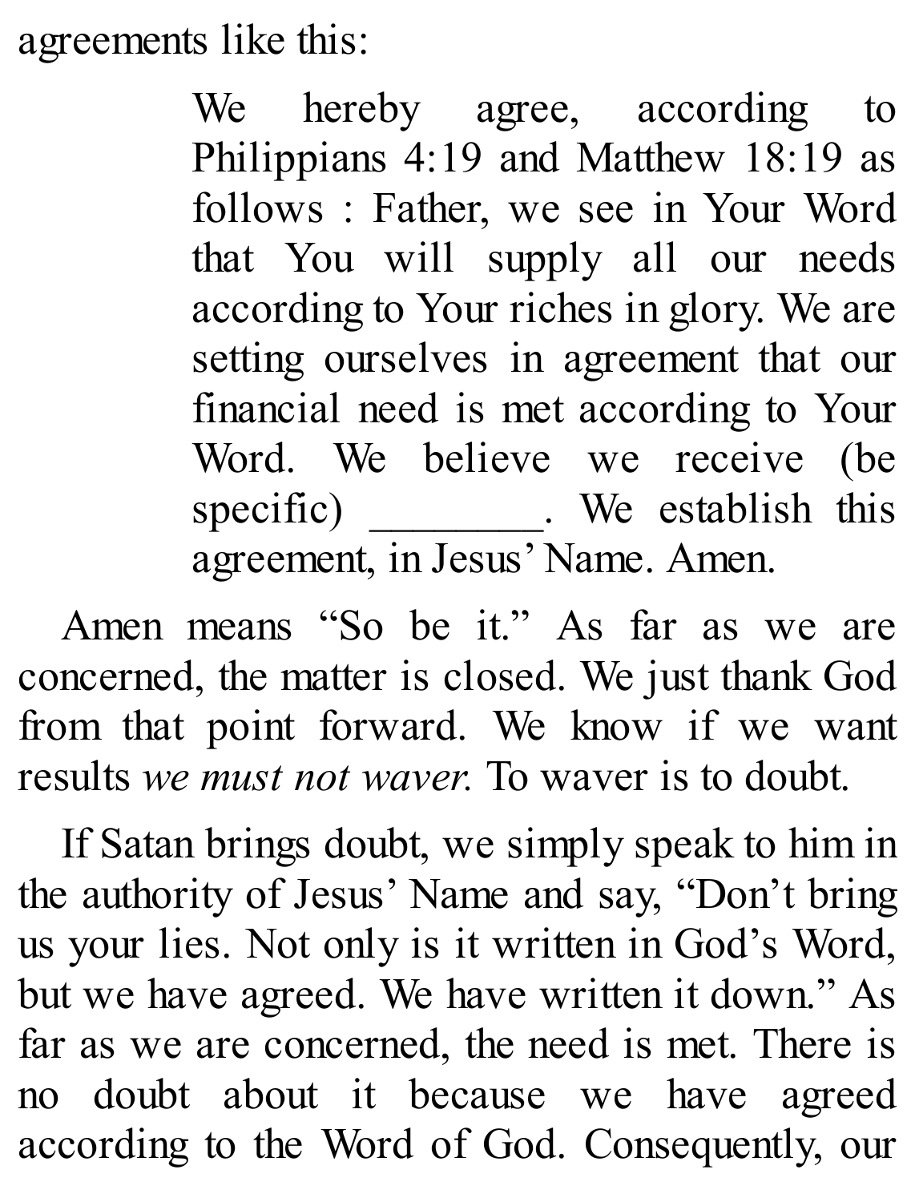agreements like this:

> We hereby agree, according to Philippians 4:19 and Matthew 18:19 as follows : Father, we see in Your Word that You will supply all our needs according to Your riches in glory. We are setting ourselves in agreement that our financial need is met according to Your Word. We believe we receive (be specific) ________. We establish this agreement, in Jesus' Name. Amen.

Amen means "So be it." As far as we are concerned, the matter is closed. We just thank God from that point forward. We know if we want results *we must not waver.* To waver is to doubt.

If Satan brings doubt, we simply speak to him in the authority of Jesus' Name and say, "Don't bring us your lies. Not only is it written in God's Word, but we have agreed. We have written it down." As far as we are concerned, the need is met. There is no doubt about it because we have agreed according to the Word of God. Consequently, our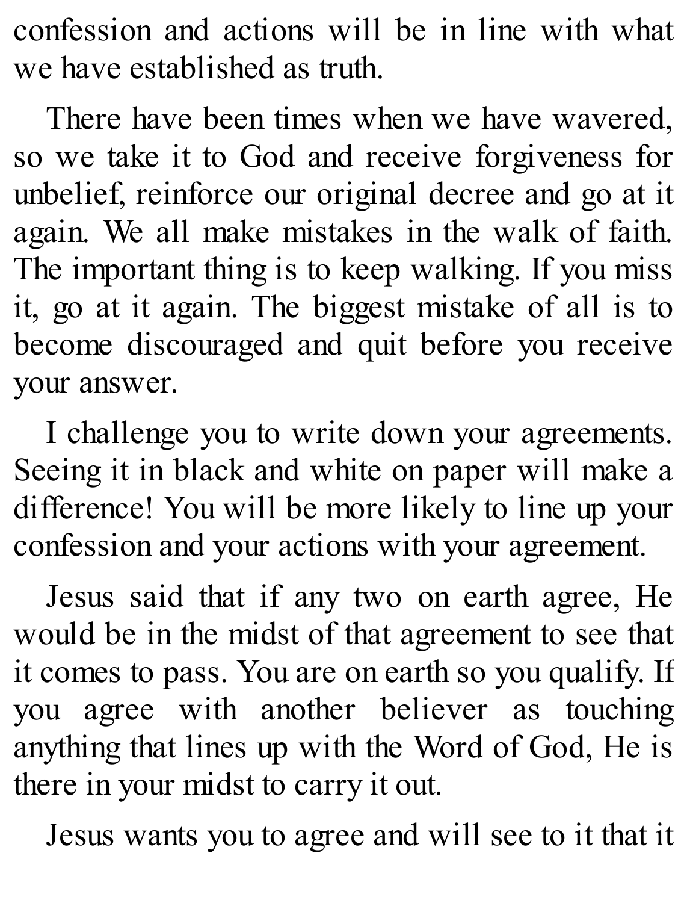confession and actions will be in line with what we have established as truth.

There have been times when we have wavered, so we take it to God and receive forgiveness for unbelief, reinforce our original decree and go at it again. We all make mistakes in the walk of faith. The important thing is to keep walking. If you miss it, go at it again. The biggest mistake of all is to become discouraged and quit before you receive your answer.

I challenge you to write down your agreements. Seeing it in black and white on paper will make a difference! You will be more likely to line up your confession and your actions with your agreement.

Jesus said that if any two on earth agree, He would be in the midst of that agreement to see that it comes to pass. You are on earth so you qualify. If you agree with another believer as touching anything that lines up with the Word of God, He is there in your midst to carry it out.

Jesus wants you to agree and will see to it that it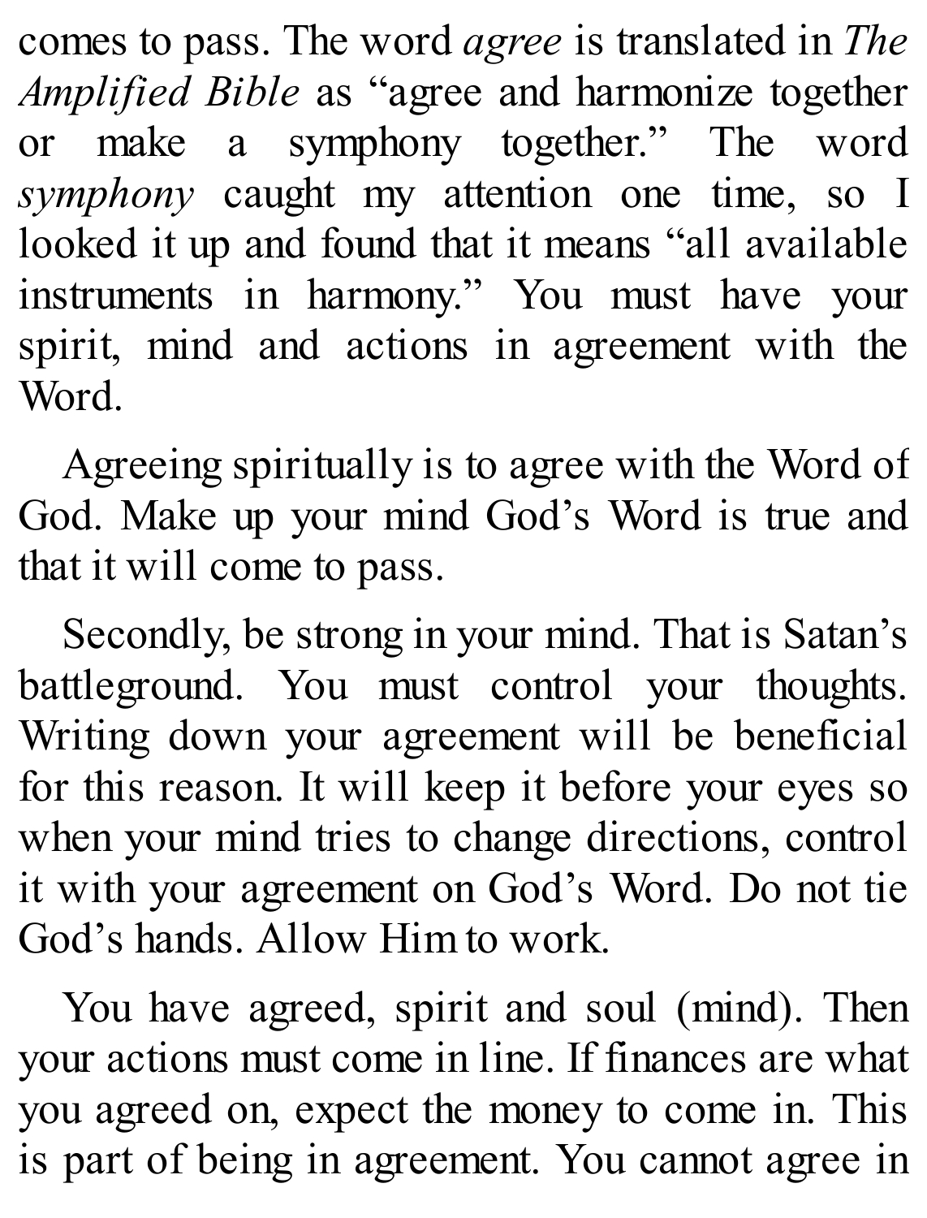comes to pass. The word *agree* is translated in *The Amplified Bible* as "agree and harmonize together or make a symphony together." The word *symphony* caught my attention one time, so I looked it up and found that it means "all available instruments in harmony." You must have your spirit, mind and actions in agreement with the Word.

Agreeing spiritually is to agree with the Word of God. Make up your mind God's Word is true and that it will come to pass.

Secondly, be strong in your mind. That is Satan's battleground. You must control your thoughts. Writing down your agreement will be beneficial for this reason. It will keep it before your eyes so when your mind tries to change directions, control it with your agreement on God's Word. Do not tie God's hands. Allow Him to work.

You have agreed, spirit and soul (mind). Then your actions must come in line. If finances are what you agreed on, expect the money to come in. This is part of being in agreement. You cannot agree in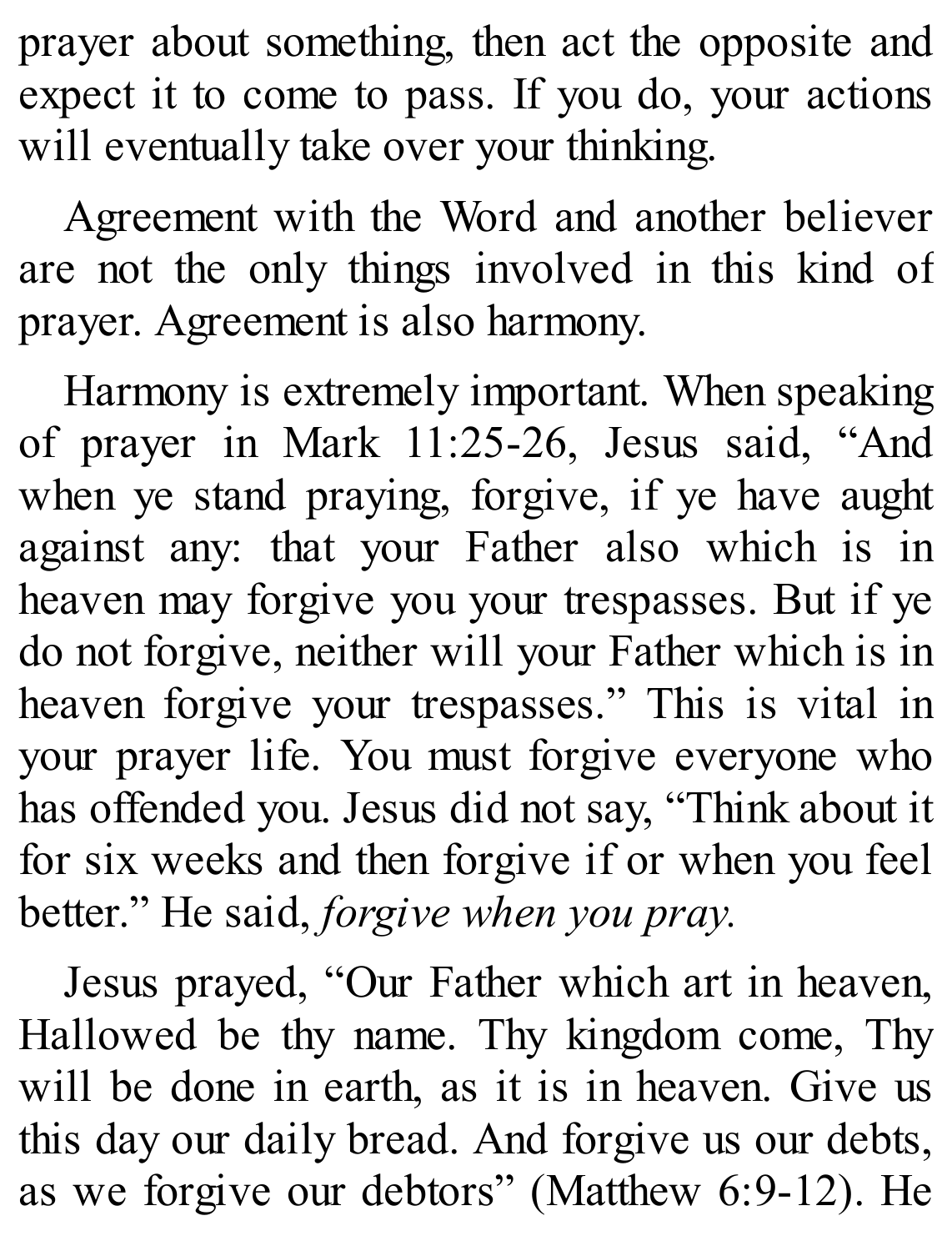prayer about something, then act the opposite and expect it to come to pass. If you do, your actions will eventually take over your thinking.

Agreement with the Word and another believer are not the only things involved in this kind of prayer. Agreement is also harmony.

Harmony is extremely important. When speaking of prayer in Mark 11:25-26, Jesus said, "And when ye stand praying, forgive, if ye have aught against any: that your Father also which is in heaven may forgive you your trespasses. But if ye do not forgive, neither will your Father which is in heaven forgive your trespasses." This is vital in your prayer life. You must forgive everyone who has offended you. Jesus did not say, "Think about it for six weeks and then forgive if or when you feel better." He said, *forgive when you pray.*

Jesus prayed, "Our Father which art in heaven, Hallowed be thy name. Thy kingdom come, Thy will be done in earth, as it is in heaven. Give us this day our daily bread. And forgive us our debts, as we forgive our debtors" (Matthew 6:9-12). He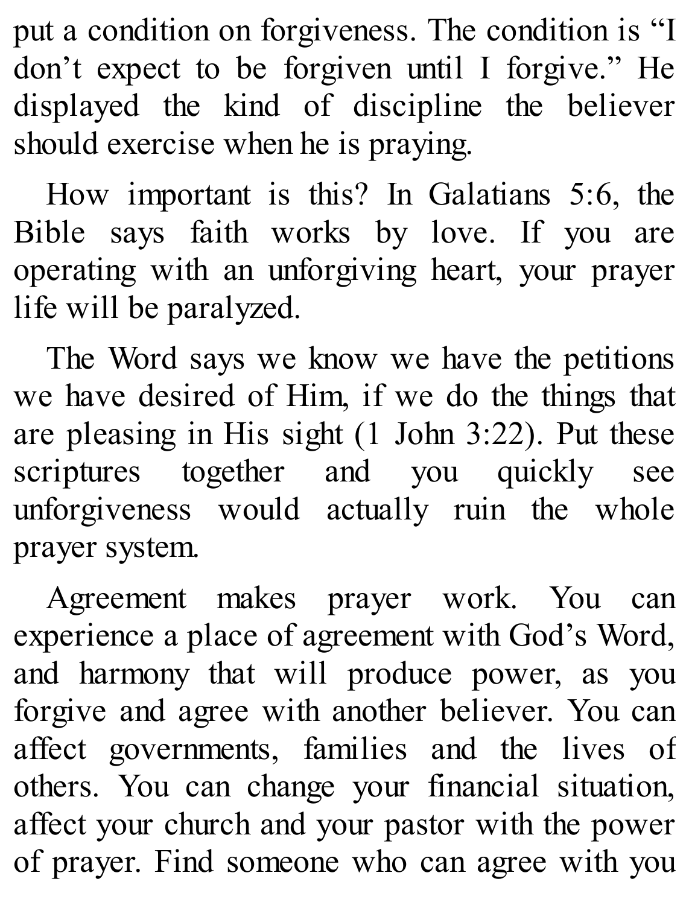put a condition on forgiveness. The condition is "I don't expect to be forgiven until I forgive." He displayed the kind of discipline the believer should exercise when he is praying.

How important is this? In Galatians 5:6, the Bible says faith works by love. If you are operating with an unforgiving heart, your prayer life will be paralyzed.

The Word says we know we have the petitions we have desired of Him, if we do the things that are pleasing in His sight (1 John 3:22). Put these scriptures together and you quickly see unforgiveness would actually ruin the whole prayer system.

Agreement makes prayer work. You can experience a place of agreement with God's Word, and harmony that will produce power, as you forgive and agree with another believer. You can affect governments, families and the lives of others. You can change your financial situation, affect your church and your pastor with the power of prayer. Find someone who can agree with you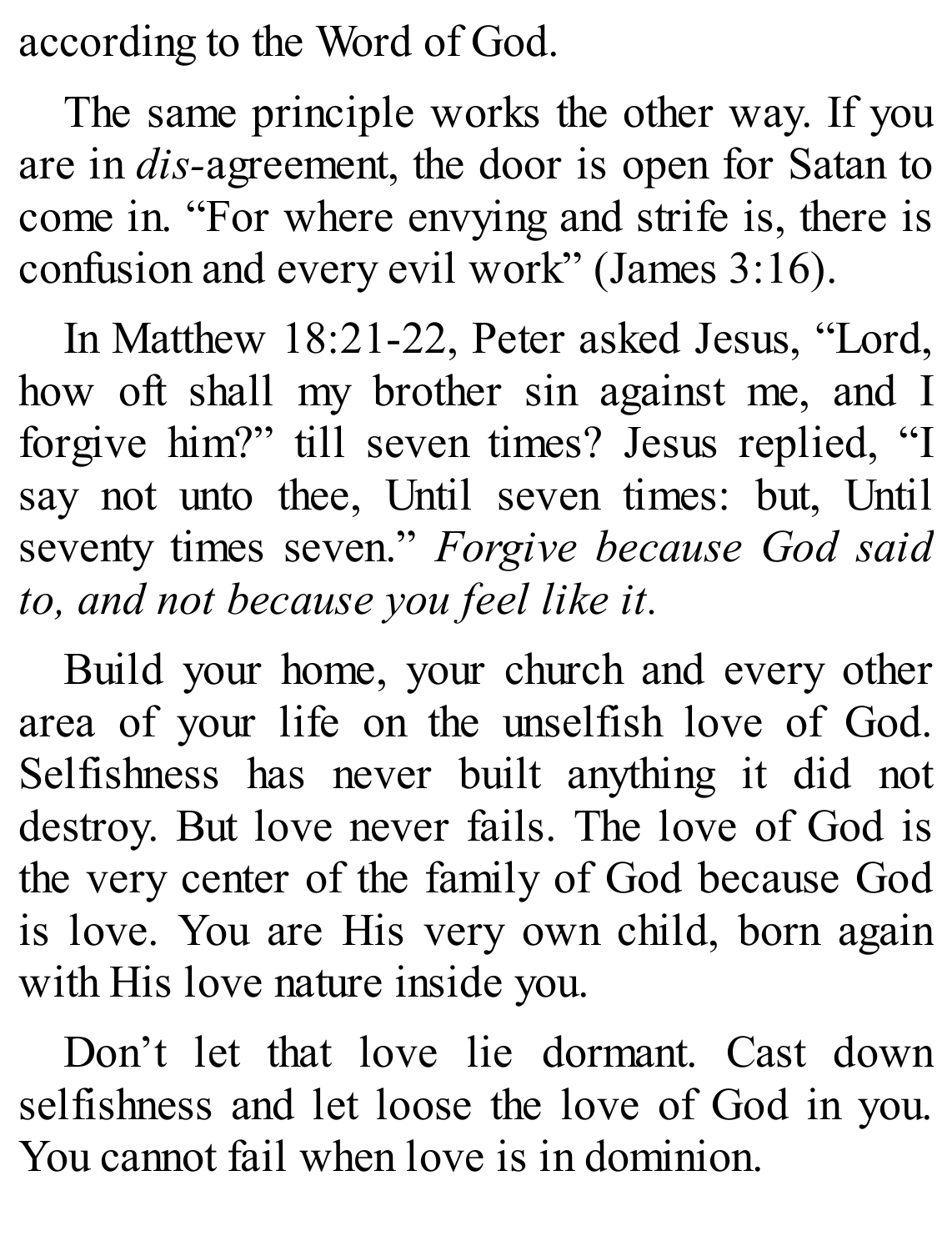according to the Word of God.

The same principle works the other way. If you are in *dis*-agreement, the door is open for Satan to come in. "For where envying and strife is, there is confusion and every evil work" (James 3:16).

In Matthew 18:21-22, Peter asked Jesus, "Lord, how oft shall my brother sin against me, and I forgive him?" till seven times? Jesus replied, "I say not unto thee, Until seven times: but, Until seventy times seven." *Forgive because God said to, and not because you feel like it.*

Build your home, your church and every other area of your life on the unselfish love of God. Selfishness has never built anything it did not destroy. But love never fails. The love of God is the very center of the family of God because God is love. You are His very own child, born again with His love nature inside you.

Don't let that love lie dormant. Cast down selfishness and let loose the love of God in you. You cannot fail when love is in dominion.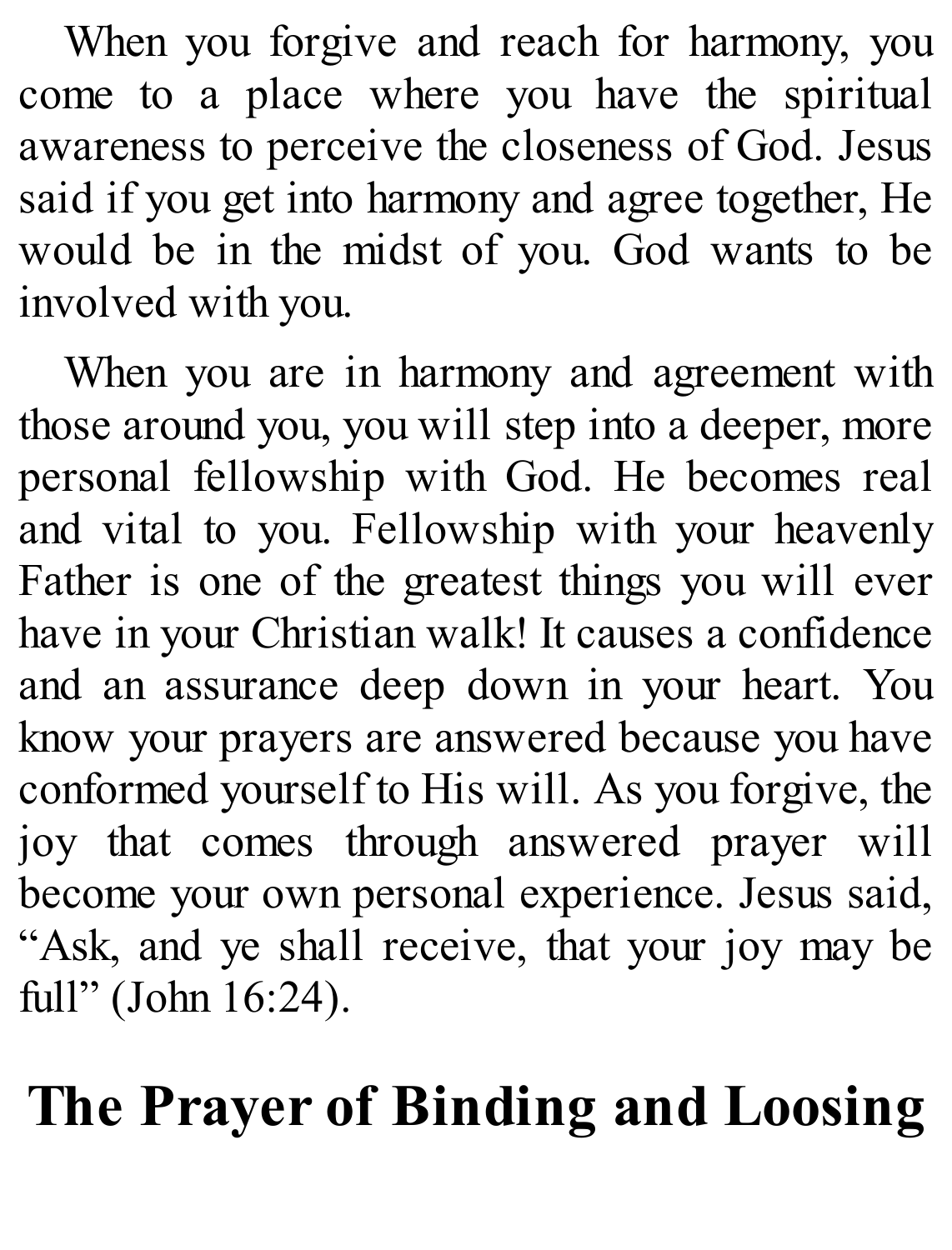When you forgive and reach for harmony, you come to a place where you have the spiritual awareness to perceive the closeness of God. Jesus said if you get into harmony and agree together, He would be in the midst of you. God wants to be involved with you.

When you are in harmony and agreement with those around you, you will step into a deeper, more personal fellowship with God. He becomes real and vital to you. Fellowship with your heavenly Father is one of the greatest things you will ever have in your Christian walk! It causes a confidence and an assurance deep down in your heart. You know your prayers are answered because you have conformed yourself to His will. As you forgive, the joy that comes through answered prayer will become your own personal experience. Jesus said, "Ask, and ye shall receive, that your joy may be full" (John 16:24).

## The Prayer of Binding and Loosing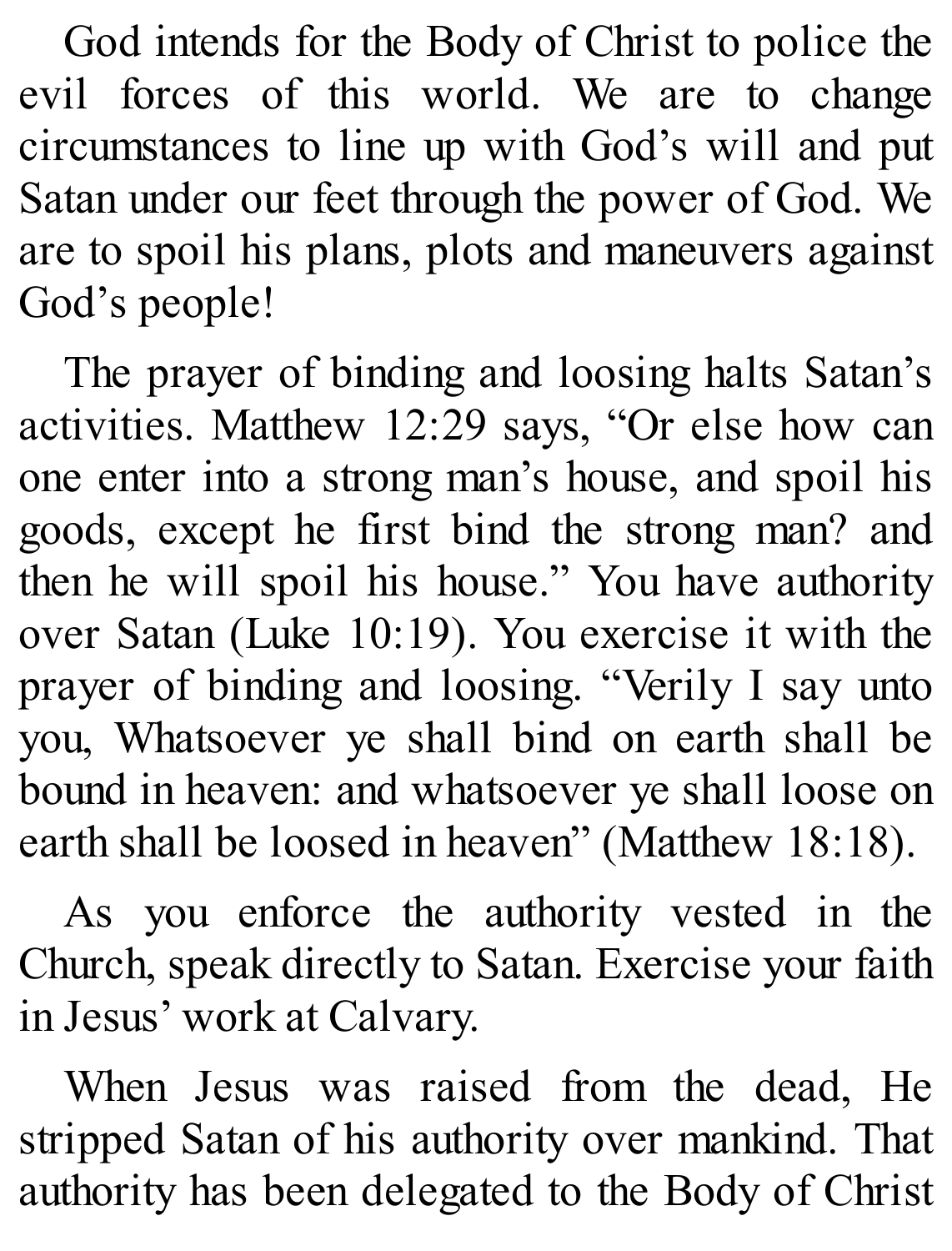God intends for the Body of Christ to police the evil forces of this world. We are to change circumstances to line up with God's will and put Satan under our feet through the power of God. We are to spoil his plans, plots and maneuvers against God's people!

The prayer of binding and loosing halts Satan's activities. Matthew 12:29 says, "Or else how can one enter into a strong man's house, and spoil his goods, except he first bind the strong man? and then he will spoil his house." You have authority over Satan (Luke 10:19). You exercise it with the prayer of binding and loosing. "Verily I say unto you, Whatsoever ye shall bind on earth shall be bound in heaven: and whatsoever ye shall loose on earth shall be loosed in heaven" (Matthew 18:18).

As you enforce the authority vested in the Church, speak directly to Satan. Exercise your faith in Jesus' work at Calvary.

When Jesus was raised from the dead, He stripped Satan of his authority over mankind. That authority has been delegated to the Body of Christ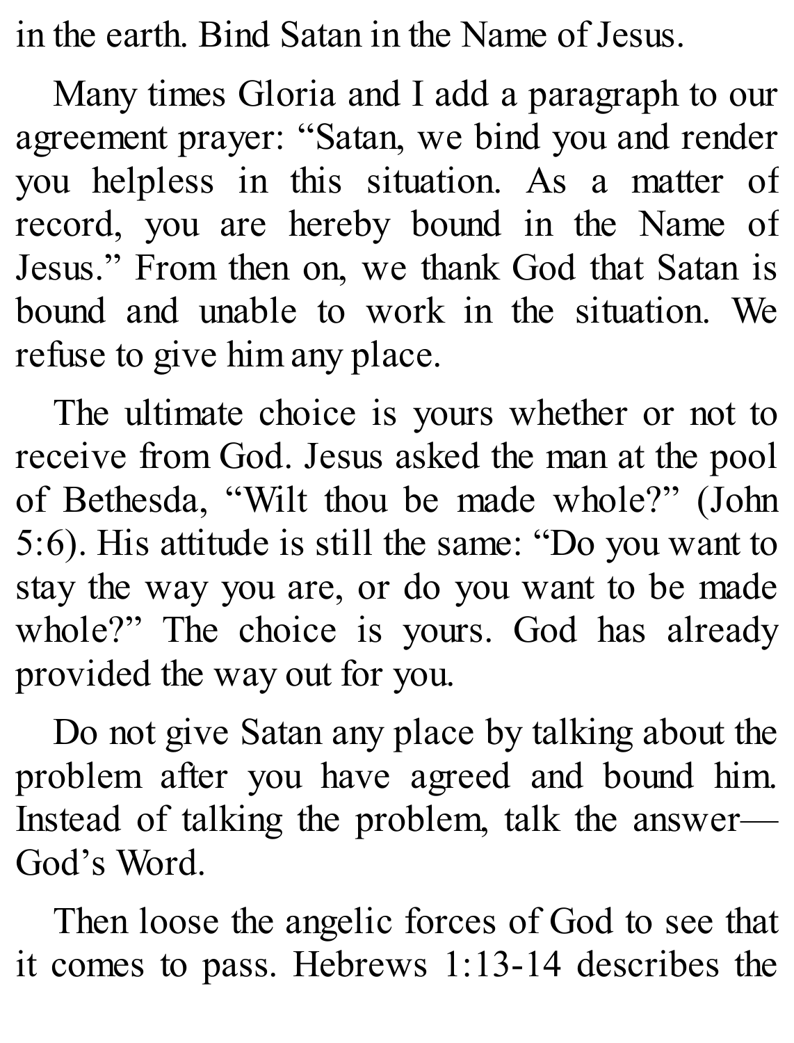in the earth. Bind Satan in the Name of Jesus.

Many times Gloria and I add a paragraph to our agreement prayer: "Satan, we bind you and render you helpless in this situation. As a matter of record, you are hereby bound in the Name of Jesus." From then on, we thank God that Satan is bound and unable to work in the situation. We refuse to give him any place.

The ultimate choice is yours whether or not to receive from God. Jesus asked the man at the pool of Bethesda, "Wilt thou be made whole?" (John 5:6). His attitude is still the same: "Do you want to stay the way you are, or do you want to be made whole?" The choice is yours. God has already provided the way out for you.

Do not give Satan any place by talking about the problem after you have agreed and bound him. Instead of talking the problem, talk the answer—God's Word.

Then loose the angelic forces of God to see that it comes to pass. Hebrews 1:13-14 describes the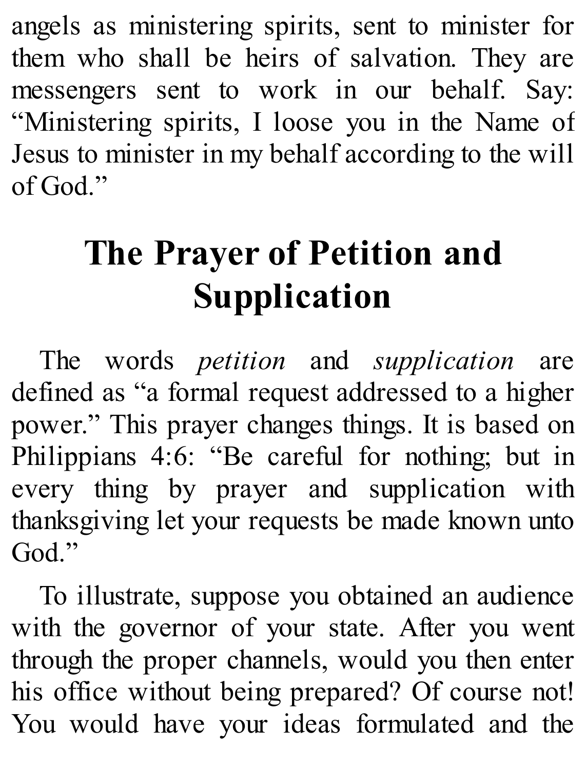angels as ministering spirits, sent to minister for them who shall be heirs of salvation. They are messengers sent to work in our behalf. Say: "Ministering spirits, I loose you in the Name of Jesus to minister in my behalf according to the will of God."

## The Prayer of Petition and Supplication

The words *petition* and *supplication* are defined as "a formal request addressed to a higher power." This prayer changes things. It is based on Philippians 4:6: "Be careful for nothing; but in every thing by prayer and supplication with thanksgiving let your requests be made known unto God."

To illustrate, suppose you obtained an audience with the governor of your state. After you went through the proper channels, would you then enter his office without being prepared? Of course not! You would have your ideas formulated and the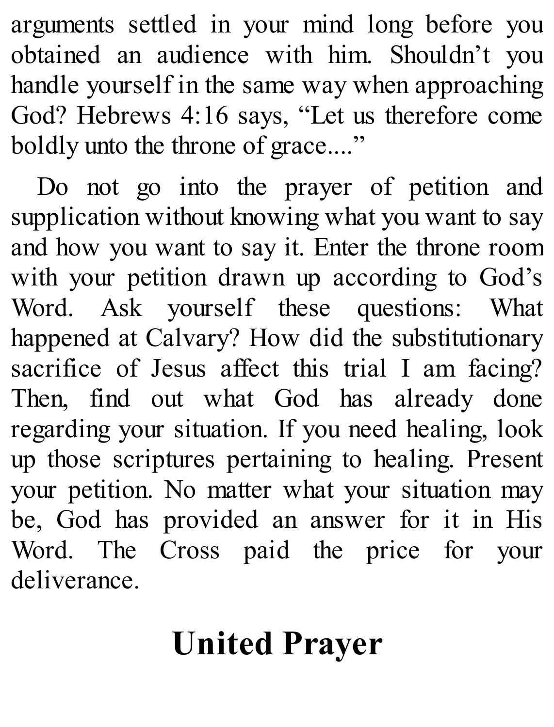arguments settled in your mind long before you obtained an audience with him. Shouldn't you handle yourself in the same way when approaching God? Hebrews 4:16 says, "Let us therefore come boldly unto the throne of grace...."

Do not go into the prayer of petition and supplication without knowing what you want to say and how you want to say it. Enter the throne room with your petition drawn up according to God's Word. Ask yourself these questions: What happened at Calvary? How did the substitutionary sacrifice of Jesus affect this trial I am facing? Then, find out what God has already done regarding your situation. If you need healing, look up those scriptures pertaining to healing. Present your petition. No matter what your situation may be, God has provided an answer for it in His Word. The Cross paid the price for your deliverance.

## United Prayer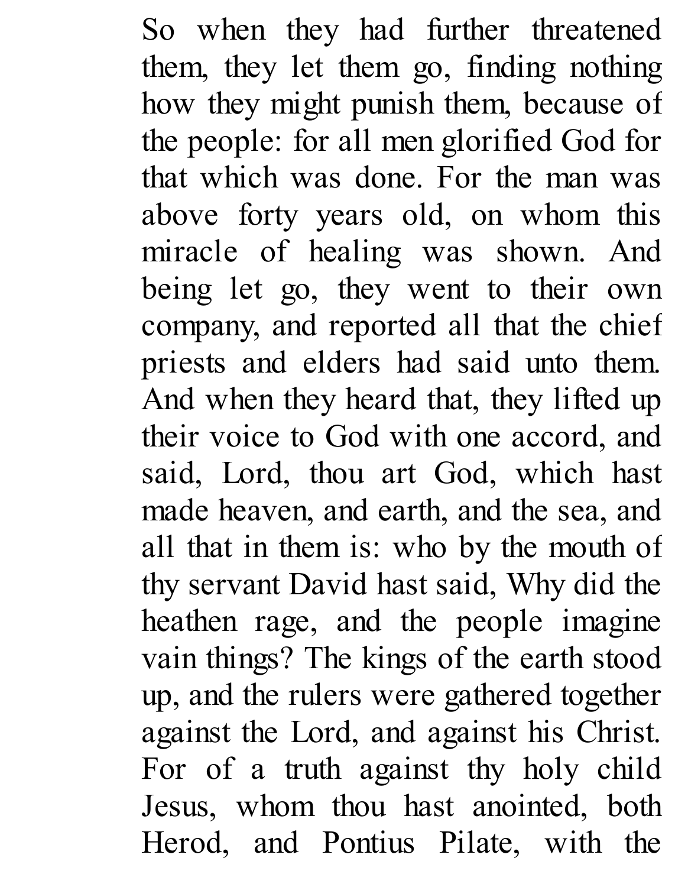So when they had further threatened them, they let them go, finding nothing how they might punish them, because of the people: for all men glorified God for that which was done. For the man was above forty years old, on whom this miracle of healing was shown. And being let go, they went to their own company, and reported all that the chief priests and elders had said unto them. And when they heard that, they lifted up their voice to God with one accord, and said, Lord, thou art God, which hast made heaven, and earth, and the sea, and all that in them is: who by the mouth of thy servant David hast said, Why did the heathen rage, and the people imagine vain things? The kings of the earth stood up, and the rulers were gathered together against the Lord, and against his Christ. For of a truth against thy holy child Jesus, whom thou hast anointed, both Herod, and Pontius Pilate, with the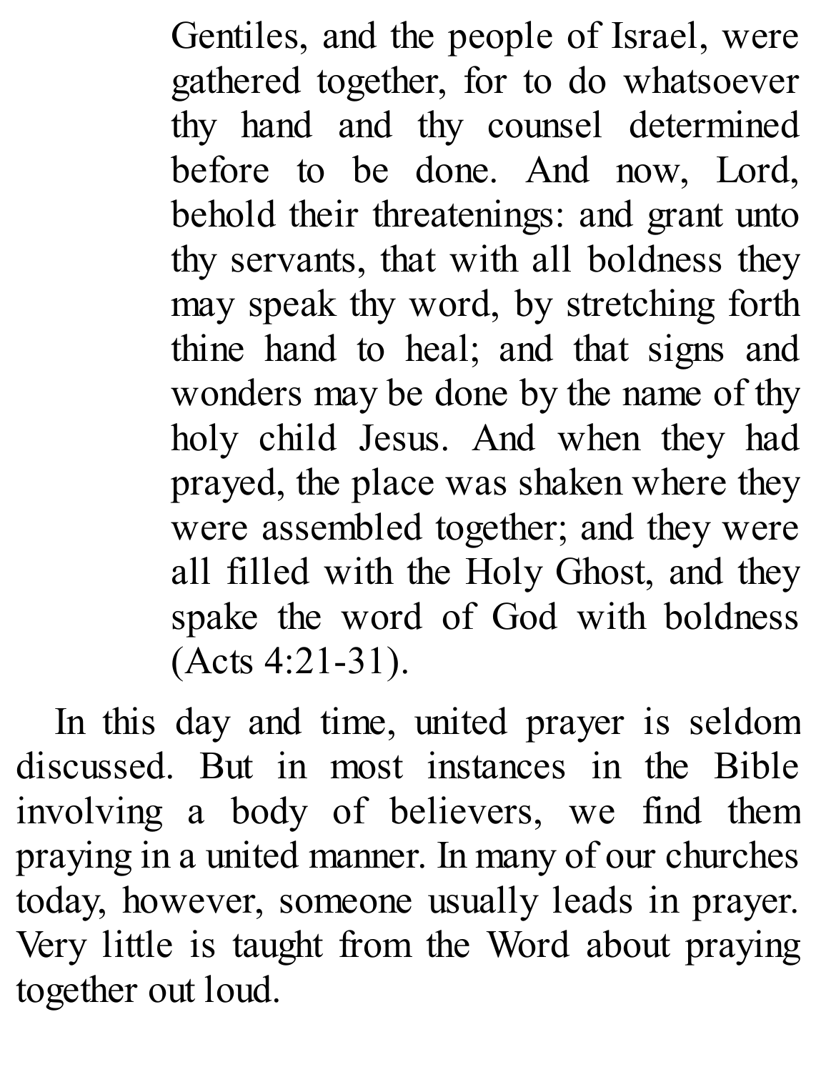> Gentiles, and the people of Israel, were gathered together, for to do whatsoever thy hand and thy counsel determined before to be done. And now, Lord, behold their threatenings: and grant unto thy servants, that with all boldness they may speak thy word, by stretching forth thine hand to heal; and that signs and wonders may be done by the name of thy holy child Jesus. And when they had prayed, the place was shaken where they were assembled together; and they were all filled with the Holy Ghost, and they spake the word of God with boldness (Acts 4:21-31).

In this day and time, united prayer is seldom discussed. But in most instances in the Bible involving a body of believers, we find them praying in a united manner. In many of our churches today, however, someone usually leads in prayer. Very little is taught from the Word about praying together out loud.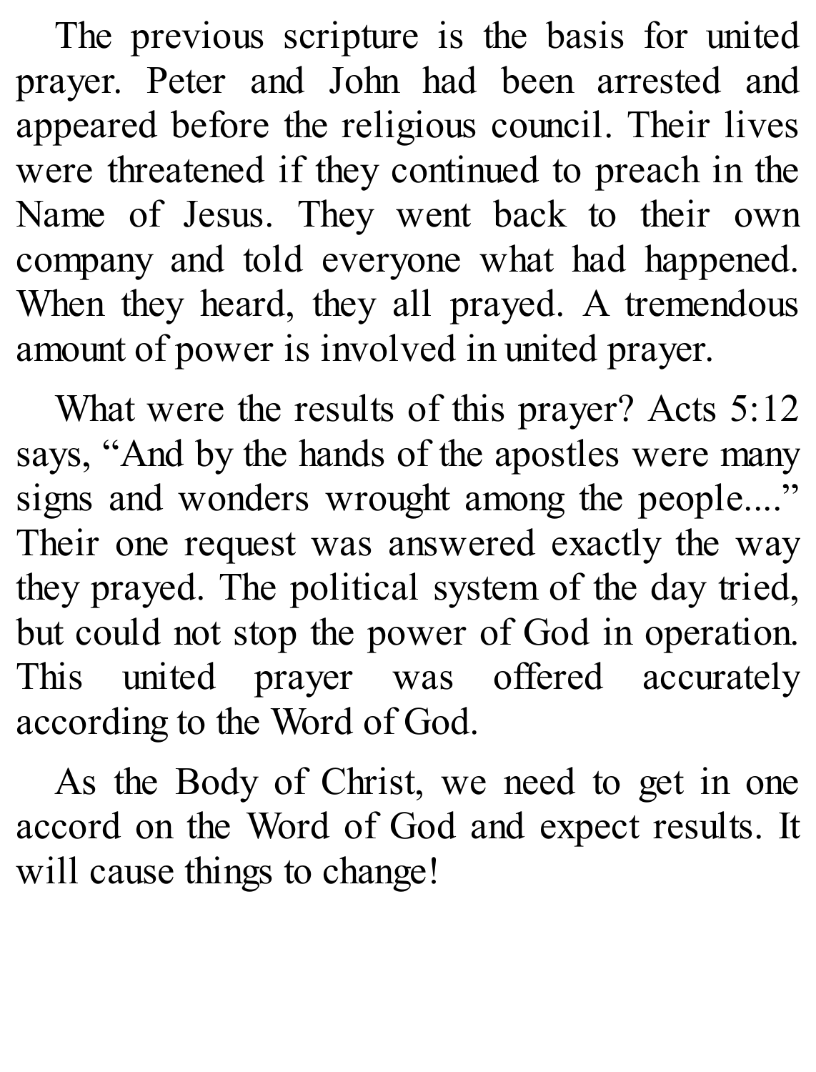The previous scripture is the basis for united prayer. Peter and John had been arrested and appeared before the religious council. Their lives were threatened if they continued to preach in the Name of Jesus. They went back to their own company and told everyone what had happened. When they heard, they all prayed. A tremendous amount of power is involved in united prayer.

What were the results of this prayer? Acts 5:12 says, "And by the hands of the apostles were many signs and wonders wrought among the people...." Their one request was answered exactly the way they prayed. The political system of the day tried, but could not stop the power of God in operation. This united prayer was offered accurately according to the Word of God.

As the Body of Christ, we need to get in one accord on the Word of God and expect results. It will cause things to change!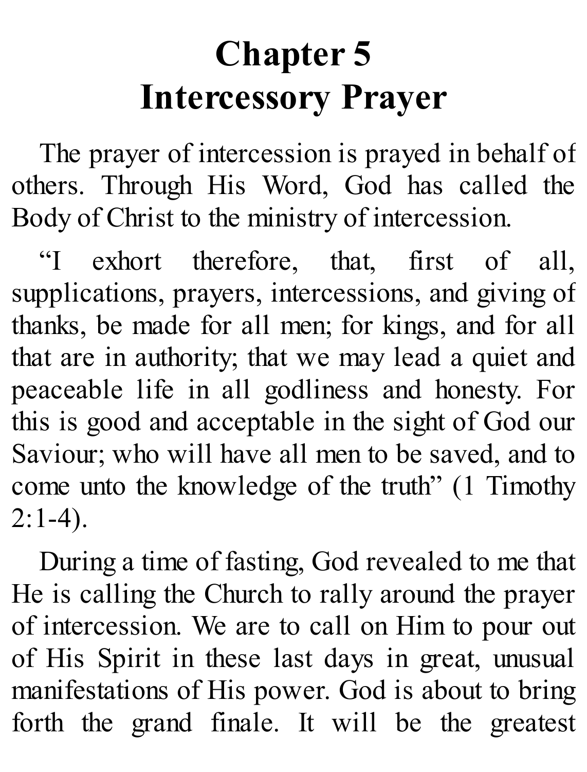# Chapter 5
# Intercessory Prayer

The prayer of intercession is prayed in behalf of others. Through His Word, God has called the Body of Christ to the ministry of intercession.

"I exhort therefore, that, first of all, supplications, prayers, intercessions, and giving of thanks, be made for all men; for kings, and for all that are in authority; that we may lead a quiet and peaceable life in all godliness and honesty. For this is good and acceptable in the sight of God our Saviour; who will have all men to be saved, and to come unto the knowledge of the truth" (1 Timothy 2:1-4).

During a time of fasting, God revealed to me that He is calling the Church to rally around the prayer of intercession. We are to call on Him to pour out of His Spirit in these last days in great, unusual manifestations of His power. God is about to bring forth the grand finale. It will be the greatest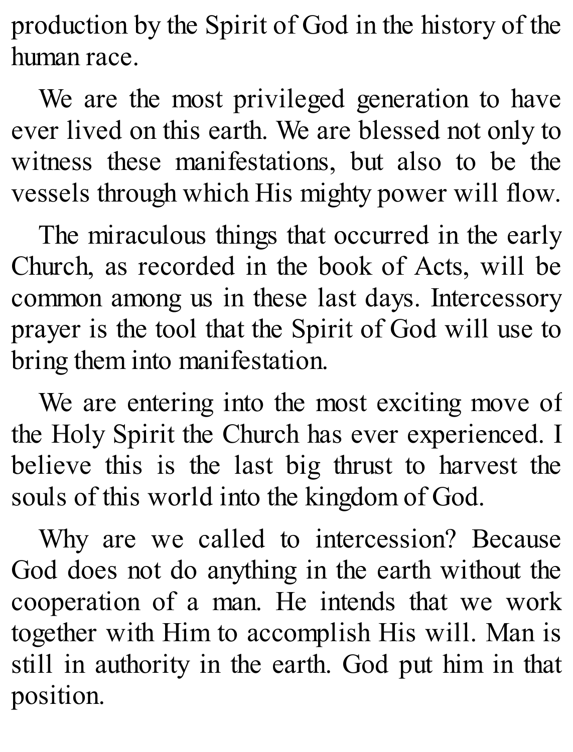production by the Spirit of God in the history of the human race.

We are the most privileged generation to have ever lived on this earth. We are blessed not only to witness these manifestations, but also to be the vessels through which His mighty power will flow.

The miraculous things that occurred in the early Church, as recorded in the book of Acts, will be common among us in these last days. Intercessory prayer is the tool that the Spirit of God will use to bring them into manifestation.

We are entering into the most exciting move of the Holy Spirit the Church has ever experienced. I believe this is the last big thrust to harvest the souls of this world into the kingdom of God.

Why are we called to intercession? Because God does not do anything in the earth without the cooperation of a man. He intends that we work together with Him to accomplish His will. Man is still in authority in the earth. God put him in that position.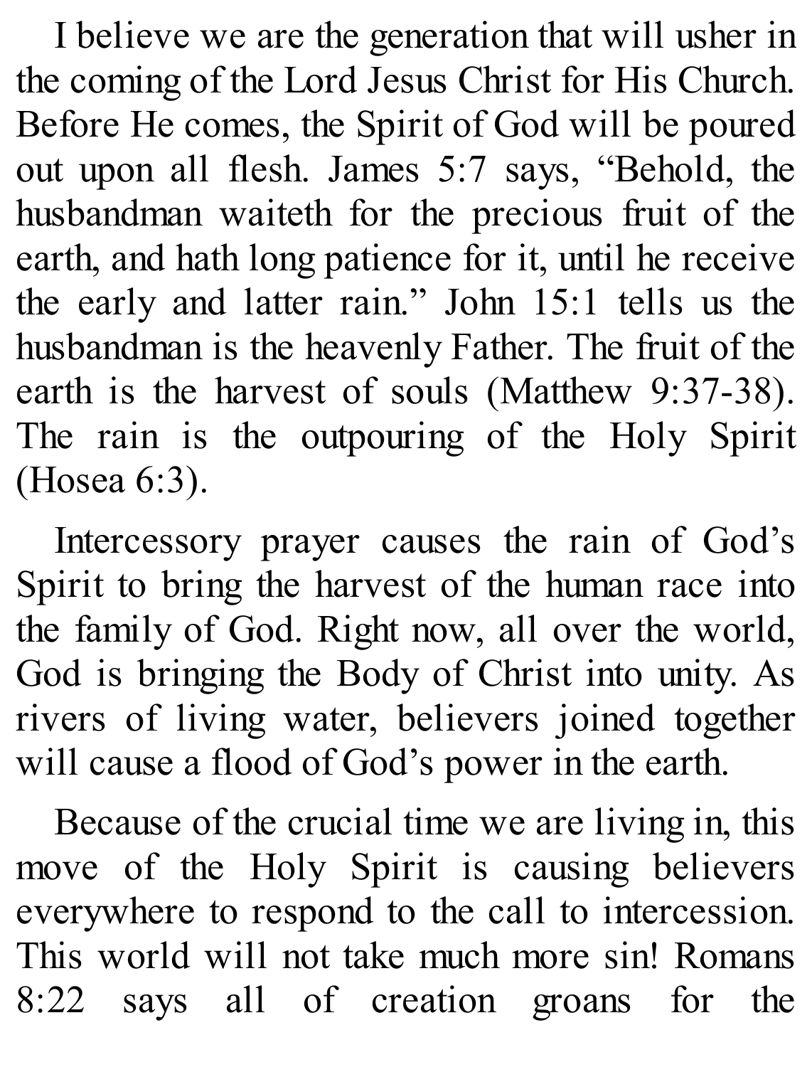I believe we are the generation that will usher in the coming of the Lord Jesus Christ for His Church. Before He comes, the Spirit of God will be poured out upon all flesh. James 5:7 says, "Behold, the husbandman waiteth for the precious fruit of the earth, and hath long patience for it, until he receive the early and latter rain." John 15:1 tells us the husbandman is the heavenly Father. The fruit of the earth is the harvest of souls (Matthew 9:37-38). The rain is the outpouring of the Holy Spirit (Hosea 6:3).

Intercessory prayer causes the rain of God's Spirit to bring the harvest of the human race into the family of God. Right now, all over the world, God is bringing the Body of Christ into unity. As rivers of living water, believers joined together will cause a flood of God's power in the earth.

Because of the crucial time we are living in, this move of the Holy Spirit is causing believers everywhere to respond to the call to intercession. This world will not take much more sin! Romans 8:22 says all of creation groans for the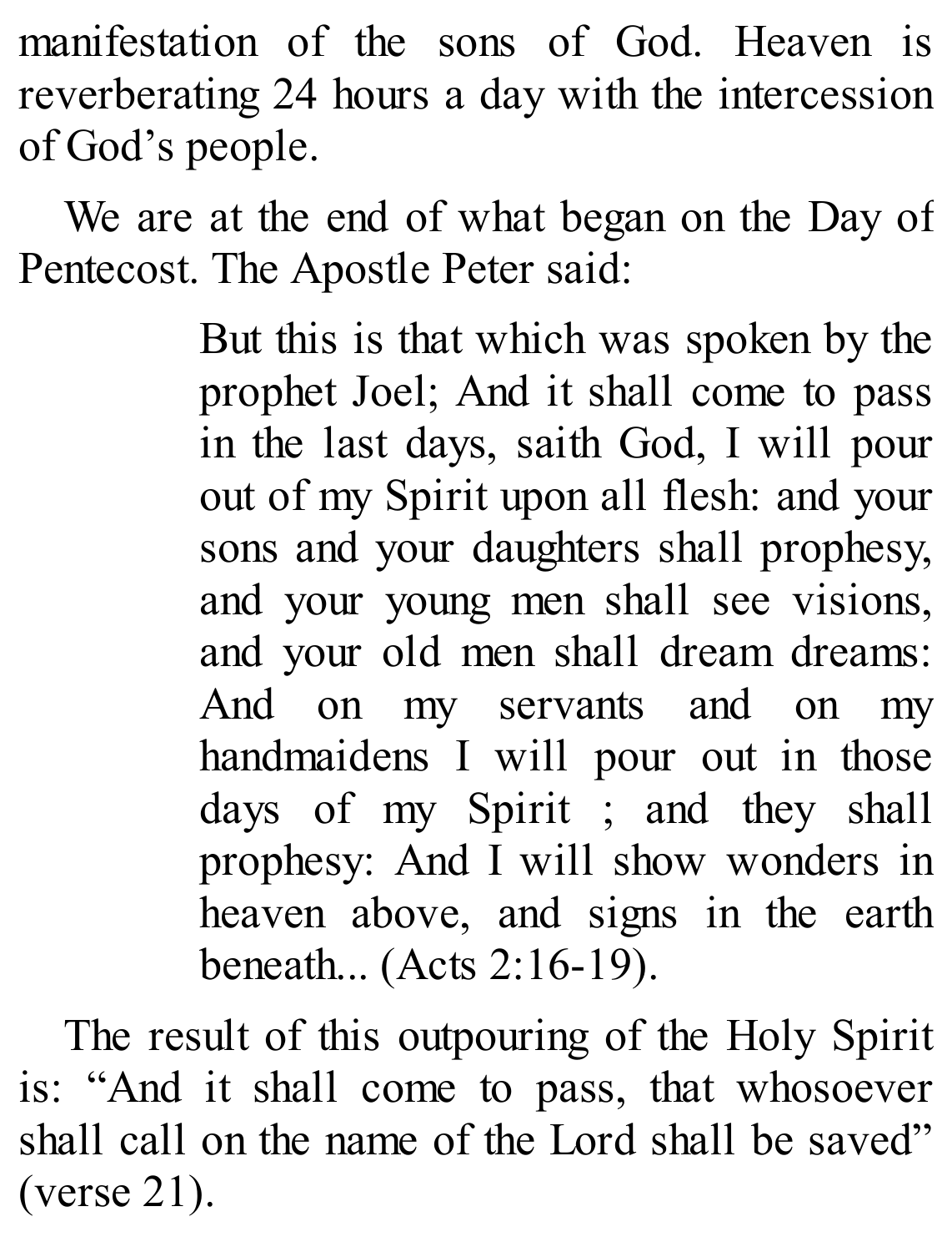manifestation of the sons of God. Heaven is reverberating 24 hours a day with the intercession of God's people.

We are at the end of what began on the Day of Pentecost. The Apostle Peter said:

> But this is that which was spoken by the prophet Joel; And it shall come to pass in the last days, saith God, I will pour out of my Spirit upon all flesh: and your sons and your daughters shall prophesy, and your young men shall see visions, and your old men shall dream dreams: And on my servants and on my handmaidens I will pour out in those days of my Spirit ; and they shall prophesy: And I will show wonders in heaven above, and signs in the earth beneath... (Acts 2:16-19).

The result of this outpouring of the Holy Spirit is: "And it shall come to pass, that whosoever shall call on the name of the Lord shall be saved" (verse 21).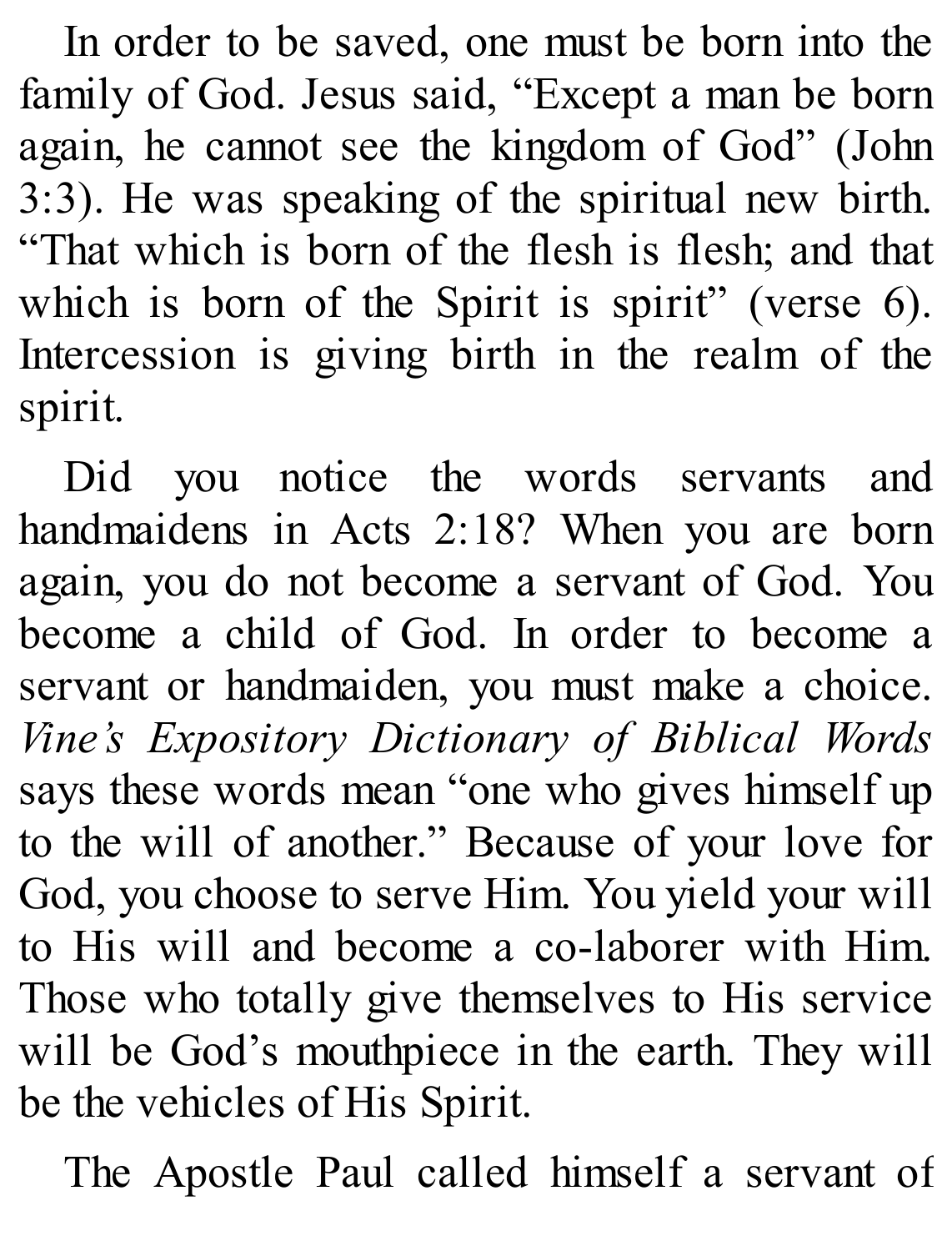In order to be saved, one must be born into the family of God. Jesus said, "Except a man be born again, he cannot see the kingdom of God" (John 3:3). He was speaking of the spiritual new birth. "That which is born of the flesh is flesh; and that which is born of the Spirit is spirit" (verse 6). Intercession is giving birth in the realm of the spirit.

Did you notice the words servants and handmaidens in Acts 2:18? When you are born again, you do not become a servant of God. You become a child of God. In order to become a servant or handmaiden, you must make a choice. *Vine's Expository Dictionary of Biblical Words* says these words mean "one who gives himself up to the will of another." Because of your love for God, you choose to serve Him. You yield your will to His will and become a co-laborer with Him. Those who totally give themselves to His service will be God's mouthpiece in the earth. They will be the vehicles of His Spirit.

The Apostle Paul called himself a servant of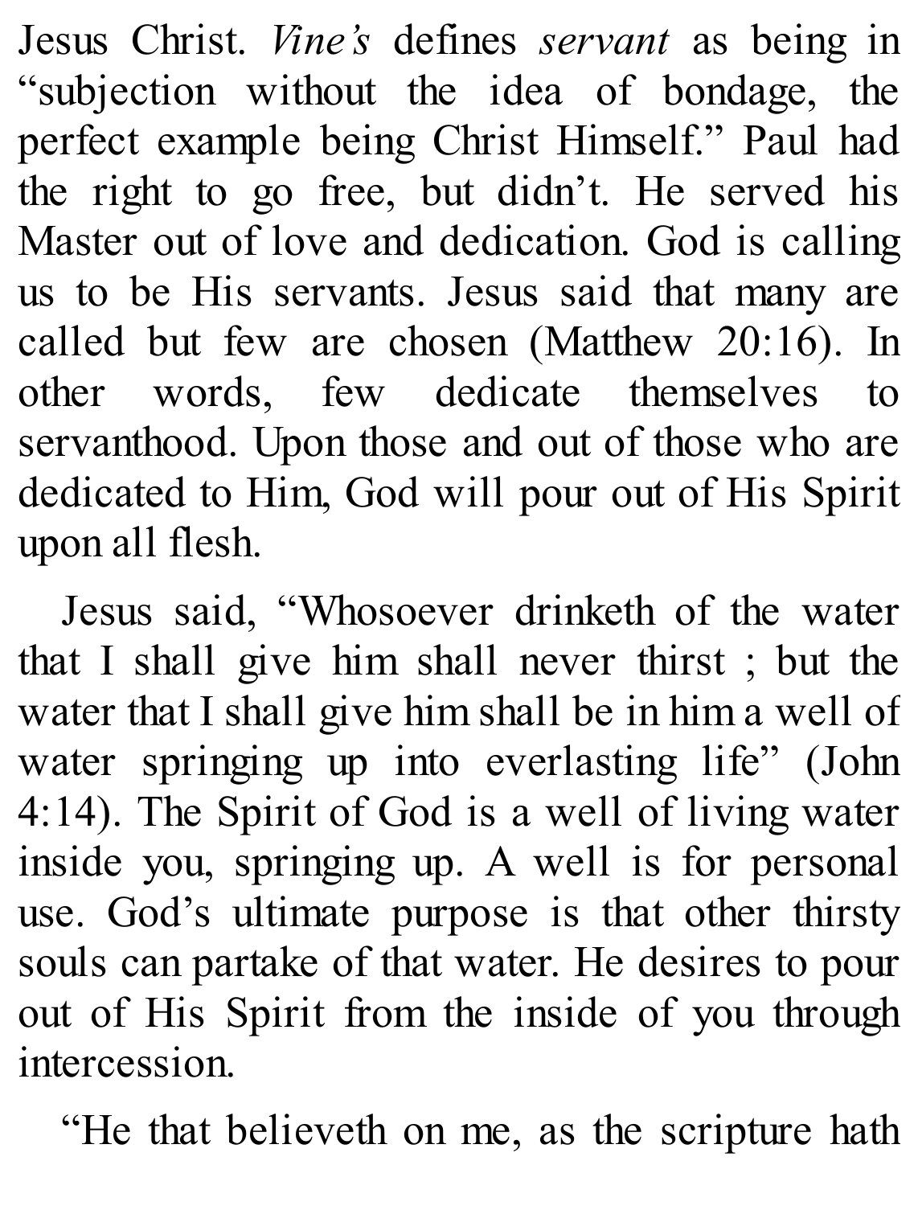Jesus Christ. *Vine's* defines *servant* as being in "subjection without the idea of bondage, the perfect example being Christ Himself." Paul had the right to go free, but didn't. He served his Master out of love and dedication. God is calling us to be His servants. Jesus said that many are called but few are chosen (Matthew 20:16). In other words, few dedicate themselves to servanthood. Upon those and out of those who are dedicated to Him, God will pour out of His Spirit upon all flesh.

Jesus said, "Whosoever drinketh of the water that I shall give him shall never thirst ; but the water that I shall give him shall be in him a well of water springing up into everlasting life" (John 4:14). The Spirit of God is a well of living water inside you, springing up. A well is for personal use. God's ultimate purpose is that other thirsty souls can partake of that water. He desires to pour out of His Spirit from the inside of you through intercession.

"He that believeth on me, as the scripture hath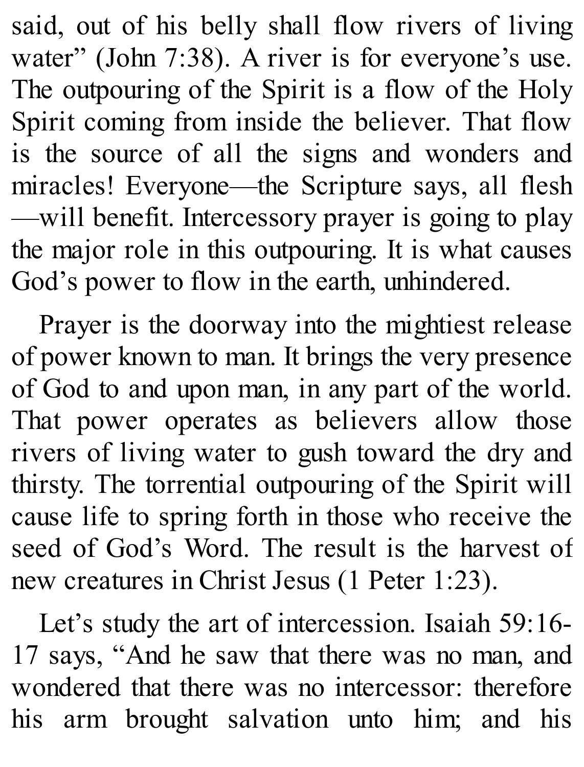said, out of his belly shall flow rivers of living water" (John 7:38). A river is for everyone's use. The outpouring of the Spirit is a flow of the Holy Spirit coming from inside the believer. That flow is the source of all the signs and wonders and miracles! Everyone—the Scripture says, all flesh—will benefit. Intercessory prayer is going to play the major role in this outpouring. It is what causes God's power to flow in the earth, unhindered.

Prayer is the doorway into the mightiest release of power known to man. It brings the very presence of God to and upon man, in any part of the world. That power operates as believers allow those rivers of living water to gush toward the dry and thirsty. The torrential outpouring of the Spirit will cause life to spring forth in those who receive the seed of God's Word. The result is the harvest of new creatures in Christ Jesus (1 Peter 1:23).

Let's study the art of intercession. Isaiah 59:16-17 says, "And he saw that there was no man, and wondered that there was no intercessor: therefore his arm brought salvation unto him; and his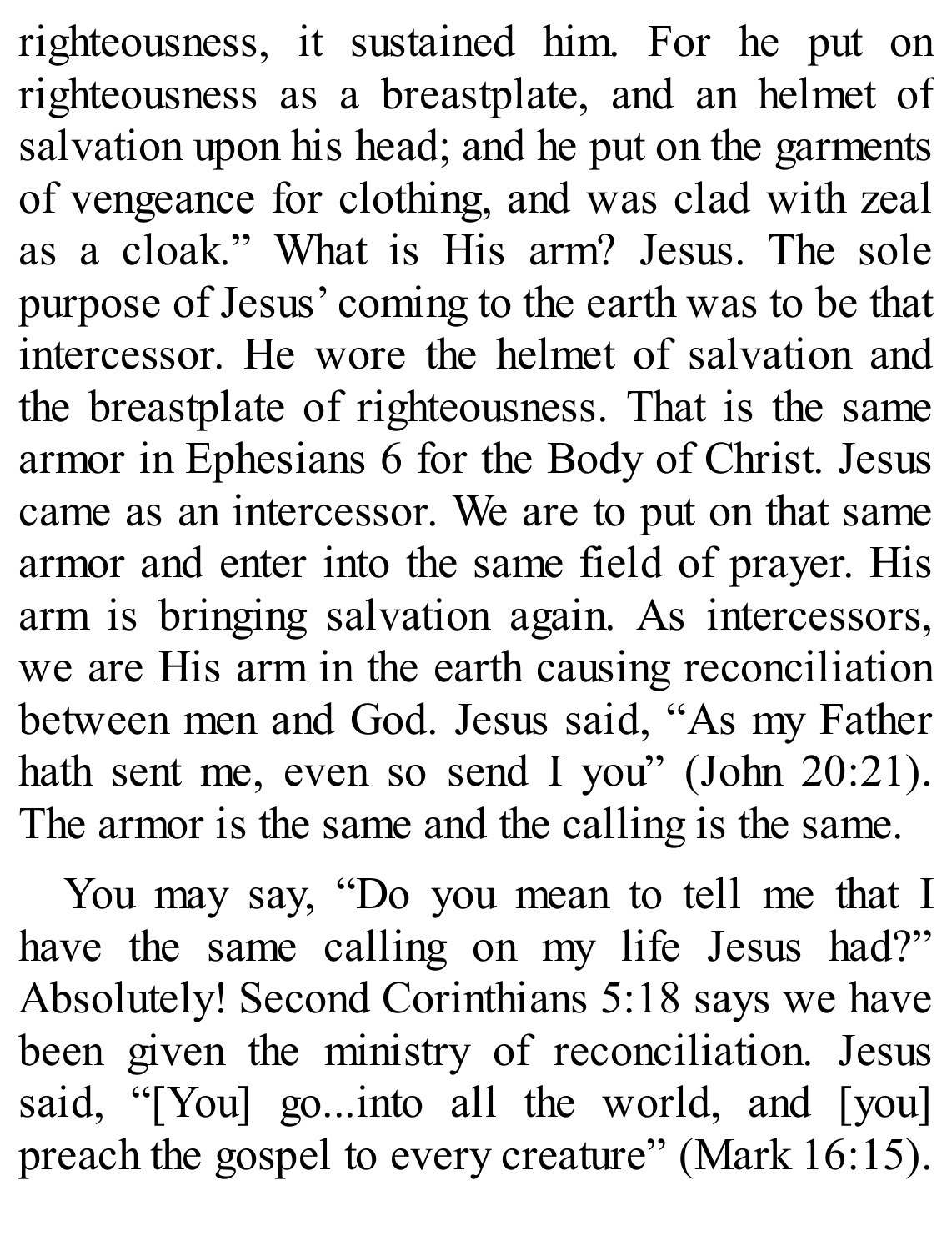righteousness, it sustained him. For he put on righteousness as a breastplate, and an helmet of salvation upon his head; and he put on the garments of vengeance for clothing, and was clad with zeal as a cloak." What is His arm? Jesus. The sole purpose of Jesus' coming to the earth was to be that intercessor. He wore the helmet of salvation and the breastplate of righteousness. That is the same armor in Ephesians 6 for the Body of Christ. Jesus came as an intercessor. We are to put on that same armor and enter into the same field of prayer. His arm is bringing salvation again. As intercessors, we are His arm in the earth causing reconciliation between men and God. Jesus said, "As my Father hath sent me, even so send I you" (John 20:21). The armor is the same and the calling is the same.

You may say, "Do you mean to tell me that I have the same calling on my life Jesus had?" Absolutely! Second Corinthians 5:18 says we have been given the ministry of reconciliation. Jesus said, "[You] go...into all the world, and [you] preach the gospel to every creature" (Mark 16:15).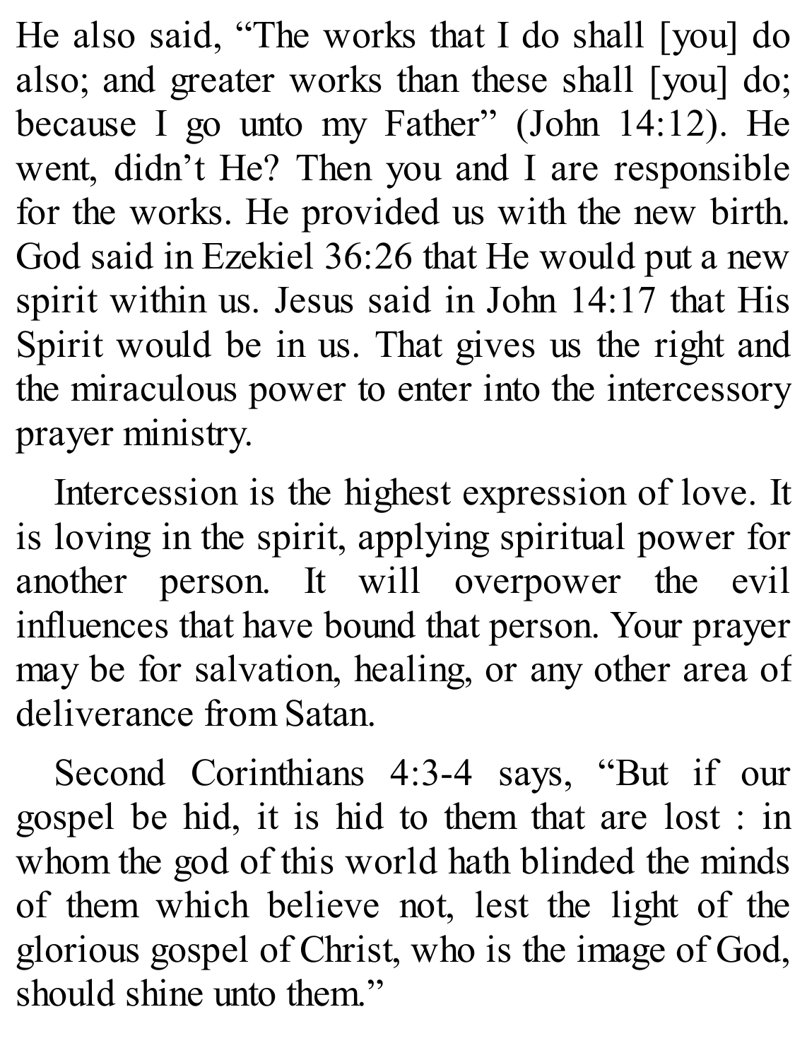He also said, “The works that I do shall [you] do also; and greater works than these shall [you] do; because I go unto my Father” (John 14:12). He went, didn’t He? Then you and I are responsible for the works. He provided us with the new birth. God said in Ezekiel 36:26 that He would put a new spirit within us. Jesus said in John 14:17 that His Spirit would be in us. That gives us the right and the miraculous power to enter into the intercessory prayer ministry.

Intercession is the highest expression of love. It is loving in the spirit, applying spiritual power for another person. It will overpower the evil influences that have bound that person. Your prayer may be for salvation, healing, or any other area of deliverance from Satan.

Second Corinthians 4:3-4 says, “But if our gospel be hid, it is hid to them that are lost : in whom the god of this world hath blinded the minds of them which believe not, lest the light of the glorious gospel of Christ, who is the image of God, should shine unto them.”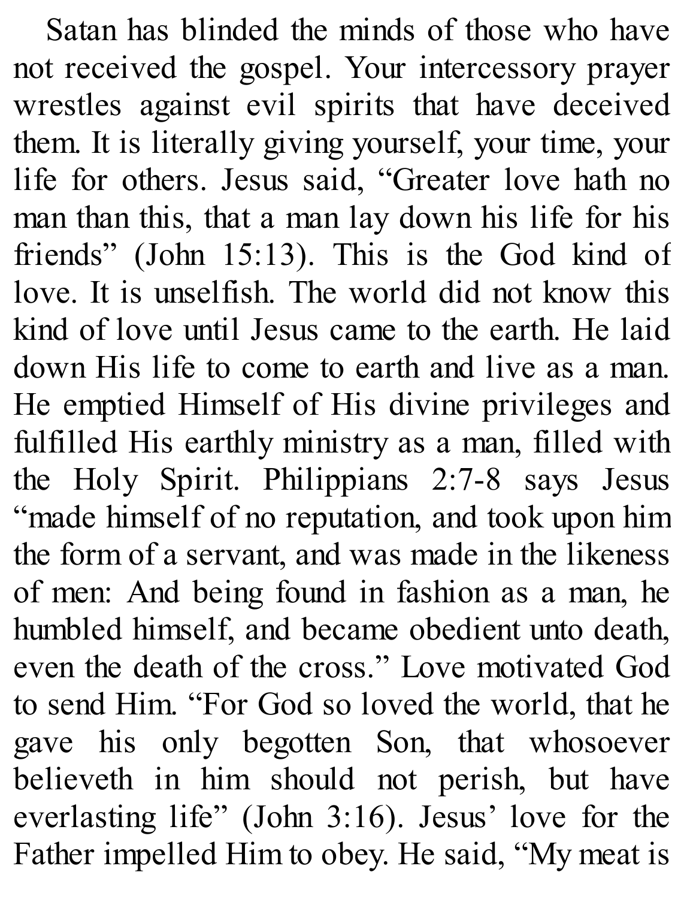Satan has blinded the minds of those who have not received the gospel. Your intercessory prayer wrestles against evil spirits that have deceived them. It is literally giving yourself, your time, your life for others. Jesus said, "Greater love hath no man than this, that a man lay down his life for his friends" (John 15:13). This is the God kind of love. It is unselfish. The world did not know this kind of love until Jesus came to the earth. He laid down His life to come to earth and live as a man. He emptied Himself of His divine privileges and fulfilled His earthly ministry as a man, filled with the Holy Spirit. Philippians 2:7-8 says Jesus "made himself of no reputation, and took upon him the form of a servant, and was made in the likeness of men: And being found in fashion as a man, he humbled himself, and became obedient unto death, even the death of the cross." Love motivated God to send Him. "For God so loved the world, that he gave his only begotten Son, that whosoever believeth in him should not perish, but have everlasting life" (John 3:16). Jesus' love for the Father impelled Him to obey. He said, "My meat is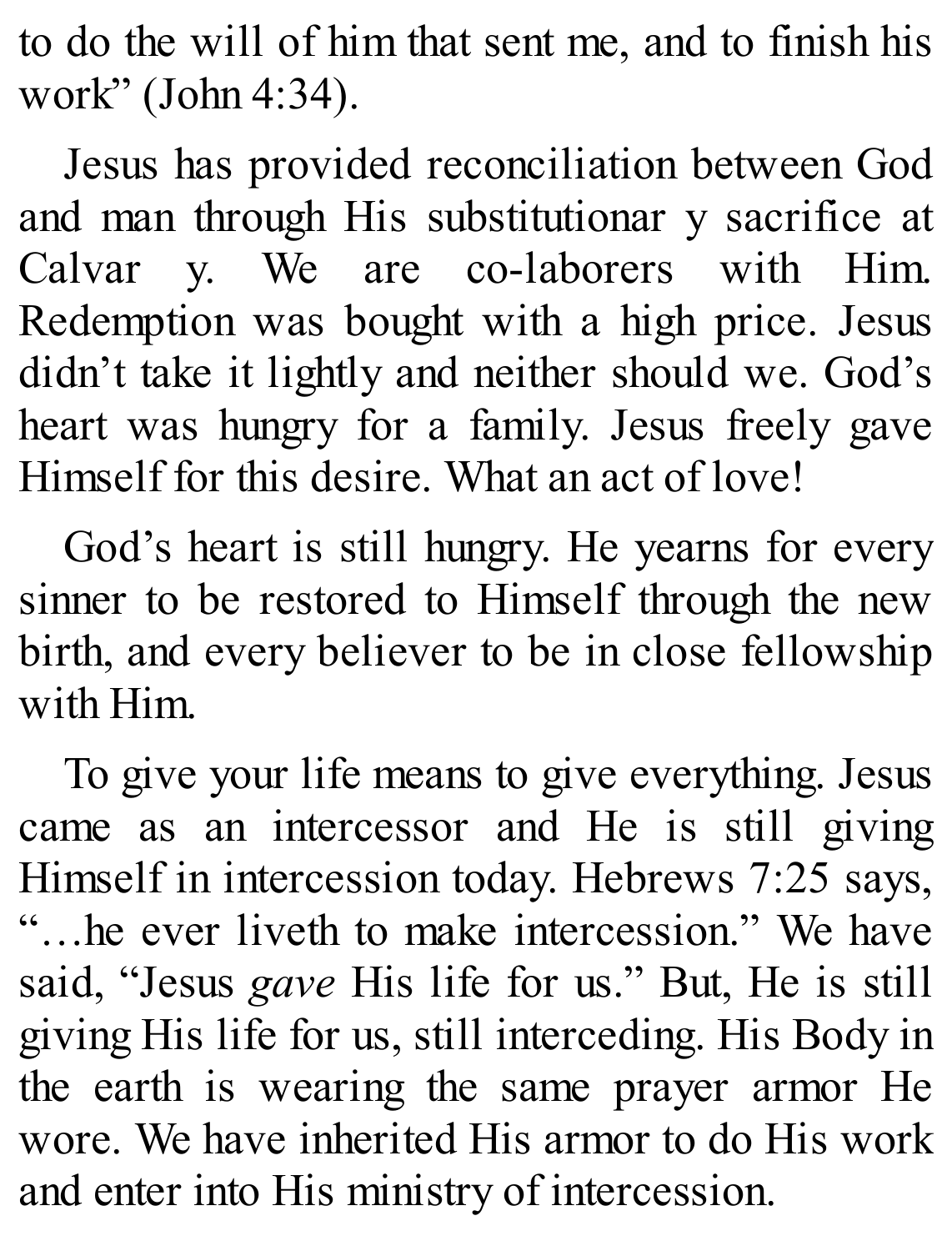to do the will of him that sent me, and to finish his work" (John 4:34).

Jesus has provided reconciliation between God and man through His substitutionar y sacrifice at Calvar y. We are co-laborers with Him. Redemption was bought with a high price. Jesus didn't take it lightly and neither should we. God's heart was hungry for a family. Jesus freely gave Himself for this desire. What an act of love!

God's heart is still hungry. He yearns for every sinner to be restored to Himself through the new birth, and every believer to be in close fellowship with Him.

To give your life means to give everything. Jesus came as an intercessor and He is still giving Himself in intercession today. Hebrews 7:25 says, "…he ever liveth to make intercession." We have said, "Jesus *gave* His life for us." But, He is still giving His life for us, still interceding. His Body in the earth is wearing the same prayer armor He wore. We have inherited His armor to do His work and enter into His ministry of intercession.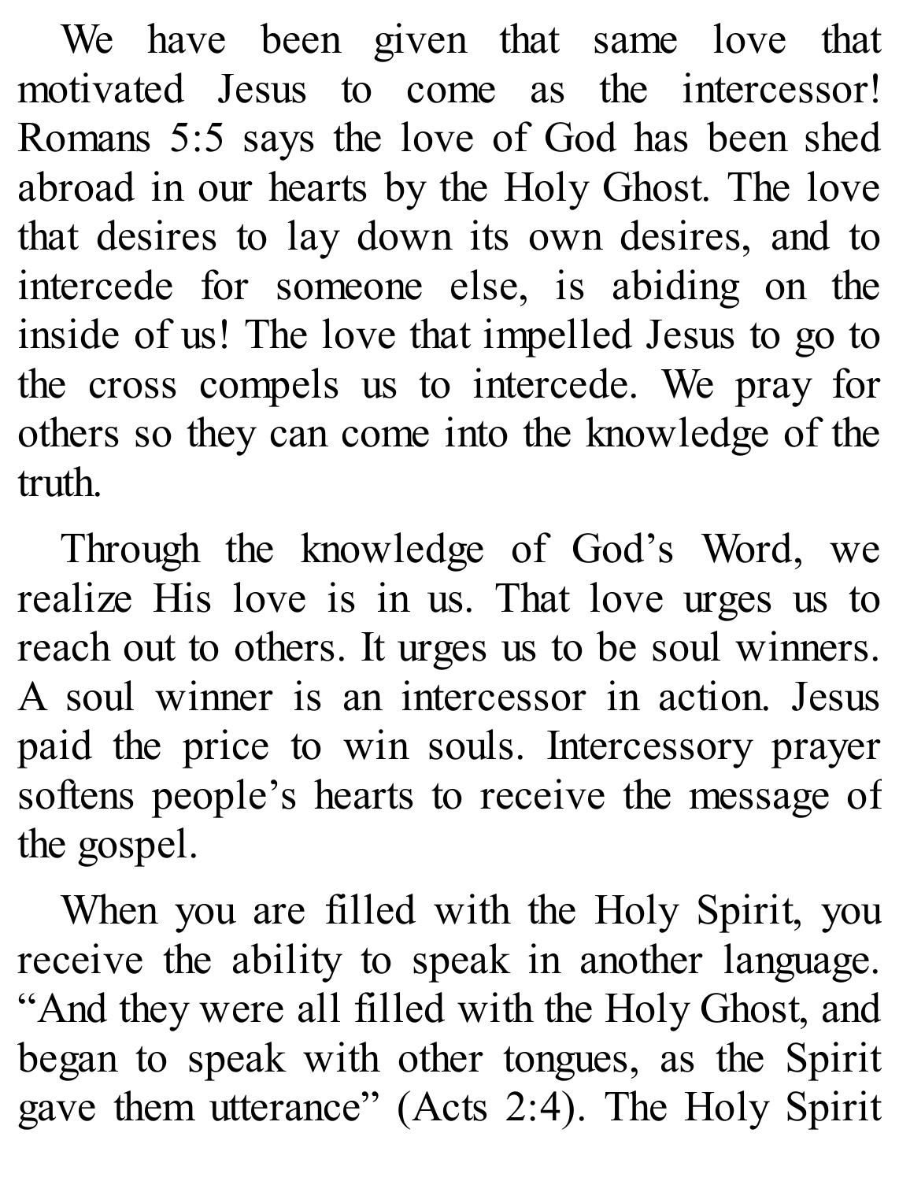We have been given that same love that motivated Jesus to come as the intercessor! Romans 5:5 says the love of God has been shed abroad in our hearts by the Holy Ghost. The love that desires to lay down its own desires, and to intercede for someone else, is abiding on the inside of us! The love that impelled Jesus to go to the cross compels us to intercede. We pray for others so they can come into the knowledge of the truth.

Through the knowledge of God's Word, we realize His love is in us. That love urges us to reach out to others. It urges us to be soul winners. A soul winner is an intercessor in action. Jesus paid the price to win souls. Intercessory prayer softens people's hearts to receive the message of the gospel.

When you are filled with the Holy Spirit, you receive the ability to speak in another language. "And they were all filled with the Holy Ghost, and began to speak with other tongues, as the Spirit gave them utterance" (Acts 2:4). The Holy Spirit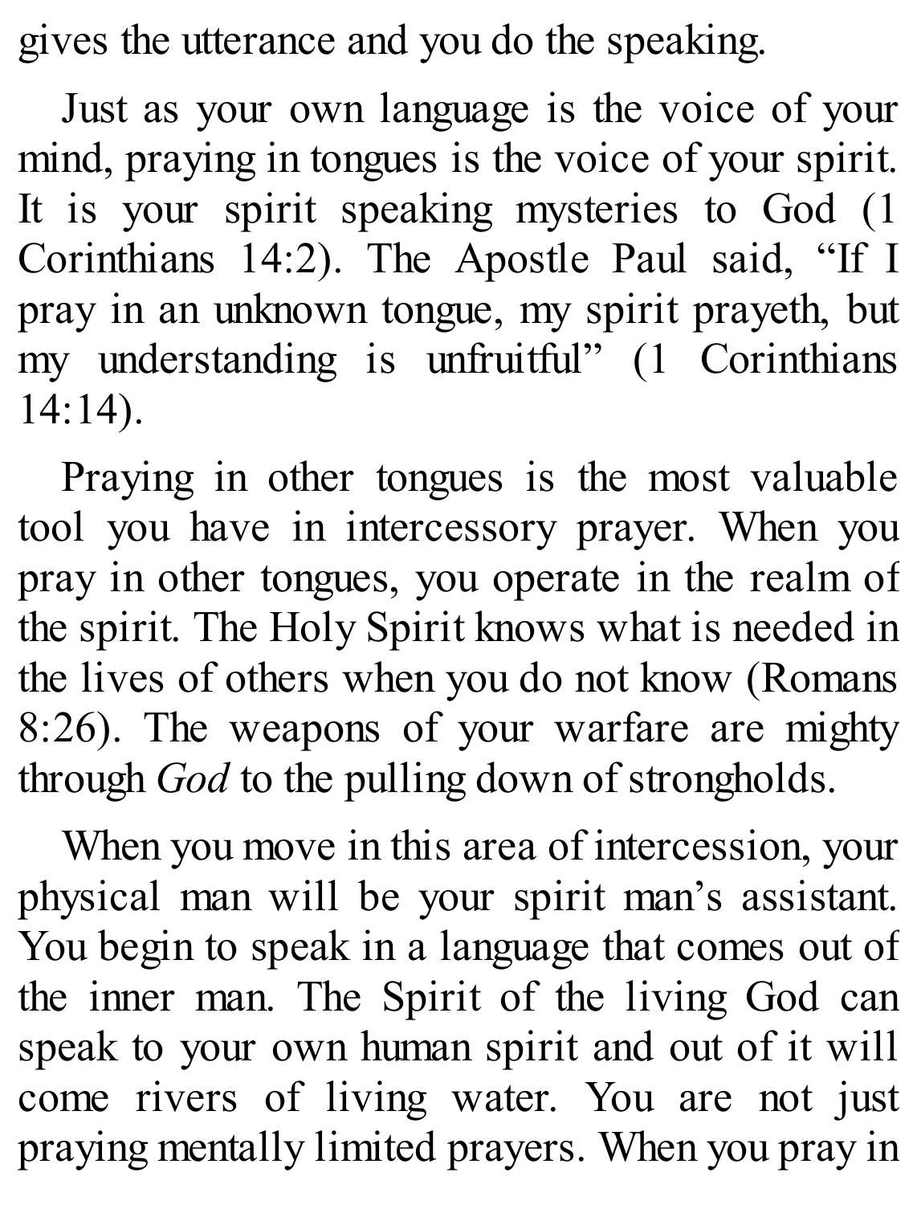gives the utterance and you do the speaking.

Just as your own language is the voice of your mind, praying in tongues is the voice of your spirit. It is your spirit speaking mysteries to God (1 Corinthians 14:2). The Apostle Paul said, "If I pray in an unknown tongue, my spirit prayeth, but my understanding is unfruitful" (1 Corinthians 14:14).

Praying in other tongues is the most valuable tool you have in intercessory prayer. When you pray in other tongues, you operate in the realm of the spirit. The Holy Spirit knows what is needed in the lives of others when you do not know (Romans 8:26). The weapons of your warfare are mighty through *God* to the pulling down of strongholds.

When you move in this area of intercession, your physical man will be your spirit man's assistant. You begin to speak in a language that comes out of the inner man. The Spirit of the living God can speak to your own human spirit and out of it will come rivers of living water. You are not just praying mentally limited prayers. When you pray in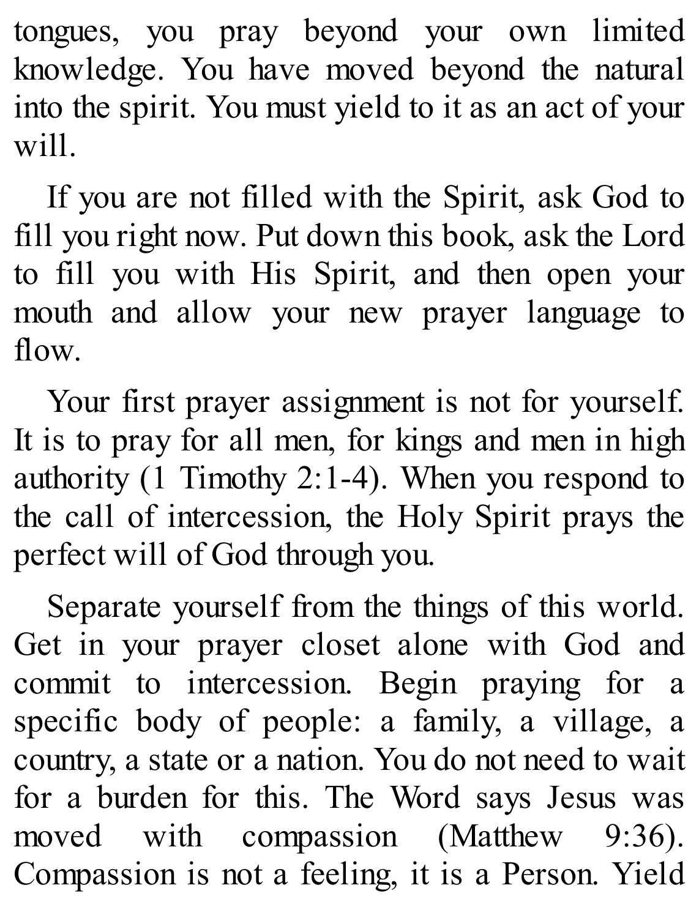tongues, you pray beyond your own limited knowledge. You have moved beyond the natural into the spirit. You must yield to it as an act of your will.

If you are not filled with the Spirit, ask God to fill you right now. Put down this book, ask the Lord to fill you with His Spirit, and then open your mouth and allow your new prayer language to flow.

Your first prayer assignment is not for yourself. It is to pray for all men, for kings and men in high authority (1 Timothy 2:1-4). When you respond to the call of intercession, the Holy Spirit prays the perfect will of God through you.

Separate yourself from the things of this world. Get in your prayer closet alone with God and commit to intercession. Begin praying for a specific body of people: a family, a village, a country, a state or a nation. You do not need to wait for a burden for this. The Word says Jesus was moved with compassion (Matthew 9:36). Compassion is not a feeling, it is a Person. Yield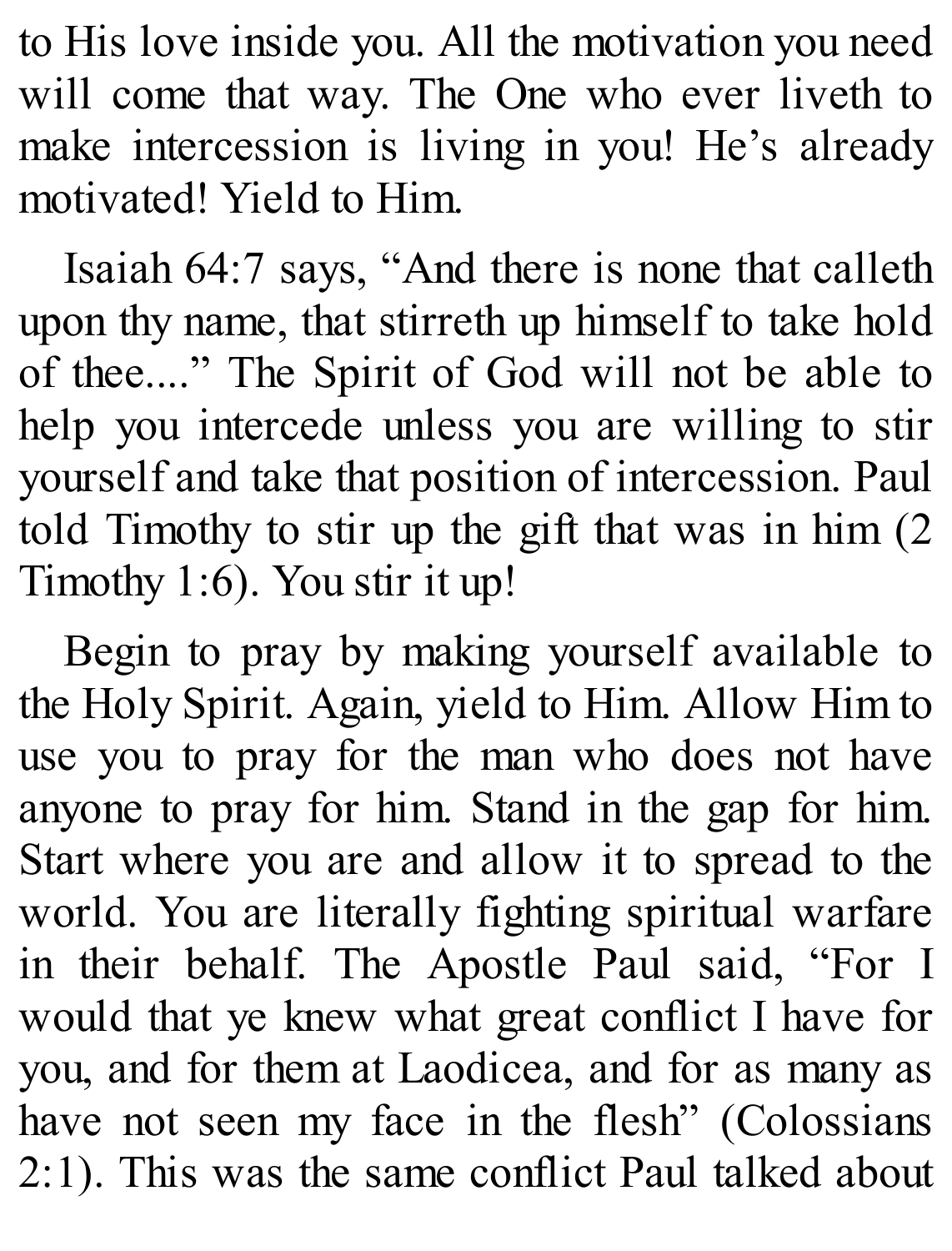to His love inside you. All the motivation you need will come that way. The One who ever liveth to make intercession is living in you! He's already motivated! Yield to Him.

Isaiah 64:7 says, "And there is none that calleth upon thy name, that stirreth up himself to take hold of thee...." The Spirit of God will not be able to help you intercede unless you are willing to stir yourself and take that position of intercession. Paul told Timothy to stir up the gift that was in him (2 Timothy 1:6). You stir it up!

Begin to pray by making yourself available to the Holy Spirit. Again, yield to Him. Allow Him to use you to pray for the man who does not have anyone to pray for him. Stand in the gap for him. Start where you are and allow it to spread to the world. You are literally fighting spiritual warfare in their behalf. The Apostle Paul said, "For I would that ye knew what great conflict I have for you, and for them at Laodicea, and for as many as have not seen my face in the flesh" (Colossians 2:1). This was the same conflict Paul talked about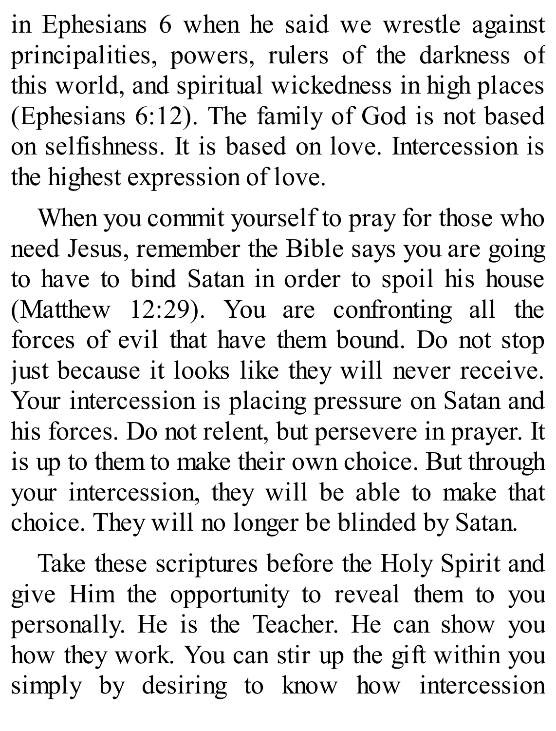in Ephesians 6 when he said we wrestle against principalities, powers, rulers of the darkness of this world, and spiritual wickedness in high places (Ephesians 6:12). The family of God is not based on selfishness. It is based on love. Intercession is the highest expression of love.

When you commit yourself to pray for those who need Jesus, remember the Bible says you are going to have to bind Satan in order to spoil his house (Matthew 12:29). You are confronting all the forces of evil that have them bound. Do not stop just because it looks like they will never receive. Your intercession is placing pressure on Satan and his forces. Do not relent, but persevere in prayer. It is up to them to make their own choice. But through your intercession, they will be able to make that choice. They will no longer be blinded by Satan.

Take these scriptures before the Holy Spirit and give Him the opportunity to reveal them to you personally. He is the Teacher. He can show you how they work. You can stir up the gift within you simply by desiring to know how intercession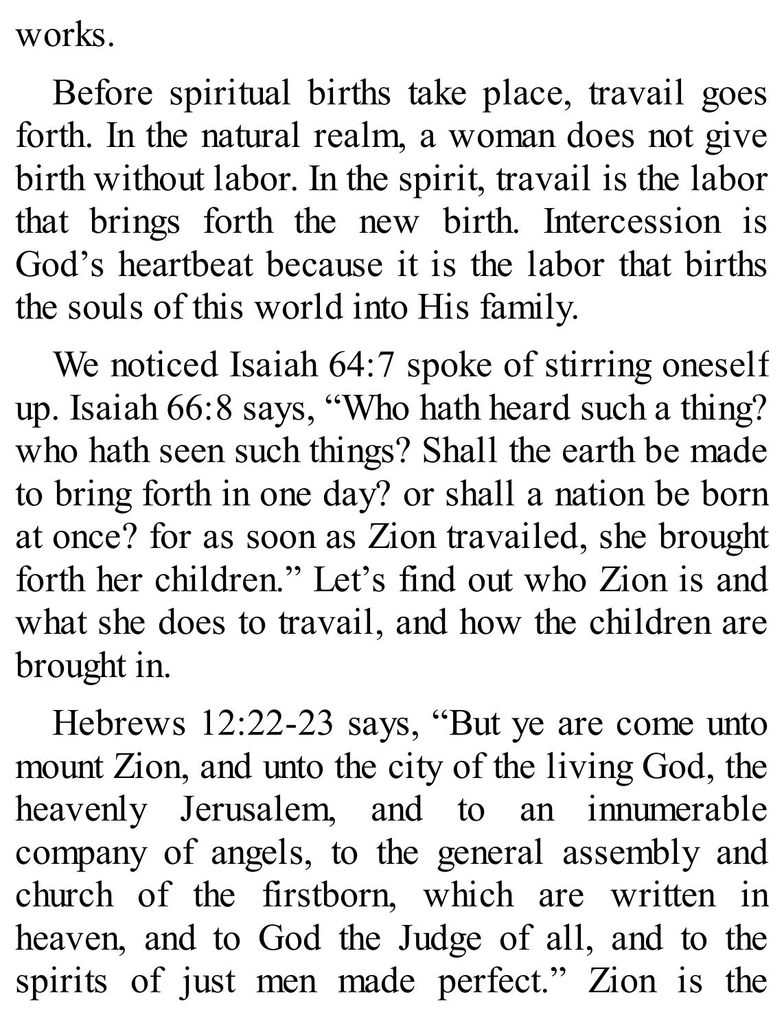works.

Before spiritual births take place, travail goes forth. In the natural realm, a woman does not give birth without labor. In the spirit, travail is the labor that brings forth the new birth. Intercession is God's heartbeat because it is the labor that births the souls of this world into His family.

We noticed Isaiah 64:7 spoke of stirring oneself up. Isaiah 66:8 says, "Who hath heard such a thing? who hath seen such things? Shall the earth be made to bring forth in one day? or shall a nation be born at once? for as soon as Zion travailed, she brought forth her children." Let's find out who Zion is and what she does to travail, and how the children are brought in.

Hebrews 12:22-23 says, "But ye are come unto mount Zion, and unto the city of the living God, the heavenly Jerusalem, and to an innumerable company of angels, to the general assembly and church of the firstborn, which are written in heaven, and to God the Judge of all, and to the spirits of just men made perfect." Zion is the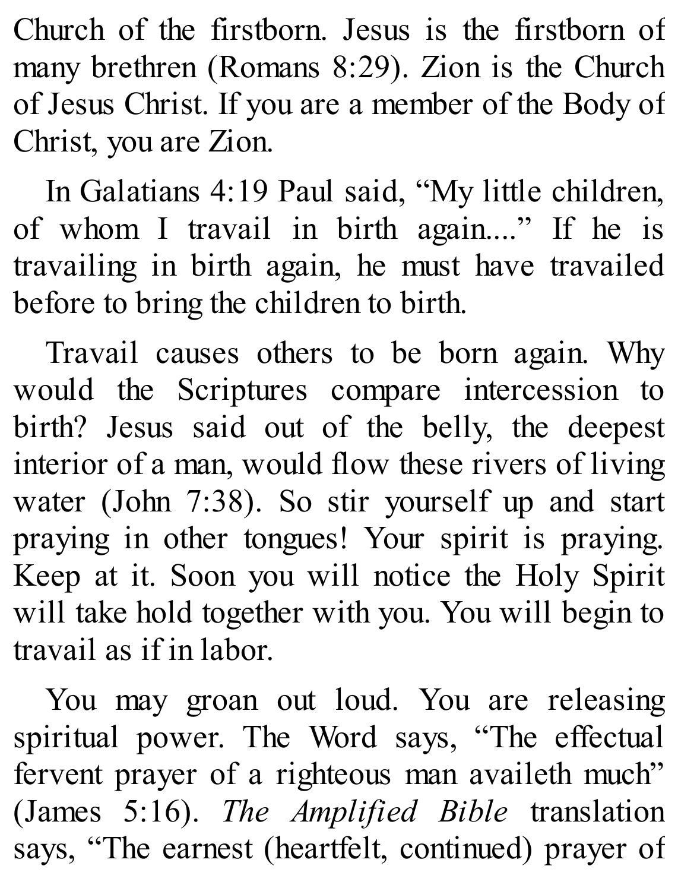Church of the firstborn. Jesus is the firstborn of many brethren (Romans 8:29). Zion is the Church of Jesus Christ. If you are a member of the Body of Christ, you are Zion.

In Galatians 4:19 Paul said, “My little children, of whom I travail in birth again....” If he is travailing in birth again, he must have travailed before to bring the children to birth.

Travail causes others to be born again. Why would the Scriptures compare intercession to birth? Jesus said out of the belly, the deepest interior of a man, would flow these rivers of living water (John 7:38). So stir yourself up and start praying in other tongues! Your spirit is praying. Keep at it. Soon you will notice the Holy Spirit will take hold together with you. You will begin to travail as if in labor.

You may groan out loud. You are releasing spiritual power. The Word says, “The effectual fervent prayer of a righteous man availeth much” (James 5:16). *The Amplified Bible* translation says, “The earnest (heartfelt, continued) prayer of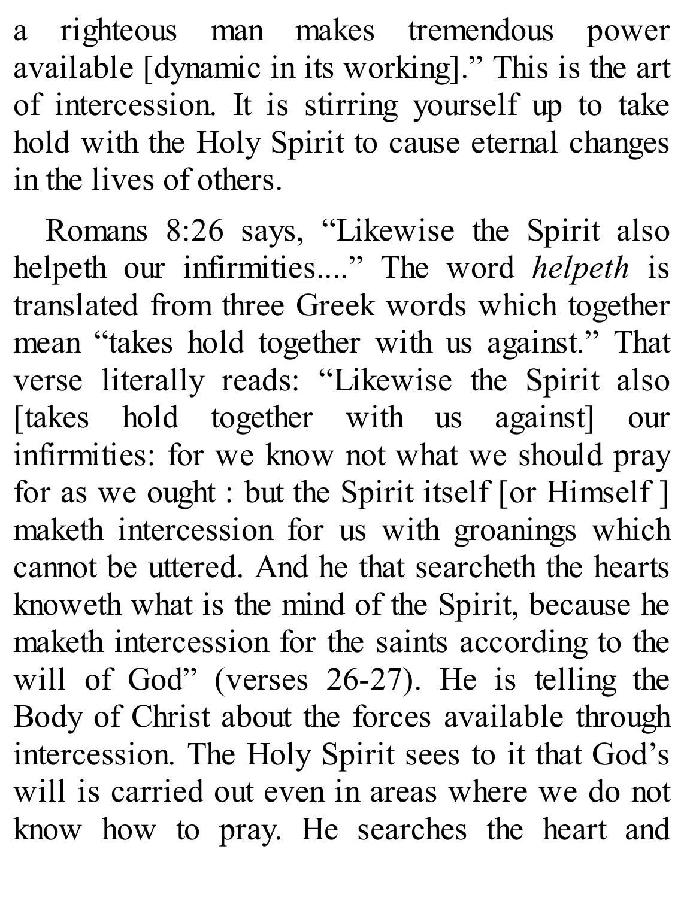a righteous man makes tremendous power available [dynamic in its working].” This is the art of intercession. It is stirring yourself up to take hold with the Holy Spirit to cause eternal changes in the lives of others.

Romans 8:26 says, “Likewise the Spirit also helpeth our infirmities....” The word *helpeth* is translated from three Greek words which together mean “takes hold together with us against.” That verse literally reads: “Likewise the Spirit also [takes hold together with us against] our infirmities: for we know not what we should pray for as we ought : but the Spirit itself [or Himself ] maketh intercession for us with groanings which cannot be uttered. And he that searcheth the hearts knoweth what is the mind of the Spirit, because he maketh intercession for the saints according to the will of God” (verses 26-27). He is telling the Body of Christ about the forces available through intercession. The Holy Spirit sees to it that God’s will is carried out even in areas where we do not know how to pray. He searches the heart and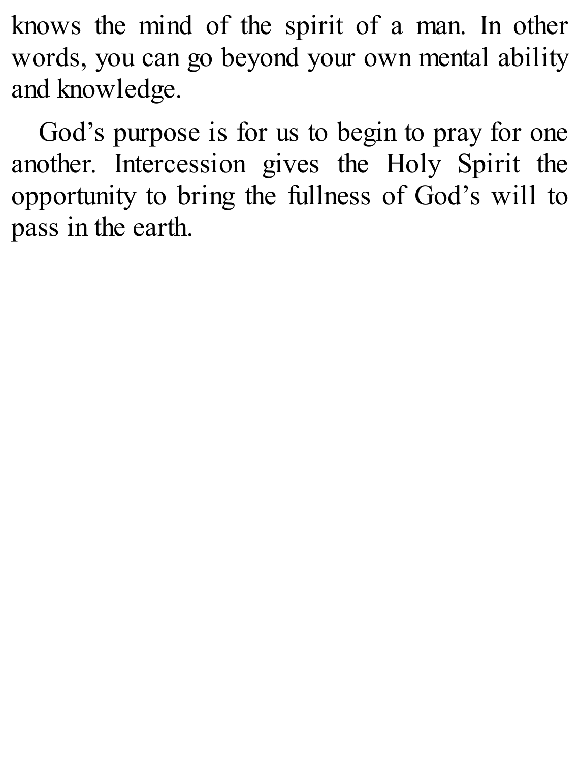knows the mind of the spirit of a man. In other words, you can go beyond your own mental ability and knowledge.

God's purpose is for us to begin to pray for one another. Intercession gives the Holy Spirit the opportunity to bring the fullness of God's will to pass in the earth.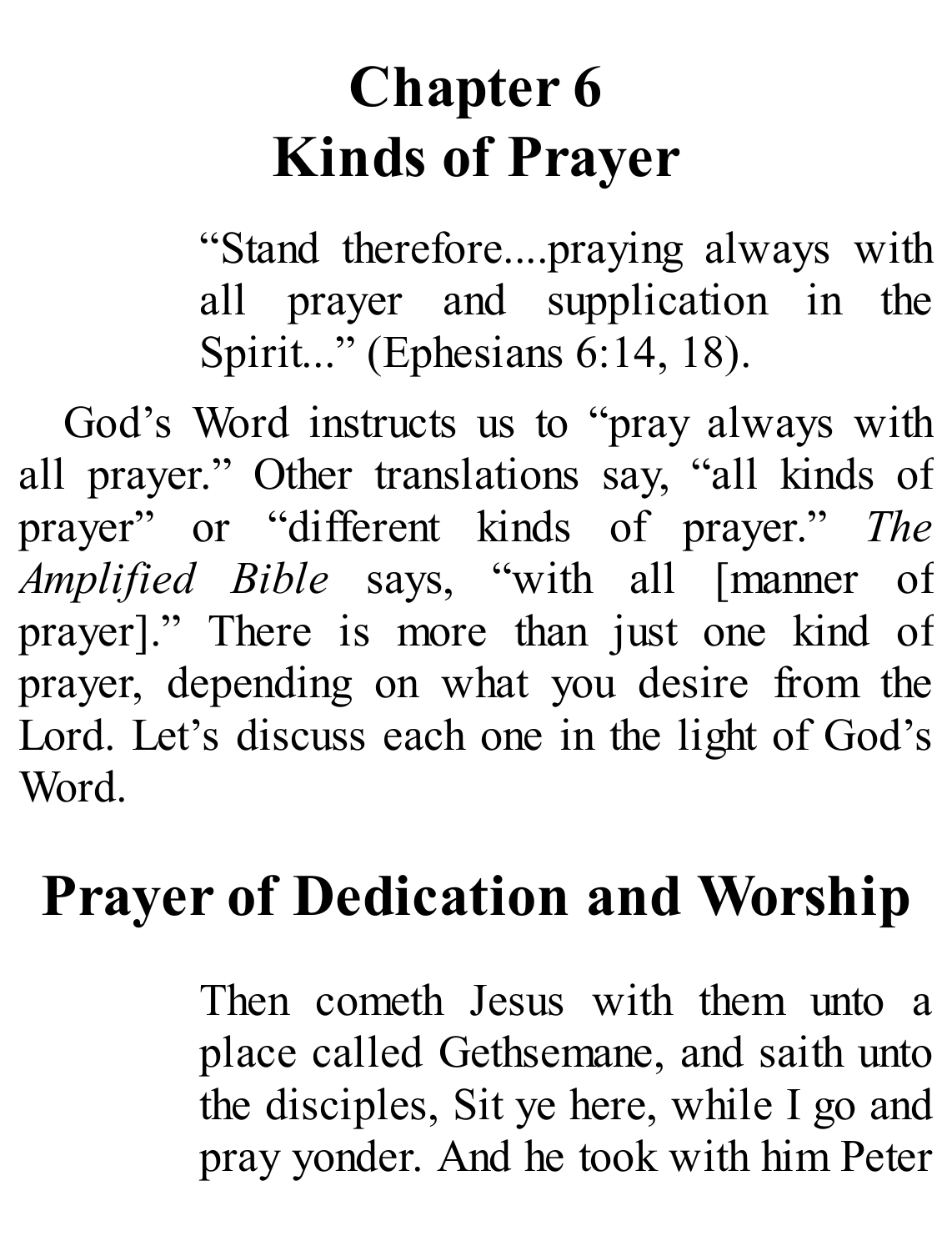# Chapter 6
# Kinds of Prayer

> "Stand therefore....praying always with all prayer and supplication in the Spirit..." (Ephesians 6:14, 18).

God's Word instructs us to "pray always with all prayer." Other translations say, "all kinds of prayer" or "different kinds of prayer." *The Amplified Bible* says, "with all [manner of prayer]." There is more than just one kind of prayer, depending on what you desire from the Lord. Let's discuss each one in the light of God's Word.

## Prayer of Dedication and Worship

> Then cometh Jesus with them unto a place called Gethsemane, and saith unto the disciples, Sit ye here, while I go and pray yonder. And he took with him Peter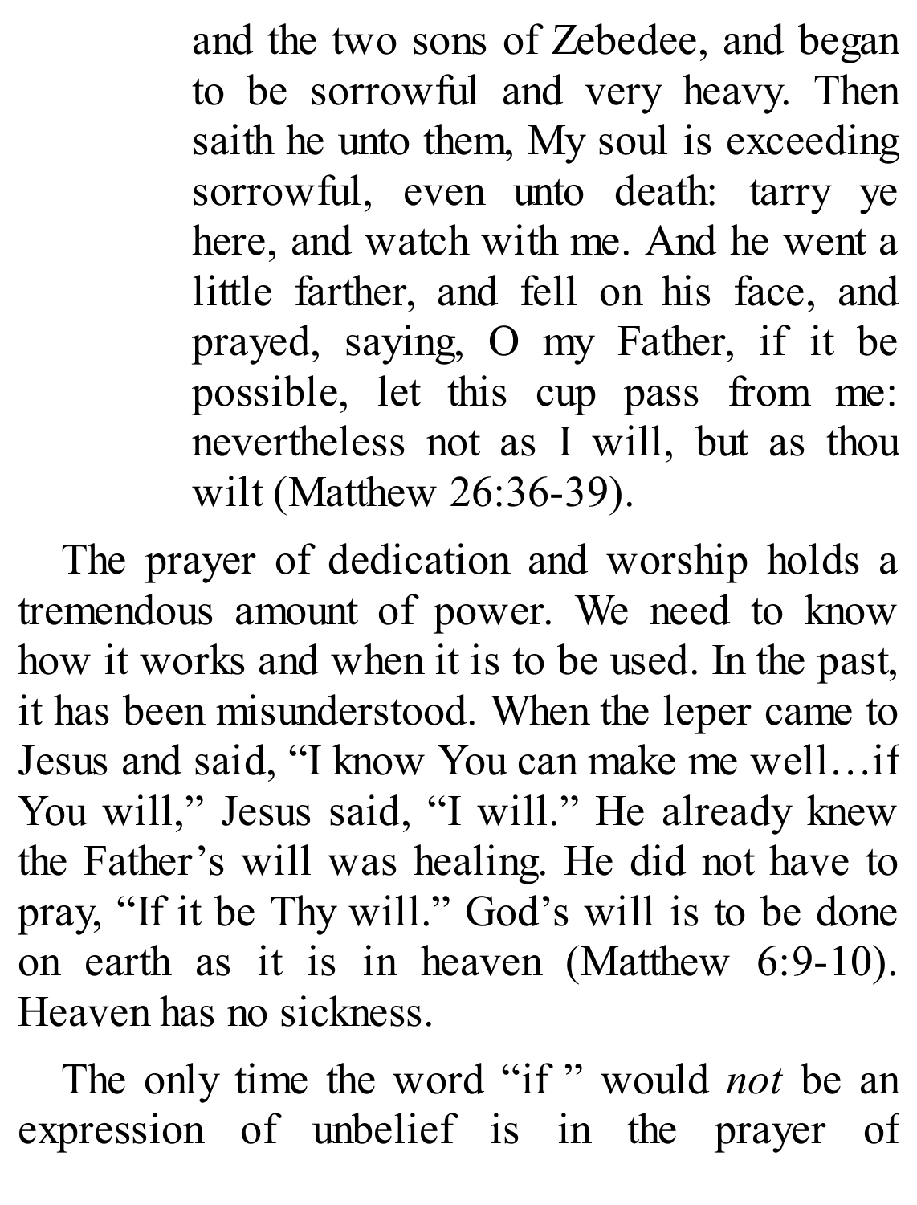> and the two sons of Zebedee, and began to be sorrowful and very heavy. Then saith he unto them, My soul is exceeding sorrowful, even unto death: tarry ye here, and watch with me. And he went a little farther, and fell on his face, and prayed, saying, O my Father, if it be possible, let this cup pass from me: nevertheless not as I will, but as thou wilt (Matthew 26:36-39).

The prayer of dedication and worship holds a tremendous amount of power. We need to know how it works and when it is to be used. In the past, it has been misunderstood. When the leper came to Jesus and said, "I know You can make me well…if You will," Jesus said, "I will." He already knew the Father's will was healing. He did not have to pray, "If it be Thy will." God's will is to be done on earth as it is in heaven (Matthew 6:9-10). Heaven has no sickness.

The only time the word "if " would *not* be an expression of unbelief is in the prayer of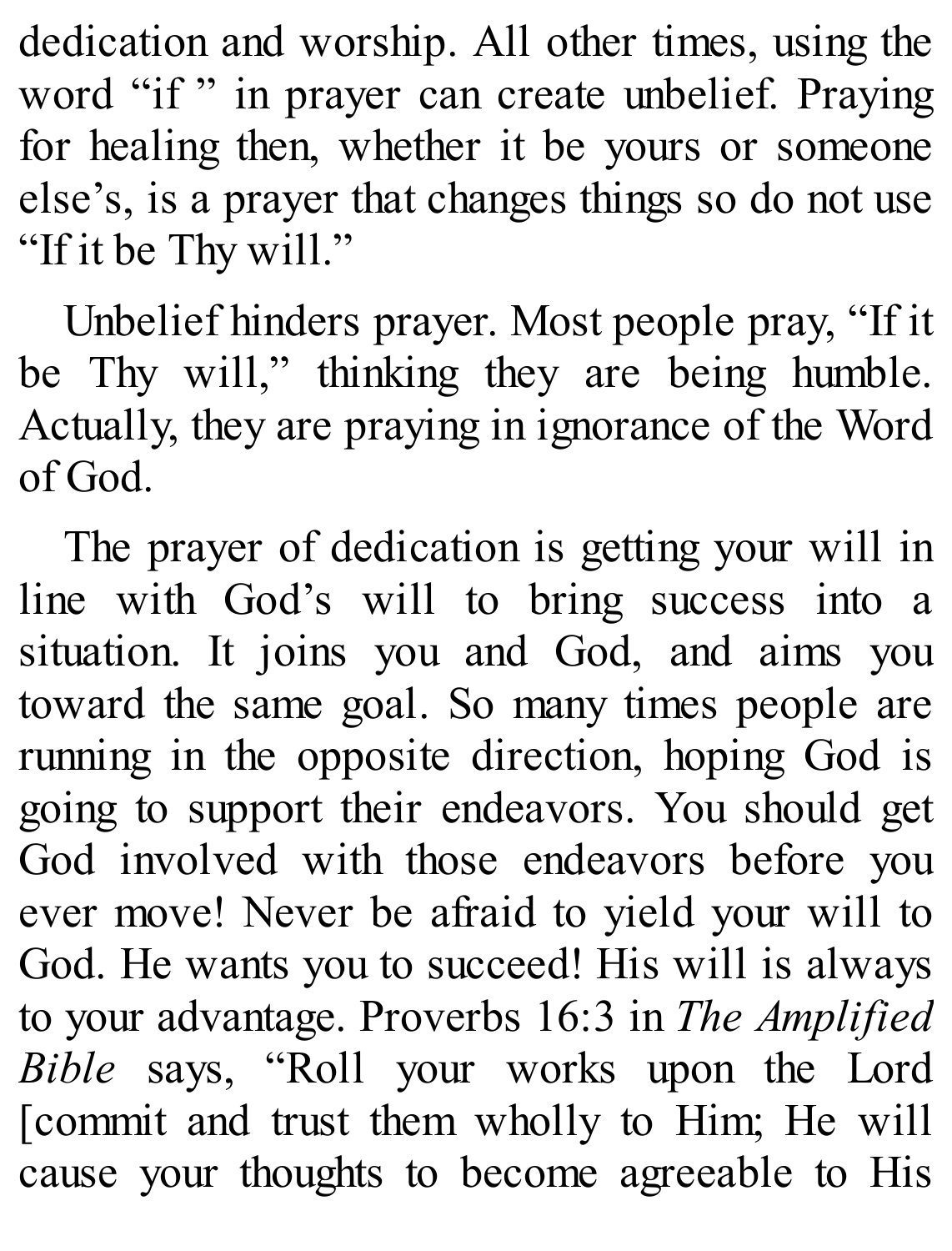dedication and worship. All other times, using the word "if " in prayer can create unbelief. Praying for healing then, whether it be yours or someone else's, is a prayer that changes things so do not use "If it be Thy will."

Unbelief hinders prayer. Most people pray, "If it be Thy will," thinking they are being humble. Actually, they are praying in ignorance of the Word of God.

The prayer of dedication is getting your will in line with God's will to bring success into a situation. It joins you and God, and aims you toward the same goal. So many times people are running in the opposite direction, hoping God is going to support their endeavors. You should get God involved with those endeavors before you ever move! Never be afraid to yield your will to God. He wants you to succeed! His will is always to your advantage. Proverbs 16:3 in *The Amplified Bible* says, "Roll your works upon the Lord [commit and trust them wholly to Him; He will cause your thoughts to become agreeable to His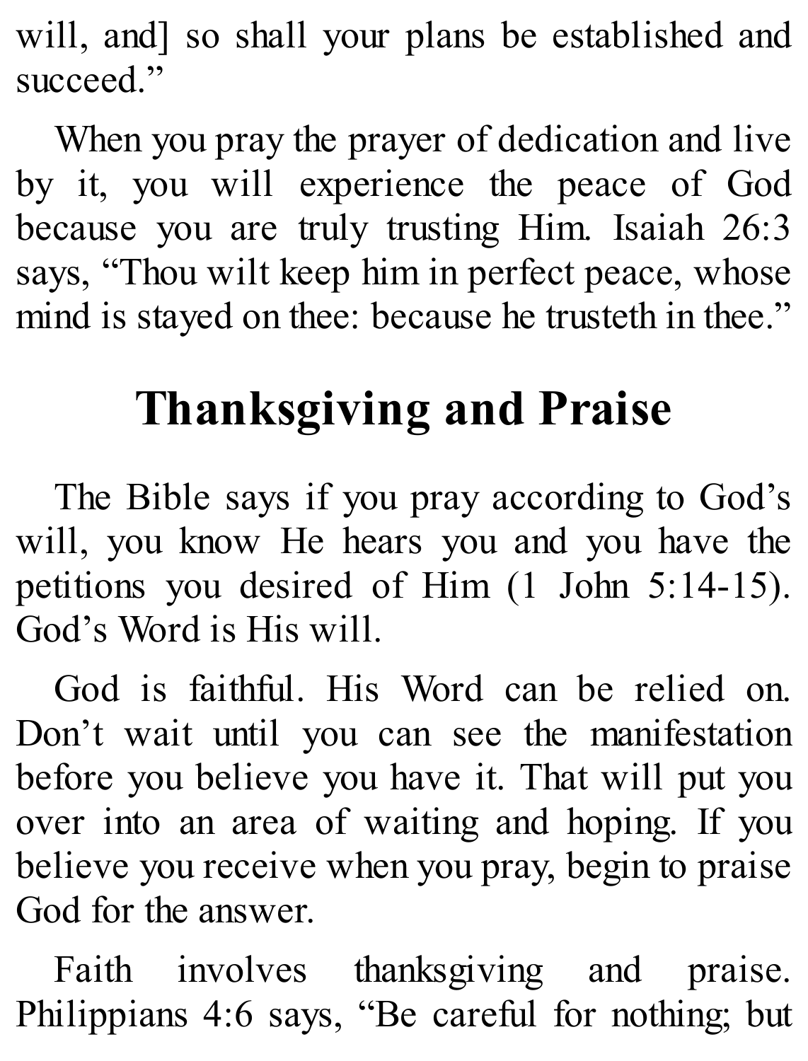will, and] so shall your plans be established and succeed."

When you pray the prayer of dedication and live by it, you will experience the peace of God because you are truly trusting Him. Isaiah 26:3 says, "Thou wilt keep him in perfect peace, whose mind is stayed on thee: because he trusteth in thee."

## Thanksgiving and Praise

The Bible says if you pray according to God's will, you know He hears you and you have the petitions you desired of Him (1 John 5:14-15). God's Word is His will.

God is faithful. His Word can be relied on. Don't wait until you can see the manifestation before you believe you have it. That will put you over into an area of waiting and hoping. If you believe you receive when you pray, begin to praise God for the answer.

Faith involves thanksgiving and praise. Philippians 4:6 says, "Be careful for nothing; but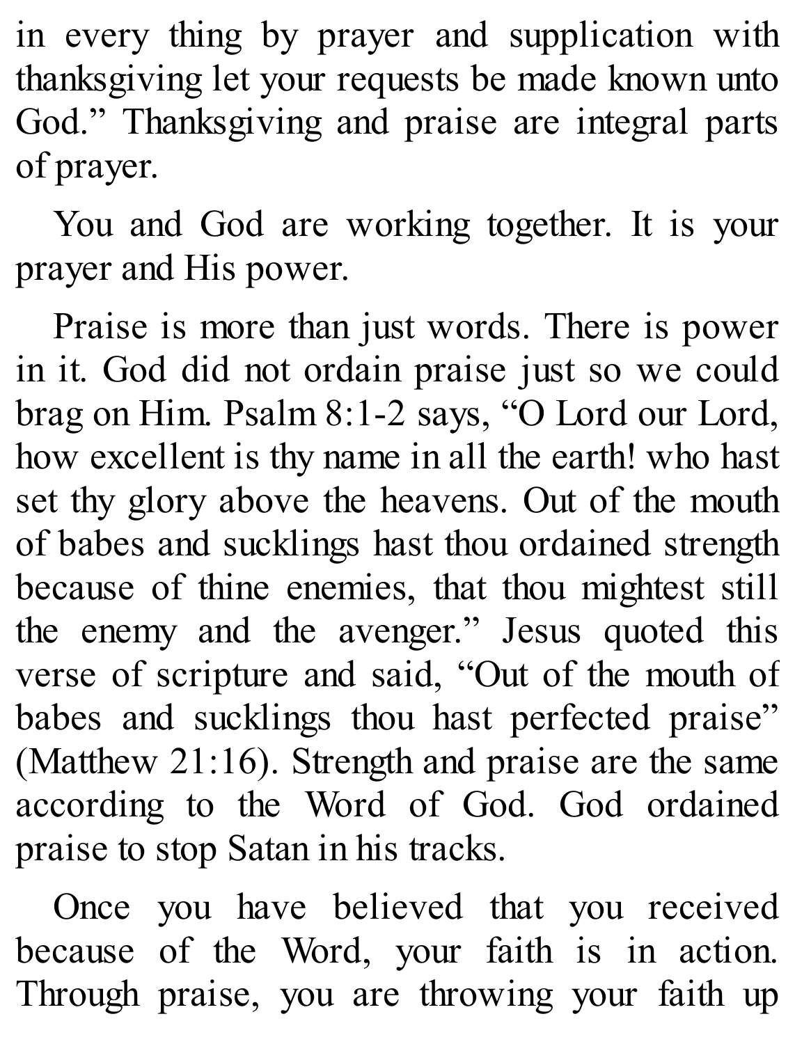in every thing by prayer and supplication with thanksgiving let your requests be made known unto God." Thanksgiving and praise are integral parts of prayer.

You and God are working together. It is your prayer and His power.

Praise is more than just words. There is power in it. God did not ordain praise just so we could brag on Him. Psalm 8:1-2 says, "O Lord our Lord, how excellent is thy name in all the earth! who hast set thy glory above the heavens. Out of the mouth of babes and sucklings hast thou ordained strength because of thine enemies, that thou mightest still the enemy and the avenger." Jesus quoted this verse of scripture and said, "Out of the mouth of babes and sucklings thou hast perfected praise" (Matthew 21:16). Strength and praise are the same according to the Word of God. God ordained praise to stop Satan in his tracks.

Once you have believed that you received because of the Word, your faith is in action. Through praise, you are throwing your faith up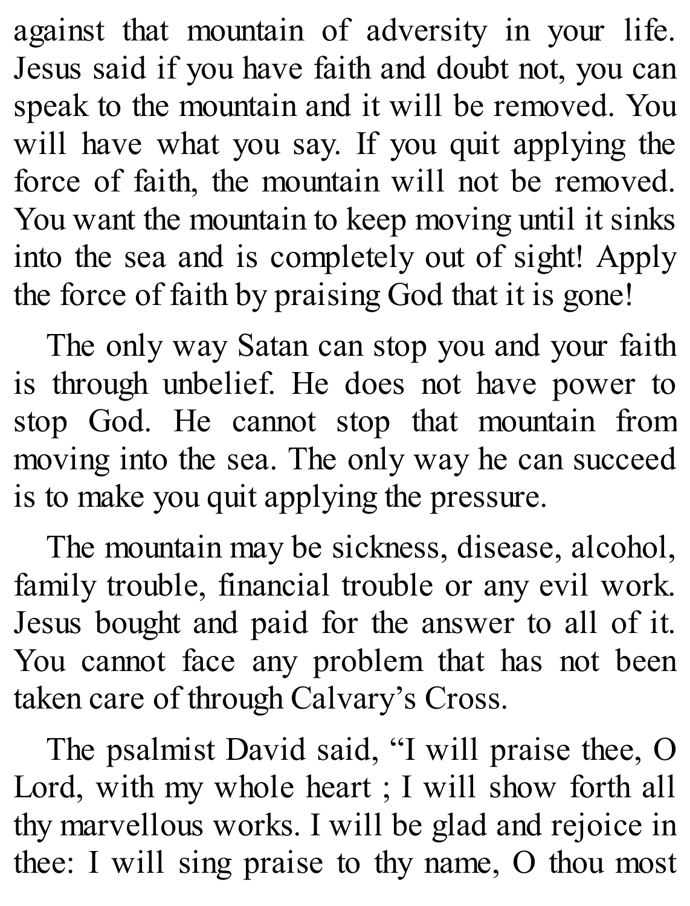against that mountain of adversity in your life. Jesus said if you have faith and doubt not, you can speak to the mountain and it will be removed. You will have what you say. If you quit applying the force of faith, the mountain will not be removed. You want the mountain to keep moving until it sinks into the sea and is completely out of sight! Apply the force of faith by praising God that it is gone!

The only way Satan can stop you and your faith is through unbelief. He does not have power to stop God. He cannot stop that mountain from moving into the sea. The only way he can succeed is to make you quit applying the pressure.

The mountain may be sickness, disease, alcohol, family trouble, financial trouble or any evil work. Jesus bought and paid for the answer to all of it. You cannot face any problem that has not been taken care of through Calvary's Cross.

The psalmist David said, "I will praise thee, O Lord, with my whole heart ; I will show forth all thy marvellous works. I will be glad and rejoice in thee: I will sing praise to thy name, O thou most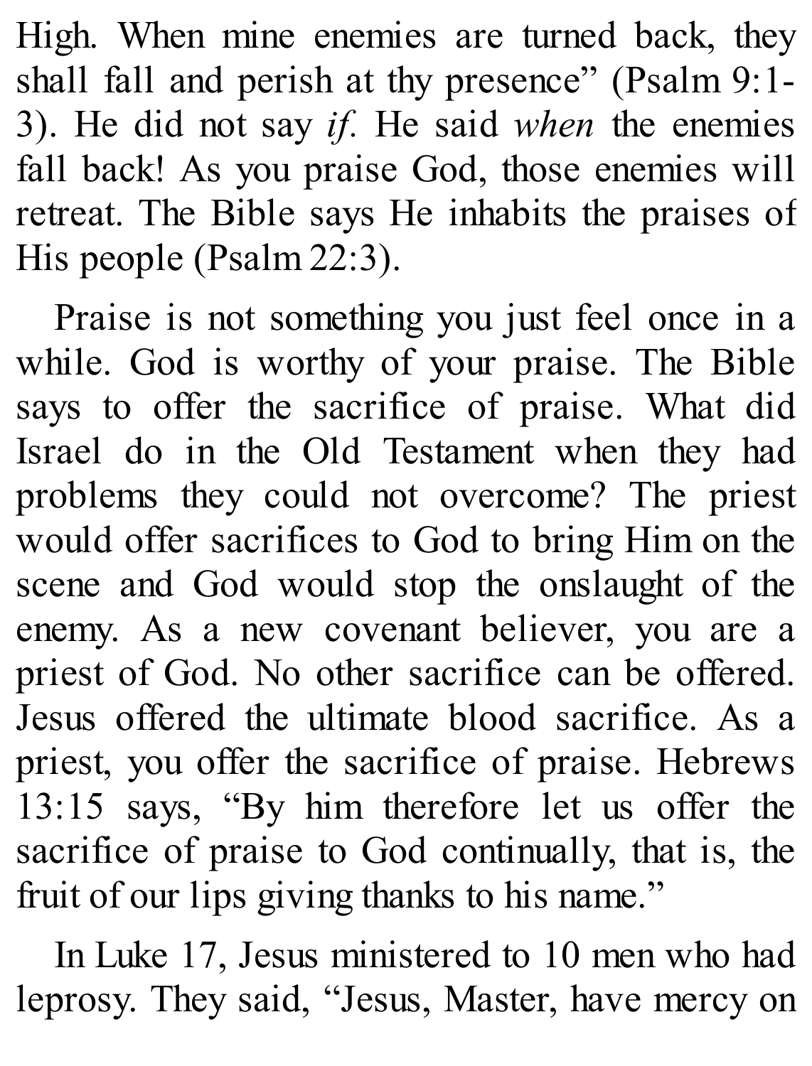High. When mine enemies are turned back, they shall fall and perish at thy presence" (Psalm 9:1-3). He did not say *if*. He said *when* the enemies fall back! As you praise God, those enemies will retreat. The Bible says He inhabits the praises of His people (Psalm 22:3).

Praise is not something you just feel once in a while. God is worthy of your praise. The Bible says to offer the sacrifice of praise. What did Israel do in the Old Testament when they had problems they could not overcome? The priest would offer sacrifices to God to bring Him on the scene and God would stop the onslaught of the enemy. As a new covenant believer, you are a priest of God. No other sacrifice can be offered. Jesus offered the ultimate blood sacrifice. As a priest, you offer the sacrifice of praise. Hebrews 13:15 says, "By him therefore let us offer the sacrifice of praise to God continually, that is, the fruit of our lips giving thanks to his name."

In Luke 17, Jesus ministered to 10 men who had leprosy. They said, "Jesus, Master, have mercy on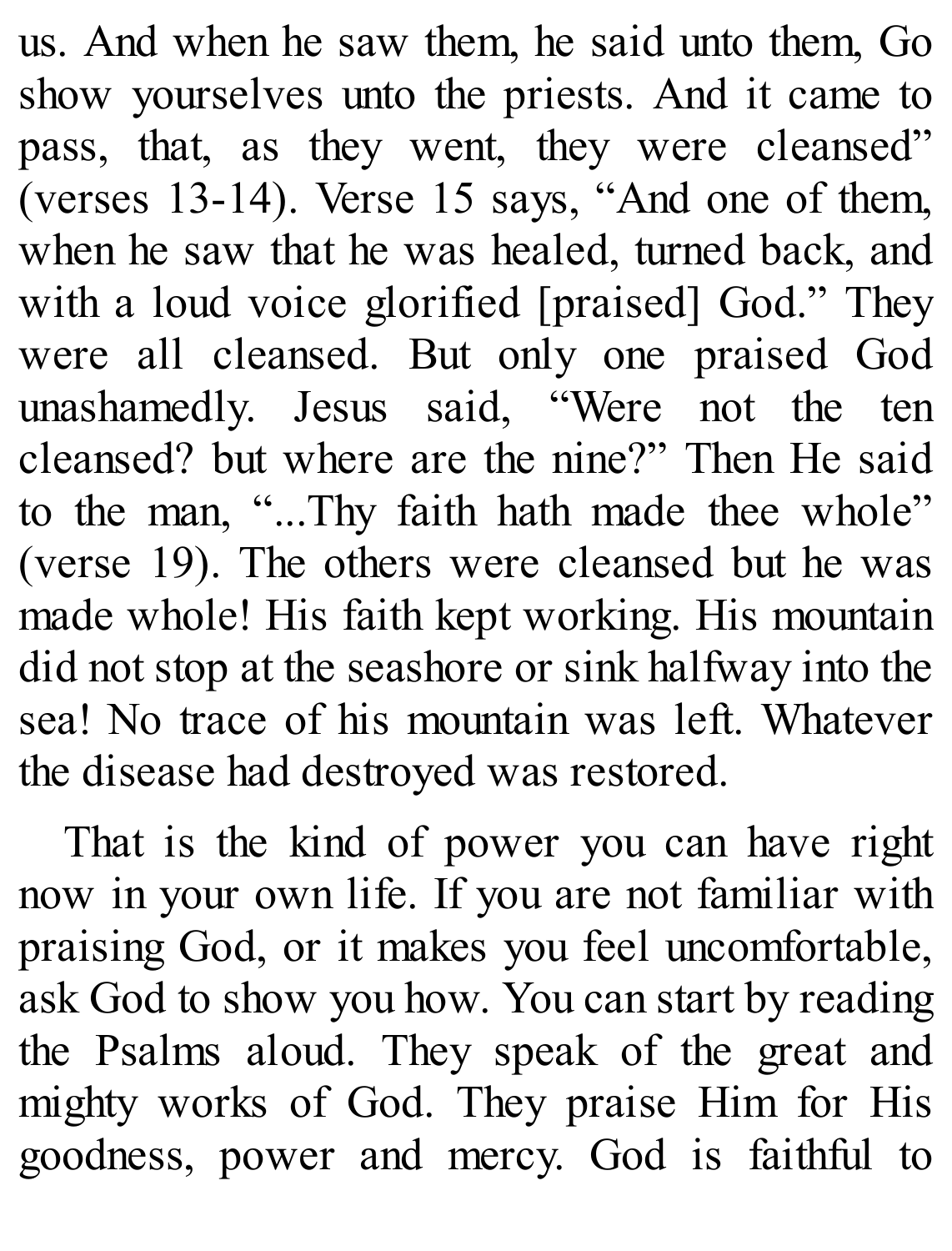us. And when he saw them, he said unto them, Go show yourselves unto the priests. And it came to pass, that, as they went, they were cleansed" (verses 13-14). Verse 15 says, "And one of them, when he saw that he was healed, turned back, and with a loud voice glorified [praised] God." They were all cleansed. But only one praised God unashamedly. Jesus said, "Were not the ten cleansed? but where are the nine?" Then He said to the man, "...Thy faith hath made thee whole" (verse 19). The others were cleansed but he was made whole! His faith kept working. His mountain did not stop at the seashore or sink halfway into the sea! No trace of his mountain was left. Whatever the disease had destroyed was restored.

That is the kind of power you can have right now in your own life. If you are not familiar with praising God, or it makes you feel uncomfortable, ask God to show you how. You can start by reading the Psalms aloud. They speak of the great and mighty works of God. They praise Him for His goodness, power and mercy. God is faithful to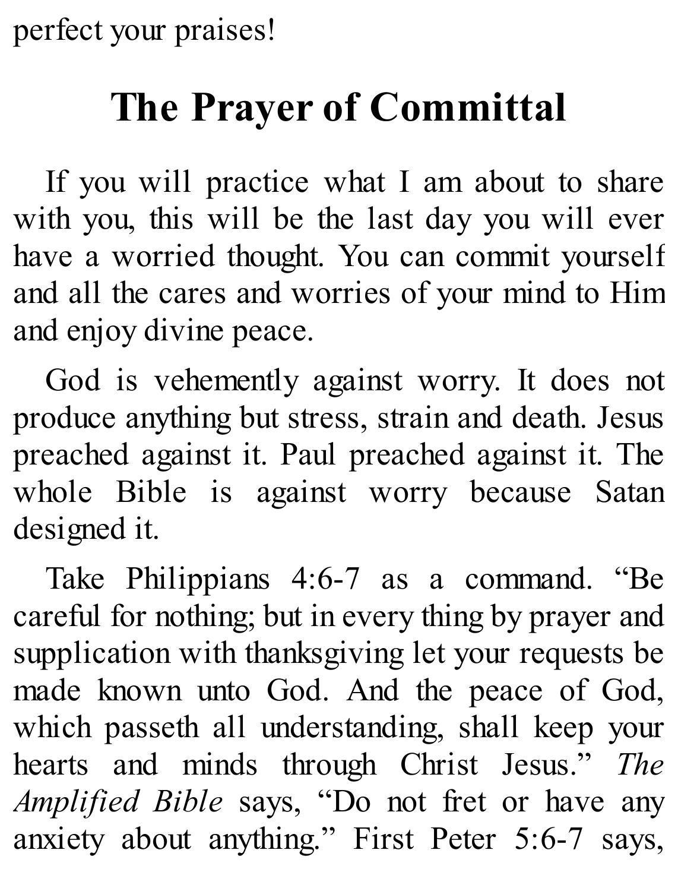perfect your praises!

## The Prayer of Committal

If you will practice what I am about to share with you, this will be the last day you will ever have a worried thought. You can commit yourself and all the cares and worries of your mind to Him and enjoy divine peace.

God is vehemently against worry. It does not produce anything but stress, strain and death. Jesus preached against it. Paul preached against it. The whole Bible is against worry because Satan designed it.

Take Philippians 4:6-7 as a command. "Be careful for nothing; but in every thing by prayer and supplication with thanksgiving let your requests be made known unto God. And the peace of God, which passeth all understanding, shall keep your hearts and minds through Christ Jesus." *The Amplified Bible* says, "Do not fret or have any anxiety about anything." First Peter 5:6-7 says,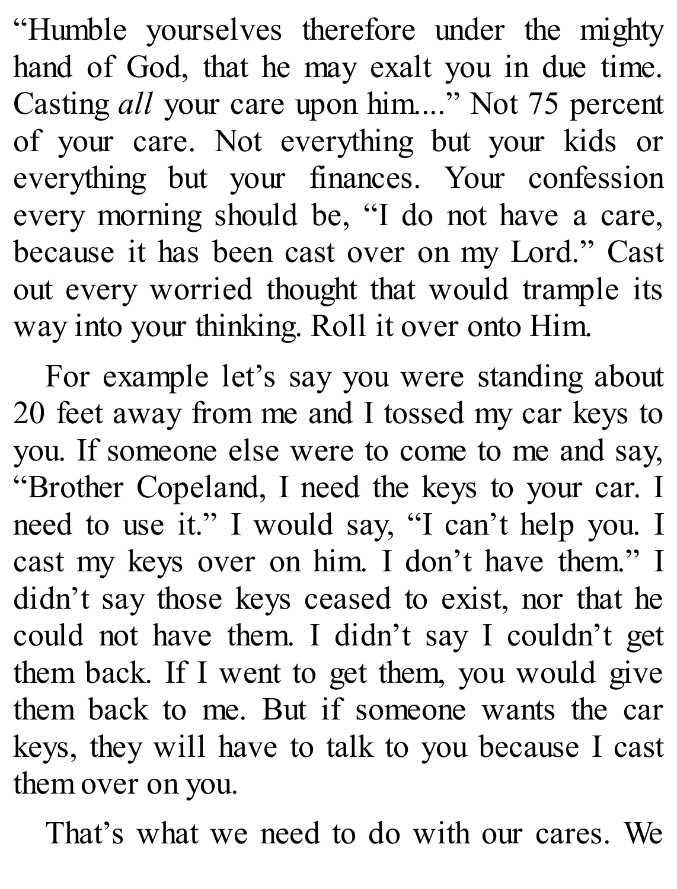"Humble yourselves therefore under the mighty hand of God, that he may exalt you in due time. Casting *all* your care upon him...." Not 75 percent of your care. Not everything but your kids or everything but your finances. Your confession every morning should be, "I do not have a care, because it has been cast over on my Lord." Cast out every worried thought that would trample its way into your thinking. Roll it over onto Him.

For example let's say you were standing about 20 feet away from me and I tossed my car keys to you. If someone else were to come to me and say, "Brother Copeland, I need the keys to your car. I need to use it." I would say, "I can't help you. I cast my keys over on him. I don't have them." I didn't say those keys ceased to exist, nor that he could not have them. I didn't say I couldn't get them back. If I went to get them, you would give them back to me. But if someone wants the car keys, they will have to talk to you because I cast them over on you.

That's what we need to do with our cares. We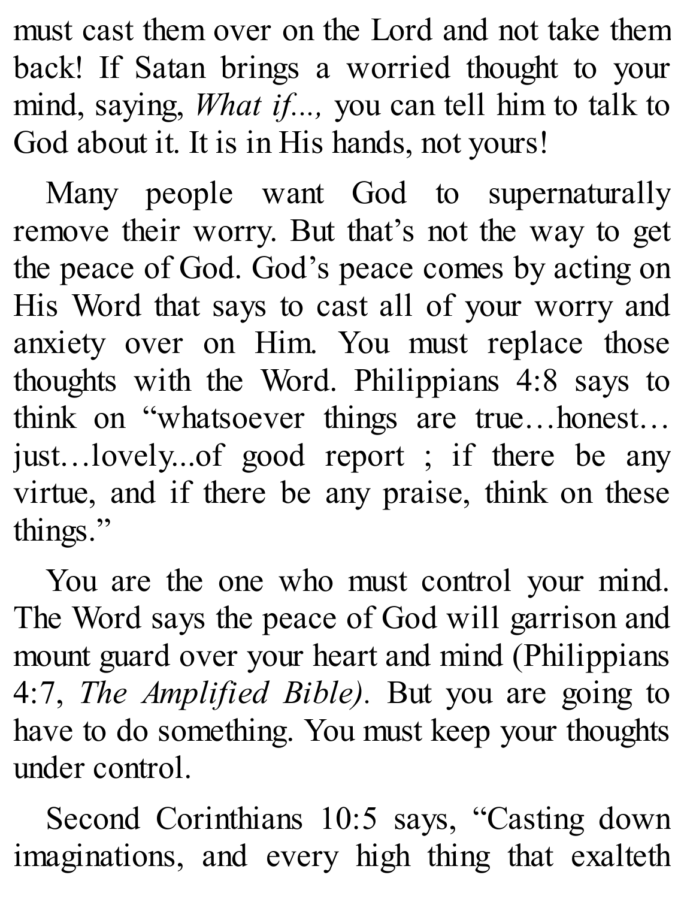must cast them over on the Lord and not take them back! If Satan brings a worried thought to your mind, saying, *What if...,* you can tell him to talk to God about it. It is in His hands, not yours!

Many people want God to supernaturally remove their worry. But that's not the way to get the peace of God. God's peace comes by acting on His Word that says to cast all of your worry and anxiety over on Him. You must replace those thoughts with the Word. Philippians 4:8 says to think on "whatsoever things are true…honest…just…lovely...of good report ; if there be any virtue, and if there be any praise, think on these things."

You are the one who must control your mind. The Word says the peace of God will garrison and mount guard over your heart and mind (Philippians 4:7, *The Amplified Bible).* But you are going to have to do something. You must keep your thoughts under control.

Second Corinthians 10:5 says, "Casting down imaginations, and every high thing that exalteth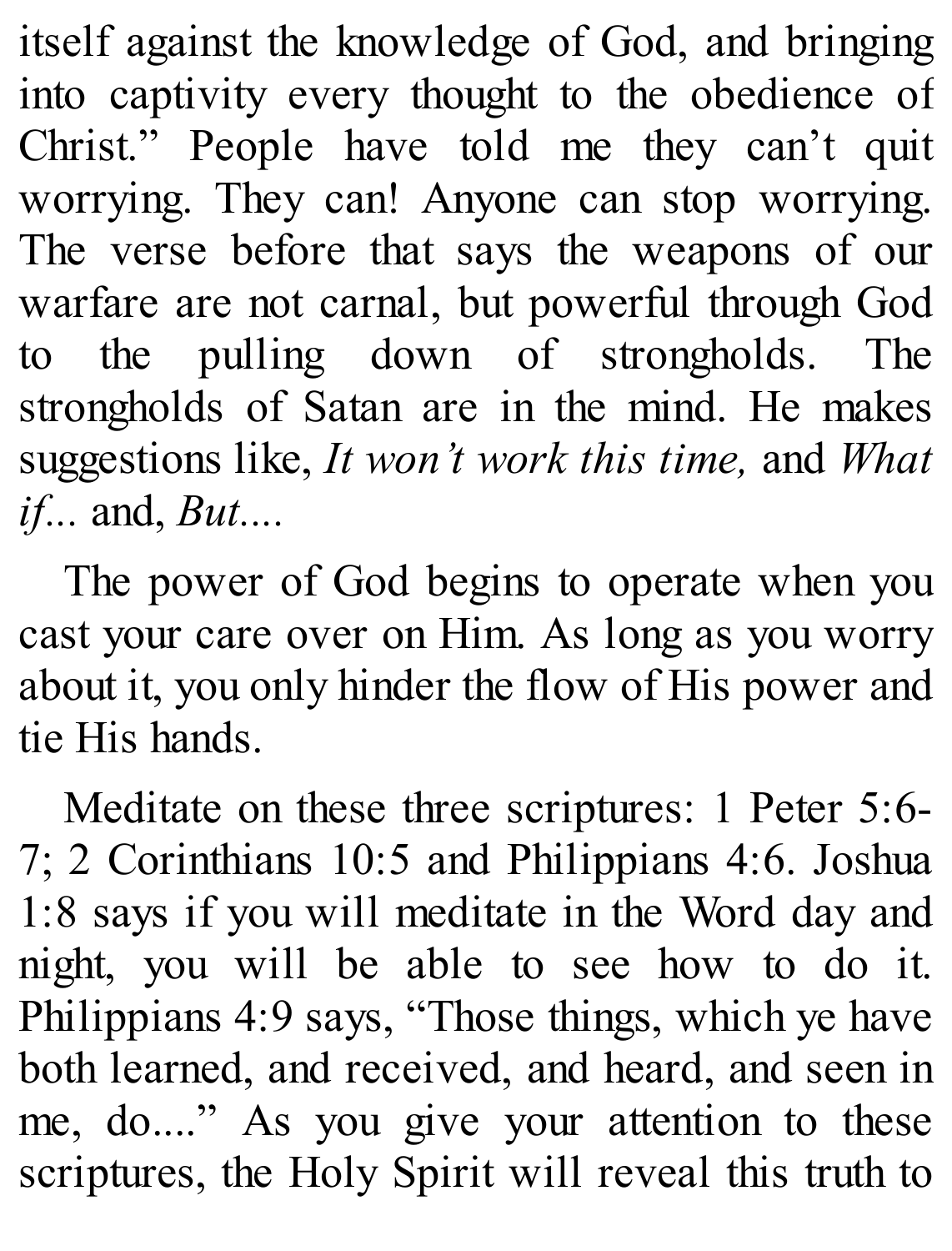itself against the knowledge of God, and bringing into captivity every thought to the obedience of Christ." People have told me they can't quit worrying. They can! Anyone can stop worrying. The verse before that says the weapons of our warfare are not carnal, but powerful through God to the pulling down of strongholds. The strongholds of Satan are in the mind. He makes suggestions like, *It won't work this time,* and *What if...* and, *But....*

The power of God begins to operate when you cast your care over on Him. As long as you worry about it, you only hinder the flow of His power and tie His hands.

Meditate on these three scriptures: 1 Peter 5:6-7; 2 Corinthians 10:5 and Philippians 4:6. Joshua 1:8 says if you will meditate in the Word day and night, you will be able to see how to do it. Philippians 4:9 says, "Those things, which ye have both learned, and received, and heard, and seen in me, do...." As you give your attention to these scriptures, the Holy Spirit will reveal this truth to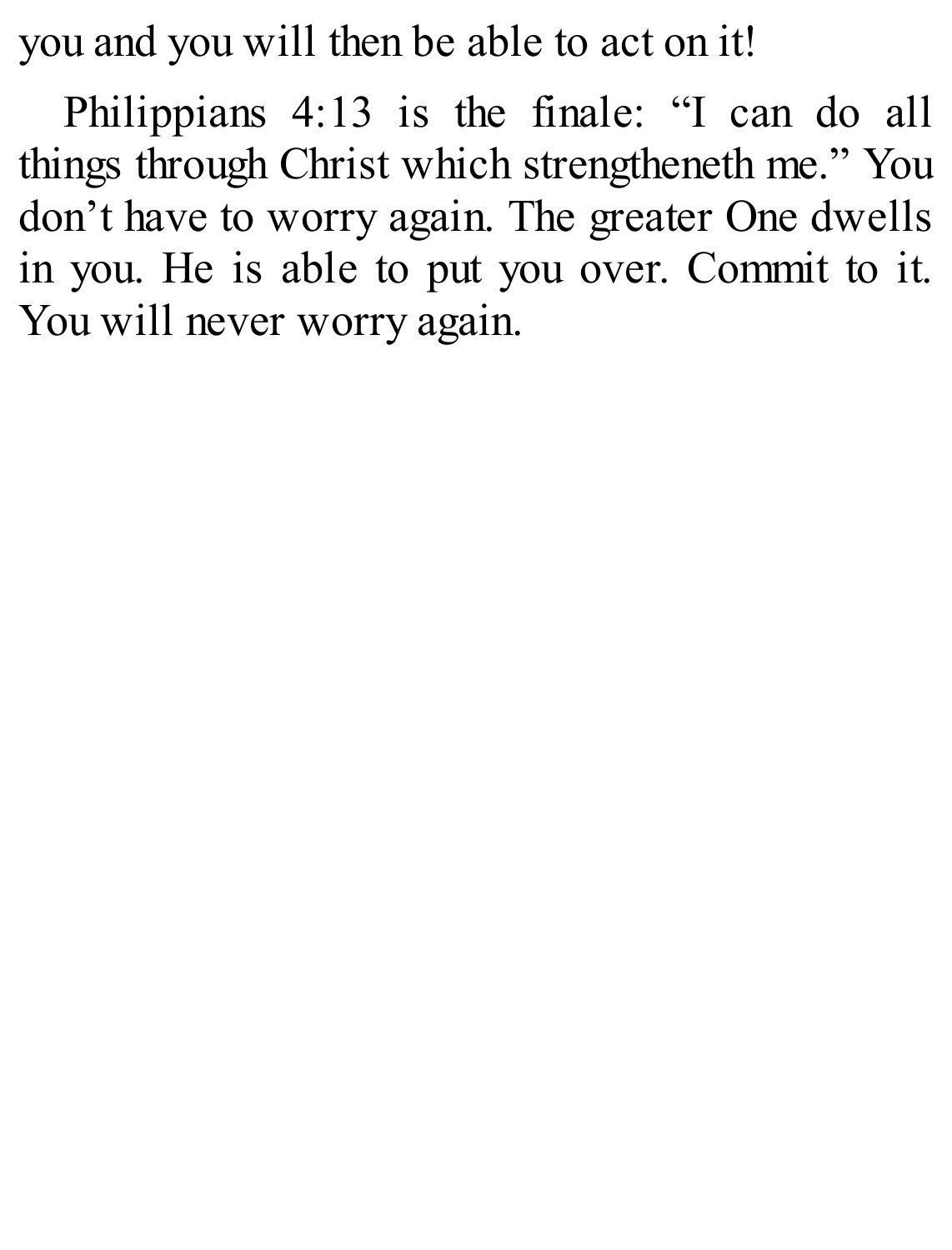you and you will then be able to act on it!

Philippians 4:13 is the finale: "I can do all things through Christ which strengtheneth me." You don't have to worry again. The greater One dwells in you. He is able to put you over. Commit to it. You will never worry again.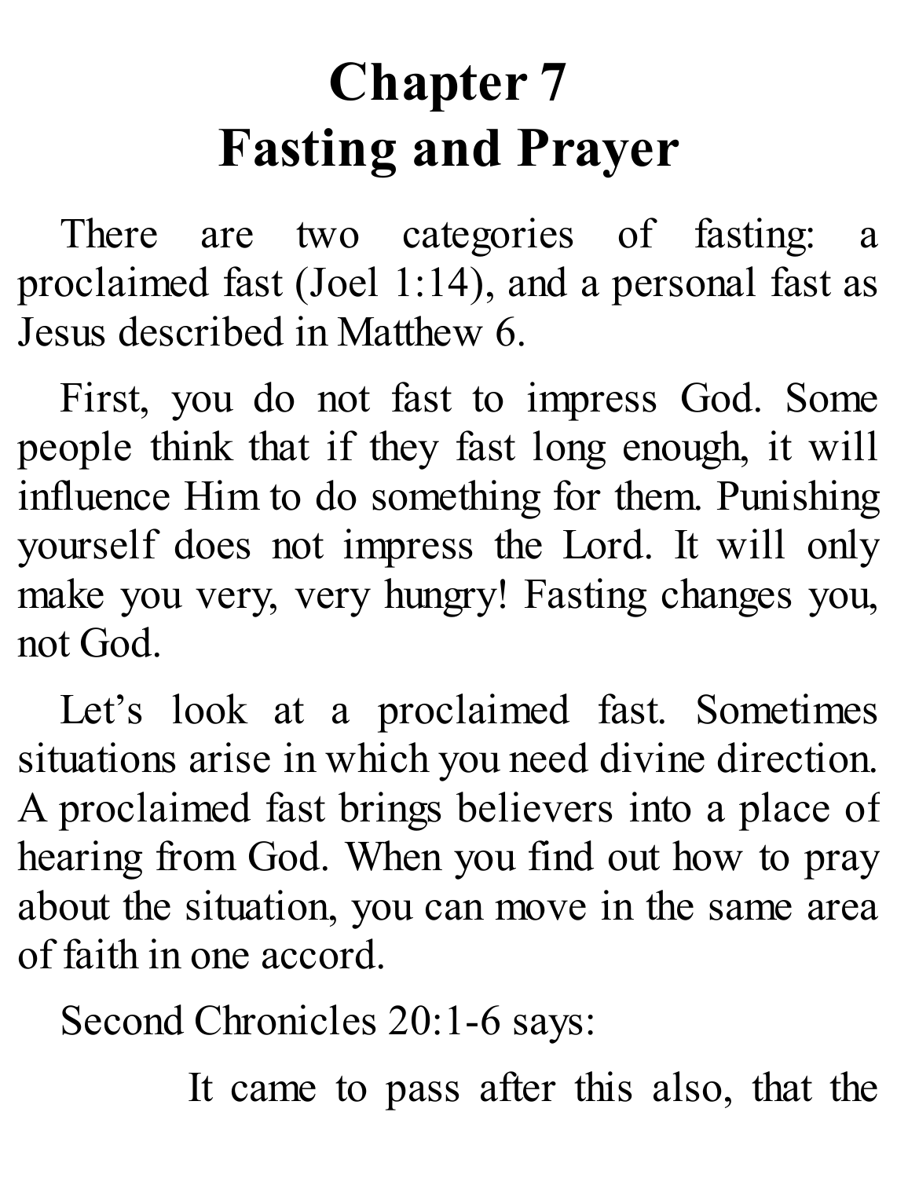# Chapter 7
# Fasting and Prayer

There are two categories of fasting: a proclaimed fast (Joel 1:14), and a personal fast as Jesus described in Matthew 6.

First, you do not fast to impress God. Some people think that if they fast long enough, it will influence Him to do something for them. Punishing yourself does not impress the Lord. It will only make you very, very hungry! Fasting changes you, not God.

Let's look at a proclaimed fast. Sometimes situations arise in which you need divine direction. A proclaimed fast brings believers into a place of hearing from God. When you find out how to pray about the situation, you can move in the same area of faith in one accord.

Second Chronicles 20:1-6 says:

> It came to pass after this also, that the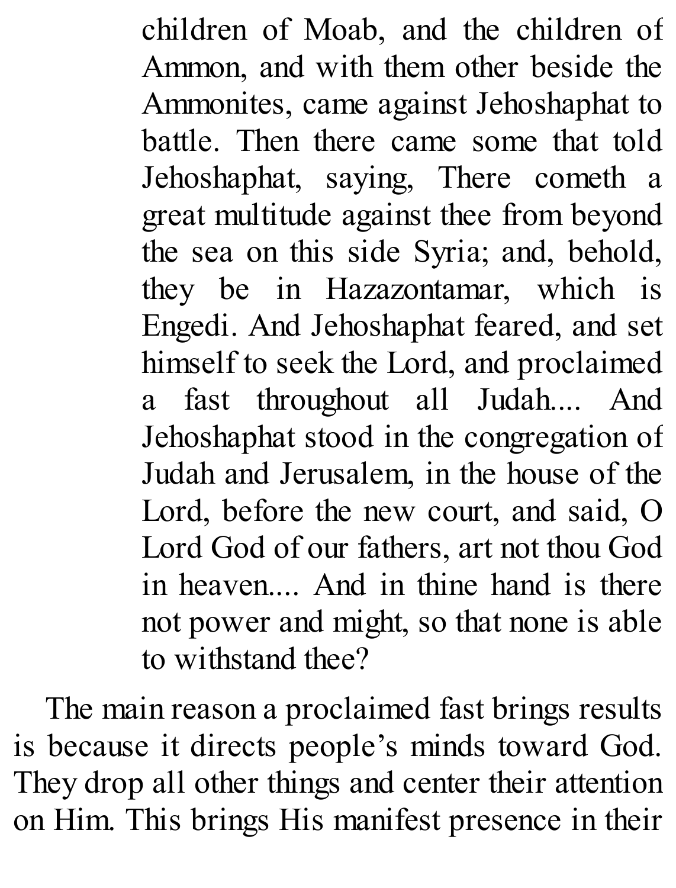> children of Moab, and the children of Ammon, and with them other beside the Ammonites, came against Jehoshaphat to battle. Then there came some that told Jehoshaphat, saying, There cometh a great multitude against thee from beyond the sea on this side Syria; and, behold, they be in Hazazontamar, which is Engedi. And Jehoshaphat feared, and set himself to seek the Lord, and proclaimed a fast throughout all Judah.... And Jehoshaphat stood in the congregation of Judah and Jerusalem, in the house of the Lord, before the new court, and said, O Lord God of our fathers, art not thou God in heaven.... And in thine hand is there not power and might, so that none is able to withstand thee?

The main reason a proclaimed fast brings results is because it directs people's minds toward God. They drop all other things and center their attention on Him. This brings His manifest presence in their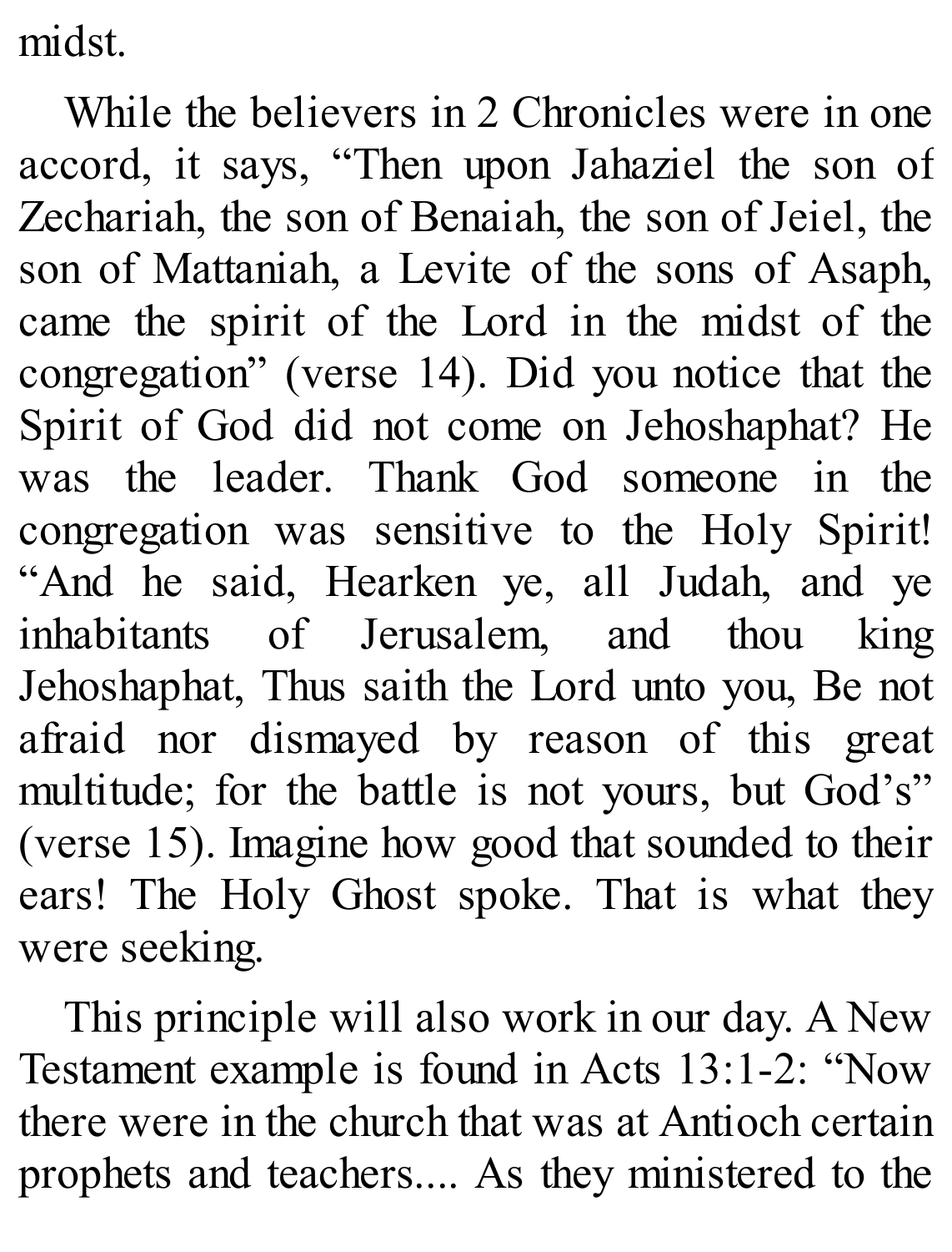midst.

While the believers in 2 Chronicles were in one accord, it says, "Then upon Jahaziel the son of Zechariah, the son of Benaiah, the son of Jeiel, the son of Mattaniah, a Levite of the sons of Asaph, came the spirit of the Lord in the midst of the congregation" (verse 14). Did you notice that the Spirit of God did not come on Jehoshaphat? He was the leader. Thank God someone in the congregation was sensitive to the Holy Spirit! "And he said, Hearken ye, all Judah, and ye inhabitants of Jerusalem, and thou king Jehoshaphat, Thus saith the Lord unto you, Be not afraid nor dismayed by reason of this great multitude; for the battle is not yours, but God's" (verse 15). Imagine how good that sounded to their ears! The Holy Ghost spoke. That is what they were seeking.

This principle will also work in our day. A New Testament example is found in Acts 13:1-2: "Now there were in the church that was at Antioch certain prophets and teachers.... As they ministered to the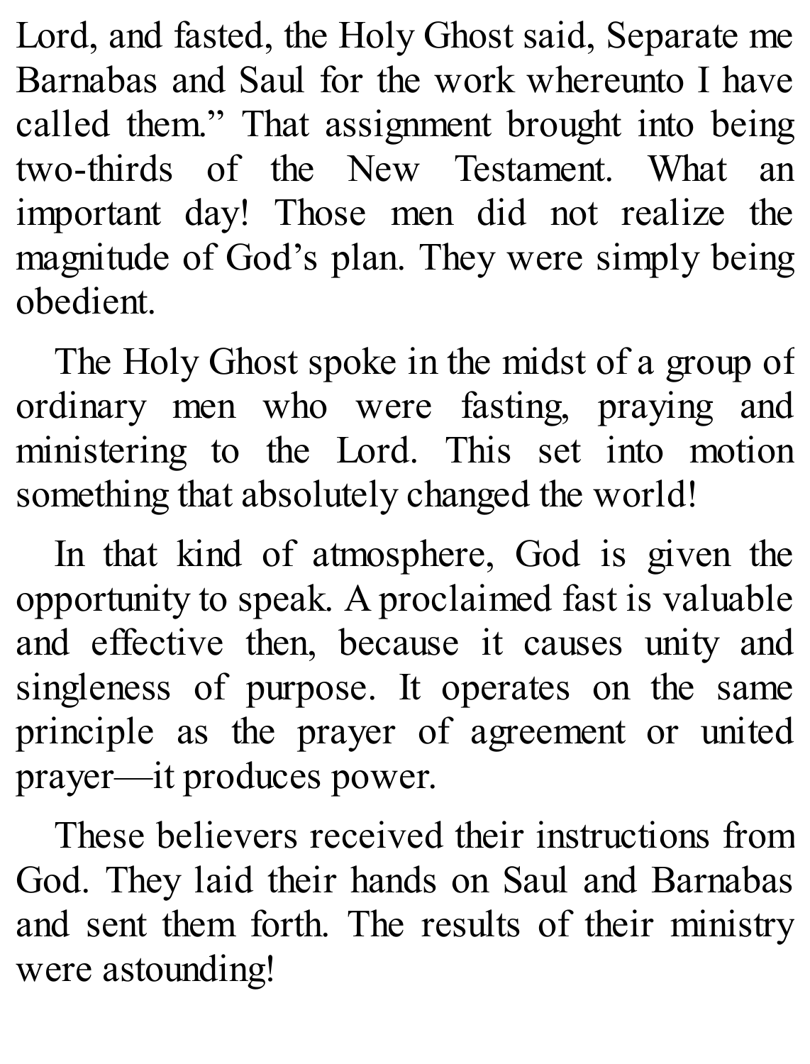Lord, and fasted, the Holy Ghost said, Separate me Barnabas and Saul for the work whereunto I have called them." That assignment brought into being two-thirds of the New Testament. What an important day! Those men did not realize the magnitude of God's plan. They were simply being obedient.

The Holy Ghost spoke in the midst of a group of ordinary men who were fasting, praying and ministering to the Lord. This set into motion something that absolutely changed the world!

In that kind of atmosphere, God is given the opportunity to speak. A proclaimed fast is valuable and effective then, because it causes unity and singleness of purpose. It operates on the same principle as the prayer of agreement or united prayer—it produces power.

These believers received their instructions from God. They laid their hands on Saul and Barnabas and sent them forth. The results of their ministry were astounding!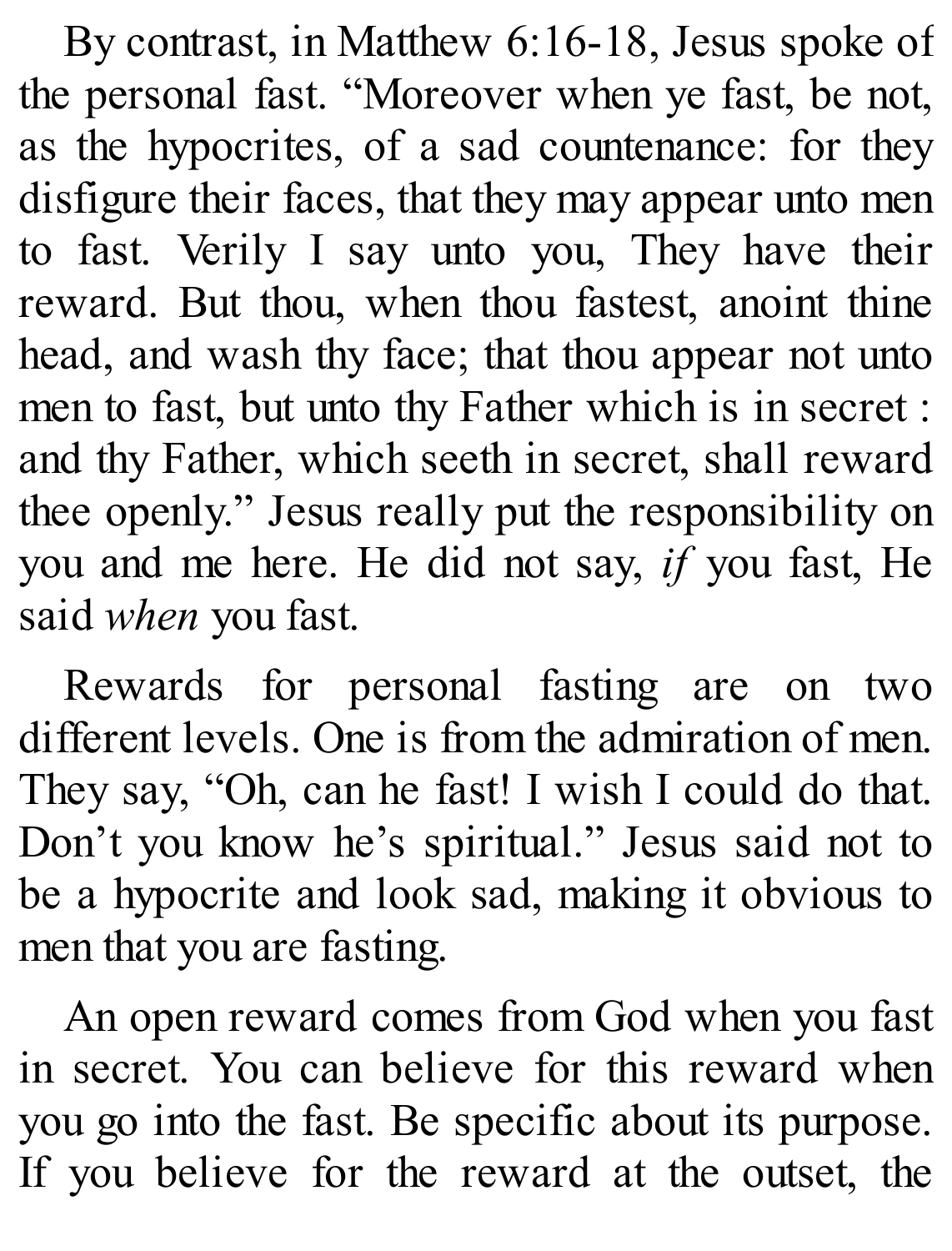By contrast, in Matthew 6:16-18, Jesus spoke of the personal fast. "Moreover when ye fast, be not, as the hypocrites, of a sad countenance: for they disfigure their faces, that they may appear unto men to fast. Verily I say unto you, They have their reward. But thou, when thou fastest, anoint thine head, and wash thy face; that thou appear not unto men to fast, but unto thy Father which is in secret : and thy Father, which seeth in secret, shall reward thee openly." Jesus really put the responsibility on you and me here. He did not say, *if* you fast, He said *when* you fast.

Rewards for personal fasting are on two different levels. One is from the admiration of men. They say, "Oh, can he fast! I wish I could do that. Don't you know he's spiritual." Jesus said not to be a hypocrite and look sad, making it obvious to men that you are fasting.

An open reward comes from God when you fast in secret. You can believe for this reward when you go into the fast. Be specific about its purpose. If you believe for the reward at the outset, the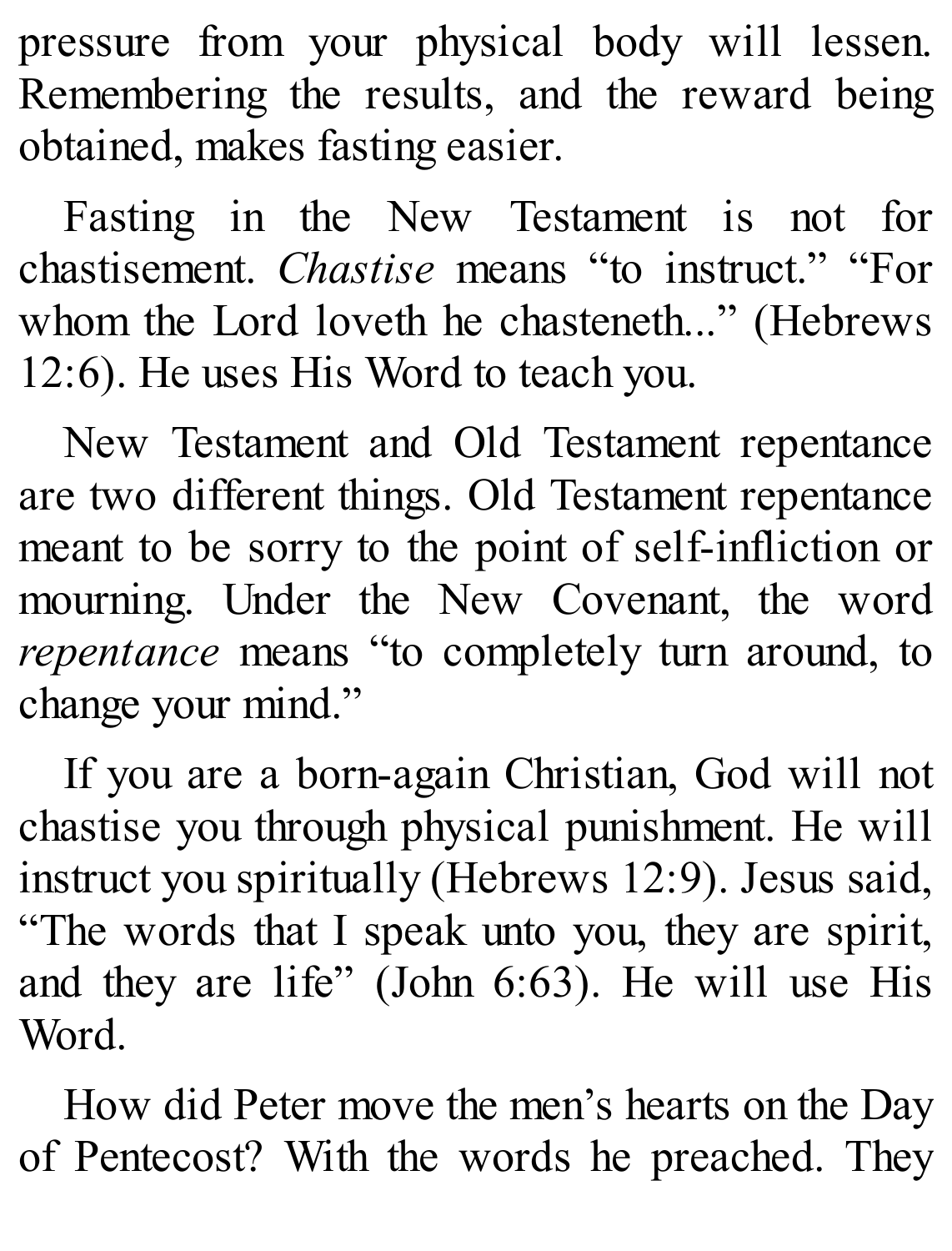pressure from your physical body will lessen. Remembering the results, and the reward being obtained, makes fasting easier.

Fasting in the New Testament is not for chastisement. *Chastise* means "to instruct." "For whom the Lord loveth he chasteneth..." (Hebrews 12:6). He uses His Word to teach you.

New Testament and Old Testament repentance are two different things. Old Testament repentance meant to be sorry to the point of self-infliction or mourning. Under the New Covenant, the word *repentance* means "to completely turn around, to change your mind."

If you are a born-again Christian, God will not chastise you through physical punishment. He will instruct you spiritually (Hebrews 12:9). Jesus said, "The words that I speak unto you, they are spirit, and they are life" (John 6:63). He will use His Word.

How did Peter move the men's hearts on the Day of Pentecost? With the words he preached. They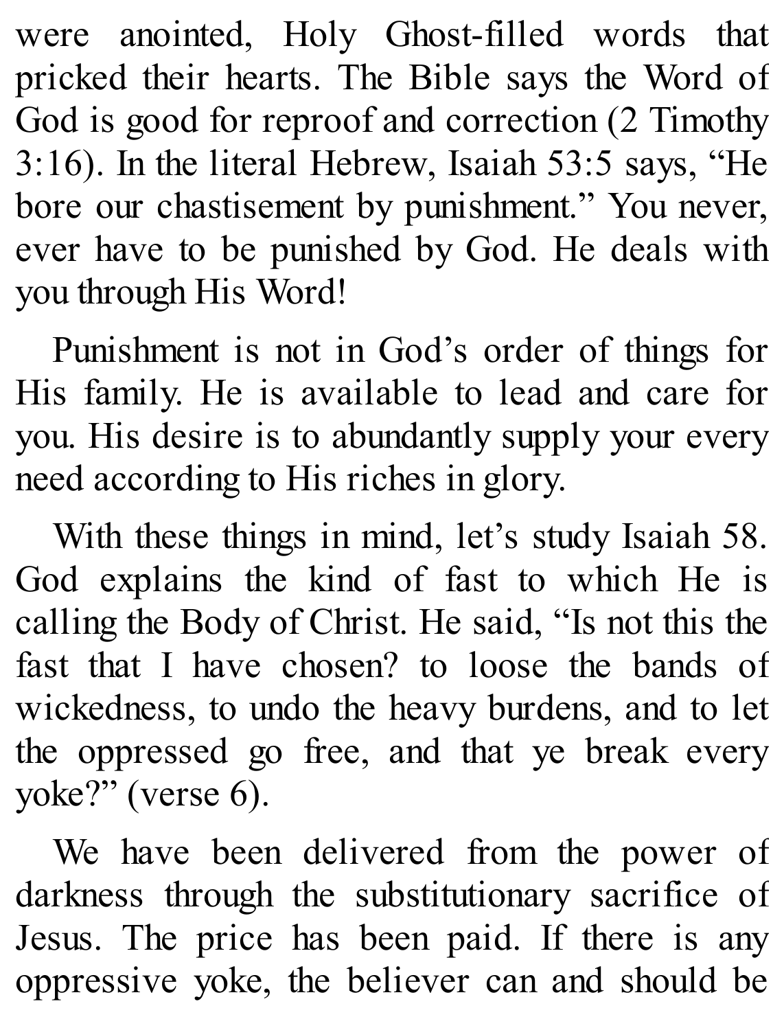were anointed, Holy Ghost-filled words that pricked their hearts. The Bible says the Word of God is good for reproof and correction (2 Timothy 3:16). In the literal Hebrew, Isaiah 53:5 says, "He bore our chastisement by punishment." You never, ever have to be punished by God. He deals with you through His Word!

Punishment is not in God's order of things for His family. He is available to lead and care for you. His desire is to abundantly supply your every need according to His riches in glory.

With these things in mind, let's study Isaiah 58. God explains the kind of fast to which He is calling the Body of Christ. He said, "Is not this the fast that I have chosen? to loose the bands of wickedness, to undo the heavy burdens, and to let the oppressed go free, and that ye break every yoke?" (verse 6).

We have been delivered from the power of darkness through the substitutionary sacrifice of Jesus. The price has been paid. If there is any oppressive yoke, the believer can and should be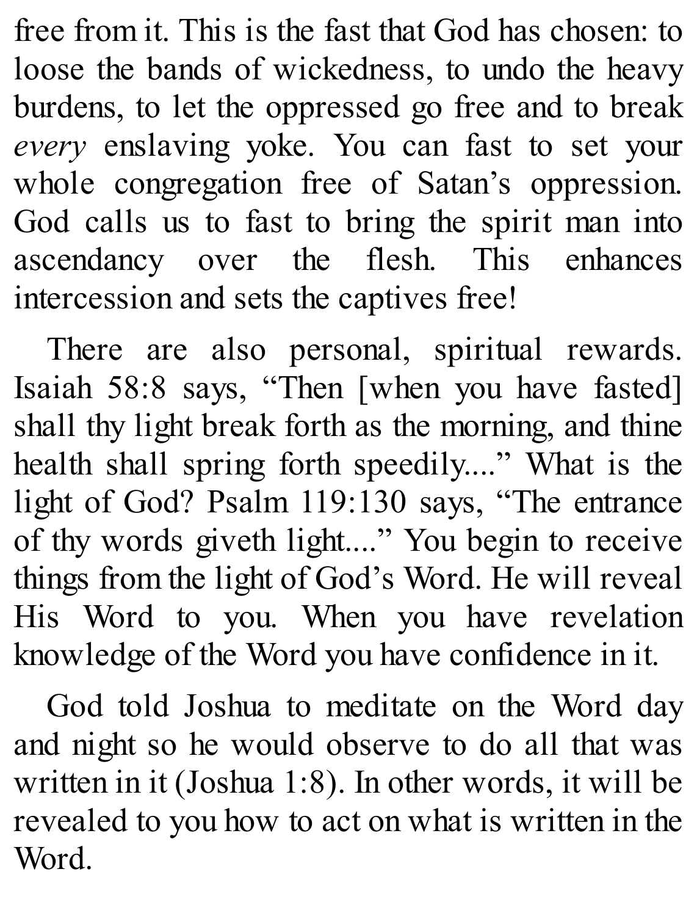free from it. This is the fast that God has chosen: to loose the bands of wickedness, to undo the heavy burdens, to let the oppressed go free and to break *every* enslaving yoke. You can fast to set your whole congregation free of Satan's oppression. God calls us to fast to bring the spirit man into ascendancy over the flesh. This enhances intercession and sets the captives free!

There are also personal, spiritual rewards. Isaiah 58:8 says, "Then [when you have fasted] shall thy light break forth as the morning, and thine health shall spring forth speedily...." What is the light of God? Psalm 119:130 says, "The entrance of thy words giveth light...." You begin to receive things from the light of God's Word. He will reveal His Word to you. When you have revelation knowledge of the Word you have confidence in it.

God told Joshua to meditate on the Word day and night so he would observe to do all that was written in it (Joshua 1:8). In other words, it will be revealed to you how to act on what is written in the Word.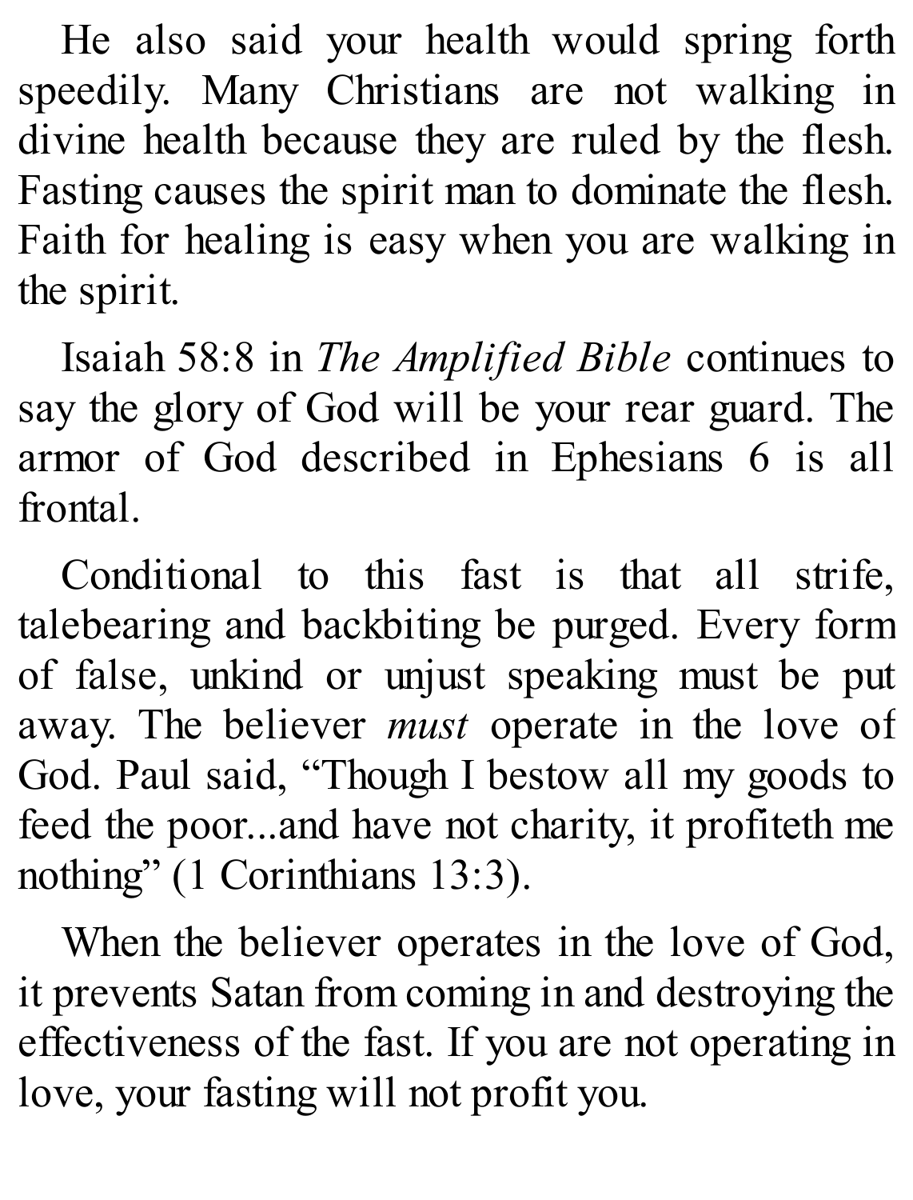He also said your health would spring forth speedily. Many Christians are not walking in divine health because they are ruled by the flesh. Fasting causes the spirit man to dominate the flesh. Faith for healing is easy when you are walking in the spirit.

Isaiah 58:8 in *The Amplified Bible* continues to say the glory of God will be your rear guard. The armor of God described in Ephesians 6 is all frontal.

Conditional to this fast is that all strife, talebearing and backbiting be purged. Every form of false, unkind or unjust speaking must be put away. The believer *must* operate in the love of God. Paul said, "Though I bestow all my goods to feed the poor...and have not charity, it profiteth me nothing" (1 Corinthians 13:3).

When the believer operates in the love of God, it prevents Satan from coming in and destroying the effectiveness of the fast. If you are not operating in love, your fasting will not profit you.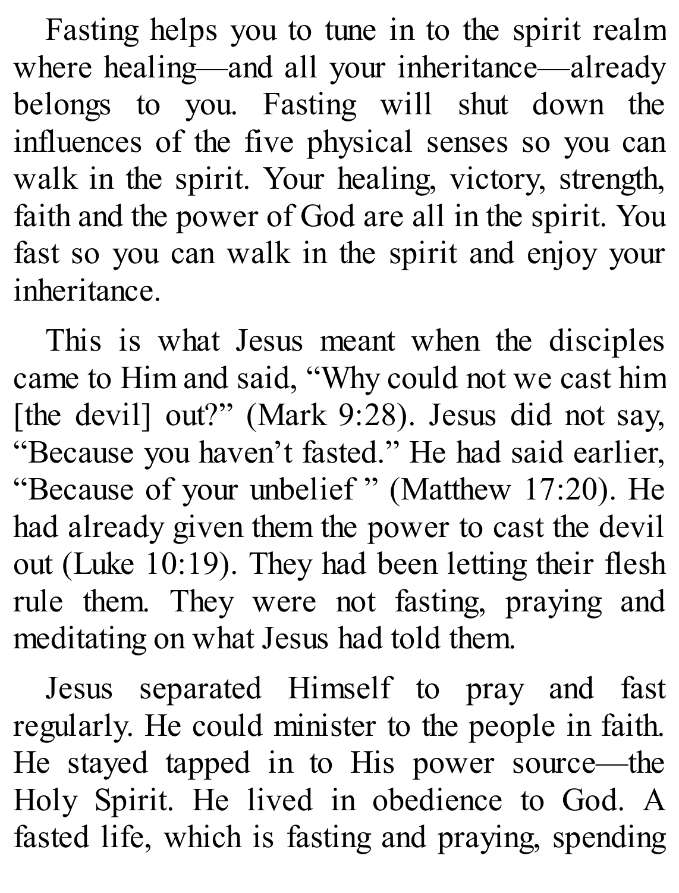Fasting helps you to tune in to the spirit realm where healing—and all your inheritance—already belongs to you. Fasting will shut down the influences of the five physical senses so you can walk in the spirit. Your healing, victory, strength, faith and the power of God are all in the spirit. You fast so you can walk in the spirit and enjoy your inheritance.

This is what Jesus meant when the disciples came to Him and said, "Why could not we cast him [the devil] out?" (Mark 9:28). Jesus did not say, "Because you haven't fasted." He had said earlier, "Because of your unbelief " (Matthew 17:20). He had already given them the power to cast the devil out (Luke 10:19). They had been letting their flesh rule them. They were not fasting, praying and meditating on what Jesus had told them.

Jesus separated Himself to pray and fast regularly. He could minister to the people in faith. He stayed tapped in to His power source—the Holy Spirit. He lived in obedience to God. A fasted life, which is fasting and praying, spending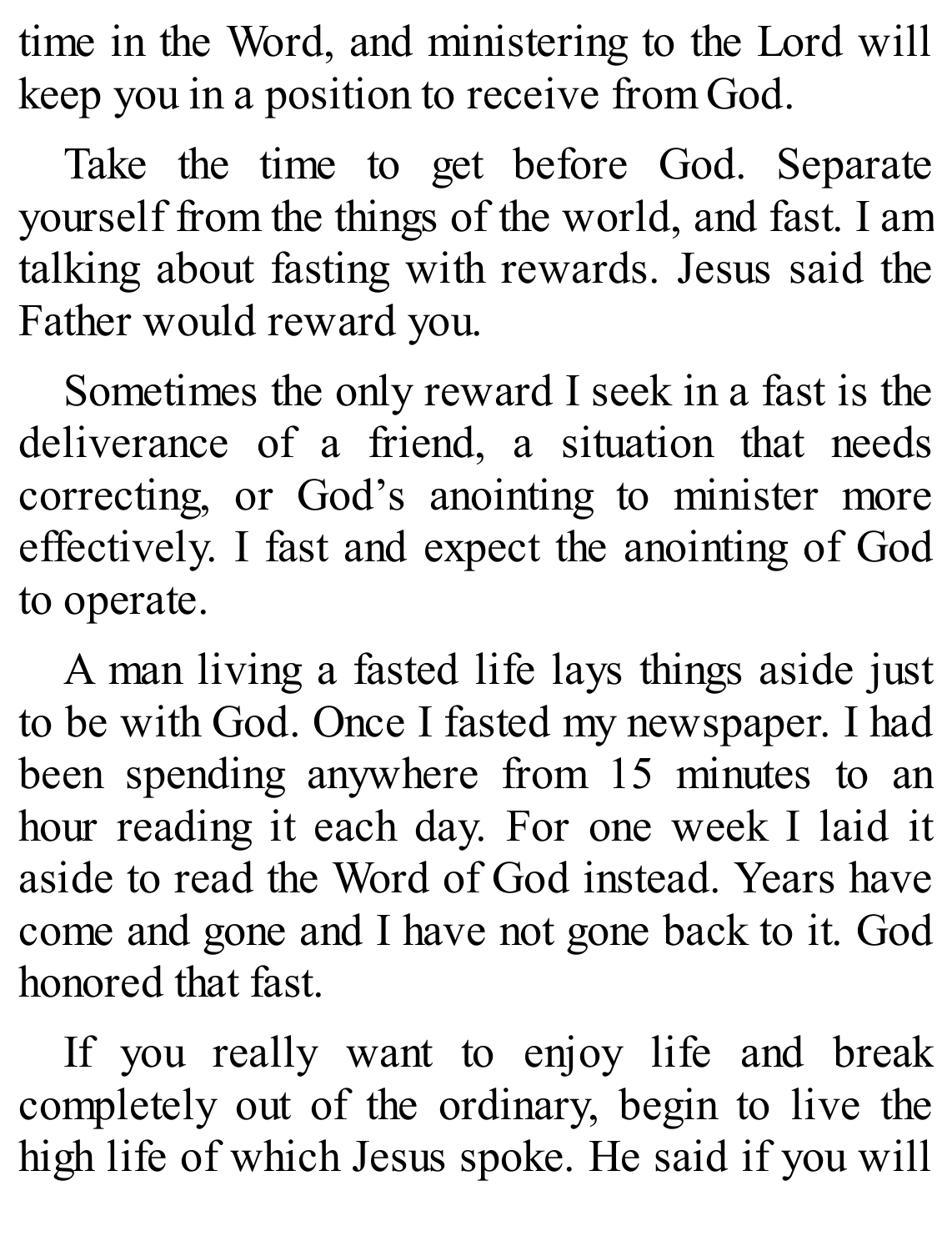time in the Word, and ministering to the Lord will keep you in a position to receive from God.

Take the time to get before God. Separate yourself from the things of the world, and fast. I am talking about fasting with rewards. Jesus said the Father would reward you.

Sometimes the only reward I seek in a fast is the deliverance of a friend, a situation that needs correcting, or God's anointing to minister more effectively. I fast and expect the anointing of God to operate.

A man living a fasted life lays things aside just to be with God. Once I fasted my newspaper. I had been spending anywhere from 15 minutes to an hour reading it each day. For one week I laid it aside to read the Word of God instead. Years have come and gone and I have not gone back to it. God honored that fast.

If you really want to enjoy life and break completely out of the ordinary, begin to live the high life of which Jesus spoke. He said if you will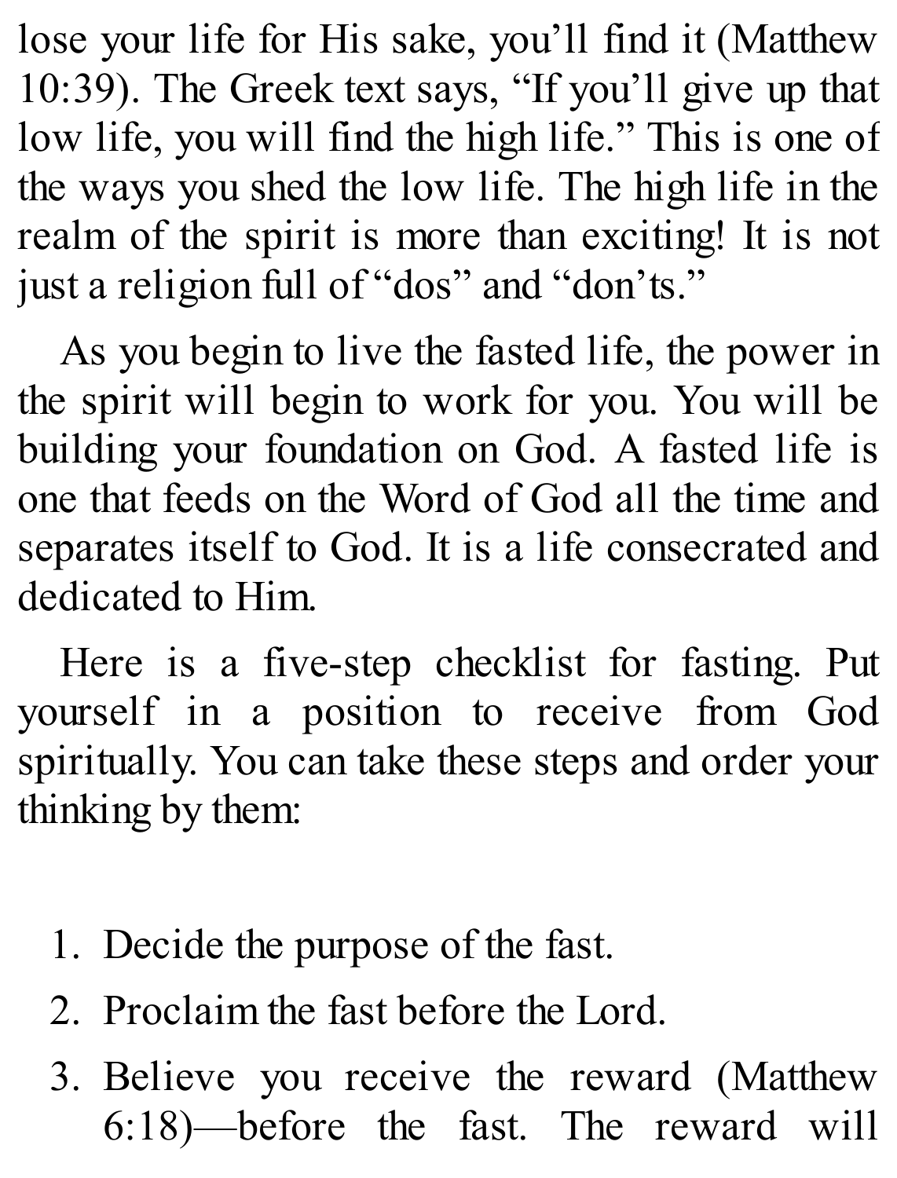lose your life for His sake, you'll find it (Matthew 10:39). The Greek text says, "If you'll give up that low life, you will find the high life." This is one of the ways you shed the low life. The high life in the realm of the spirit is more than exciting! It is not just a religion full of "dos" and "don'ts."

As you begin to live the fasted life, the power in the spirit will begin to work for you. You will be building your foundation on God. A fasted life is one that feeds on the Word of God all the time and separates itself to God. It is a life consecrated and dedicated to Him.

Here is a five-step checklist for fasting. Put yourself in a position to receive from God spiritually. You can take these steps and order your thinking by them:

1. Decide the purpose of the fast.
2. Proclaim the fast before the Lord.
3. Believe you receive the reward (Matthew 6:18)—before the fast. The reward will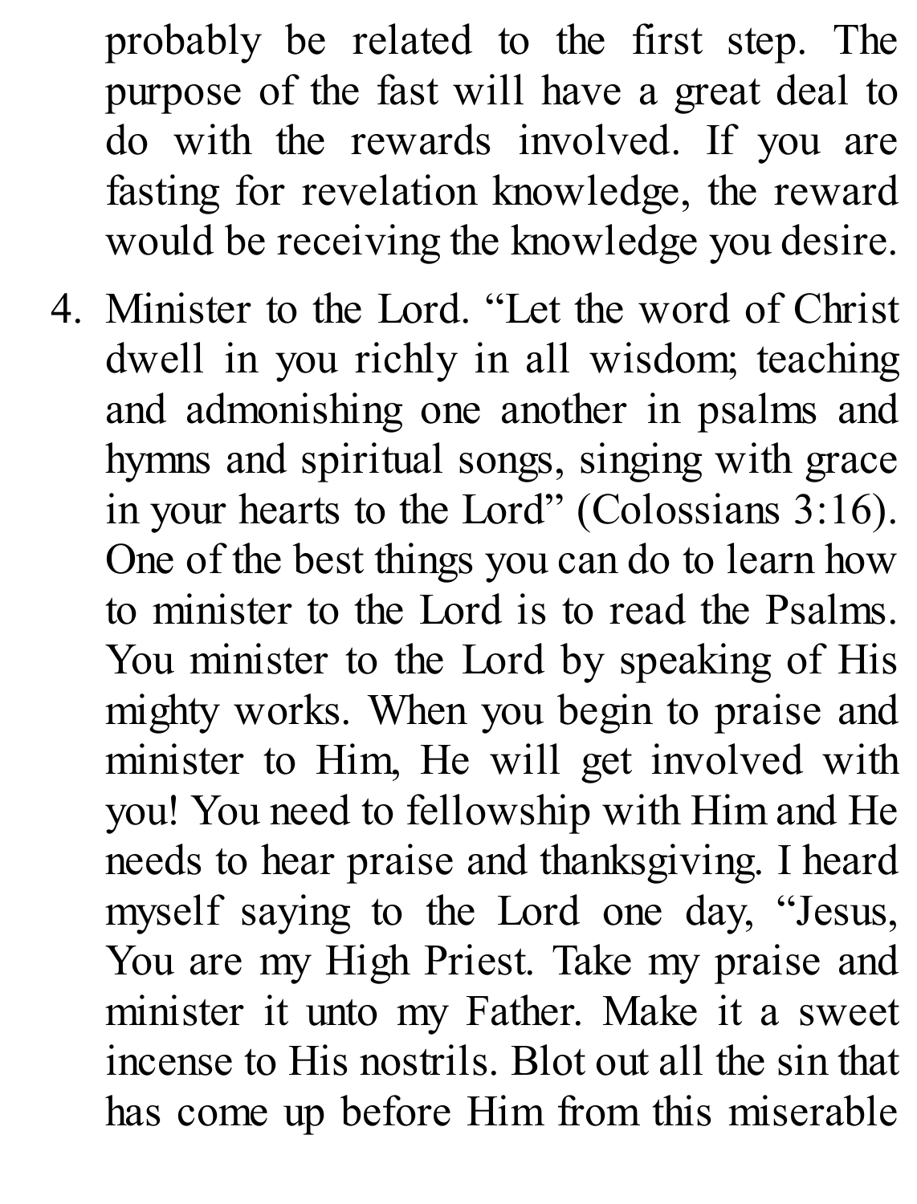probably be related to the first step. The purpose of the fast will have a great deal to do with the rewards involved. If you are fasting for revelation knowledge, the reward would be receiving the knowledge you desire.

4. Minister to the Lord. "Let the word of Christ dwell in you richly in all wisdom; teaching and admonishing one another in psalms and hymns and spiritual songs, singing with grace in your hearts to the Lord" (Colossians 3:16). One of the best things you can do to learn how to minister to the Lord is to read the Psalms. You minister to the Lord by speaking of His mighty works. When you begin to praise and minister to Him, He will get involved with you! You need to fellowship with Him and He needs to hear praise and thanksgiving. I heard myself saying to the Lord one day, "Jesus, You are my High Priest. Take my praise and minister it unto my Father. Make it a sweet incense to His nostrils. Blot out all the sin that has come up before Him from this miserable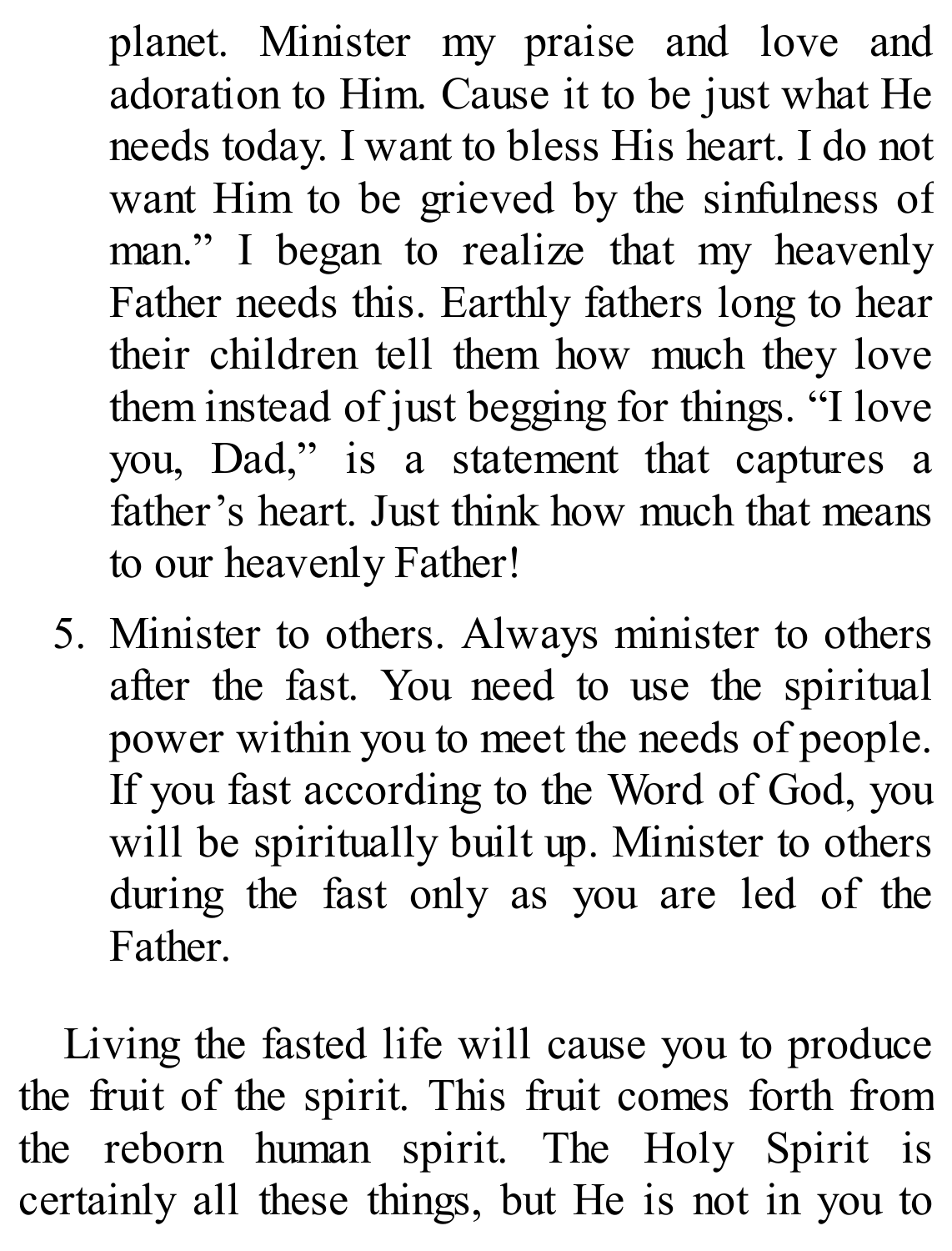planet. Minister my praise and love and adoration to Him. Cause it to be just what He needs today. I want to bless His heart. I do not want Him to be grieved by the sinfulness of man." I began to realize that my heavenly Father needs this. Earthly fathers long to hear their children tell them how much they love them instead of just begging for things. "I love you, Dad," is a statement that captures a father's heart. Just think how much that means to our heavenly Father!

5. Minister to others. Always minister to others after the fast. You need to use the spiritual power within you to meet the needs of people. If you fast according to the Word of God, you will be spiritually built up. Minister to others during the fast only as you are led of the Father.

Living the fasted life will cause you to produce the fruit of the spirit. This fruit comes forth from the reborn human spirit. The Holy Spirit is certainly all these things, but He is not in you to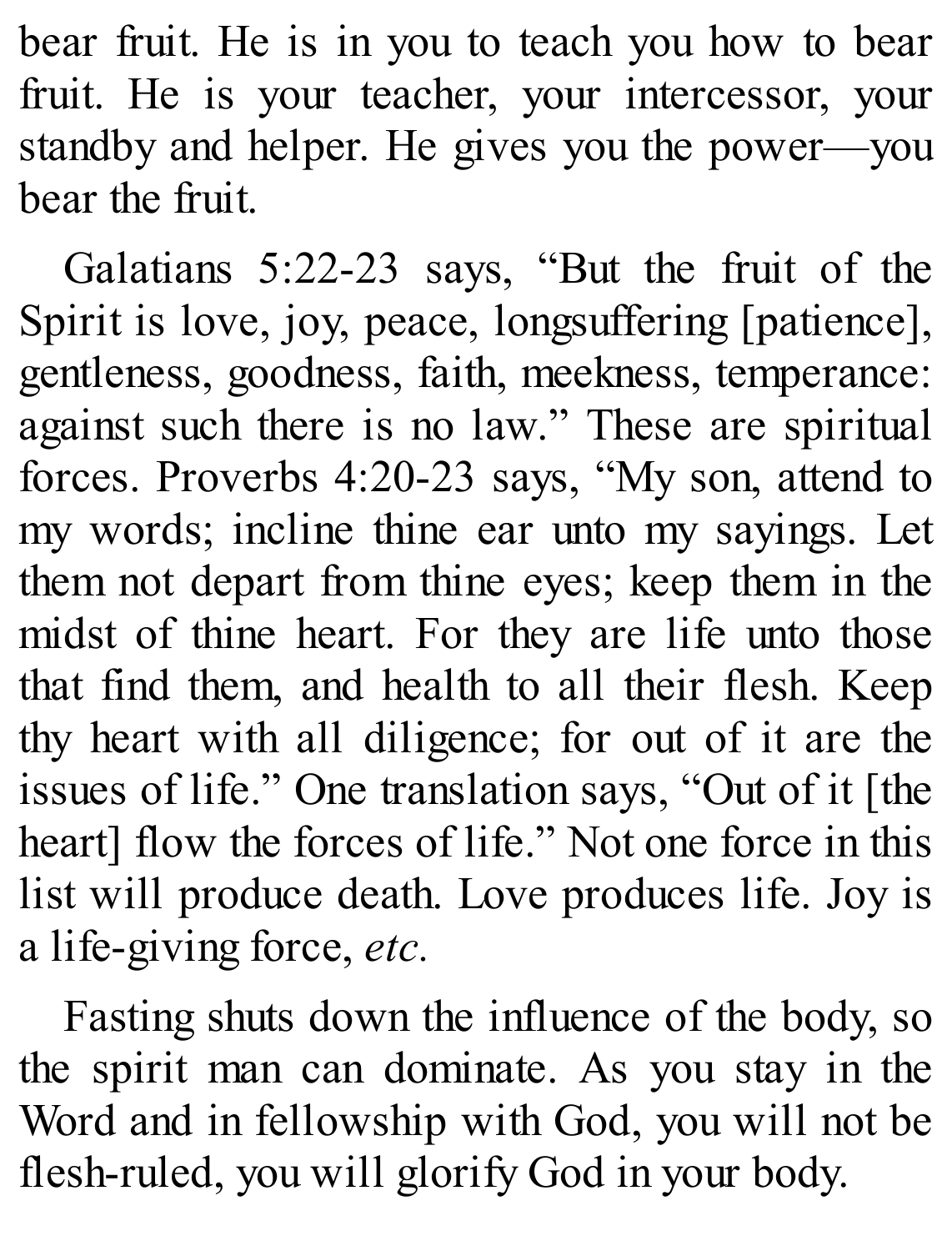bear fruit. He is in you to teach you how to bear fruit. He is your teacher, your intercessor, your standby and helper. He gives you the power—you bear the fruit.

Galatians 5:22-23 says, "But the fruit of the Spirit is love, joy, peace, longsuffering [patience], gentleness, goodness, faith, meekness, temperance: against such there is no law." These are spiritual forces. Proverbs 4:20-23 says, "My son, attend to my words; incline thine ear unto my sayings. Let them not depart from thine eyes; keep them in the midst of thine heart. For they are life unto those that find them, and health to all their flesh. Keep thy heart with all diligence; for out of it are the issues of life." One translation says, "Out of it [the heart] flow the forces of life." Not one force in this list will produce death. Love produces life. Joy is a life-giving force, *etc.*

Fasting shuts down the influence of the body, so the spirit man can dominate. As you stay in the Word and in fellowship with God, you will not be flesh-ruled, you will glorify God in your body.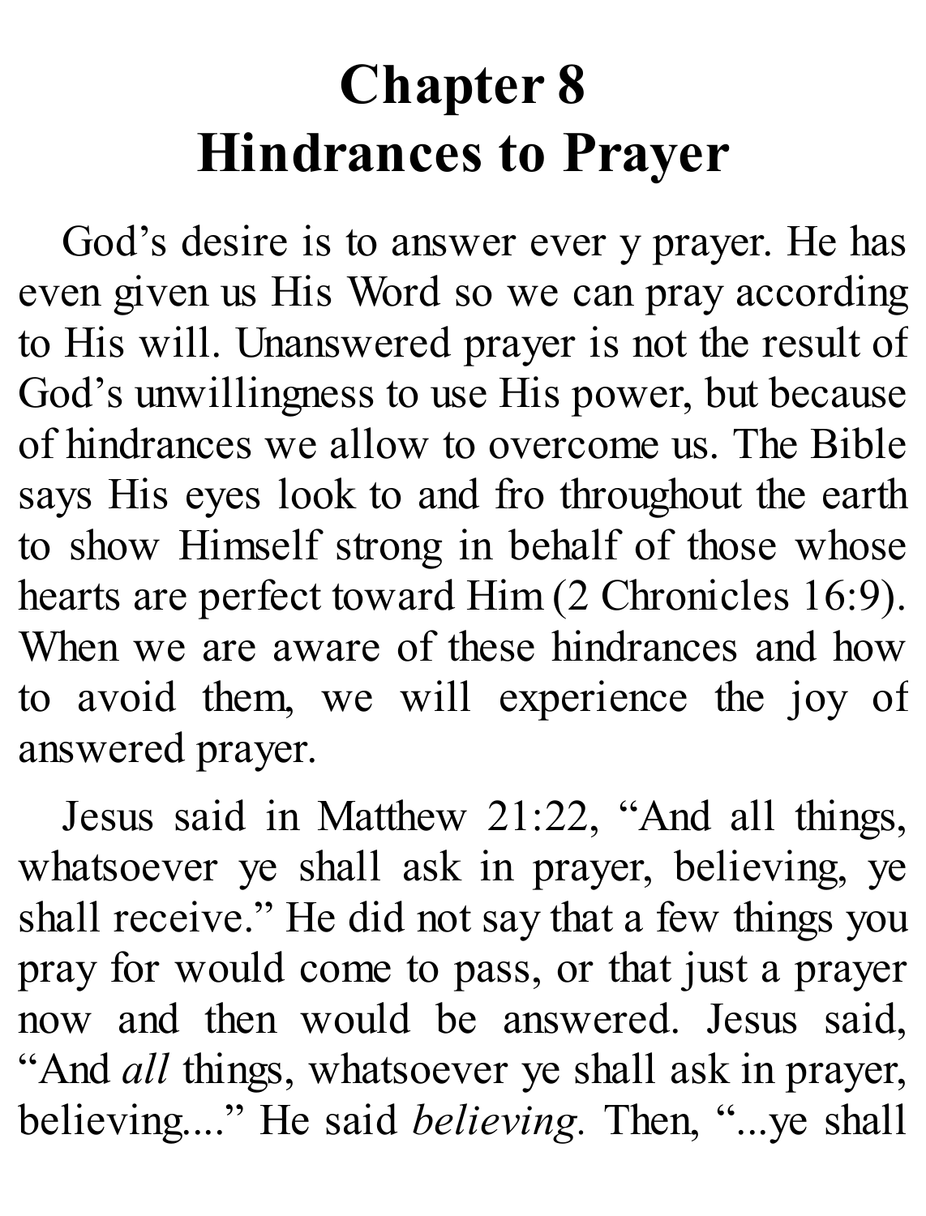# Chapter 8
# Hindrances to Prayer

God's desire is to answer ever y prayer. He has even given us His Word so we can pray according to His will. Unanswered prayer is not the result of God's unwillingness to use His power, but because of hindrances we allow to overcome us. The Bible says His eyes look to and fro throughout the earth to show Himself strong in behalf of those whose hearts are perfect toward Him (2 Chronicles 16:9). When we are aware of these hindrances and how to avoid them, we will experience the joy of answered prayer.

Jesus said in Matthew 21:22, "And all things, whatsoever ye shall ask in prayer, believing, ye shall receive." He did not say that a few things you pray for would come to pass, or that just a prayer now and then would be answered. Jesus said, "And *all* things, whatsoever ye shall ask in prayer, believing...." He said *believing*. Then, "...ye shall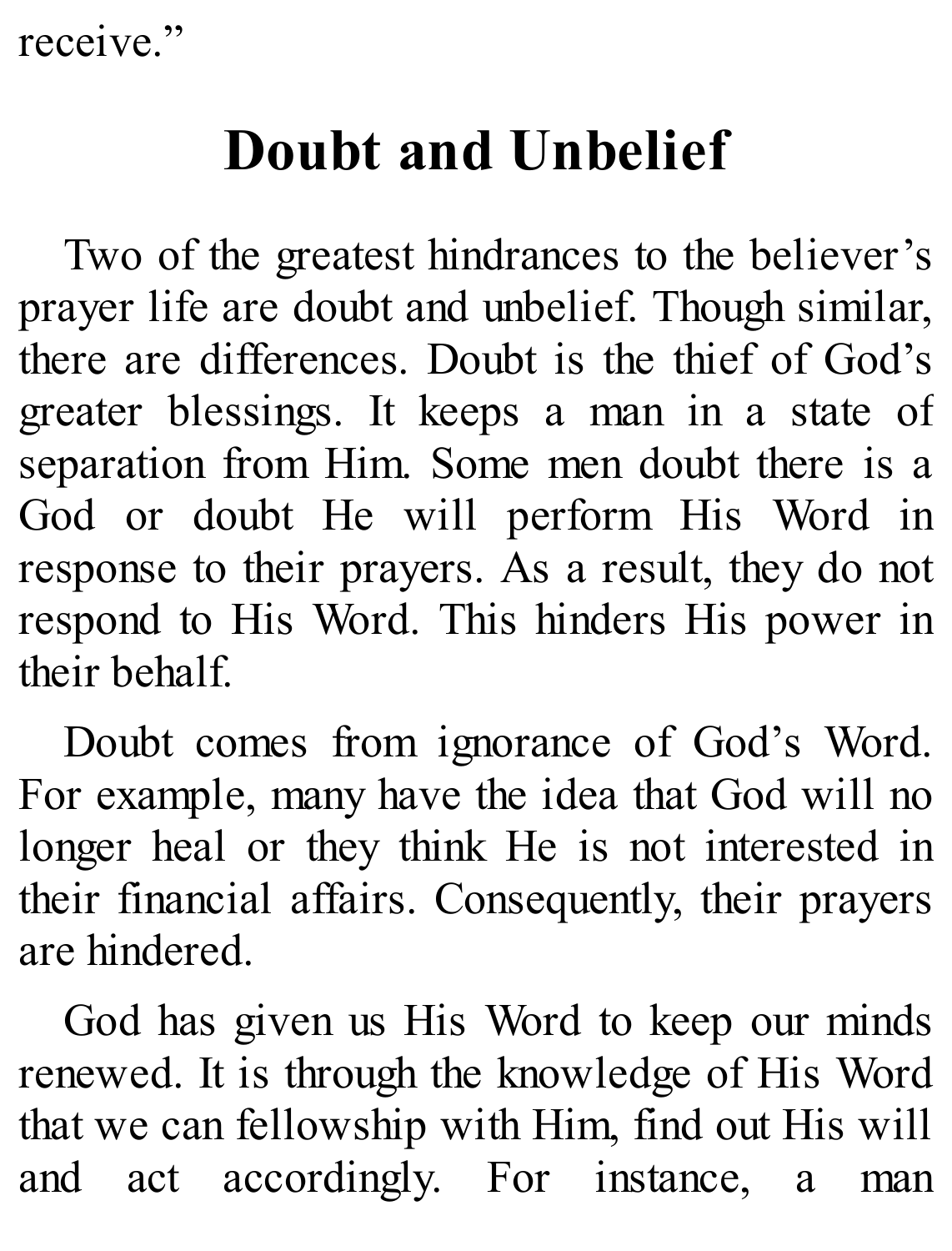receive."

## Doubt and Unbelief

Two of the greatest hindrances to the believer's prayer life are doubt and unbelief. Though similar, there are differences. Doubt is the thief of God's greater blessings. It keeps a man in a state of separation from Him. Some men doubt there is a God or doubt He will perform His Word in response to their prayers. As a result, they do not respond to His Word. This hinders His power in their behalf.

Doubt comes from ignorance of God's Word. For example, many have the idea that God will no longer heal or they think He is not interested in their financial affairs. Consequently, their prayers are hindered.

God has given us His Word to keep our minds renewed. It is through the knowledge of His Word that we can fellowship with Him, find out His will and act accordingly. For instance, a man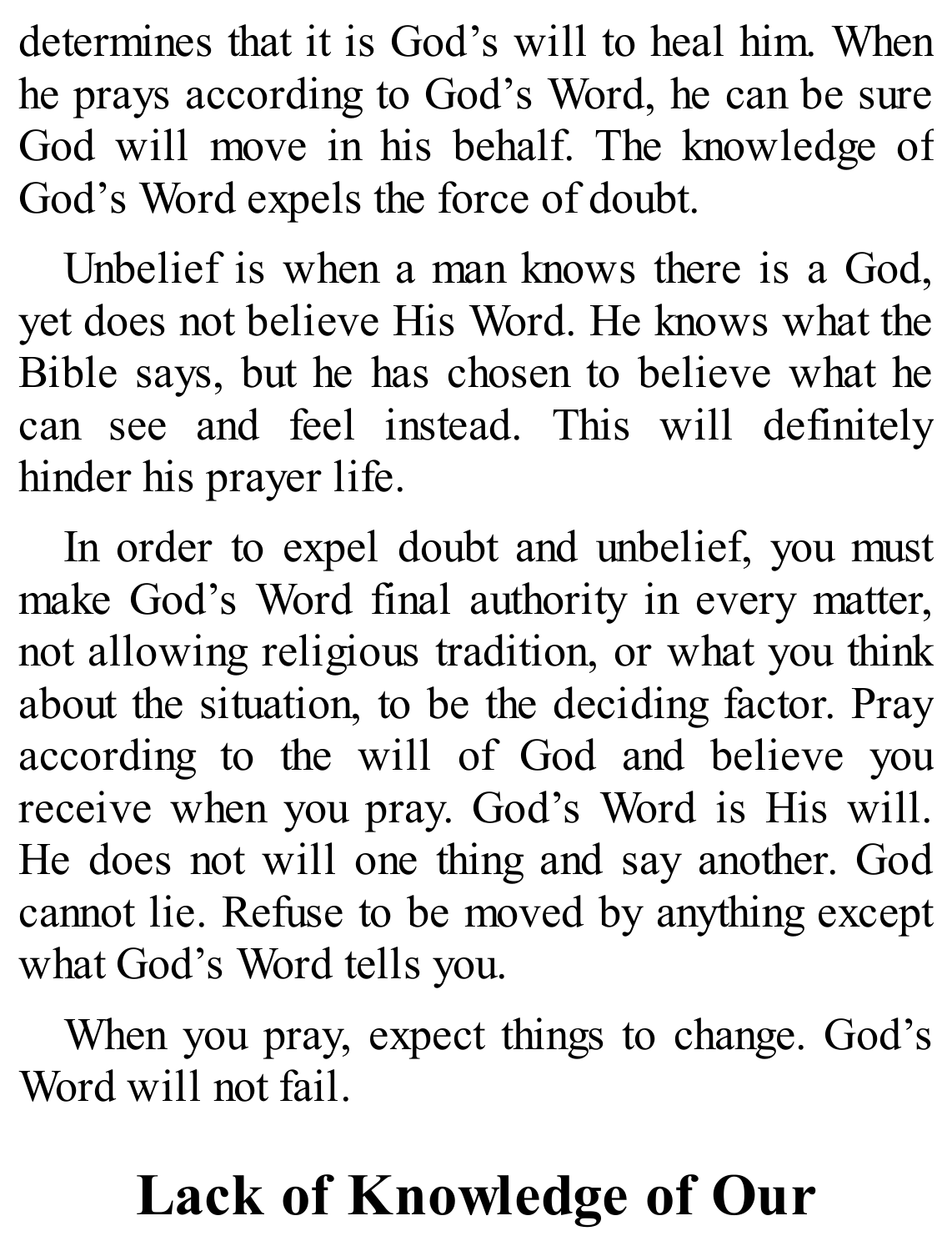determines that it is God’s will to heal him. When he prays according to God’s Word, he can be sure God will move in his behalf. The knowledge of God’s Word expels the force of doubt.

Unbelief is when a man knows there is a God, yet does not believe His Word. He knows what the Bible says, but he has chosen to believe what he can see and feel instead. This will definitely hinder his prayer life.

In order to expel doubt and unbelief, you must make God’s Word final authority in every matter, not allowing religious tradition, or what you think about the situation, to be the deciding factor. Pray according to the will of God and believe you receive when you pray. God’s Word is His will. He does not will one thing and say another. God cannot lie. Refuse to be moved by anything except what God’s Word tells you.

When you pray, expect things to change. God’s Word will not fail.

## Lack of Knowledge of Our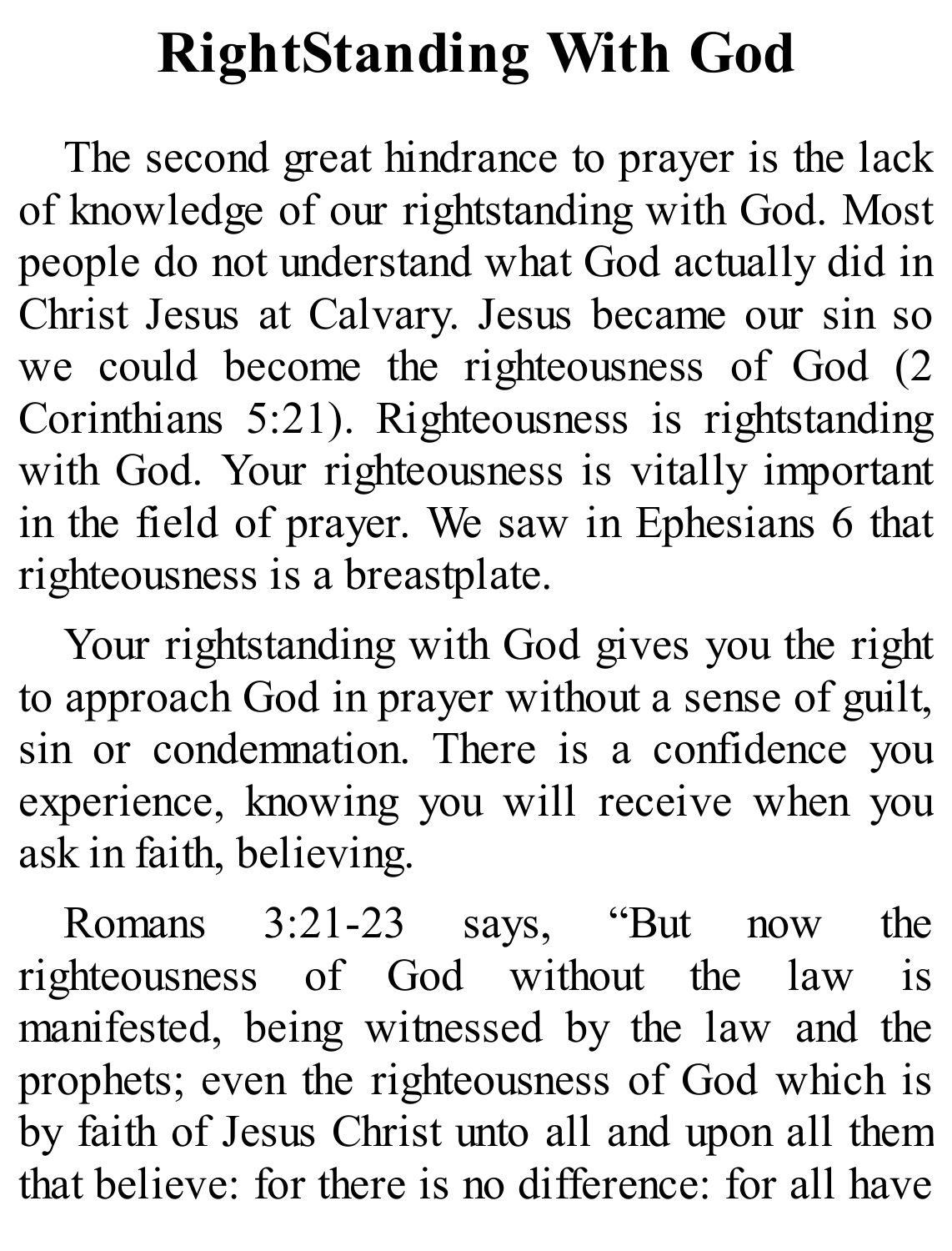# RightStanding With God

The second great hindrance to prayer is the lack of knowledge of our rightstanding with God. Most people do not understand what God actually did in Christ Jesus at Calvary. Jesus became our sin so we could become the righteousness of God (2 Corinthians 5:21). Righteousness is rightstanding with God. Your righteousness is vitally important in the field of prayer. We saw in Ephesians 6 that righteousness is a breastplate.

Your rightstanding with God gives you the right to approach God in prayer without a sense of guilt, sin or condemnation. There is a confidence you experience, knowing you will receive when you ask in faith, believing.

Romans 3:21-23 says, "But now the righteousness of God without the law is manifested, being witnessed by the law and the prophets; even the righteousness of God which is by faith of Jesus Christ unto all and upon all them that believe: for there is no difference: for all have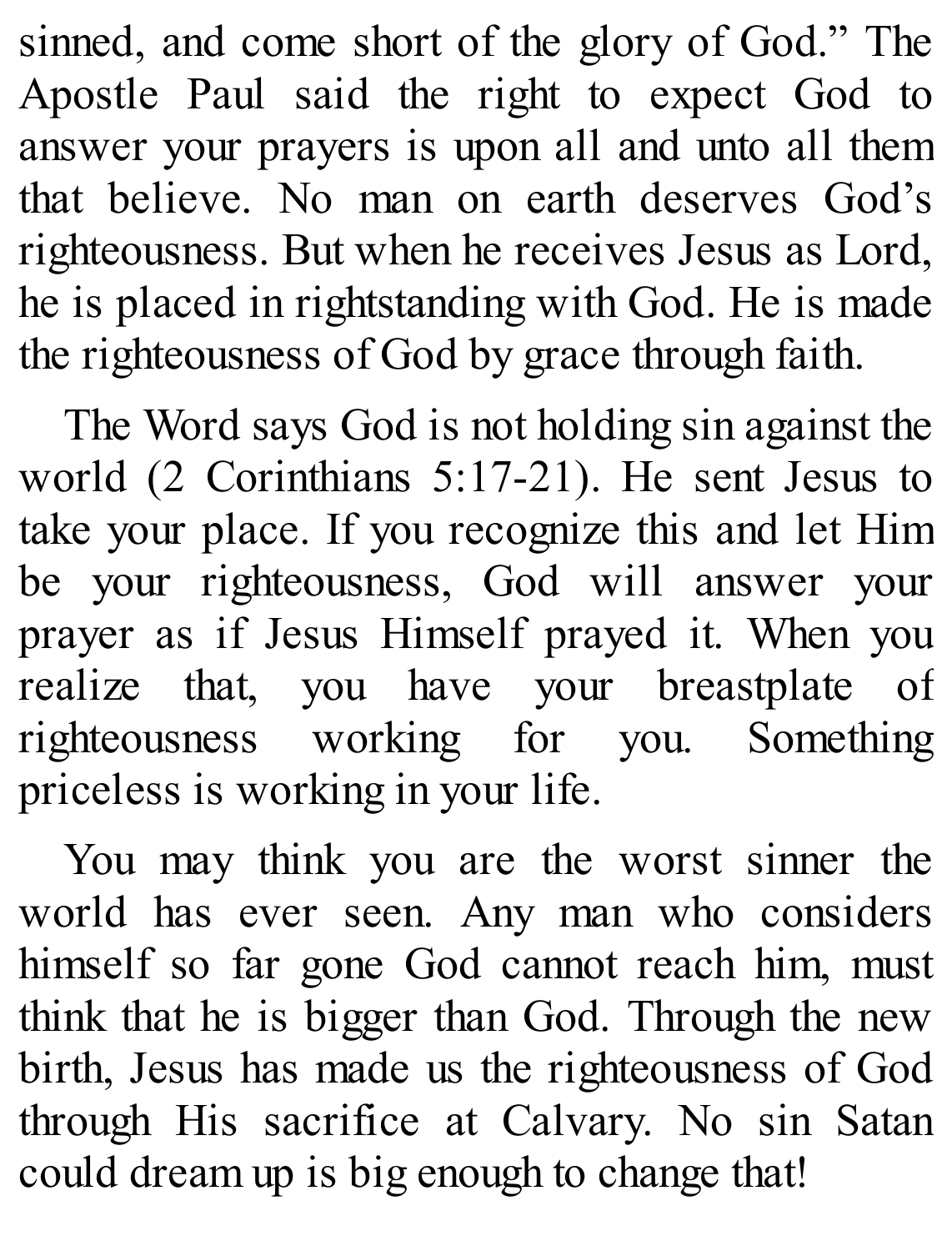sinned, and come short of the glory of God." The Apostle Paul said the right to expect God to answer your prayers is upon all and unto all them that believe. No man on earth deserves God's righteousness. But when he receives Jesus as Lord, he is placed in rightstanding with God. He is made the righteousness of God by grace through faith.

The Word says God is not holding sin against the world (2 Corinthians 5:17-21). He sent Jesus to take your place. If you recognize this and let Him be your righteousness, God will answer your prayer as if Jesus Himself prayed it. When you realize that, you have your breastplate of righteousness working for you. Something priceless is working in your life.

You may think you are the worst sinner the world has ever seen. Any man who considers himself so far gone God cannot reach him, must think that he is bigger than God. Through the new birth, Jesus has made us the righteousness of God through His sacrifice at Calvary. No sin Satan could dream up is big enough to change that!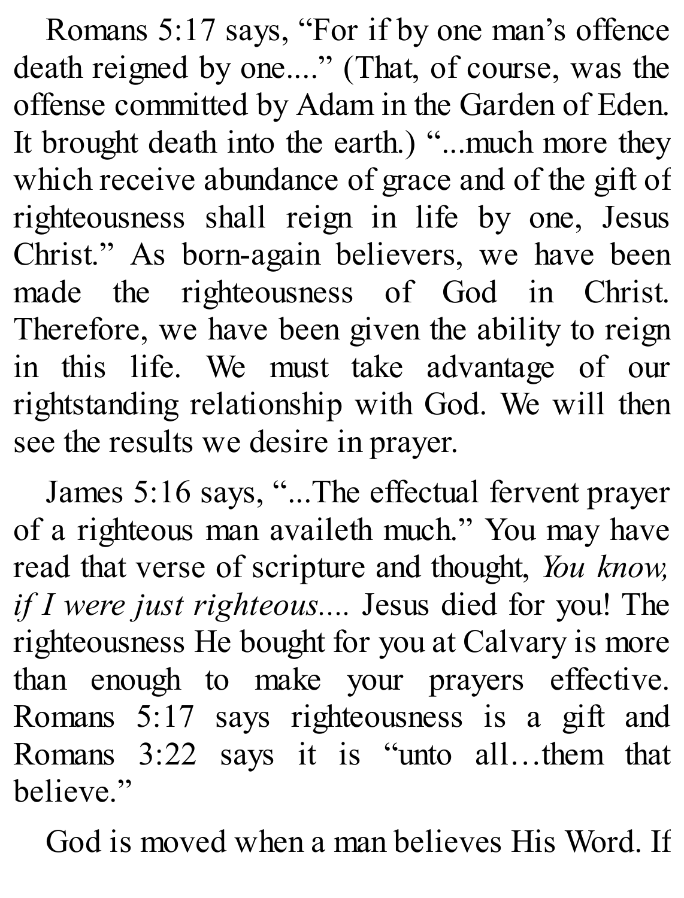Romans 5:17 says, "For if by one man's offence death reigned by one...." (That, of course, was the offense committed by Adam in the Garden of Eden. It brought death into the earth.) "...much more they which receive abundance of grace and of the gift of righteousness shall reign in life by one, Jesus Christ." As born-again believers, we have been made the righteousness of God in Christ. Therefore, we have been given the ability to reign in this life. We must take advantage of our rightstanding relationship with God. We will then see the results we desire in prayer.

James 5:16 says, "...The effectual fervent prayer of a righteous man availeth much." You may have read that verse of scripture and thought, *You know, if I were just righteous....* Jesus died for you! The righteousness He bought for you at Calvary is more than enough to make your prayers effective. Romans 5:17 says righteousness is a gift and Romans 3:22 says it is "unto all…them that believe."

God is moved when a man believes His Word. If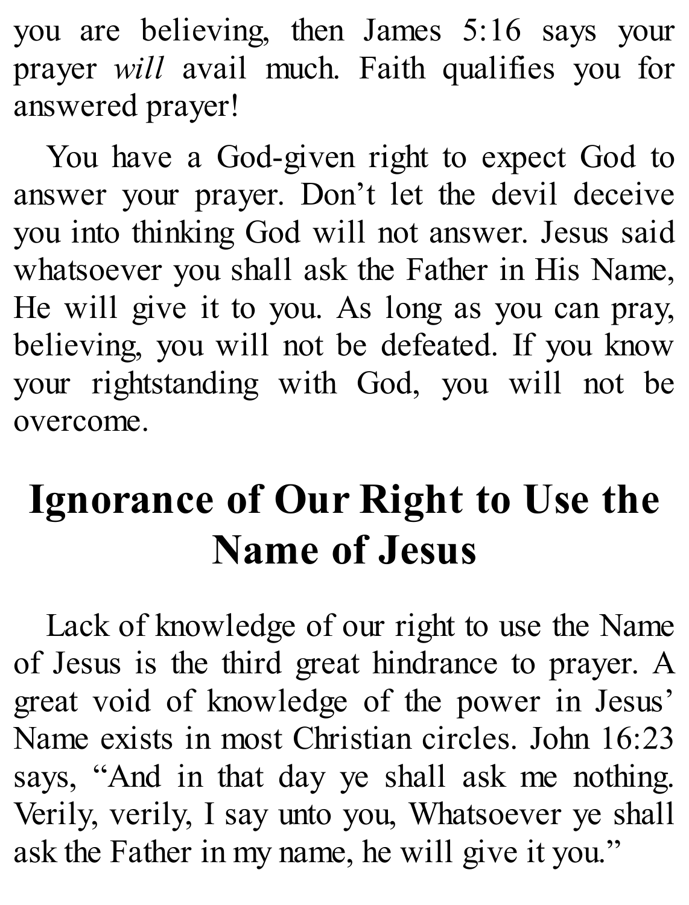you are believing, then James 5:16 says your prayer *will* avail much. Faith qualifies you for answered prayer!

You have a God-given right to expect God to answer your prayer. Don't let the devil deceive you into thinking God will not answer. Jesus said whatsoever you shall ask the Father in His Name, He will give it to you. As long as you can pray, believing, you will not be defeated. If you know your rightstanding with God, you will not be overcome.

## Ignorance of Our Right to Use the Name of Jesus

Lack of knowledge of our right to use the Name of Jesus is the third great hindrance to prayer. A great void of knowledge of the power in Jesus' Name exists in most Christian circles. John 16:23 says, "And in that day ye shall ask me nothing. Verily, verily, I say unto you, Whatsoever ye shall ask the Father in my name, he will give it you."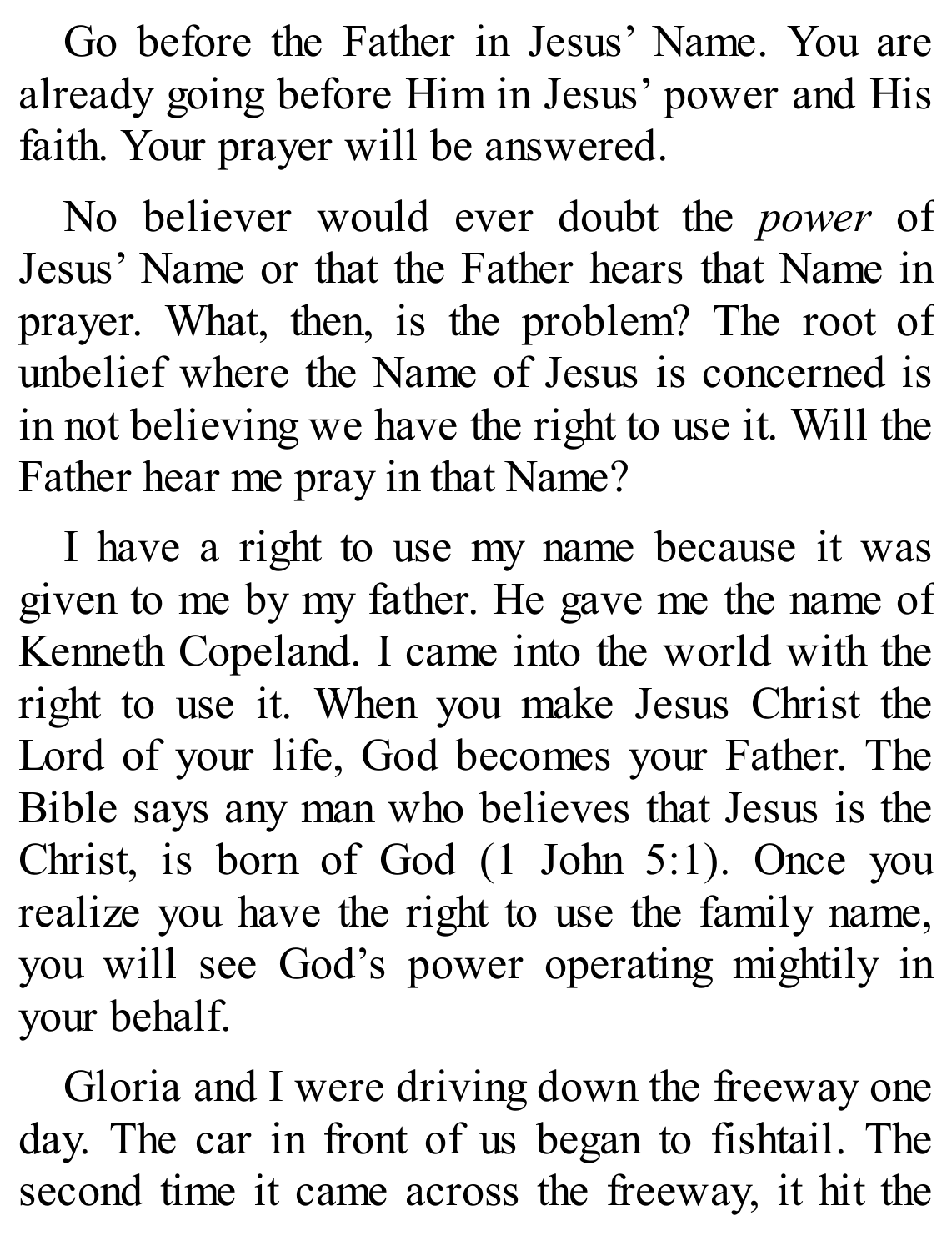Go before the Father in Jesus' Name. You are already going before Him in Jesus' power and His faith. Your prayer will be answered.

No believer would ever doubt the *power* of Jesus' Name or that the Father hears that Name in prayer. What, then, is the problem? The root of unbelief where the Name of Jesus is concerned is in not believing we have the right to use it. Will the Father hear me pray in that Name?

I have a right to use my name because it was given to me by my father. He gave me the name of Kenneth Copeland. I came into the world with the right to use it. When you make Jesus Christ the Lord of your life, God becomes your Father. The Bible says any man who believes that Jesus is the Christ, is born of God (1 John 5:1). Once you realize you have the right to use the family name, you will see God's power operating mightily in your behalf.

Gloria and I were driving down the freeway one day. The car in front of us began to fishtail. The second time it came across the freeway, it hit the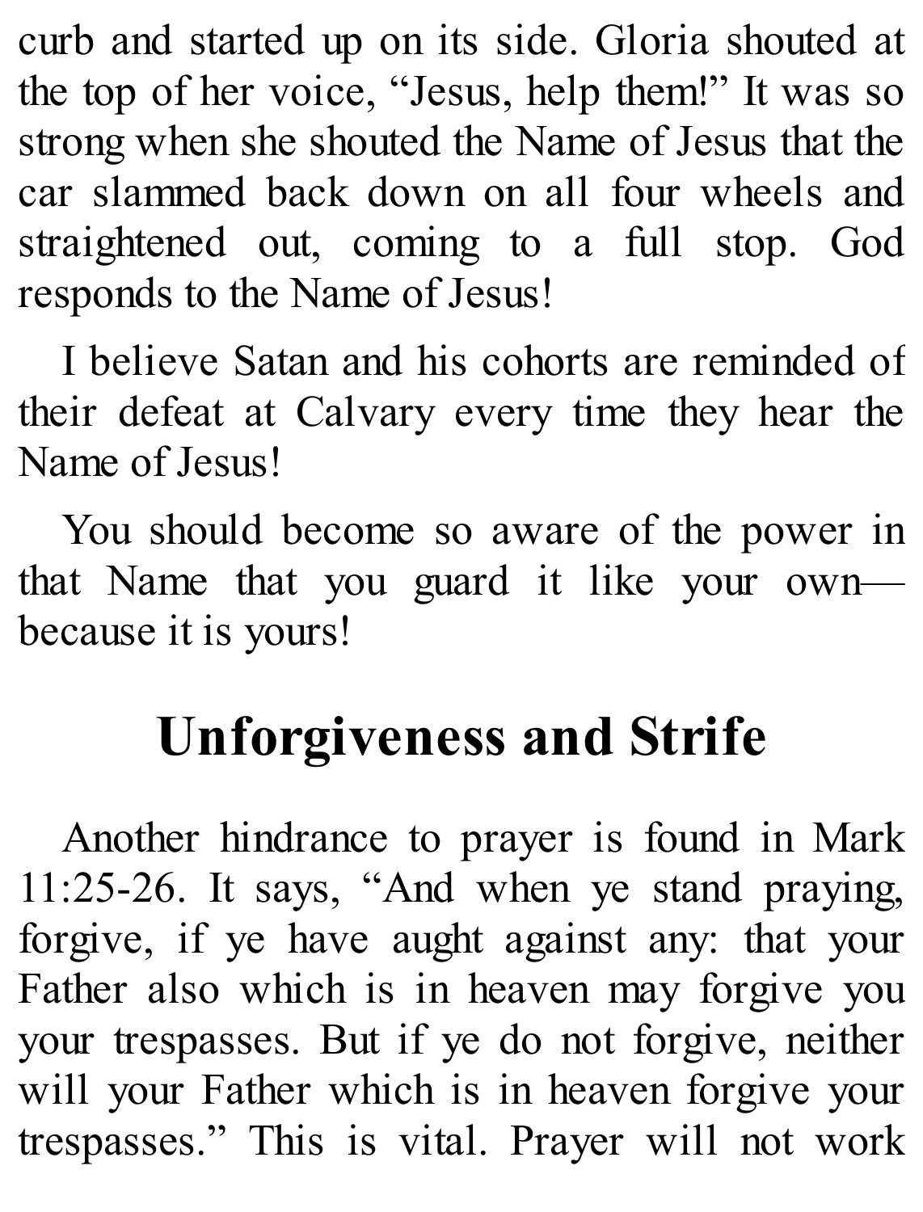curb and started up on its side. Gloria shouted at the top of her voice, “Jesus, help them!” It was so strong when she shouted the Name of Jesus that the car slammed back down on all four wheels and straightened out, coming to a full stop. God responds to the Name of Jesus!

I believe Satan and his cohorts are reminded of their defeat at Calvary every time they hear the Name of Jesus!

You should become so aware of the power in that Name that you guard it like your own—because it is yours!

## Unforgiveness and Strife

Another hindrance to prayer is found in Mark 11:25-26. It says, “And when ye stand praying, forgive, if ye have aught against any: that your Father also which is in heaven may forgive you your trespasses. But if ye do not forgive, neither will your Father which is in heaven forgive your trespasses.” This is vital. Prayer will not work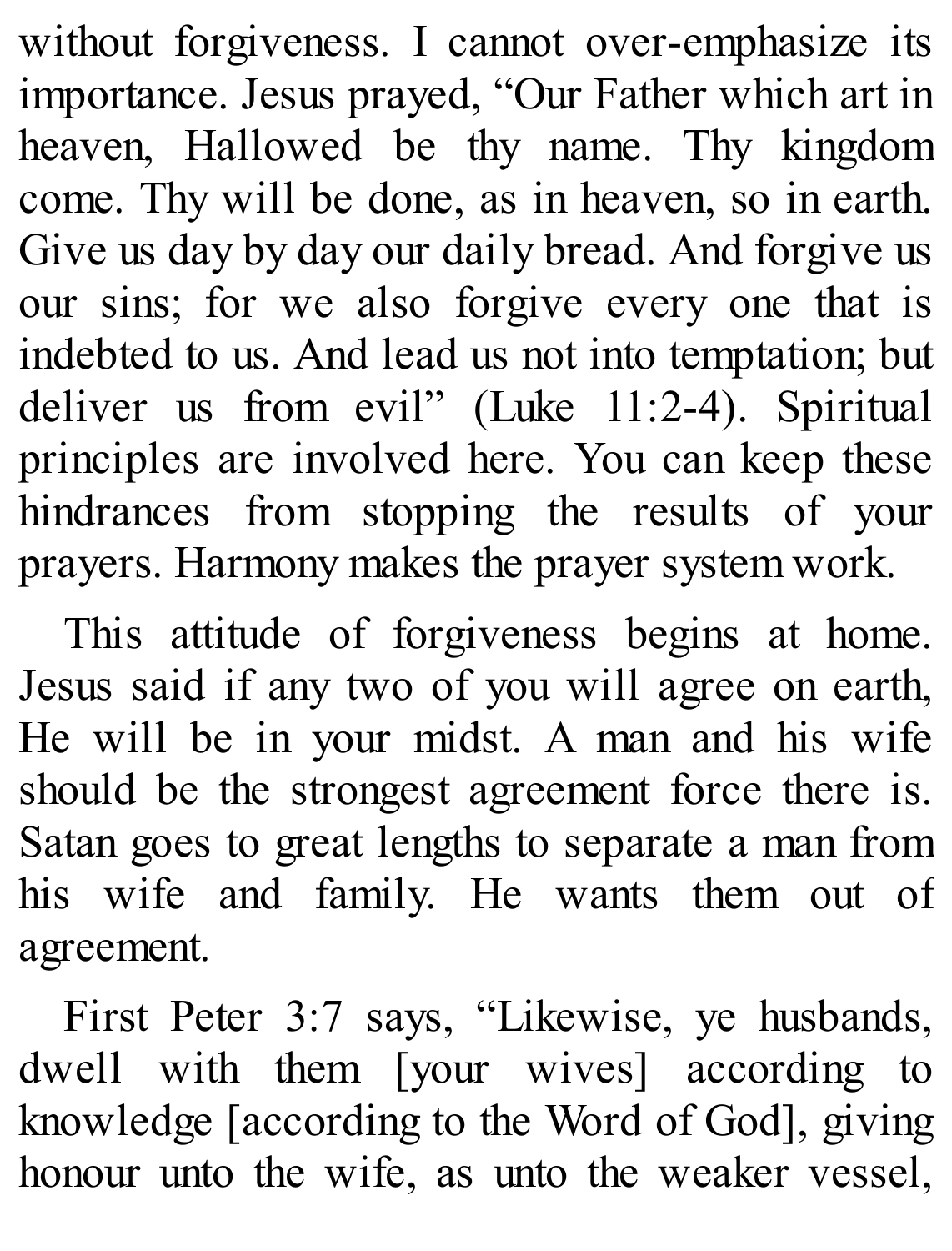without forgiveness. I cannot over-emphasize its importance. Jesus prayed, "Our Father which art in heaven, Hallowed be thy name. Thy kingdom come. Thy will be done, as in heaven, so in earth. Give us day by day our daily bread. And forgive us our sins; for we also forgive every one that is indebted to us. And lead us not into temptation; but deliver us from evil" (Luke 11:2-4). Spiritual principles are involved here. You can keep these hindrances from stopping the results of your prayers. Harmony makes the prayer system work.

This attitude of forgiveness begins at home. Jesus said if any two of you will agree on earth, He will be in your midst. A man and his wife should be the strongest agreement force there is. Satan goes to great lengths to separate a man from his wife and family. He wants them out of agreement.

First Peter 3:7 says, "Likewise, ye husbands, dwell with them [your wives] according to knowledge [according to the Word of God], giving honour unto the wife, as unto the weaker vessel,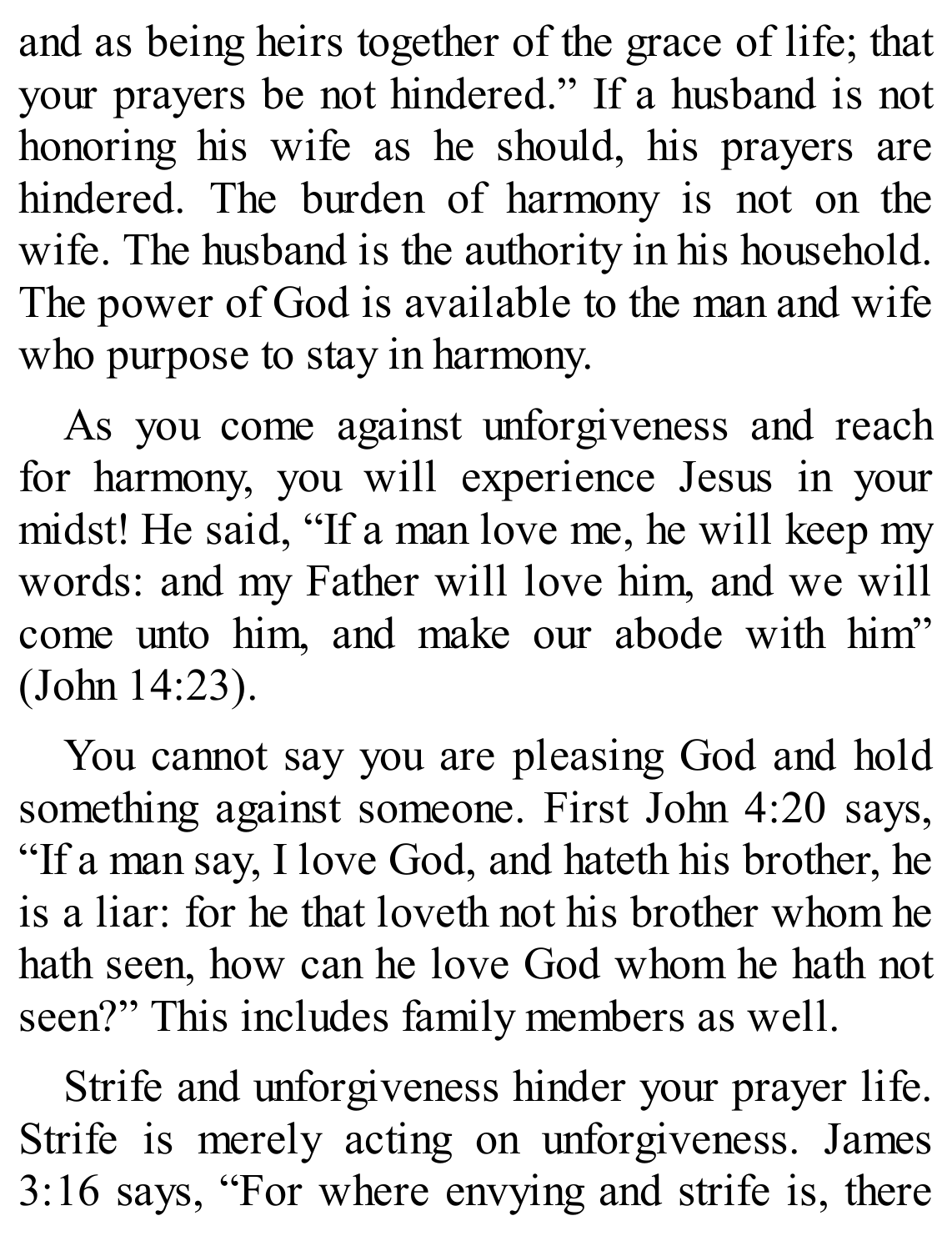and as being heirs together of the grace of life; that your prayers be not hindered." If a husband is not honoring his wife as he should, his prayers are hindered. The burden of harmony is not on the wife. The husband is the authority in his household. The power of God is available to the man and wife who purpose to stay in harmony.

As you come against unforgiveness and reach for harmony, you will experience Jesus in your midst! He said, "If a man love me, he will keep my words: and my Father will love him, and we will come unto him, and make our abode with him" (John 14:23).

You cannot say you are pleasing God and hold something against someone. First John 4:20 says, "If a man say, I love God, and hateth his brother, he is a liar: for he that loveth not his brother whom he hath seen, how can he love God whom he hath not seen?" This includes family members as well.

Strife and unforgiveness hinder your prayer life. Strife is merely acting on unforgiveness. James 3:16 says, "For where envying and strife is, there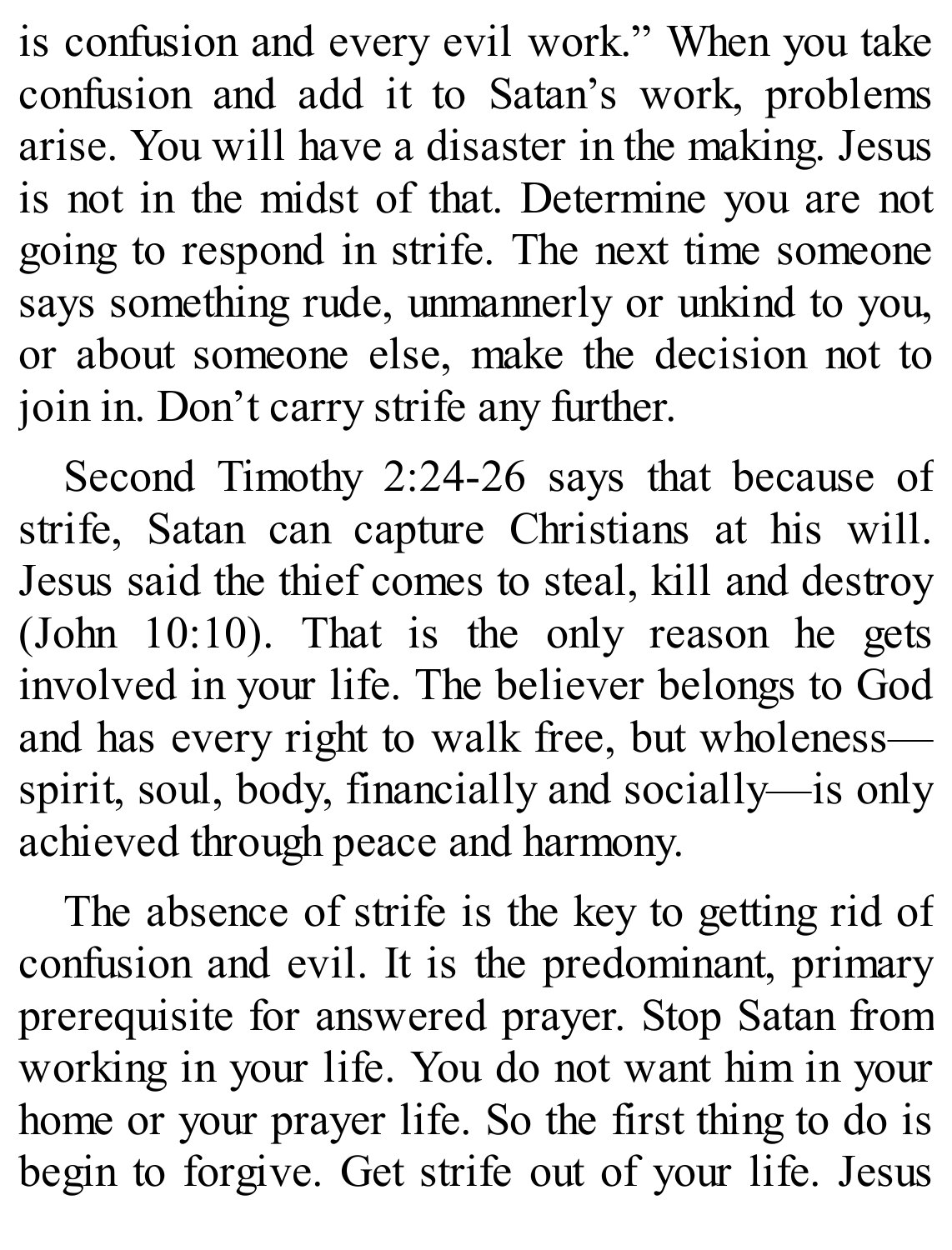is confusion and every evil work." When you take confusion and add it to Satan's work, problems arise. You will have a disaster in the making. Jesus is not in the midst of that. Determine you are not going to respond in strife. The next time someone says something rude, unmannerly or unkind to you, or about someone else, make the decision not to join in. Don't carry strife any further.

Second Timothy 2:24-26 says that because of strife, Satan can capture Christians at his will. Jesus said the thief comes to steal, kill and destroy (John 10:10). That is the only reason he gets involved in your life. The believer belongs to God and has every right to walk free, but wholeness—spirit, soul, body, financially and socially—is only achieved through peace and harmony.

The absence of strife is the key to getting rid of confusion and evil. It is the predominant, primary prerequisite for answered prayer. Stop Satan from working in your life. You do not want him in your home or your prayer life. So the first thing to do is begin to forgive. Get strife out of your life. Jesus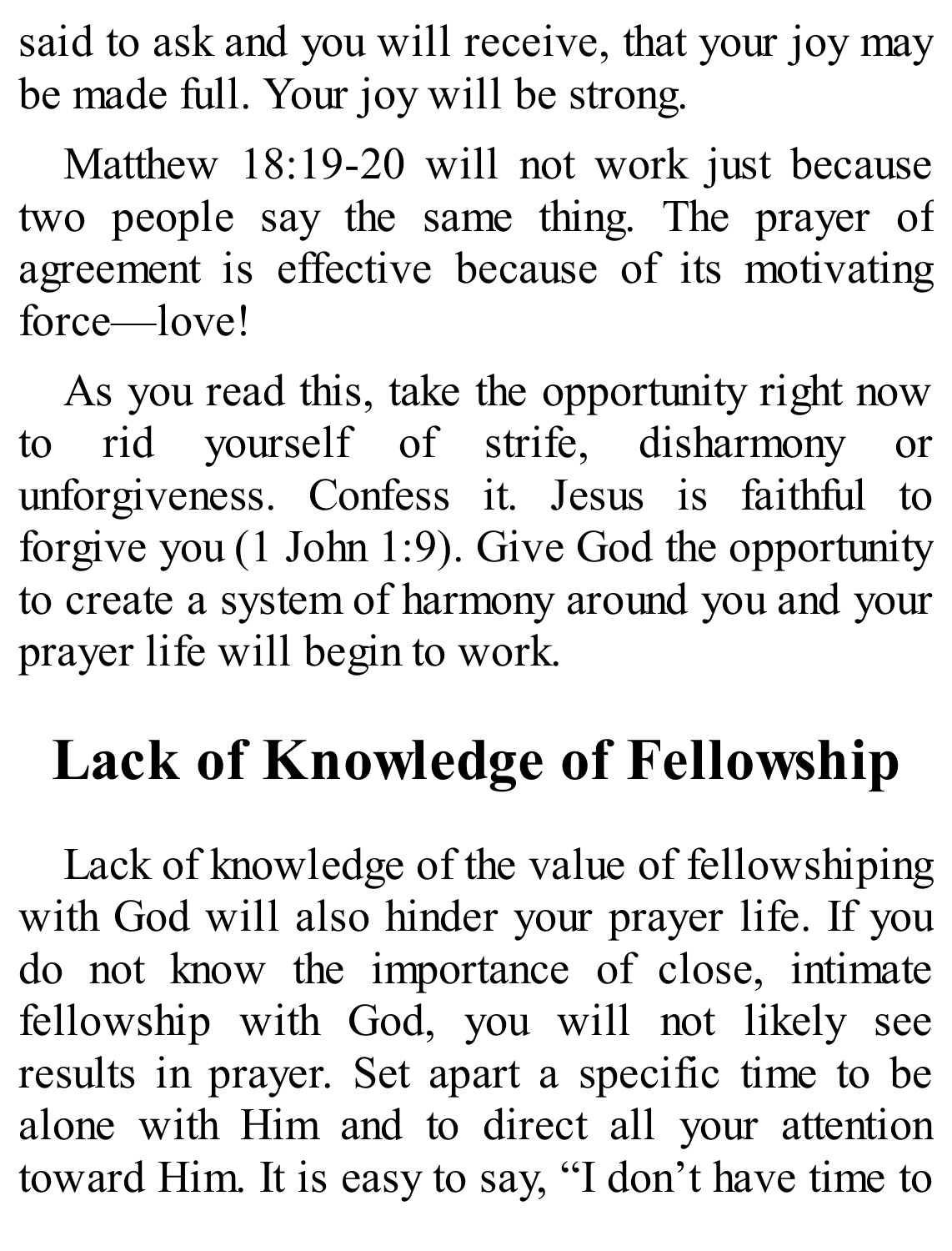said to ask and you will receive, that your joy may be made full. Your joy will be strong.

Matthew 18:19-20 will not work just because two people say the same thing. The prayer of agreement is effective because of its motivating force—love!

As you read this, take the opportunity right now to rid yourself of strife, disharmony or unforgiveness. Confess it. Jesus is faithful to forgive you (1 John 1:9). Give God the opportunity to create a system of harmony around you and your prayer life will begin to work.

## Lack of Knowledge of Fellowship

Lack of knowledge of the value of fellowshiping with God will also hinder your prayer life. If you do not know the importance of close, intimate fellowship with God, you will not likely see results in prayer. Set apart a specific time to be alone with Him and to direct all your attention toward Him. It is easy to say, "I don't have time to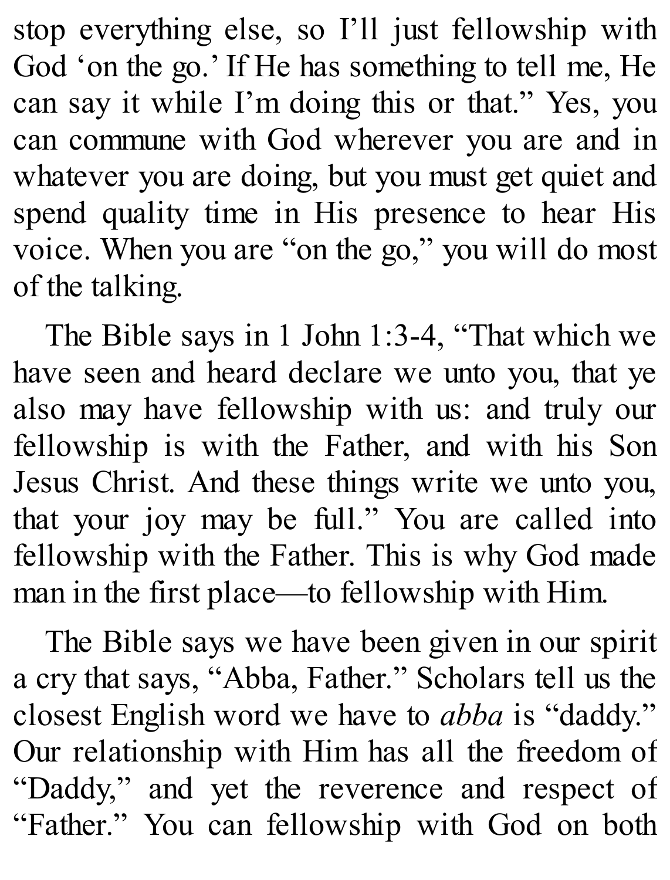stop everything else, so I'll just fellowship with God 'on the go.' If He has something to tell me, He can say it while I'm doing this or that." Yes, you can commune with God wherever you are and in whatever you are doing, but you must get quiet and spend quality time in His presence to hear His voice. When you are "on the go," you will do most of the talking.

The Bible says in 1 John 1:3-4, "That which we have seen and heard declare we unto you, that ye also may have fellowship with us: and truly our fellowship is with the Father, and with his Son Jesus Christ. And these things write we unto you, that your joy may be full." You are called into fellowship with the Father. This is why God made man in the first place—to fellowship with Him.

The Bible says we have been given in our spirit a cry that says, "Abba, Father." Scholars tell us the closest English word we have to *abba* is "daddy." Our relationship with Him has all the freedom of "Daddy," and yet the reverence and respect of "Father." You can fellowship with God on both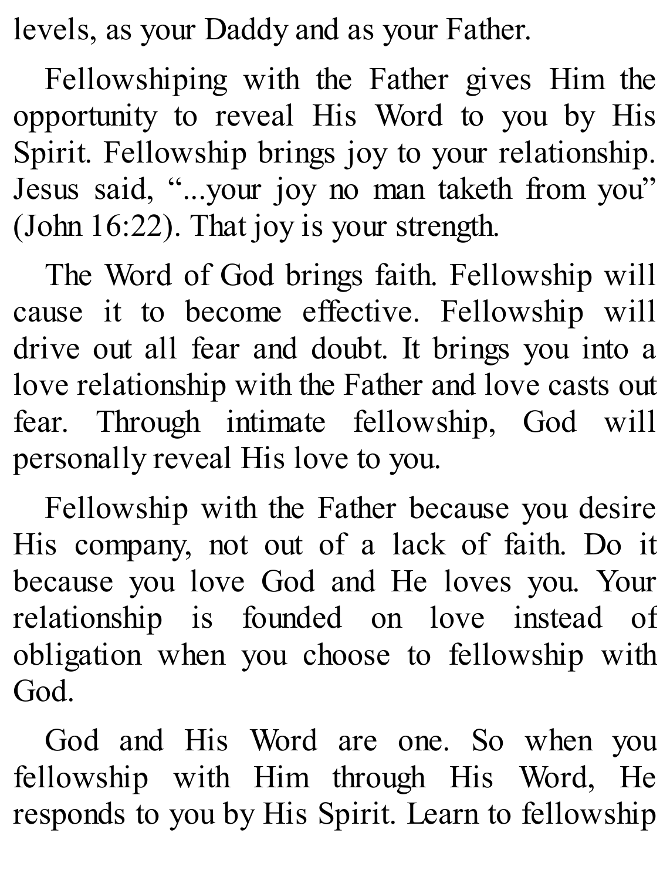levels, as your Daddy and as your Father.

Fellowshiping with the Father gives Him the opportunity to reveal His Word to you by His Spirit. Fellowship brings joy to your relationship. Jesus said, "...your joy no man taketh from you" (John 16:22). That joy is your strength.

The Word of God brings faith. Fellowship will cause it to become effective. Fellowship will drive out all fear and doubt. It brings you into a love relationship with the Father and love casts out fear. Through intimate fellowship, God will personally reveal His love to you.

Fellowship with the Father because you desire His company, not out of a lack of faith. Do it because you love God and He loves you. Your relationship is founded on love instead of obligation when you choose to fellowship with God.

God and His Word are one. So when you fellowship with Him through His Word, He responds to you by His Spirit. Learn to fellowship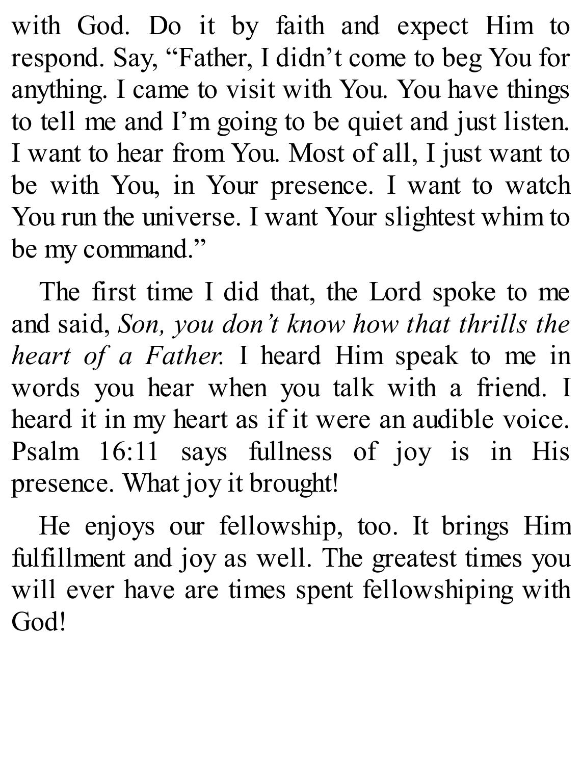with God. Do it by faith and expect Him to respond. Say, "Father, I didn't come to beg You for anything. I came to visit with You. You have things to tell me and I'm going to be quiet and just listen. I want to hear from You. Most of all, I just want to be with You, in Your presence. I want to watch You run the universe. I want Your slightest whim to be my command."

The first time I did that, the Lord spoke to me and said, *Son, you don't know how that thrills the heart of a Father.* I heard Him speak to me in words you hear when you talk with a friend. I heard it in my heart as if it were an audible voice. Psalm 16:11 says fullness of joy is in His presence. What joy it brought!

He enjoys our fellowship, too. It brings Him fulfillment and joy as well. The greatest times you will ever have are times spent fellowshiping with God!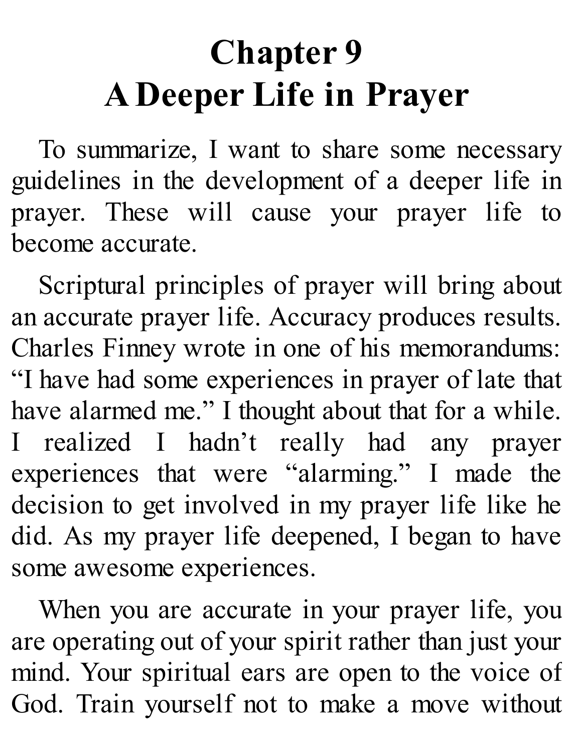# Chapter 9
# A Deeper Life in Prayer

To summarize, I want to share some necessary guidelines in the development of a deeper life in prayer. These will cause your prayer life to become accurate.

Scriptural principles of prayer will bring about an accurate prayer life. Accuracy produces results. Charles Finney wrote in one of his memorandums: "I have had some experiences in prayer of late that have alarmed me." I thought about that for a while. I realized I hadn't really had any prayer experiences that were "alarming." I made the decision to get involved in my prayer life like he did. As my prayer life deepened, I began to have some awesome experiences.

When you are accurate in your prayer life, you are operating out of your spirit rather than just your mind. Your spiritual ears are open to the voice of God. Train yourself not to make a move without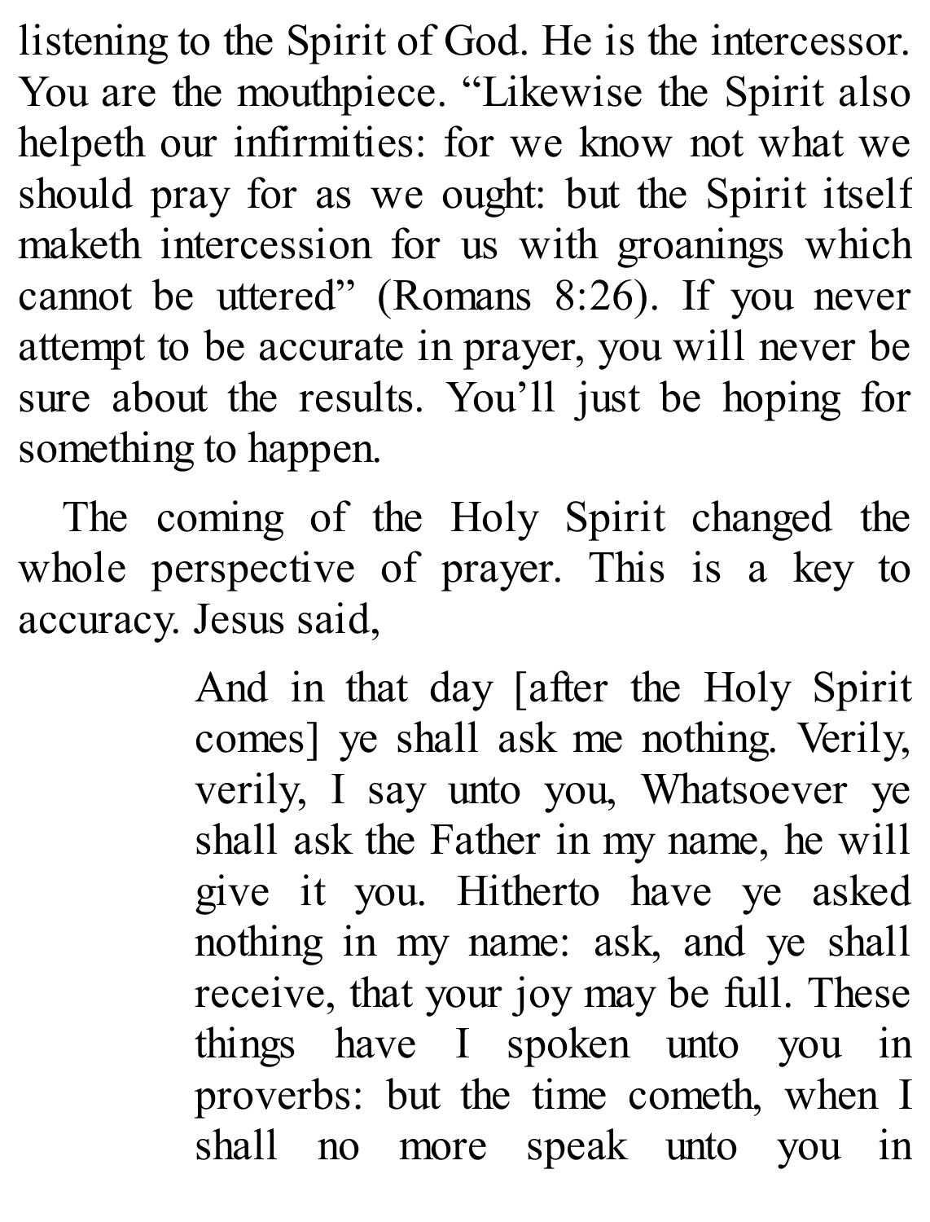listening to the Spirit of God. He is the intercessor. You are the mouthpiece. "Likewise the Spirit also helpeth our infirmities: for we know not what we should pray for as we ought: but the Spirit itself maketh intercession for us with groanings which cannot be uttered" (Romans 8:26). If you never attempt to be accurate in prayer, you will never be sure about the results. You'll just be hoping for something to happen.

The coming of the Holy Spirit changed the whole perspective of prayer. This is a key to accuracy. Jesus said,

> And in that day [after the Holy Spirit comes] ye shall ask me nothing. Verily, verily, I say unto you, Whatsoever ye shall ask the Father in my name, he will give it you. Hitherto have ye asked nothing in my name: ask, and ye shall receive, that your joy may be full. These things have I spoken unto you in proverbs: but the time cometh, when I shall no more speak unto you in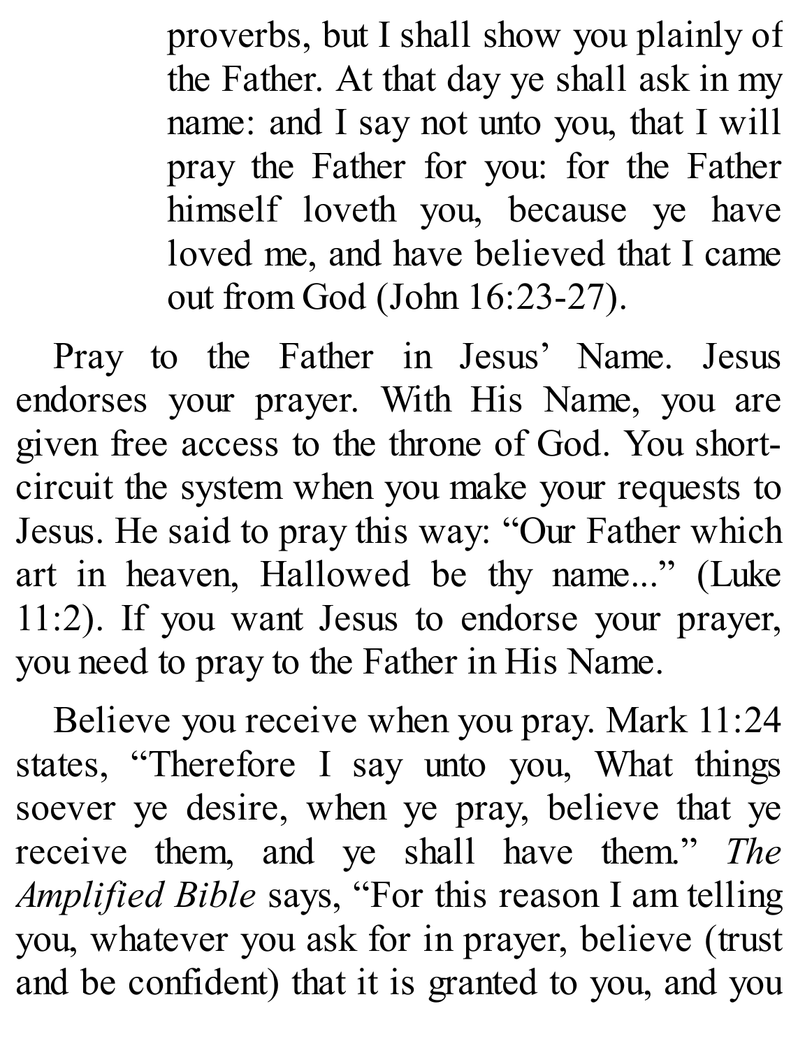> proverbs, but I shall show you plainly of the Father. At that day ye shall ask in my name: and I say not unto you, that I will pray the Father for you: for the Father himself loveth you, because ye have loved me, and have believed that I came out from God (John 16:23-27).

Pray to the Father in Jesus' Name. Jesus endorses your prayer. With His Name, you are given free access to the throne of God. You short-circuit the system when you make your requests to Jesus. He said to pray this way: "Our Father which art in heaven, Hallowed be thy name..." (Luke 11:2). If you want Jesus to endorse your prayer, you need to pray to the Father in His Name.

Believe you receive when you pray. Mark 11:24 states, "Therefore I say unto you, What things soever ye desire, when ye pray, believe that ye receive them, and ye shall have them." *The Amplified Bible* says, "For this reason I am telling you, whatever you ask for in prayer, believe (trust and be confident) that it is granted to you, and you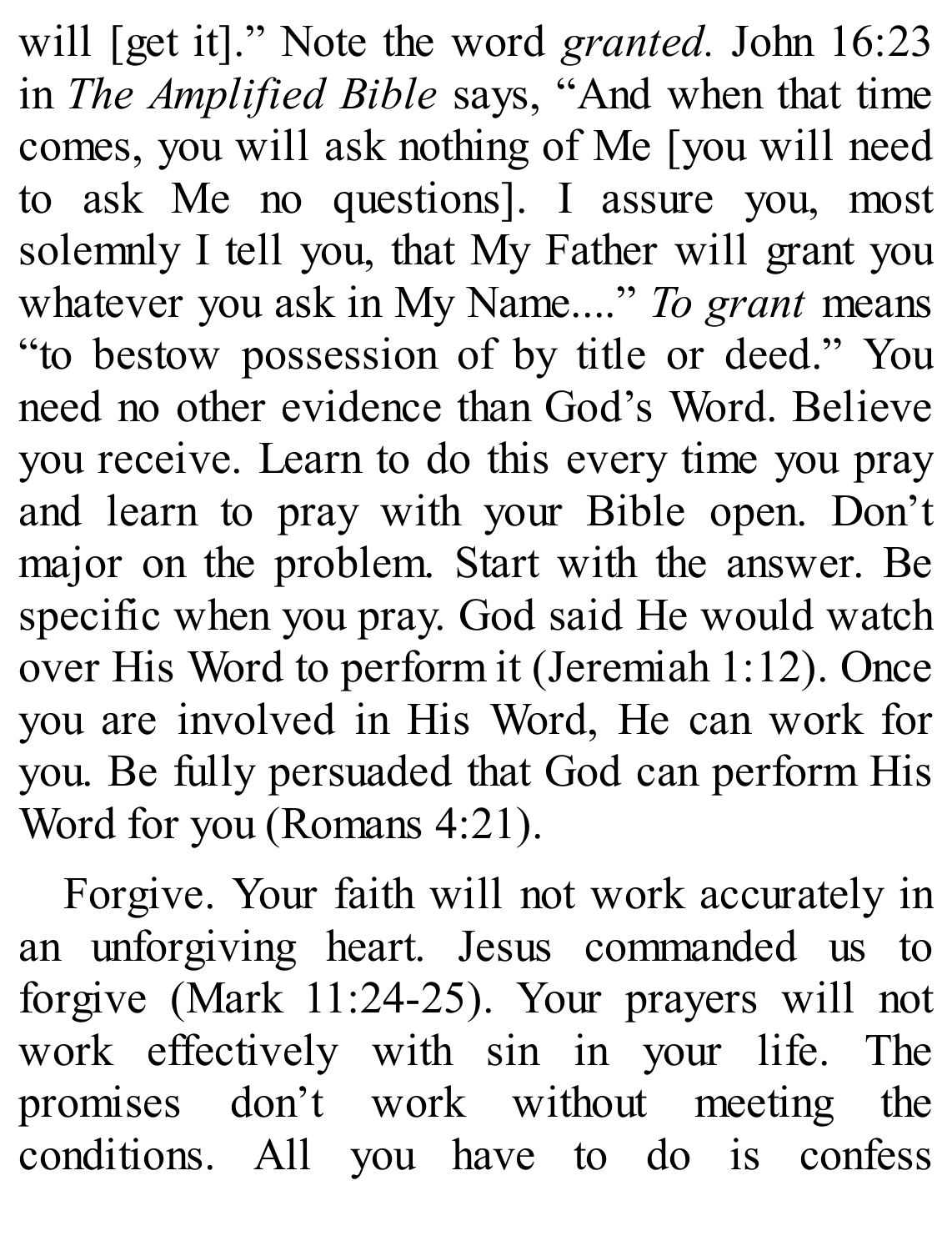will [get it].” Note the word *granted.* John 16:23 in *The Amplified Bible* says, “And when that time comes, you will ask nothing of Me [you will need to ask Me no questions]. I assure you, most solemnly I tell you, that My Father will grant you whatever you ask in My Name....” *To grant* means “to bestow possession of by title or deed.” You need no other evidence than God’s Word. Believe you receive. Learn to do this every time you pray and learn to pray with your Bible open. Don’t major on the problem. Start with the answer. Be specific when you pray. God said He would watch over His Word to perform it (Jeremiah 1:12). Once you are involved in His Word, He can work for you. Be fully persuaded that God can perform His Word for you (Romans 4:21).

Forgive. Your faith will not work accurately in an unforgiving heart. Jesus commanded us to forgive (Mark 11:24-25). Your prayers will not work effectively with sin in your life. The promises don’t work without meeting the conditions. All you have to do is confess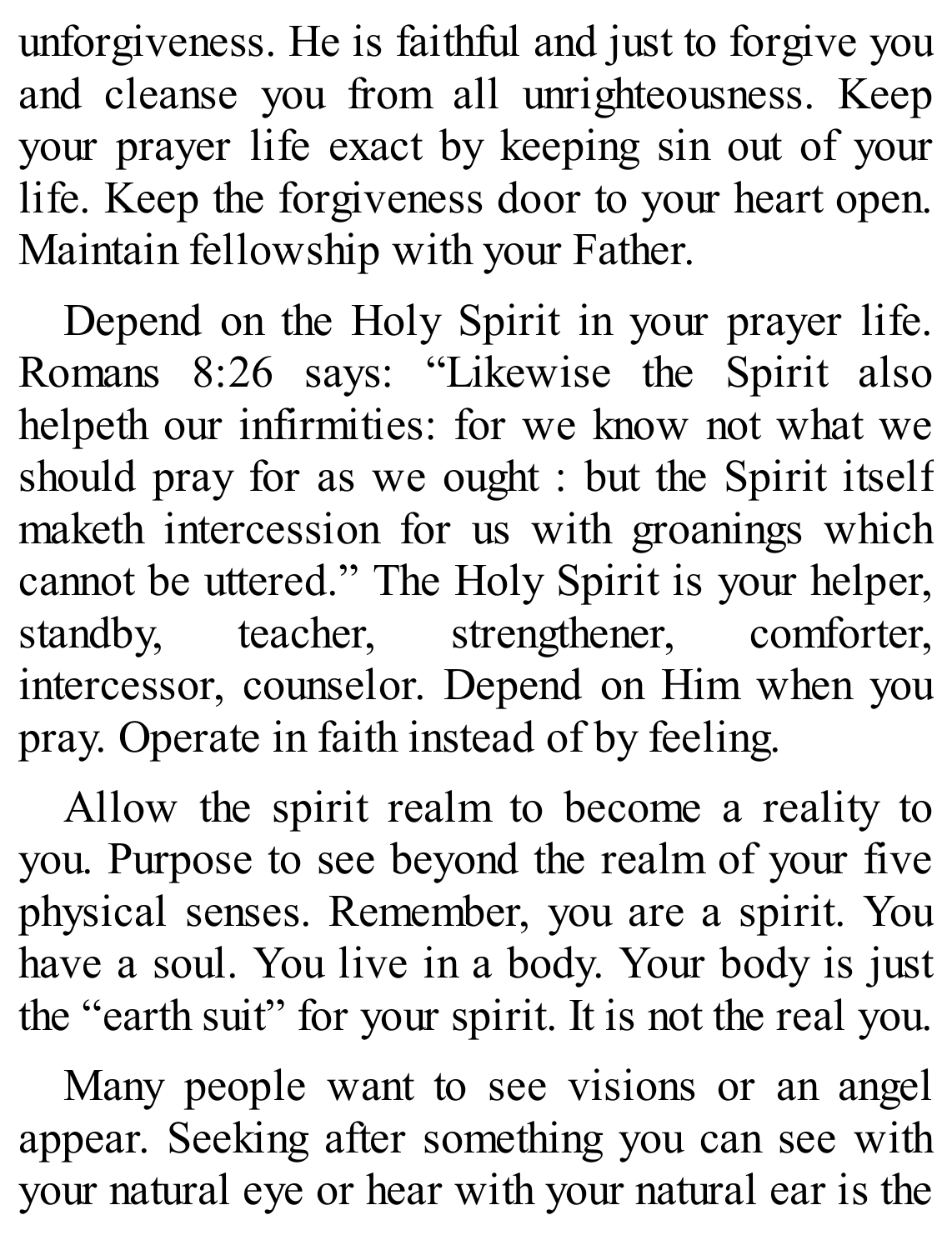unforgiveness. He is faithful and just to forgive you and cleanse you from all unrighteousness. Keep your prayer life exact by keeping sin out of your life. Keep the forgiveness door to your heart open. Maintain fellowship with your Father.

Depend on the Holy Spirit in your prayer life. Romans 8:26 says: "Likewise the Spirit also helpeth our infirmities: for we know not what we should pray for as we ought : but the Spirit itself maketh intercession for us with groanings which cannot be uttered." The Holy Spirit is your helper, standby, teacher, strengthener, comforter, intercessor, counselor. Depend on Him when you pray. Operate in faith instead of by feeling.

Allow the spirit realm to become a reality to you. Purpose to see beyond the realm of your five physical senses. Remember, you are a spirit. You have a soul. You live in a body. Your body is just the "earth suit" for your spirit. It is not the real you.

Many people want to see visions or an angel appear. Seeking after something you can see with your natural eye or hear with your natural ear is the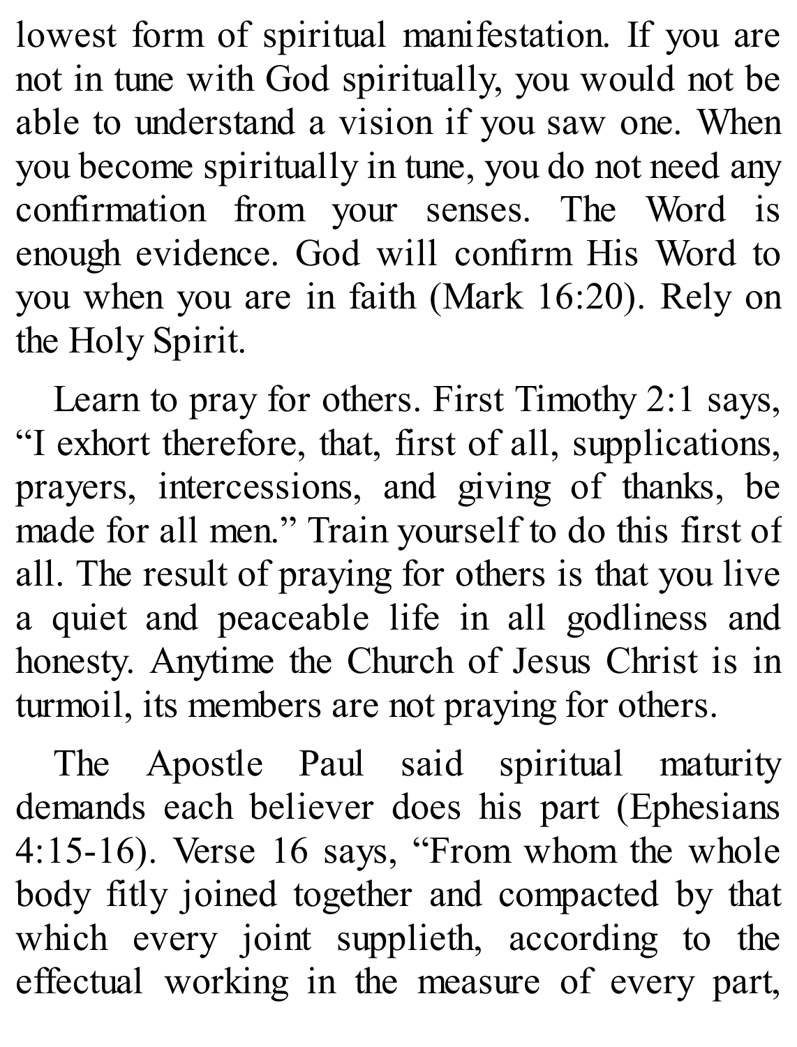lowest form of spiritual manifestation. If you are not in tune with God spiritually, you would not be able to understand a vision if you saw one. When you become spiritually in tune, you do not need any confirmation from your senses. The Word is enough evidence. God will confirm His Word to you when you are in faith (Mark 16:20). Rely on the Holy Spirit.

Learn to pray for others. First Timothy 2:1 says, "I exhort therefore, that, first of all, supplications, prayers, intercessions, and giving of thanks, be made for all men." Train yourself to do this first of all. The result of praying for others is that you live a quiet and peaceable life in all godliness and honesty. Anytime the Church of Jesus Christ is in turmoil, its members are not praying for others.

The Apostle Paul said spiritual maturity demands each believer does his part (Ephesians 4:15-16). Verse 16 says, "From whom the whole body fitly joined together and compacted by that which every joint supplieth, according to the effectual working in the measure of every part,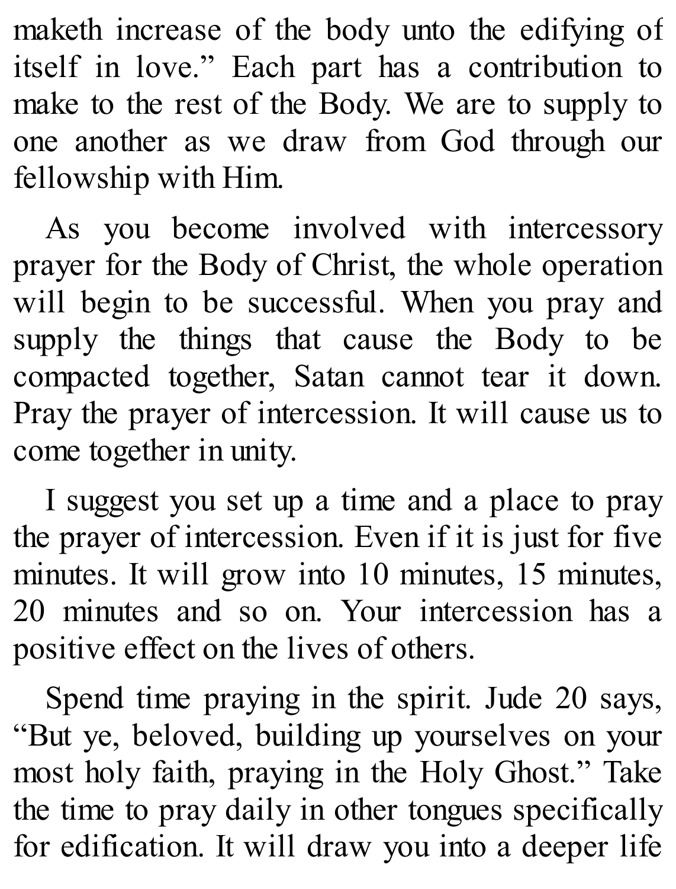maketh increase of the body unto the edifying of itself in love." Each part has a contribution to make to the rest of the Body. We are to supply to one another as we draw from God through our fellowship with Him.

As you become involved with intercessory prayer for the Body of Christ, the whole operation will begin to be successful. When you pray and supply the things that cause the Body to be compacted together, Satan cannot tear it down. Pray the prayer of intercession. It will cause us to come together in unity.

I suggest you set up a time and a place to pray the prayer of intercession. Even if it is just for five minutes. It will grow into 10 minutes, 15 minutes, 20 minutes and so on. Your intercession has a positive effect on the lives of others.

Spend time praying in the spirit. Jude 20 says, "But ye, beloved, building up yourselves on your most holy faith, praying in the Holy Ghost." Take the time to pray daily in other tongues specifically for edification. It will draw you into a deeper life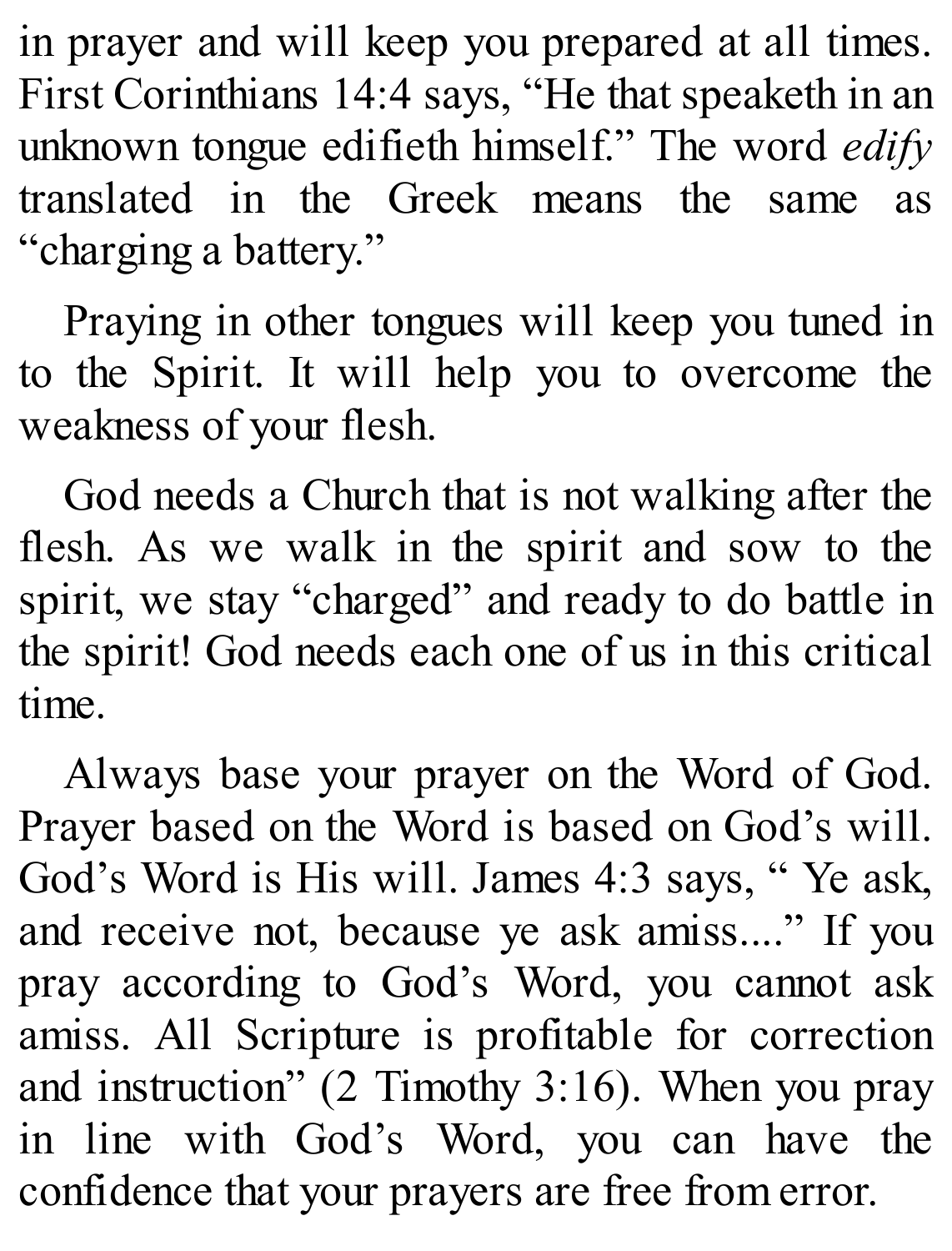in prayer and will keep you prepared at all times. First Corinthians 14:4 says, "He that speaketh in an unknown tongue edifieth himself." The word *edify* translated in the Greek means the same as "charging a battery."

Praying in other tongues will keep you tuned in to the Spirit. It will help you to overcome the weakness of your flesh.

God needs a Church that is not walking after the flesh. As we walk in the spirit and sow to the spirit, we stay "charged" and ready to do battle in the spirit! God needs each one of us in this critical time.

Always base your prayer on the Word of God. Prayer based on the Word is based on God's will. God's Word is His will. James 4:3 says, " Ye ask, and receive not, because ye ask amiss...." If you pray according to God's Word, you cannot ask amiss. All Scripture is profitable for correction and instruction" (2 Timothy 3:16). When you pray in line with God's Word, you can have the confidence that your prayers are free from error.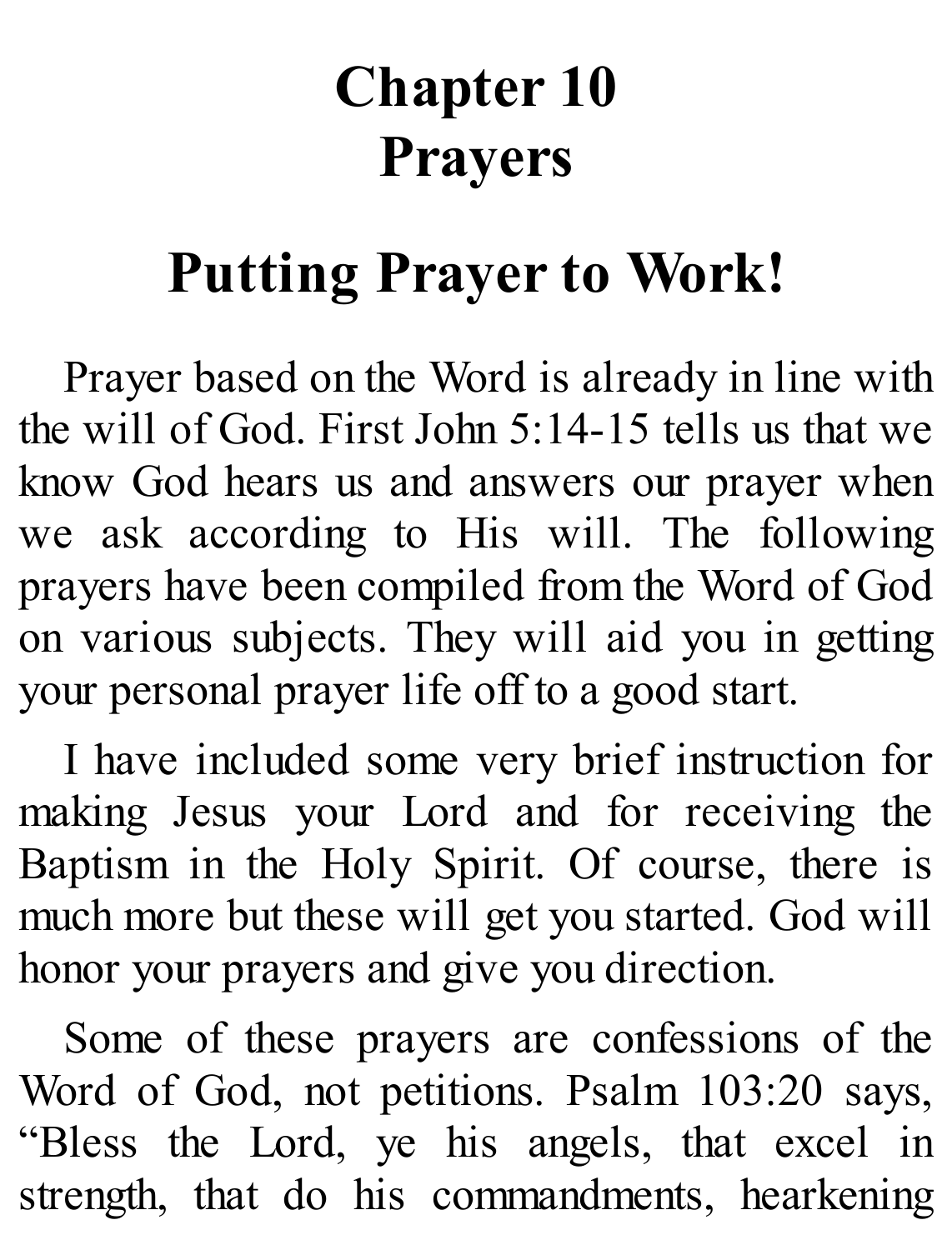# Chapter 10
# Prayers

## Putting Prayer to Work!

Prayer based on the Word is already in line with the will of God. First John 5:14-15 tells us that we know God hears us and answers our prayer when we ask according to His will. The following prayers have been compiled from the Word of God on various subjects. They will aid you in getting your personal prayer life off to a good start.

I have included some very brief instruction for making Jesus your Lord and for receiving the Baptism in the Holy Spirit. Of course, there is much more but these will get you started. God will honor your prayers and give you direction.

Some of these prayers are confessions of the Word of God, not petitions. Psalm 103:20 says, "Bless the Lord, ye his angels, that excel in strength, that do his commandments, hearkening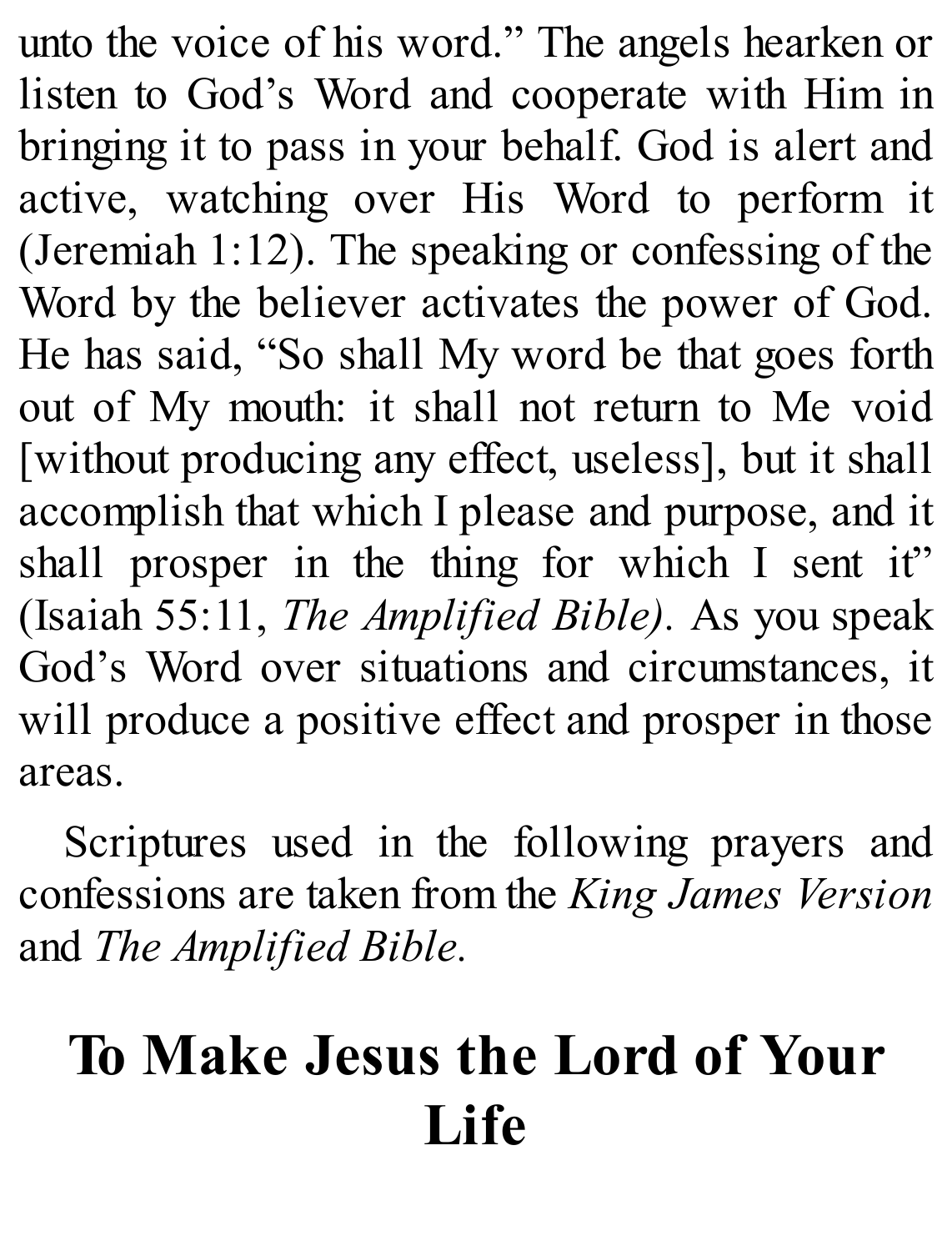unto the voice of his word." The angels hearken or listen to God's Word and cooperate with Him in bringing it to pass in your behalf. God is alert and active, watching over His Word to perform it (Jeremiah 1:12). The speaking or confessing of the Word by the believer activates the power of God. He has said, "So shall My word be that goes forth out of My mouth: it shall not return to Me void [without producing any effect, useless], but it shall accomplish that which I please and purpose, and it shall prosper in the thing for which I sent it" (Isaiah 55:11, *The Amplified Bible).* As you speak God's Word over situations and circumstances, it will produce a positive effect and prosper in those areas.

Scriptures used in the following prayers and confessions are taken from the *King James Version* and *The Amplified Bible.*

# To Make Jesus the Lord of Your Life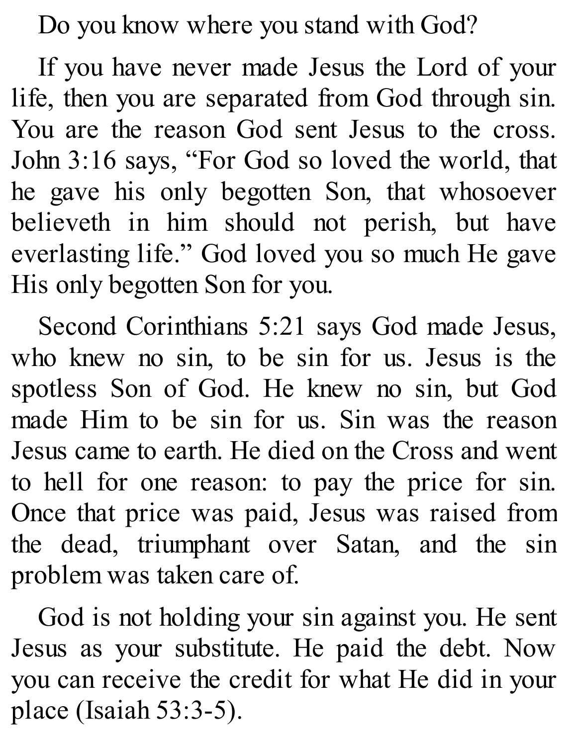Do you know where you stand with God?

If you have never made Jesus the Lord of your life, then you are separated from God through sin. You are the reason God sent Jesus to the cross. John 3:16 says, "For God so loved the world, that he gave his only begotten Son, that whosoever believeth in him should not perish, but have everlasting life." God loved you so much He gave His only begotten Son for you.

Second Corinthians 5:21 says God made Jesus, who knew no sin, to be sin for us. Jesus is the spotless Son of God. He knew no sin, but God made Him to be sin for us. Sin was the reason Jesus came to earth. He died on the Cross and went to hell for one reason: to pay the price for sin. Once that price was paid, Jesus was raised from the dead, triumphant over Satan, and the sin problem was taken care of.

God is not holding your sin against you. He sent Jesus as your substitute. He paid the debt. Now you can receive the credit for what He did in your place (Isaiah 53:3-5).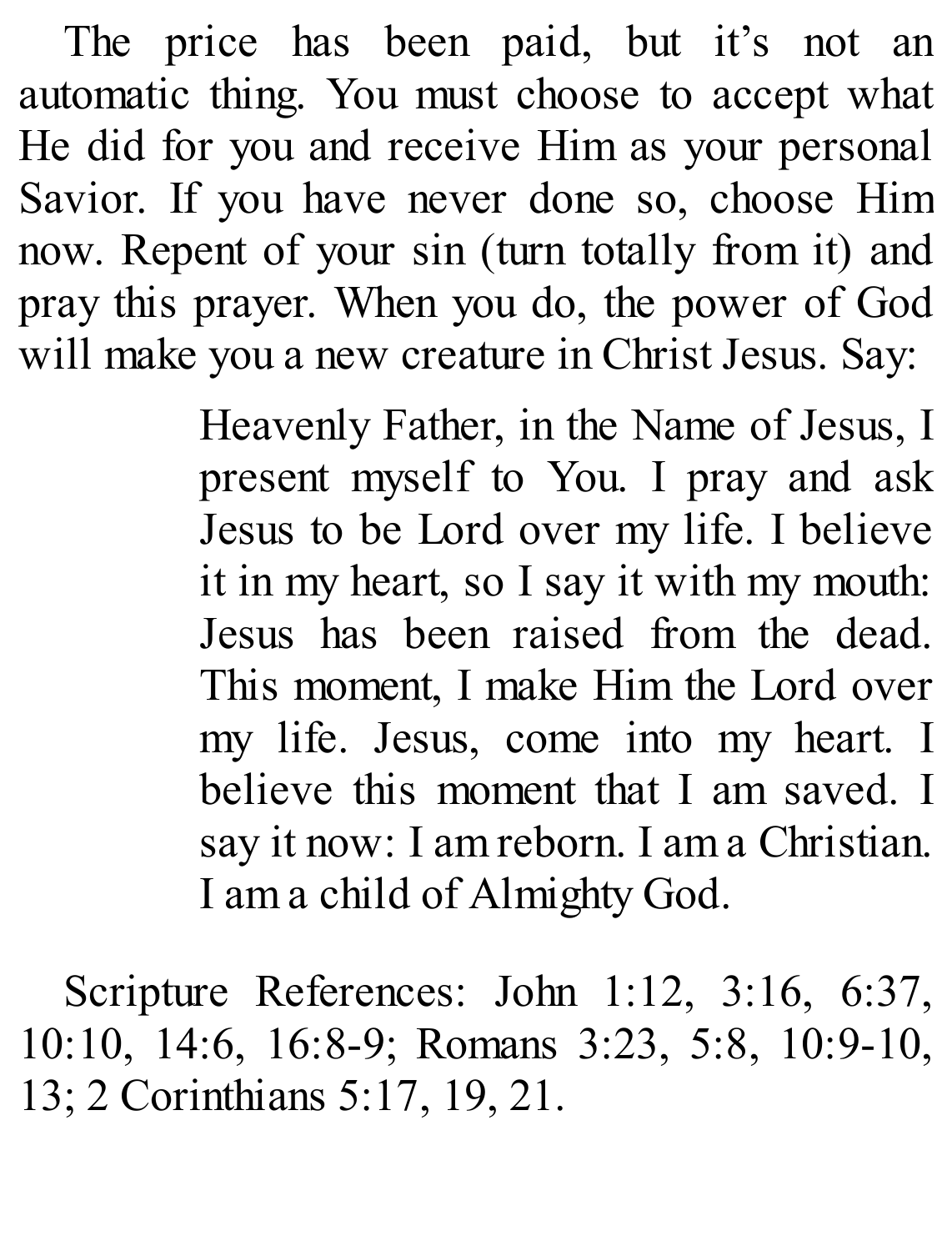The price has been paid, but it's not an automatic thing. You must choose to accept what He did for you and receive Him as your personal Savior. If you have never done so, choose Him now. Repent of your sin (turn totally from it) and pray this prayer. When you do, the power of God will make you a new creature in Christ Jesus. Say:

> Heavenly Father, in the Name of Jesus, I present myself to You. I pray and ask Jesus to be Lord over my life. I believe it in my heart, so I say it with my mouth: Jesus has been raised from the dead. This moment, I make Him the Lord over my life. Jesus, come into my heart. I believe this moment that I am saved. I say it now: I am reborn. I am a Christian. I am a child of Almighty God.

Scripture References: John 1:12, 3:16, 6:37, 10:10, 14:6, 16:8-9; Romans 3:23, 5:8, 10:9-10, 13; 2 Corinthians 5:17, 19, 21.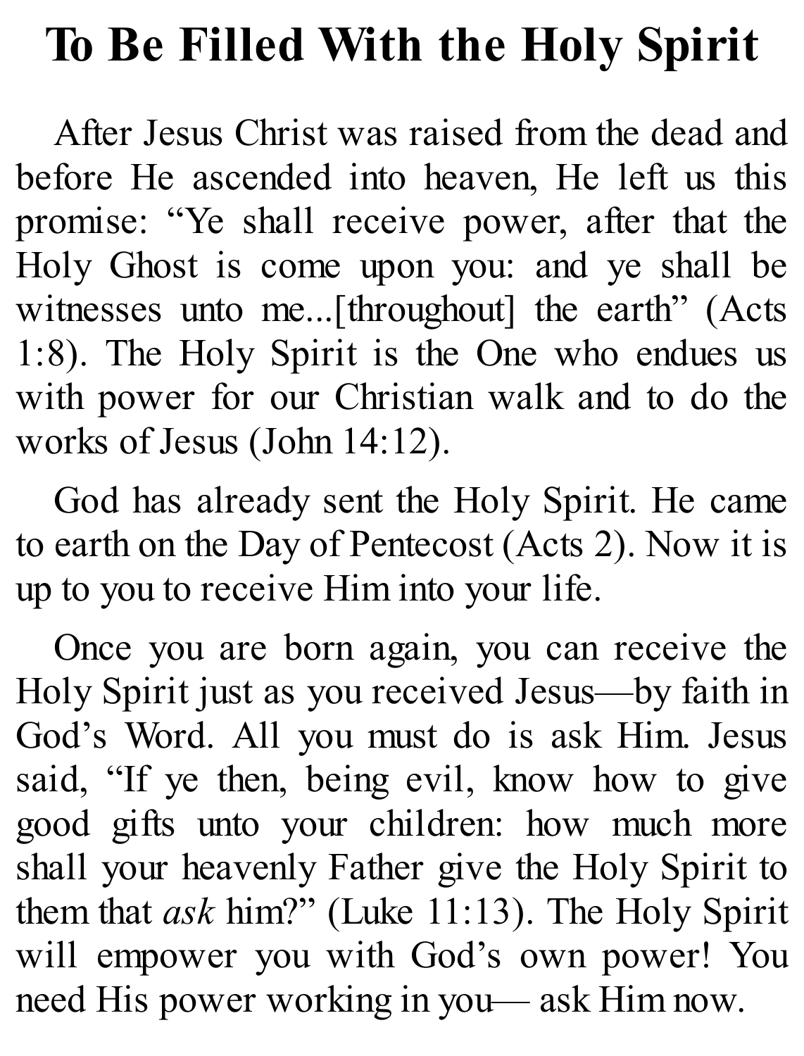# To Be Filled With the Holy Spirit

After Jesus Christ was raised from the dead and before He ascended into heaven, He left us this promise: “Ye shall receive power, after that the Holy Ghost is come upon you: and ye shall be witnesses unto me...[throughout] the earth” (Acts 1:8). The Holy Spirit is the One who endues us with power for our Christian walk and to do the works of Jesus (John 14:12).

God has already sent the Holy Spirit. He came to earth on the Day of Pentecost (Acts 2). Now it is up to you to receive Him into your life.

Once you are born again, you can receive the Holy Spirit just as you received Jesus—by faith in God’s Word. All you must do is ask Him. Jesus said, “If ye then, being evil, know how to give good gifts unto your children: how much more shall your heavenly Father give the Holy Spirit to them that *ask* him?” (Luke 11:13). The Holy Spirit will empower you with God’s own power! You need His power working in you— ask Him now.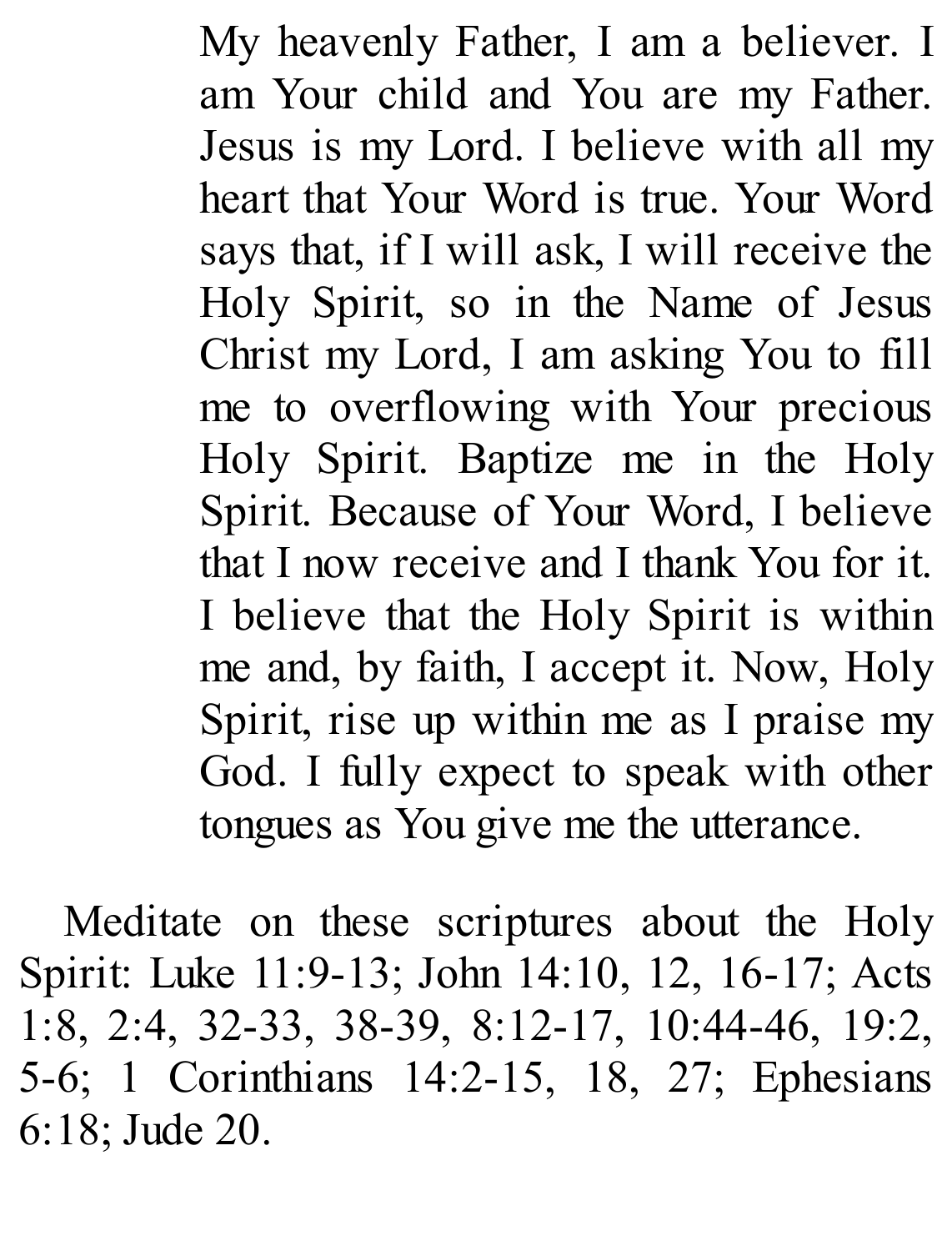> My heavenly Father, I am a believer. I am Your child and You are my Father. Jesus is my Lord. I believe with all my heart that Your Word is true. Your Word says that, if I will ask, I will receive the Holy Spirit, so in the Name of Jesus Christ my Lord, I am asking You to fill me to overflowing with Your precious Holy Spirit. Baptize me in the Holy Spirit. Because of Your Word, I believe that I now receive and I thank You for it. I believe that the Holy Spirit is within me and, by faith, I accept it. Now, Holy Spirit, rise up within me as I praise my God. I fully expect to speak with other tongues as You give me the utterance.

Meditate on these scriptures about the Holy Spirit: Luke 11:9-13; John 14:10, 12, 16-17; Acts 1:8, 2:4, 32-33, 38-39, 8:12-17, 10:44-46, 19:2, 5-6; 1 Corinthians 14:2-15, 18, 27; Ephesians 6:18; Jude 20.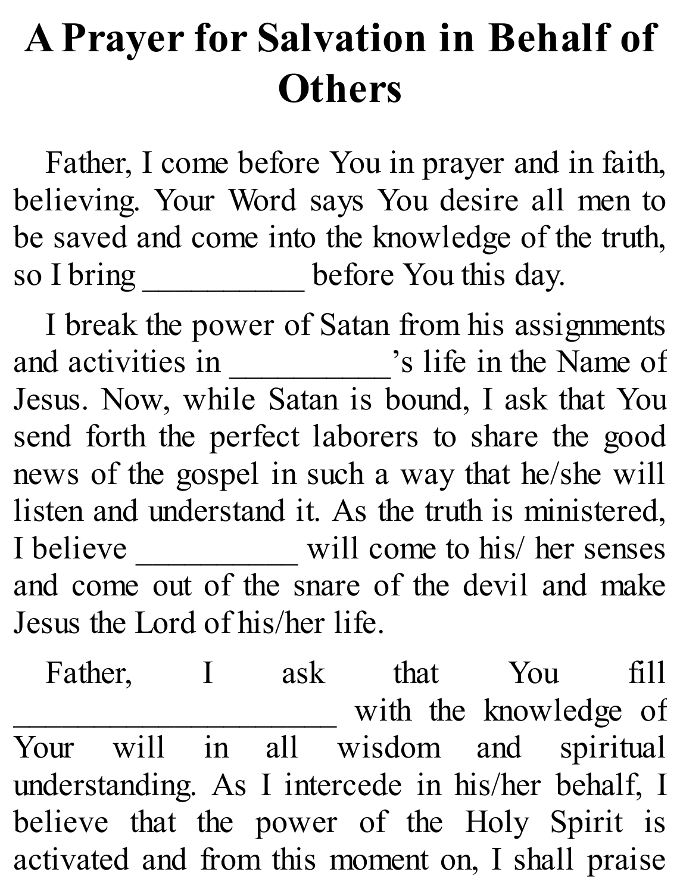# A Prayer for Salvation in Behalf of Others

Father, I come before You in prayer and in faith, believing. Your Word says You desire all men to be saved and come into the knowledge of the truth, so I bring __________ before You this day.

I break the power of Satan from his assignments and activities in __________'s life in the Name of Jesus. Now, while Satan is bound, I ask that You send forth the perfect laborers to share the good news of the gospel in such a way that he/she will listen and understand it. As the truth is ministered, I believe __________ will come to his/ her senses and come out of the snare of the devil and make Jesus the Lord of his/her life.

Father, I ask that You fill ____________________ with the knowledge of Your will in all wisdom and spiritual understanding. As I intercede in his/her behalf, I believe that the power of the Holy Spirit is activated and from this moment on, I shall praise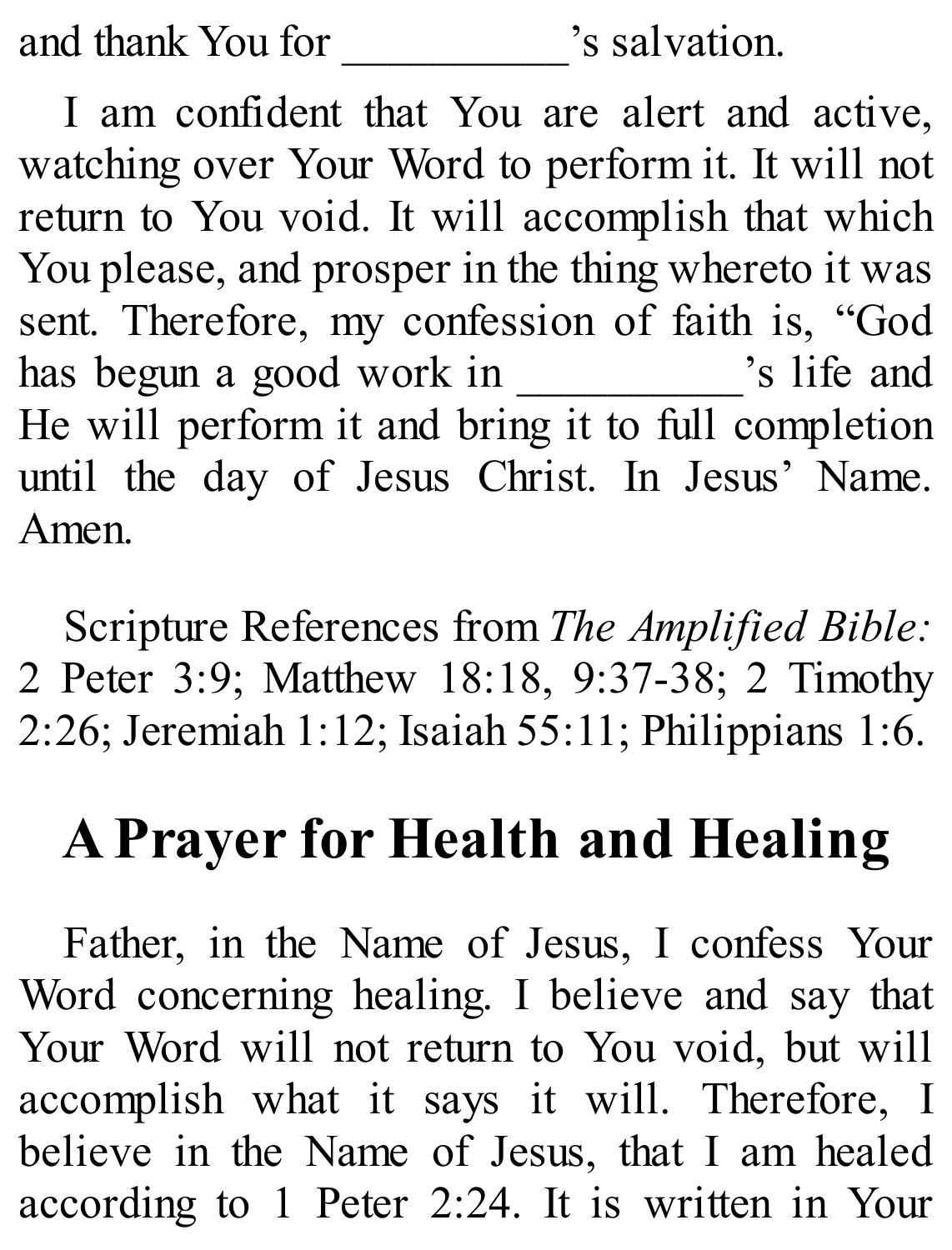and thank You for __________’s salvation.

I am confident that You are alert and active, watching over Your Word to perform it. It will not return to You void. It will accomplish that which You please, and prosper in the thing whereto it was sent. Therefore, my confession of faith is, “God has begun a good work in __________’s life and He will perform it and bring it to full completion until the day of Jesus Christ. In Jesus’ Name. Amen.

Scripture References from *The Amplified Bible:* 2 Peter 3:9; Matthew 18:18, 9:37-38; 2 Timothy 2:26; Jeremiah 1:12; Isaiah 55:11; Philippians 1:6.

## A Prayer for Health and Healing

Father, in the Name of Jesus, I confess Your Word concerning healing. I believe and say that Your Word will not return to You void, but will accomplish what it says it will. Therefore, I believe in the Name of Jesus, that I am healed according to 1 Peter 2:24. It is written in Your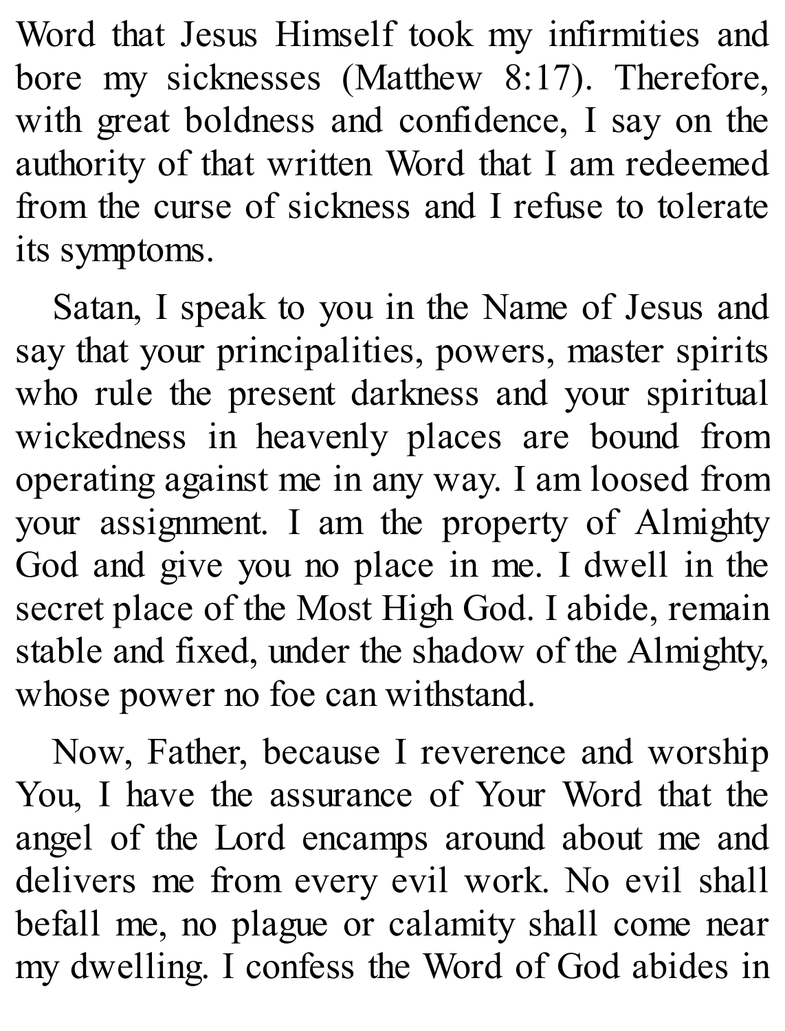Word that Jesus Himself took my infirmities and bore my sicknesses (Matthew 8:17). Therefore, with great boldness and confidence, I say on the authority of that written Word that I am redeemed from the curse of sickness and I refuse to tolerate its symptoms.

Satan, I speak to you in the Name of Jesus and say that your principalities, powers, master spirits who rule the present darkness and your spiritual wickedness in heavenly places are bound from operating against me in any way. I am loosed from your assignment. I am the property of Almighty God and give you no place in me. I dwell in the secret place of the Most High God. I abide, remain stable and fixed, under the shadow of the Almighty, whose power no foe can withstand.

Now, Father, because I reverence and worship You, I have the assurance of Your Word that the angel of the Lord encamps around about me and delivers me from every evil work. No evil shall befall me, no plague or calamity shall come near my dwelling. I confess the Word of God abides in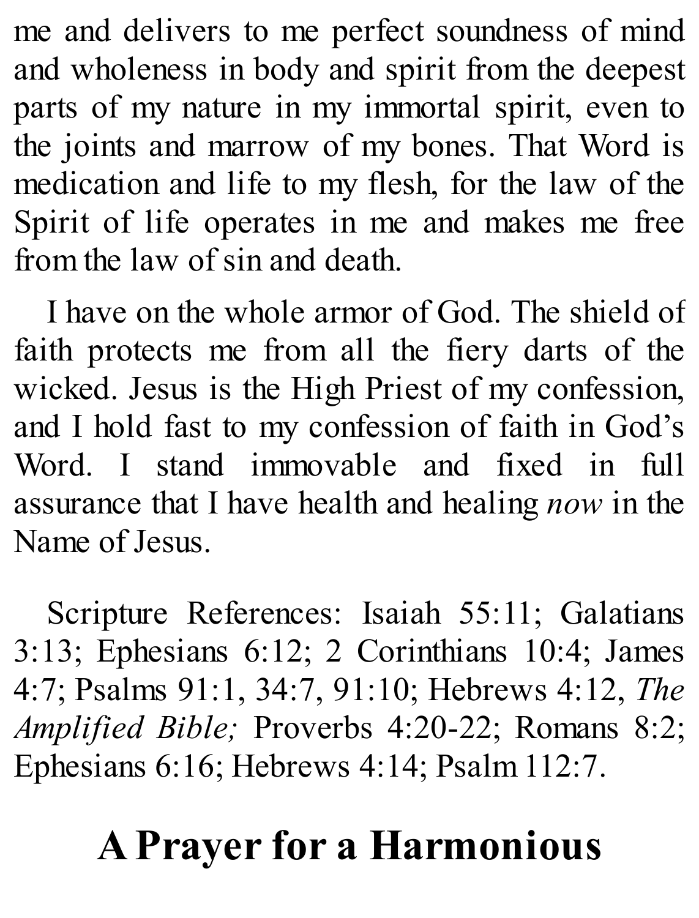me and delivers to me perfect soundness of mind and wholeness in body and spirit from the deepest parts of my nature in my immortal spirit, even to the joints and marrow of my bones. That Word is medication and life to my flesh, for the law of the Spirit of life operates in me and makes me free from the law of sin and death.

I have on the whole armor of God. The shield of faith protects me from all the fiery darts of the wicked. Jesus is the High Priest of my confession, and I hold fast to my confession of faith in God's Word. I stand immovable and fixed in full assurance that I have health and healing *now* in the Name of Jesus.

Scripture References: Isaiah 55:11; Galatians 3:13; Ephesians 6:12; 2 Corinthians 10:4; James 4:7; Psalms 91:1, 34:7, 91:10; Hebrews 4:12, *The Amplified Bible;* Proverbs 4:20-22; Romans 8:2; Ephesians 6:16; Hebrews 4:14; Psalm 112:7.

## A Prayer for a Harmonious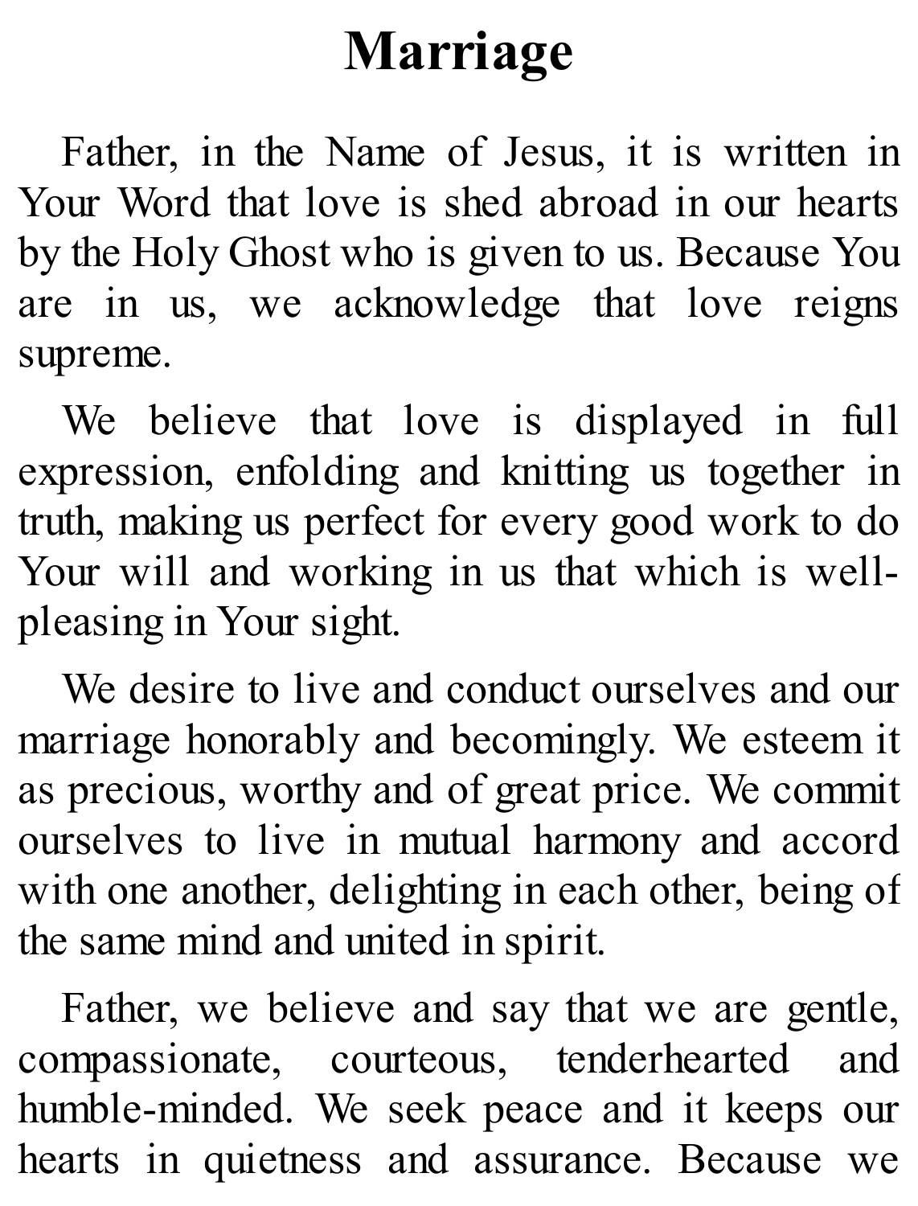# Marriage

Father, in the Name of Jesus, it is written in Your Word that love is shed abroad in our hearts by the Holy Ghost who is given to us. Because You are in us, we acknowledge that love reigns supreme.

We believe that love is displayed in full expression, enfolding and knitting us together in truth, making us perfect for every good work to do Your will and working in us that which is well-pleasing in Your sight.

We desire to live and conduct ourselves and our marriage honorably and becomingly. We esteem it as precious, worthy and of great price. We commit ourselves to live in mutual harmony and accord with one another, delighting in each other, being of the same mind and united in spirit.

Father, we believe and say that we are gentle, compassionate, courteous, tenderhearted and humble-minded. We seek peace and it keeps our hearts in quietness and assurance. Because we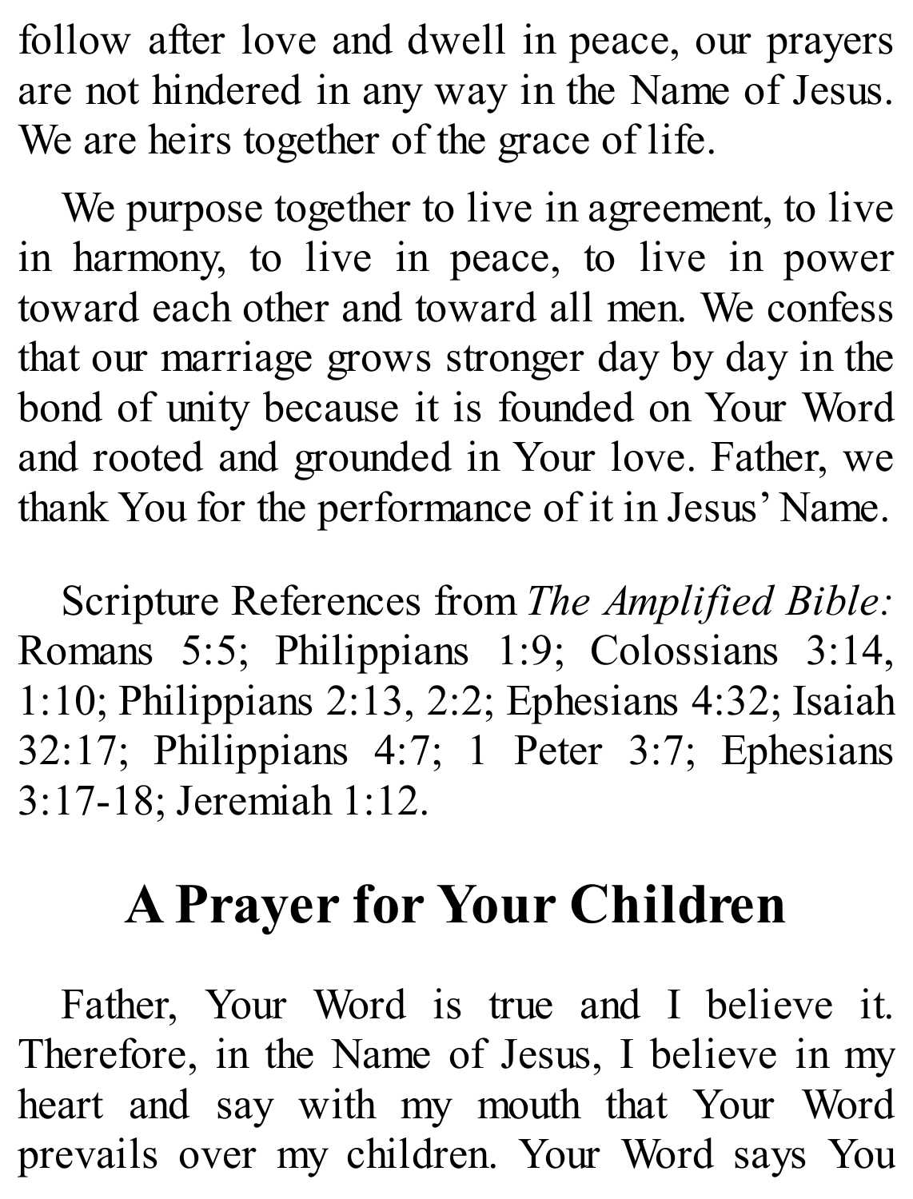follow after love and dwell in peace, our prayers are not hindered in any way in the Name of Jesus. We are heirs together of the grace of life.

We purpose together to live in agreement, to live in harmony, to live in peace, to live in power toward each other and toward all men. We confess that our marriage grows stronger day by day in the bond of unity because it is founded on Your Word and rooted and grounded in Your love. Father, we thank You for the performance of it in Jesus' Name.

Scripture References from *The Amplified Bible:* Romans 5:5; Philippians 1:9; Colossians 3:14, 1:10; Philippians 2:13, 2:2; Ephesians 4:32; Isaiah 32:17; Philippians 4:7; 1 Peter 3:7; Ephesians 3:17-18; Jeremiah 1:12.

## A Prayer for Your Children

Father, Your Word is true and I believe it. Therefore, in the Name of Jesus, I believe in my heart and say with my mouth that Your Word prevails over my children. Your Word says You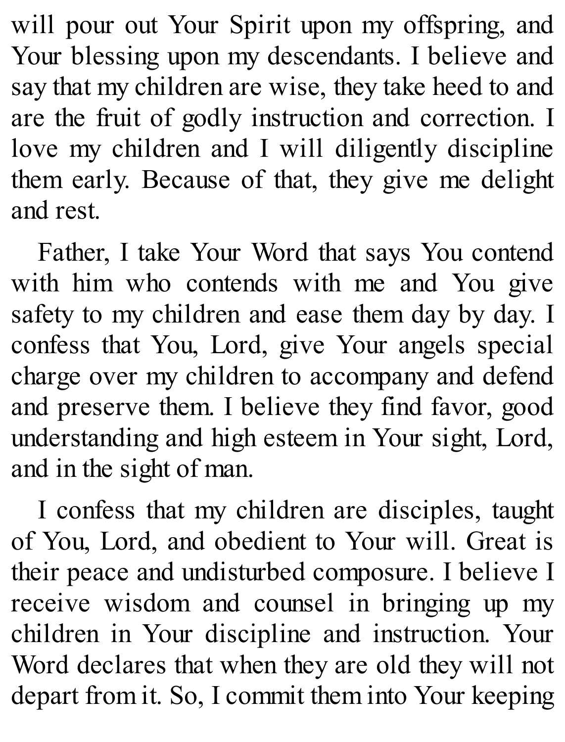will pour out Your Spirit upon my offspring, and Your blessing upon my descendants. I believe and say that my children are wise, they take heed to and are the fruit of godly instruction and correction. I love my children and I will diligently discipline them early. Because of that, they give me delight and rest.

Father, I take Your Word that says You contend with him who contends with me and You give safety to my children and ease them day by day. I confess that You, Lord, give Your angels special charge over my children to accompany and defend and preserve them. I believe they find favor, good understanding and high esteem in Your sight, Lord, and in the sight of man.

I confess that my children are disciples, taught of You, Lord, and obedient to Your will. Great is their peace and undisturbed composure. I believe I receive wisdom and counsel in bringing up my children in Your discipline and instruction. Your Word declares that when they are old they will not depart from it. So, I commit them into Your keeping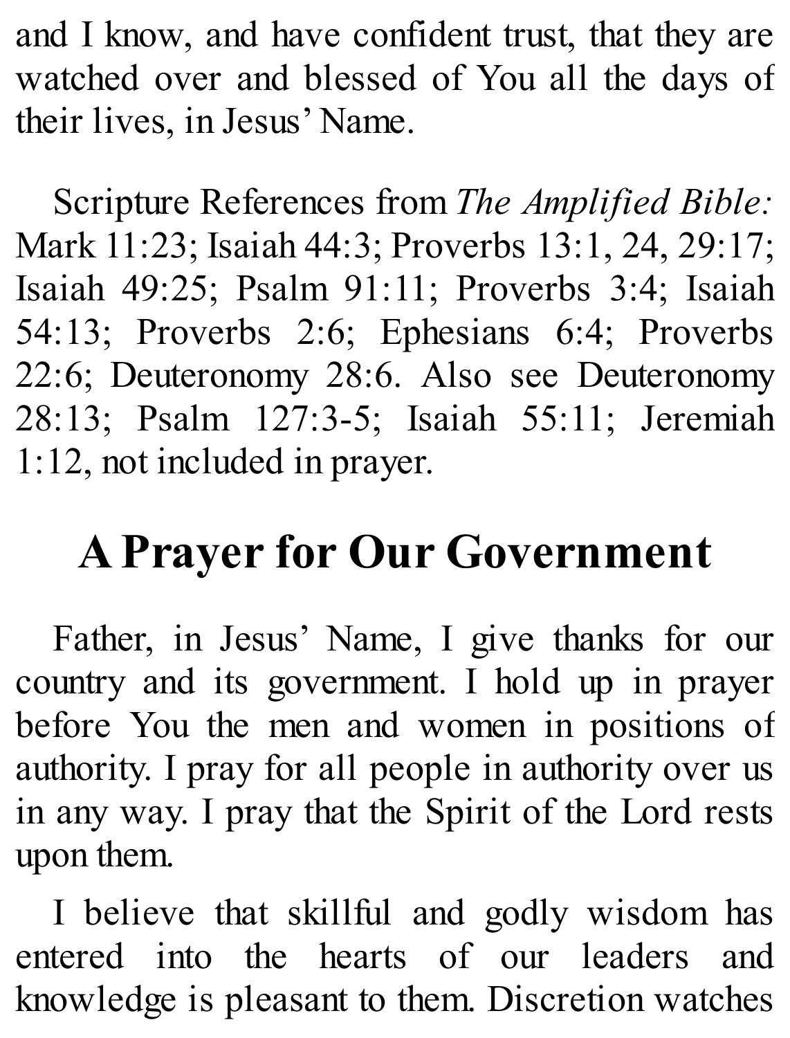and I know, and have confident trust, that they are watched over and blessed of You all the days of their lives, in Jesus' Name.

Scripture References from *The Amplified Bible:* Mark 11:23; Isaiah 44:3; Proverbs 13:1, 24, 29:17; Isaiah 49:25; Psalm 91:11; Proverbs 3:4; Isaiah 54:13; Proverbs 2:6; Ephesians 6:4; Proverbs 22:6; Deuteronomy 28:6. Also see Deuteronomy 28:13; Psalm 127:3-5; Isaiah 55:11; Jeremiah 1:12, not included in prayer.

## A Prayer for Our Government

Father, in Jesus' Name, I give thanks for our country and its government. I hold up in prayer before You the men and women in positions of authority. I pray for all people in authority over us in any way. I pray that the Spirit of the Lord rests upon them.

I believe that skillful and godly wisdom has entered into the hearts of our leaders and knowledge is pleasant to them. Discretion watches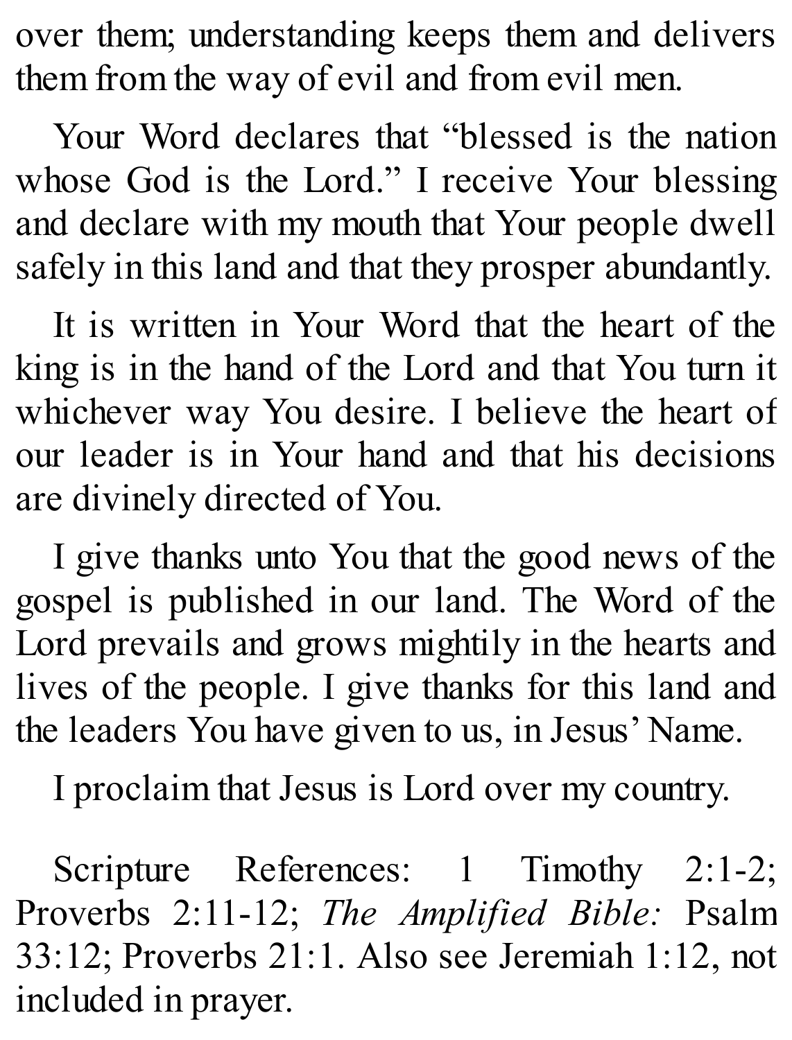over them; understanding keeps them and delivers them from the way of evil and from evil men.

Your Word declares that "blessed is the nation whose God is the Lord." I receive Your blessing and declare with my mouth that Your people dwell safely in this land and that they prosper abundantly.

It is written in Your Word that the heart of the king is in the hand of the Lord and that You turn it whichever way You desire. I believe the heart of our leader is in Your hand and that his decisions are divinely directed of You.

I give thanks unto You that the good news of the gospel is published in our land. The Word of the Lord prevails and grows mightily in the hearts and lives of the people. I give thanks for this land and the leaders You have given to us, in Jesus' Name.

I proclaim that Jesus is Lord over my country.

Scripture References: 1 Timothy 2:1-2; Proverbs 2:11-12; *The Amplified Bible:* Psalm 33:12; Proverbs 21:1. Also see Jeremiah 1:12, not included in prayer.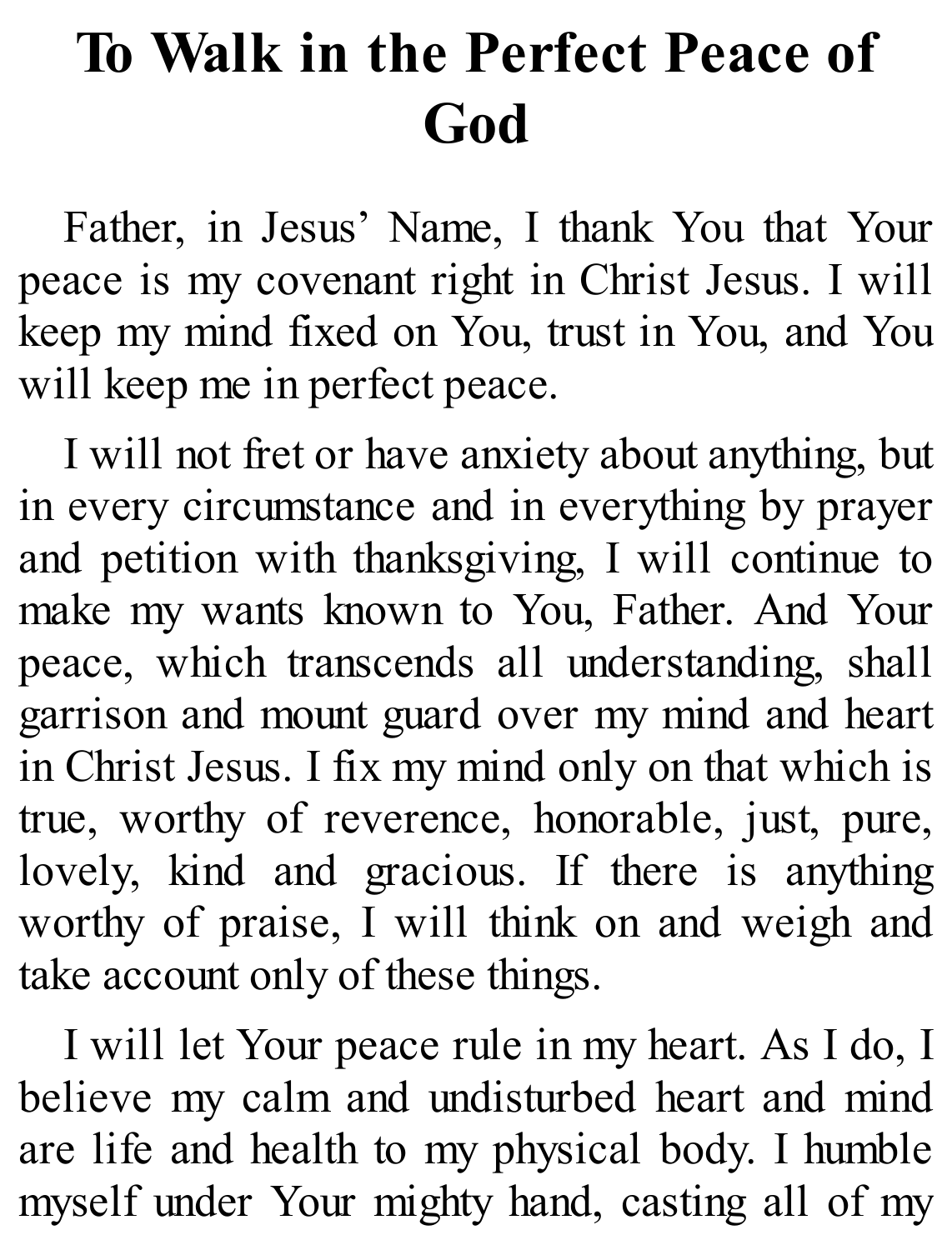# To Walk in the Perfect Peace of God

Father, in Jesus' Name, I thank You that Your peace is my covenant right in Christ Jesus. I will keep my mind fixed on You, trust in You, and You will keep me in perfect peace.

I will not fret or have anxiety about anything, but in every circumstance and in everything by prayer and petition with thanksgiving, I will continue to make my wants known to You, Father. And Your peace, which transcends all understanding, shall garrison and mount guard over my mind and heart in Christ Jesus. I fix my mind only on that which is true, worthy of reverence, honorable, just, pure, lovely, kind and gracious. If there is anything worthy of praise, I will think on and weigh and take account only of these things.

I will let Your peace rule in my heart. As I do, I believe my calm and undisturbed heart and mind are life and health to my physical body. I humble myself under Your mighty hand, casting all of my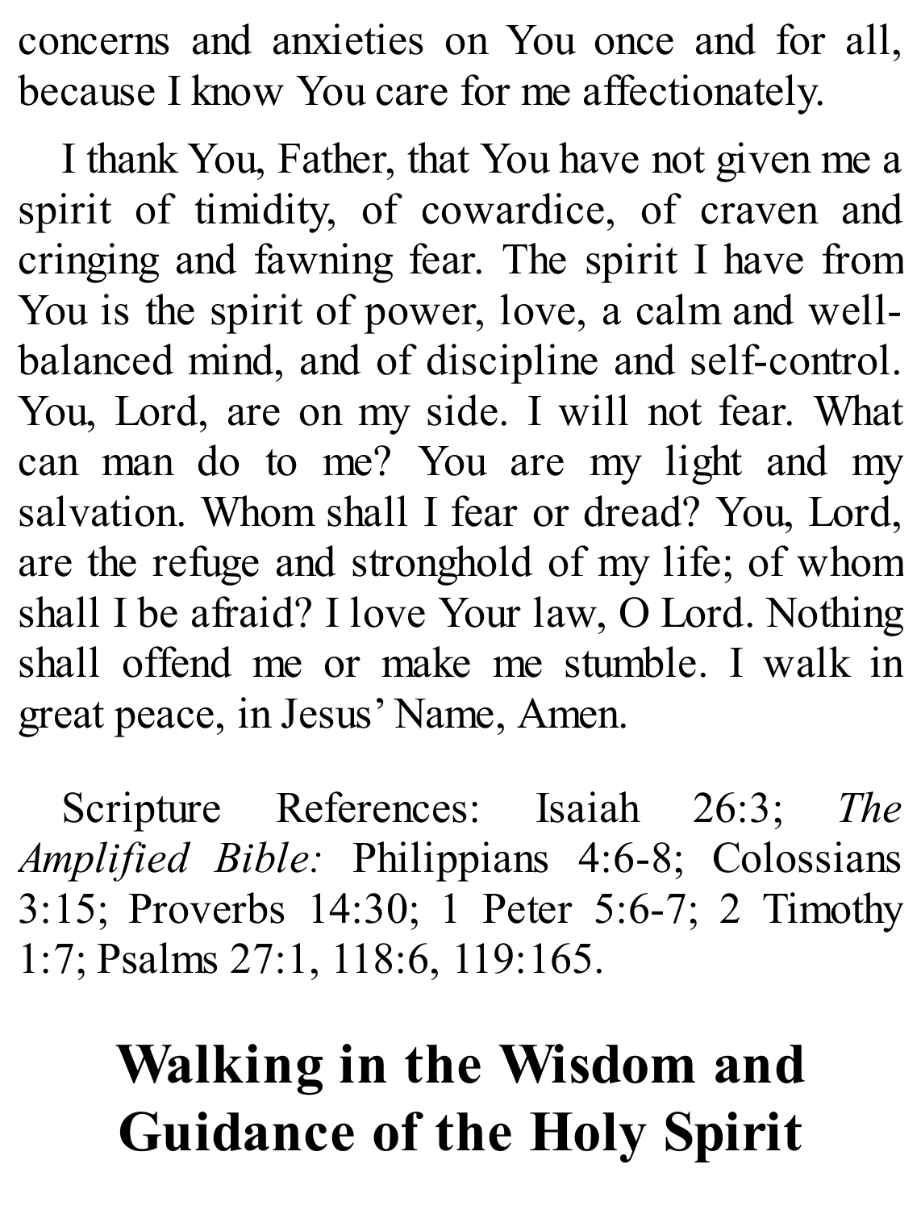concerns and anxieties on You once and for all, because I know You care for me affectionately.

I thank You, Father, that You have not given me a spirit of timidity, of cowardice, of craven and cringing and fawning fear. The spirit I have from You is the spirit of power, love, a calm and well-balanced mind, and of discipline and self-control. You, Lord, are on my side. I will not fear. What can man do to me? You are my light and my salvation. Whom shall I fear or dread? You, Lord, are the refuge and stronghold of my life; of whom shall I be afraid? I love Your law, O Lord. Nothing shall offend me or make me stumble. I walk in great peace, in Jesus' Name, Amen.

Scripture References: Isaiah 26:3; *The Amplified Bible:* Philippians 4:6-8; Colossians 3:15; Proverbs 14:30; 1 Peter 5:6-7; 2 Timothy 1:7; Psalms 27:1, 118:6, 119:165.

# Walking in the Wisdom and Guidance of the Holy Spirit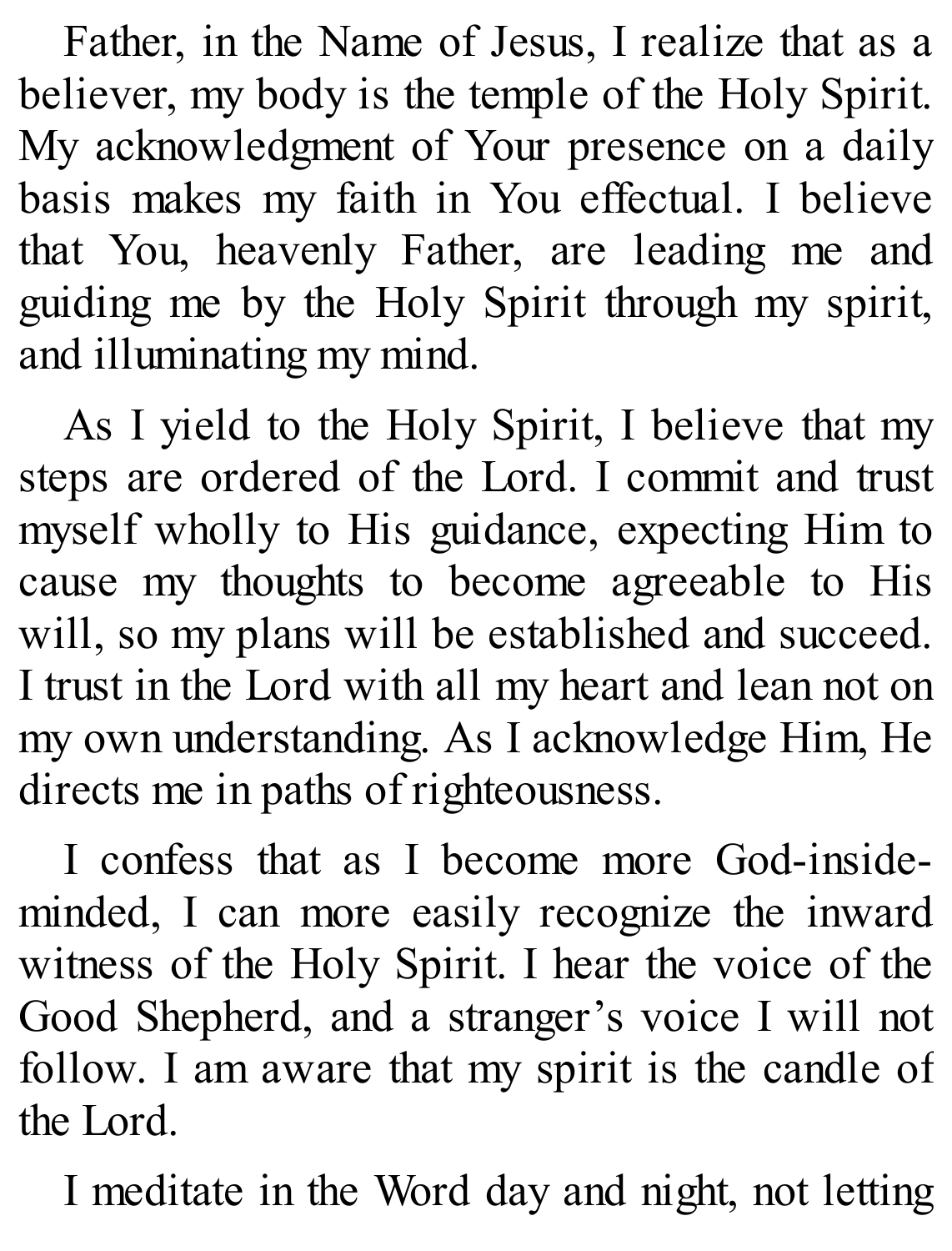Father, in the Name of Jesus, I realize that as a believer, my body is the temple of the Holy Spirit. My acknowledgment of Your presence on a daily basis makes my faith in You effectual. I believe that You, heavenly Father, are leading me and guiding me by the Holy Spirit through my spirit, and illuminating my mind.

As I yield to the Holy Spirit, I believe that my steps are ordered of the Lord. I commit and trust myself wholly to His guidance, expecting Him to cause my thoughts to become agreeable to His will, so my plans will be established and succeed. I trust in the Lord with all my heart and lean not on my own understanding. As I acknowledge Him, He directs me in paths of righteousness.

I confess that as I become more God-inside-minded, I can more easily recognize the inward witness of the Holy Spirit. I hear the voice of the Good Shepherd, and a stranger's voice I will not follow. I am aware that my spirit is the candle of the Lord.

I meditate in the Word day and night, not letting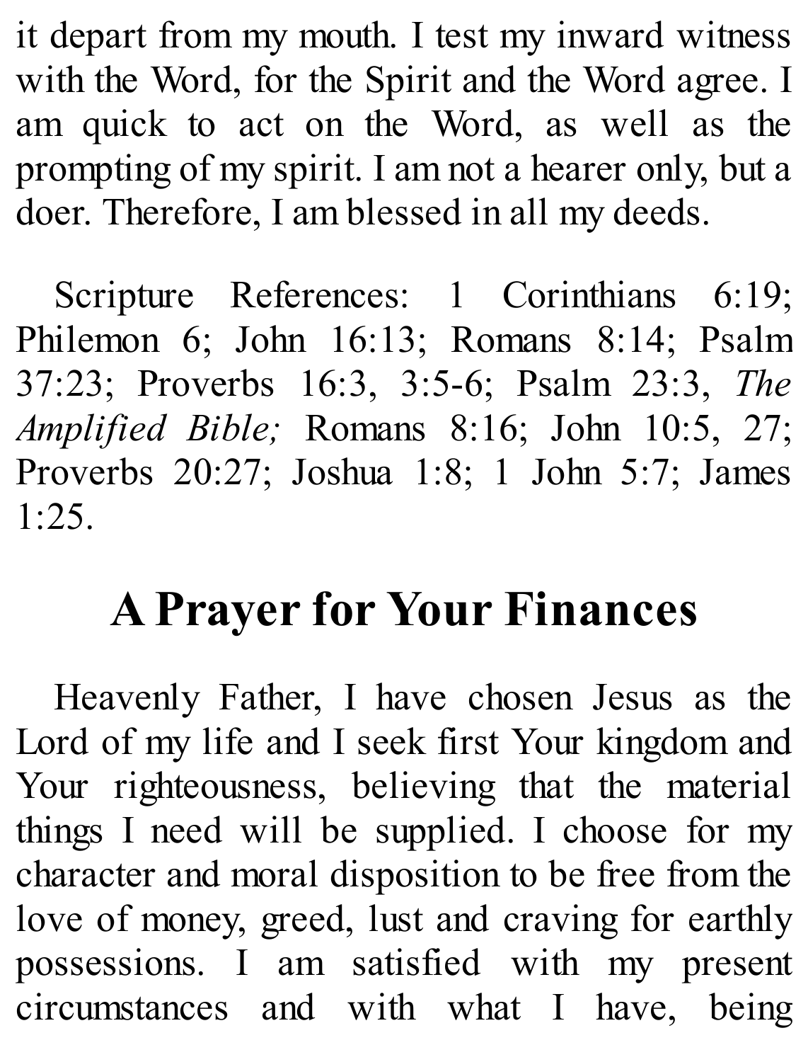it depart from my mouth. I test my inward witness with the Word, for the Spirit and the Word agree. I am quick to act on the Word, as well as the prompting of my spirit. I am not a hearer only, but a doer. Therefore, I am blessed in all my deeds.

Scripture References: 1 Corinthians 6:19; Philemon 6; John 16:13; Romans 8:14; Psalm 37:23; Proverbs 16:3, 3:5-6; Psalm 23:3, *The Amplified Bible;* Romans 8:16; John 10:5, 27; Proverbs 20:27; Joshua 1:8; 1 John 5:7; James 1:25.

## A Prayer for Your Finances

Heavenly Father, I have chosen Jesus as the Lord of my life and I seek first Your kingdom and Your righteousness, believing that the material things I need will be supplied. I choose for my character and moral disposition to be free from the love of money, greed, lust and craving for earthly possessions. I am satisfied with my present circumstances and with what I have, being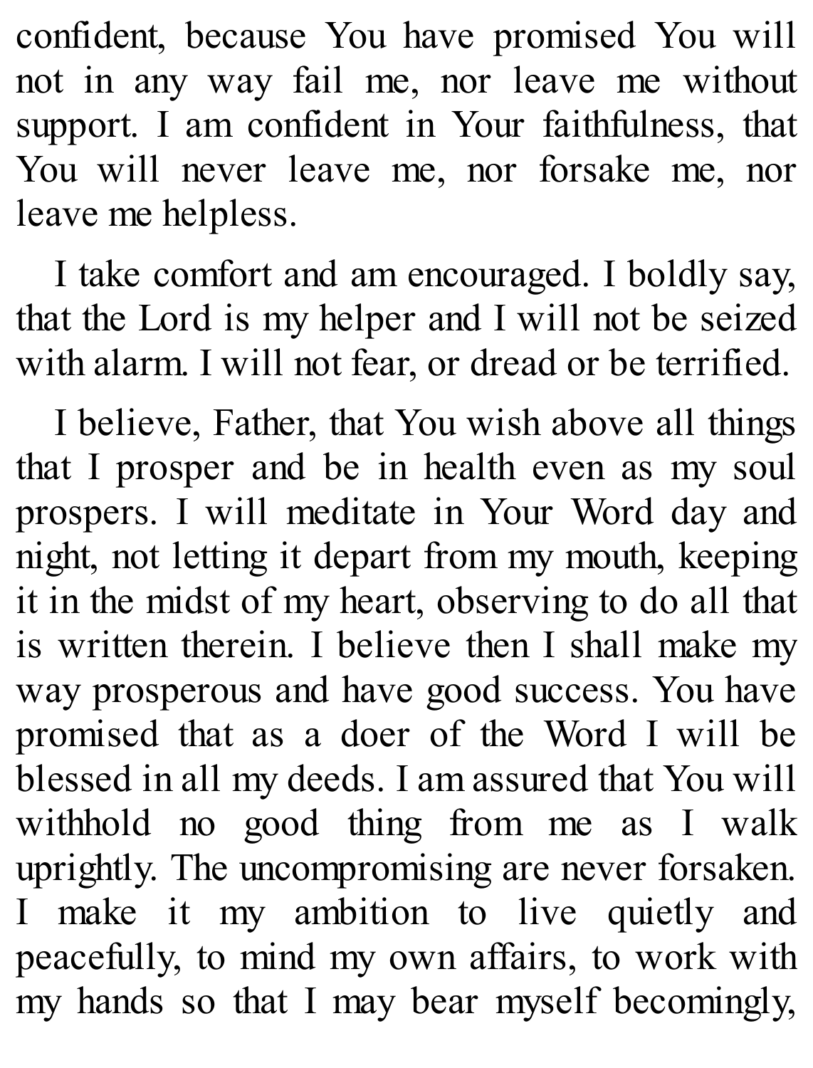confident, because You have promised You will not in any way fail me, nor leave me without support. I am confident in Your faithfulness, that You will never leave me, nor forsake me, nor leave me helpless.

I take comfort and am encouraged. I boldly say, that the Lord is my helper and I will not be seized with alarm. I will not fear, or dread or be terrified.

I believe, Father, that You wish above all things that I prosper and be in health even as my soul prospers. I will meditate in Your Word day and night, not letting it depart from my mouth, keeping it in the midst of my heart, observing to do all that is written therein. I believe then I shall make my way prosperous and have good success. You have promised that as a doer of the Word I will be blessed in all my deeds. I am assured that You will withhold no good thing from me as I walk uprightly. The uncompromising are never forsaken. I make it my ambition to live quietly and peacefully, to mind my own affairs, to work with my hands so that I may bear myself becomingly,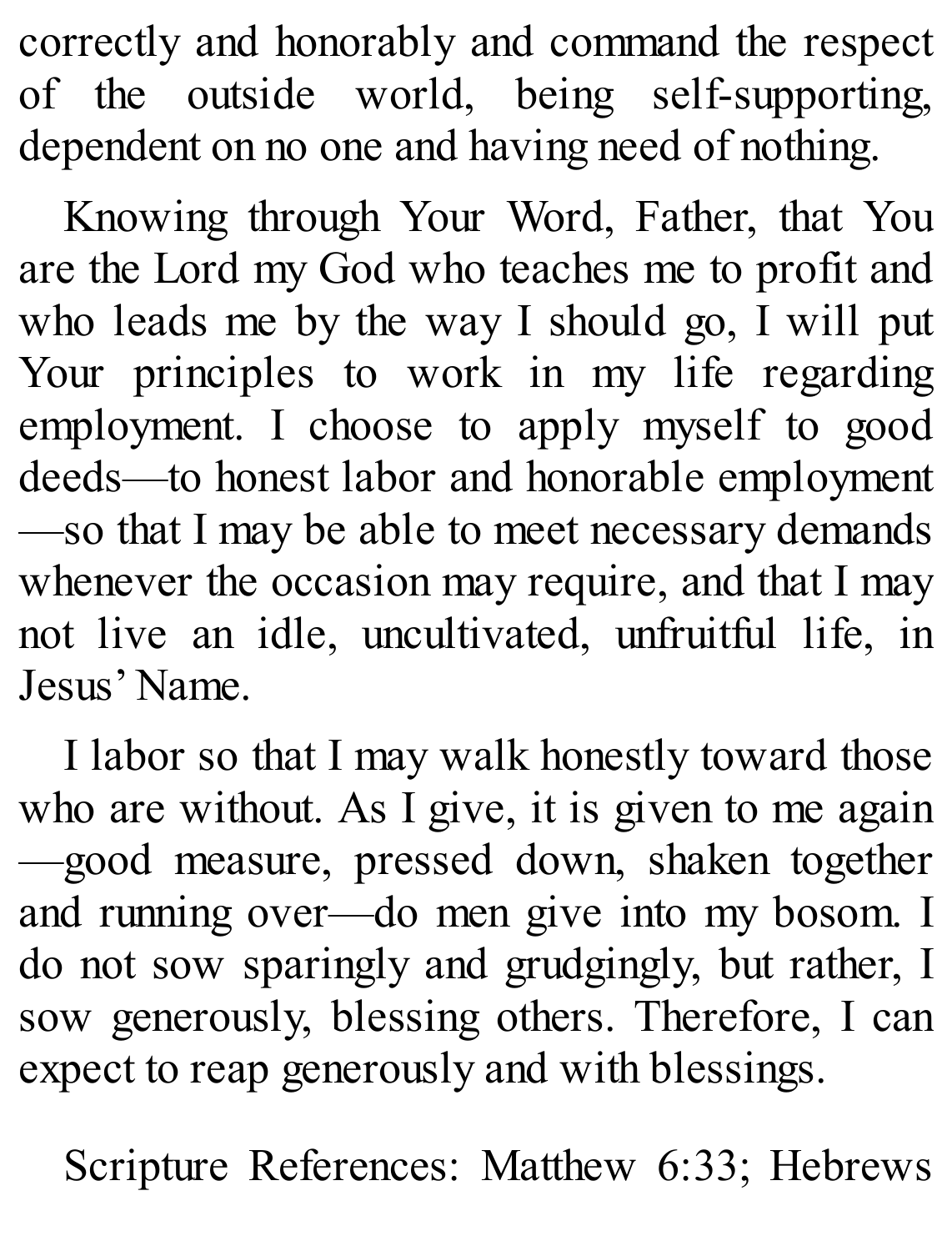correctly and honorably and command the respect of the outside world, being self-supporting, dependent on no one and having need of nothing.

Knowing through Your Word, Father, that You are the Lord my God who teaches me to profit and who leads me by the way I should go, I will put Your principles to work in my life regarding employment. I choose to apply myself to good deeds—to honest labor and honorable employment—so that I may be able to meet necessary demands whenever the occasion may require, and that I may not live an idle, uncultivated, unfruitful life, in Jesus' Name.

I labor so that I may walk honestly toward those who are without. As I give, it is given to me again—good measure, pressed down, shaken together and running over—do men give into my bosom. I do not sow sparingly and grudgingly, but rather, I sow generously, blessing others. Therefore, I can expect to reap generously and with blessings.

Scripture References: Matthew 6:33; Hebrews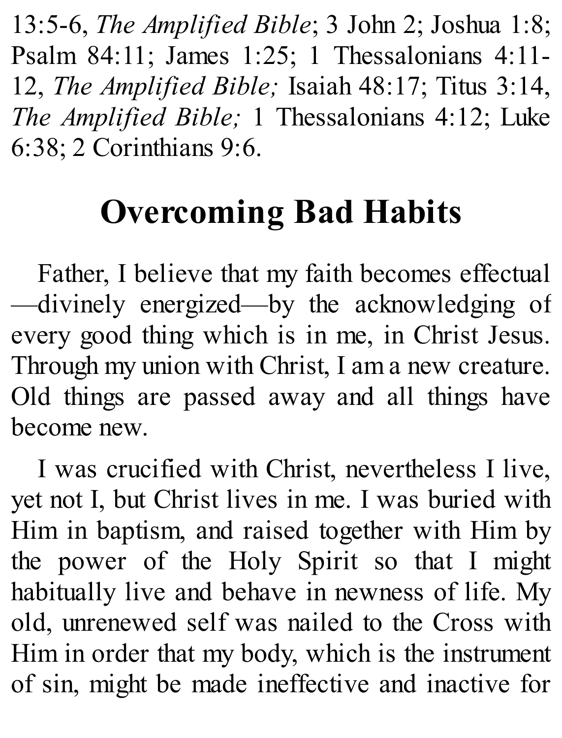13:5-6, *The Amplified Bible*; 3 John 2; Joshua 1:8; Psalm 84:11; James 1:25; 1 Thessalonians 4:11-12, *The Amplified Bible;* Isaiah 48:17; Titus 3:14, *The Amplified Bible;* 1 Thessalonians 4:12; Luke 6:38; 2 Corinthians 9:6.

## Overcoming Bad Habits

Father, I believe that my faith becomes effectual—divinely energized—by the acknowledging of every good thing which is in me, in Christ Jesus. Through my union with Christ, I am a new creature. Old things are passed away and all things have become new.

I was crucified with Christ, nevertheless I live, yet not I, but Christ lives in me. I was buried with Him in baptism, and raised together with Him by the power of the Holy Spirit so that I might habitually live and behave in newness of life. My old, unrenewed self was nailed to the Cross with Him in order that my body, which is the instrument of sin, might be made ineffective and inactive for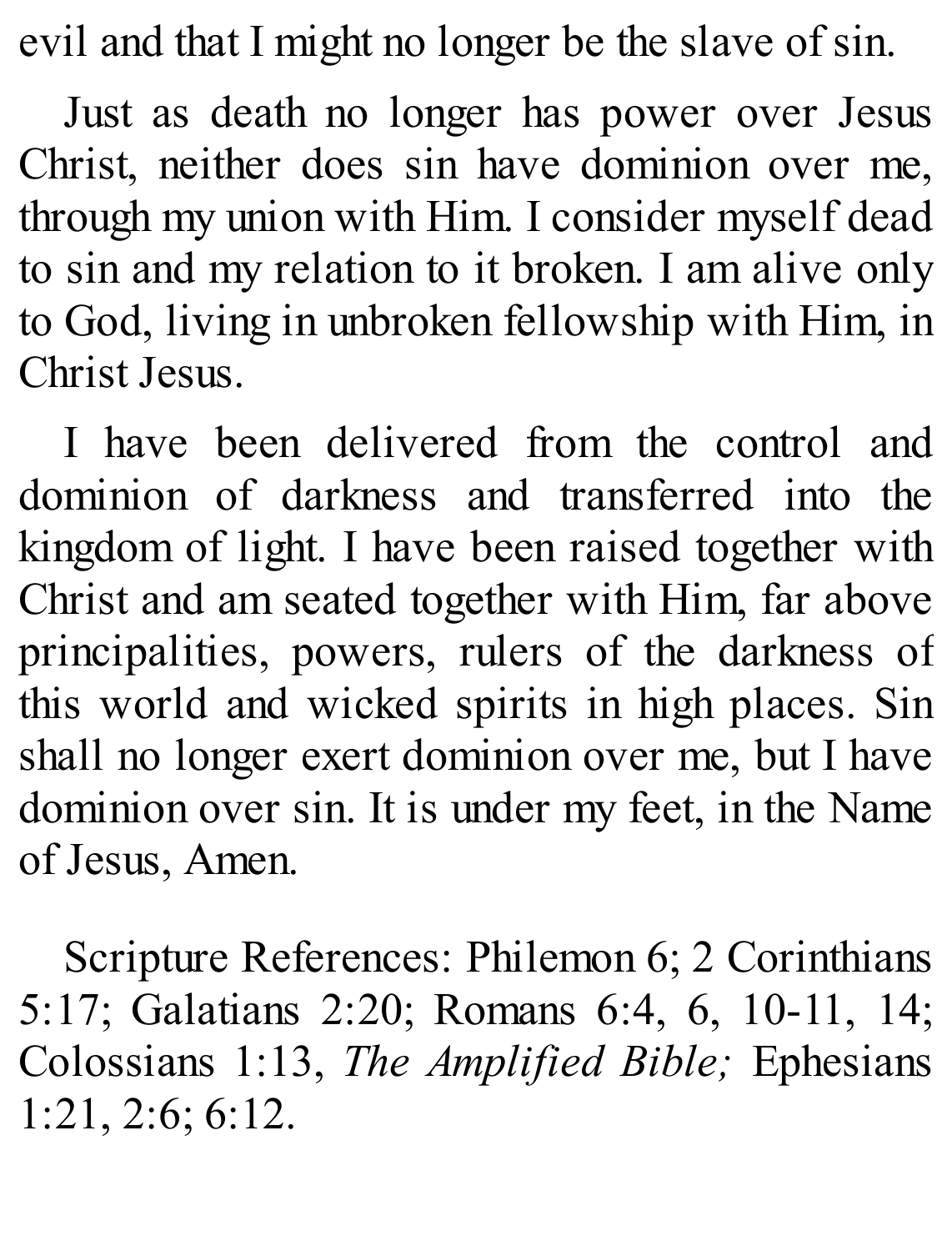evil and that I might no longer be the slave of sin.

Just as death no longer has power over Jesus Christ, neither does sin have dominion over me, through my union with Him. I consider myself dead to sin and my relation to it broken. I am alive only to God, living in unbroken fellowship with Him, in Christ Jesus.

I have been delivered from the control and dominion of darkness and transferred into the kingdom of light. I have been raised together with Christ and am seated together with Him, far above principalities, powers, rulers of the darkness of this world and wicked spirits in high places. Sin shall no longer exert dominion over me, but I have dominion over sin. It is under my feet, in the Name of Jesus, Amen.

Scripture References: Philemon 6; 2 Corinthians 5:17; Galatians 2:20; Romans 6:4, 6, 10-11, 14; Colossians 1:13, *The Amplified Bible;* Ephesians 1:21, 2:6; 6:12.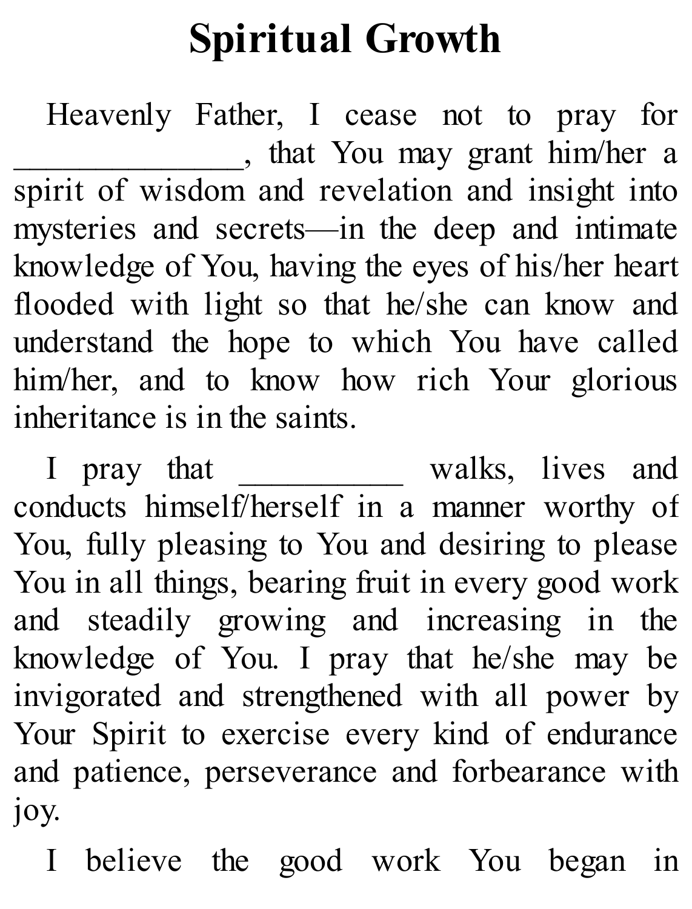# Spiritual Growth

Heavenly Father, I cease not to pray for ______________, that You may grant him/her a spirit of wisdom and revelation and insight into mysteries and secrets—in the deep and intimate knowledge of You, having the eyes of his/her heart flooded with light so that he/she can know and understand the hope to which You have called him/her, and to know how rich Your glorious inheritance is in the saints.

I pray that __________ walks, lives and conducts himself/herself in a manner worthy of You, fully pleasing to You and desiring to please You in all things, bearing fruit in every good work and steadily growing and increasing in the knowledge of You. I pray that he/she may be invigorated and strengthened with all power by Your Spirit to exercise every kind of endurance and patience, perseverance and forbearance with joy.

I believe the good work You began in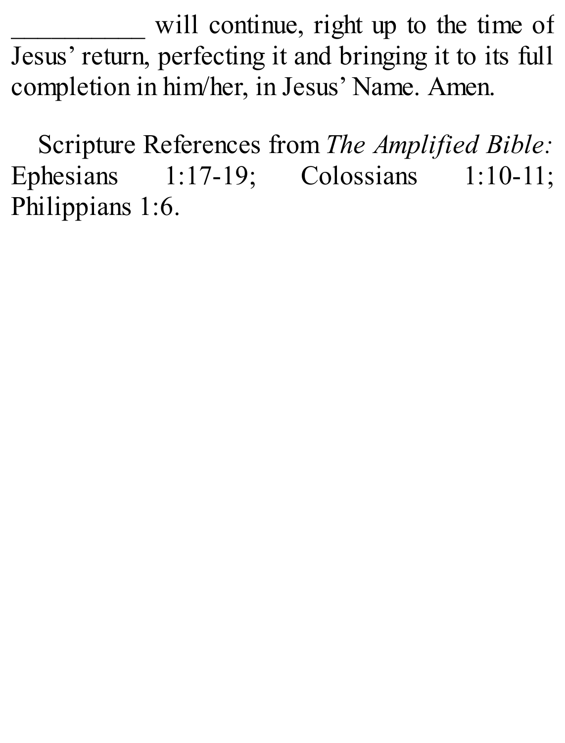__________ will continue, right up to the time of Jesus' return, perfecting it and bringing it to its full completion in him/her, in Jesus' Name. Amen.

Scripture References from *The Amplified Bible:* Ephesians 1:17-19; Colossians 1:10-11; Philippians 1:6.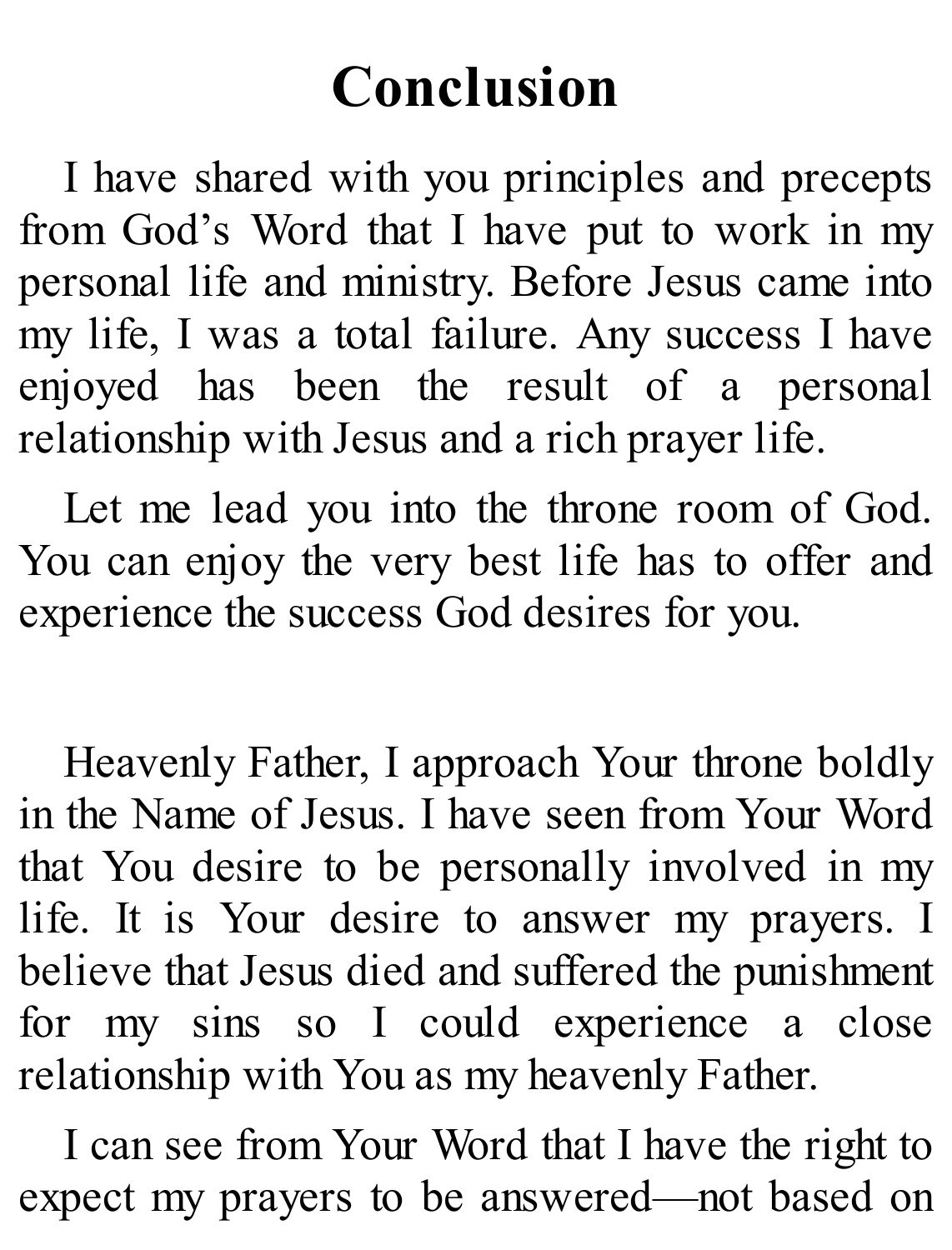# Conclusion

I have shared with you principles and precepts from God's Word that I have put to work in my personal life and ministry. Before Jesus came into my life, I was a total failure. Any success I have enjoyed has been the result of a personal relationship with Jesus and a rich prayer life.

Let me lead you into the throne room of God. You can enjoy the very best life has to offer and experience the success God desires for you.

Heavenly Father, I approach Your throne boldly in the Name of Jesus. I have seen from Your Word that You desire to be personally involved in my life. It is Your desire to answer my prayers. I believe that Jesus died and suffered the punishment for my sins so I could experience a close relationship with You as my heavenly Father.

I can see from Your Word that I have the right to expect my prayers to be answered—not based on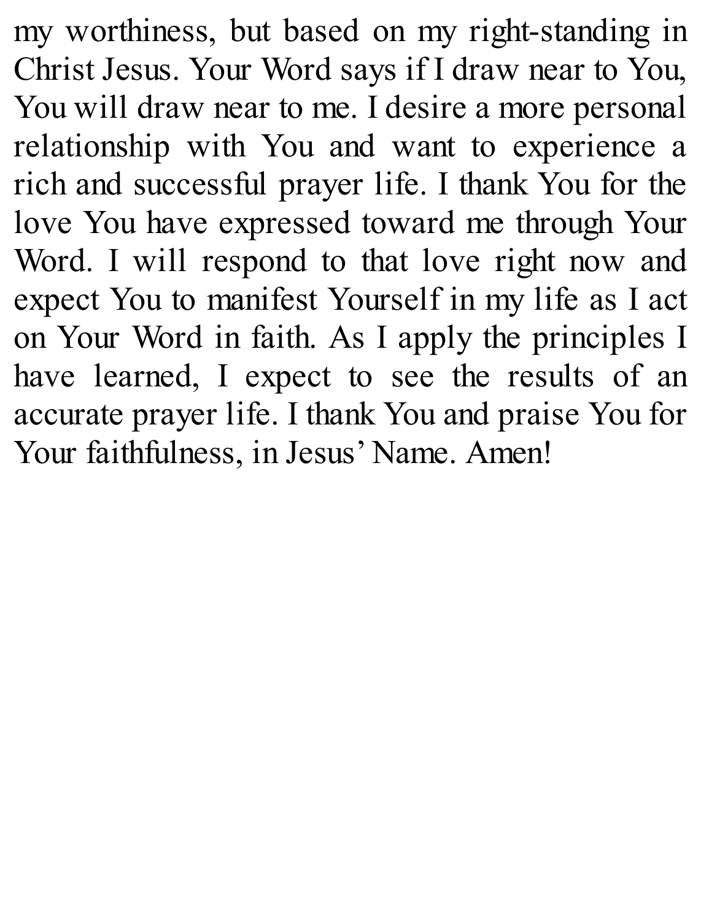my worthiness, but based on my right-standing in Christ Jesus. Your Word says if I draw near to You, You will draw near to me. I desire a more personal relationship with You and want to experience a rich and successful prayer life. I thank You for the love You have expressed toward me through Your Word. I will respond to that love right now and expect You to manifest Yourself in my life as I act on Your Word in faith. As I apply the principles I have learned, I expect to see the results of an accurate prayer life. I thank You and praise You for Your faithfulness, in Jesus' Name. Amen!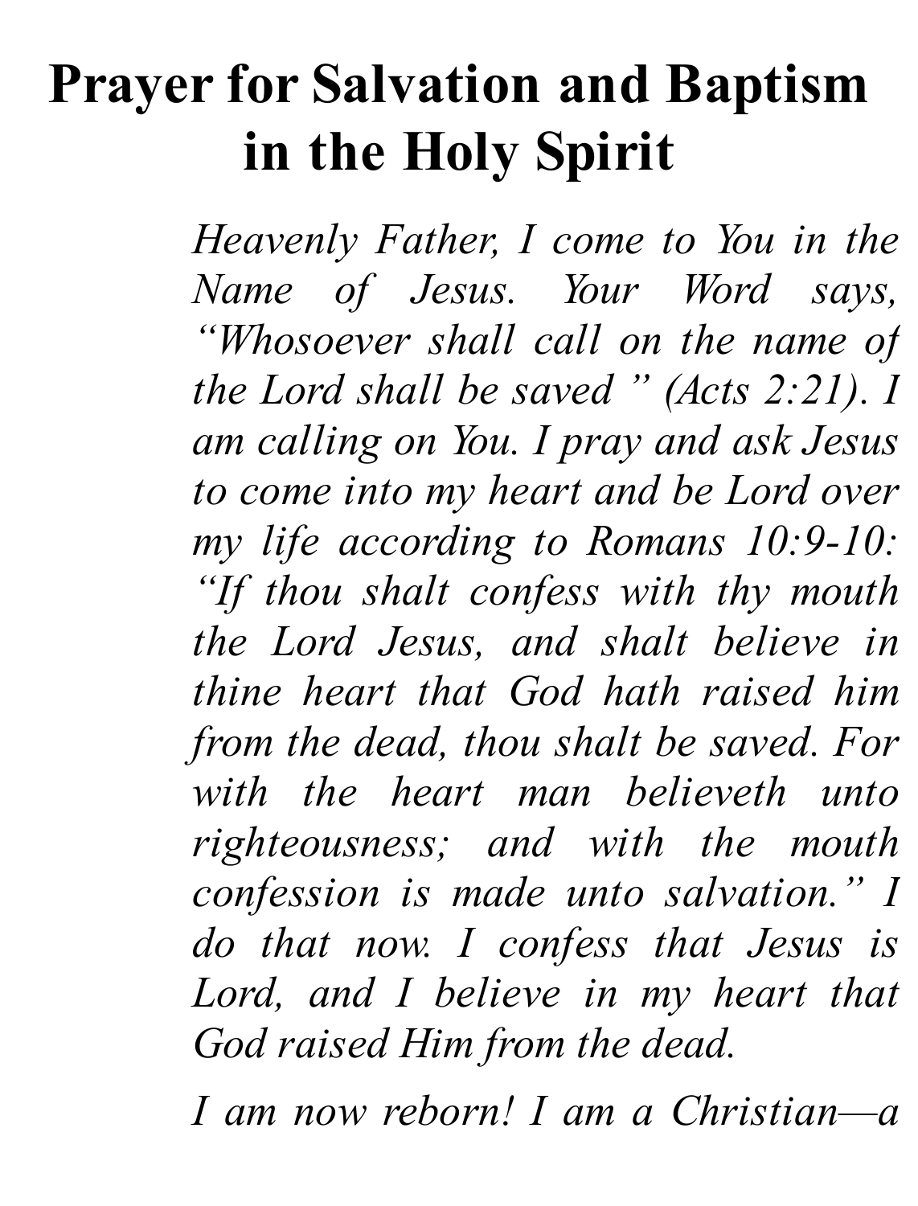# Prayer for Salvation and Baptism in the Holy Spirit

*Heavenly Father, I come to You in the Name of Jesus. Your Word says, "Whosoever shall call on the name of the Lord shall be saved " (Acts 2:21). I am calling on You. I pray and ask Jesus to come into my heart and be Lord over my life according to Romans 10:9-10: "If thou shalt confess with thy mouth the Lord Jesus, and shalt believe in thine heart that God hath raised him from the dead, thou shalt be saved. For with the heart man believeth unto righteousness; and with the mouth confession is made unto salvation." I do that now. I confess that Jesus is Lord, and I believe in my heart that God raised Him from the dead.*

*I am now reborn! I am a Christian—a*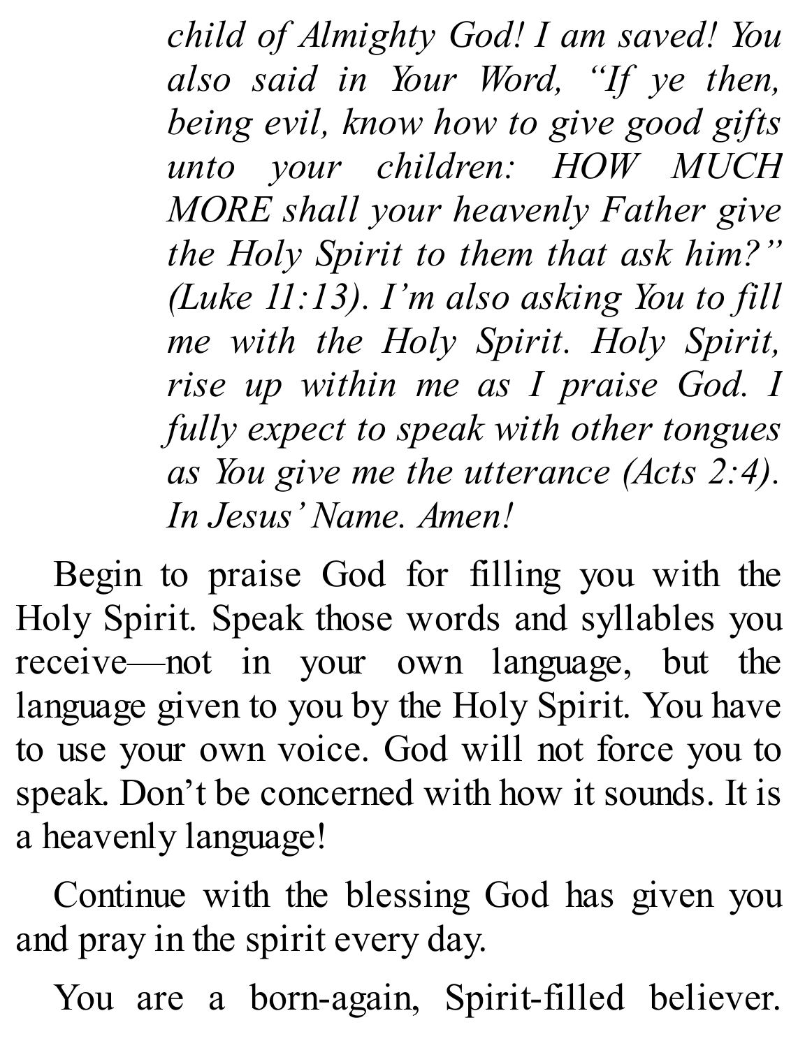*child of Almighty God! I am saved! You also said in Your Word, "If ye then, being evil, know how to give good gifts unto your children: HOW MUCH MORE shall your heavenly Father give the Holy Spirit to them that ask him?" (Luke 11:13). I'm also asking You to fill me with the Holy Spirit. Holy Spirit, rise up within me as I praise God. I fully expect to speak with other tongues as You give me the utterance (Acts 2:4). In Jesus' Name. Amen!*

Begin to praise God for filling you with the Holy Spirit. Speak those words and syllables you receive—not in your own language, but the language given to you by the Holy Spirit. You have to use your own voice. God will not force you to speak. Don't be concerned with how it sounds. It is a heavenly language!

Continue with the blessing God has given you and pray in the spirit every day.

You are a born-again, Spirit-filled believer.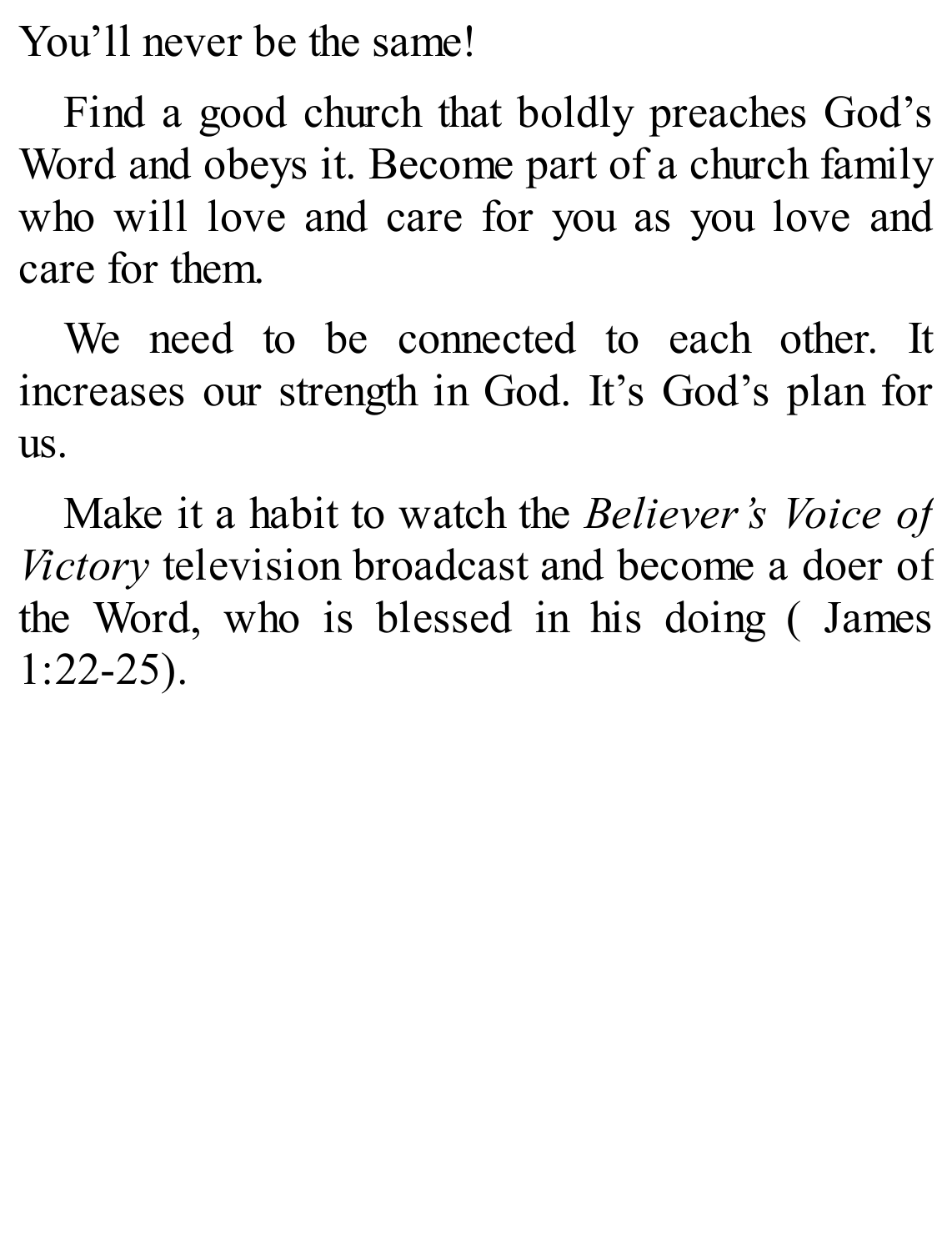You'll never be the same!

Find a good church that boldly preaches God's Word and obeys it. Become part of a church family who will love and care for you as you love and care for them.

We need to be connected to each other. It increases our strength in God. It's God's plan for us.

Make it a habit to watch the *Believer's Voice of Victory* television broadcast and become a doer of the Word, who is blessed in his doing ( James 1:22-25).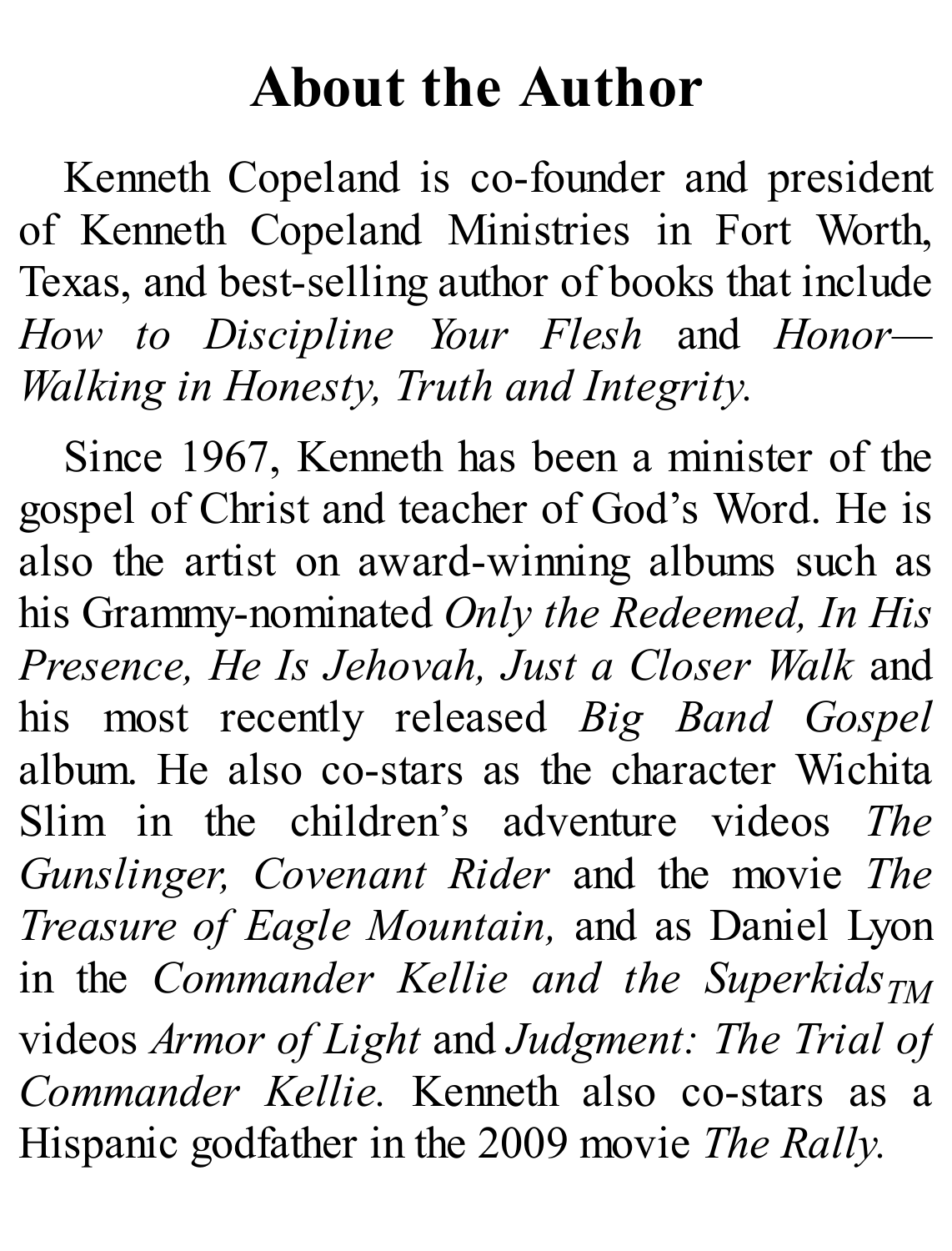# About the Author

Kenneth Copeland is co-founder and president of Kenneth Copeland Ministries in Fort Worth, Texas, and best-selling author of books that include *How to Discipline Your Flesh* and *Honor—Walking in Honesty, Truth and Integrity.*

Since 1967, Kenneth has been a minister of the gospel of Christ and teacher of God's Word. He is also the artist on award-winning albums such as his Grammy-nominated *Only the Redeemed, In His Presence, He Is Jehovah, Just a Closer Walk* and his most recently released *Big Band Gospel* album. He also co-stars as the character Wichita Slim in the children's adventure videos *The Gunslinger, Covenant Rider* and the movie *The Treasure of Eagle Mountain,* and as Daniel Lyon in the *Commander Kellie and the Superkids*™ videos *Armor of Light* and *Judgment: The Trial of Commander Kellie.* Kenneth also co-stars as a Hispanic godfather in the 2009 movie *The Rally.*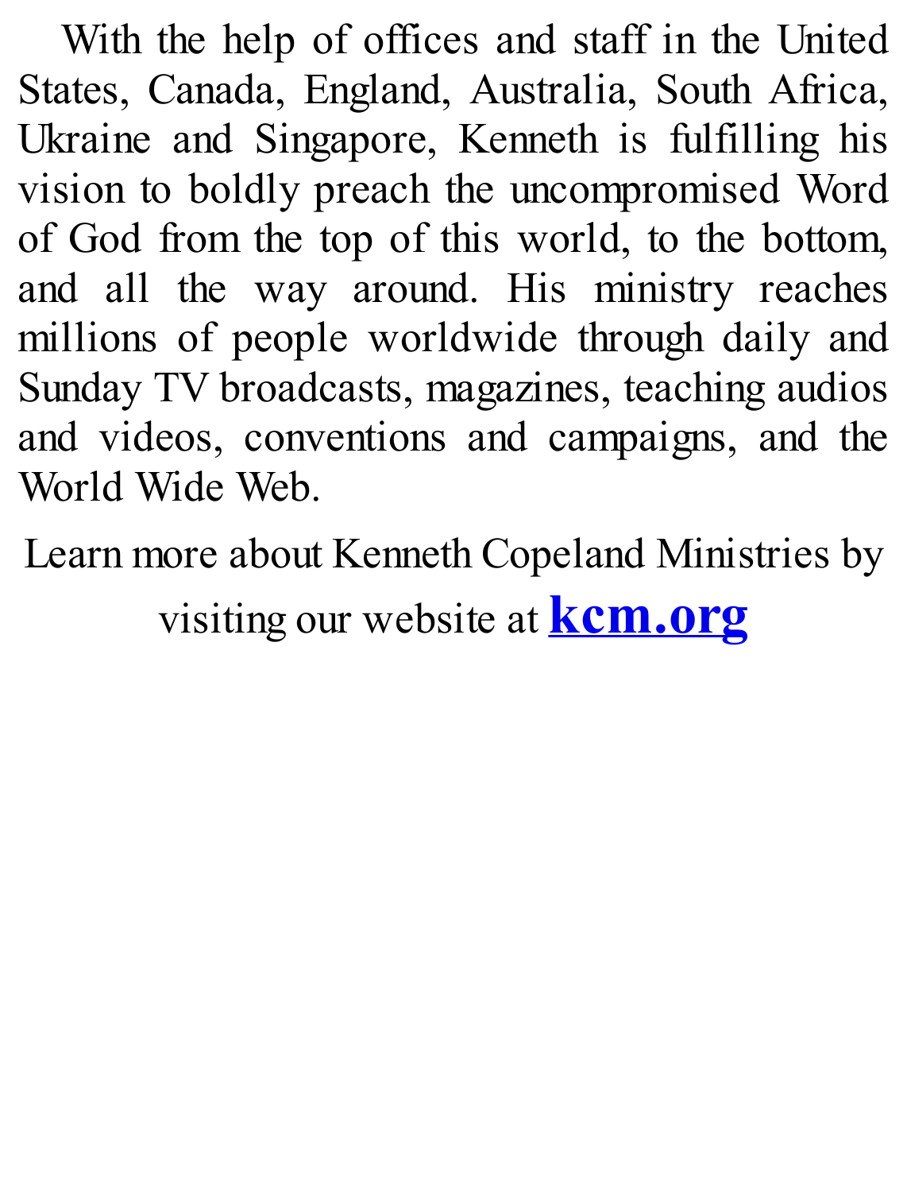With the help of offices and staff in the United States, Canada, England, Australia, South Africa, Ukraine and Singapore, Kenneth is fulfilling his vision to boldly preach the uncompromised Word of God from the top of this world, to the bottom, and all the way around. His ministry reaches millions of people worldwide through daily and Sunday TV broadcasts, magazines, teaching audios and videos, conventions and campaigns, and the World Wide Web.

Learn more about Kenneth Copeland Ministries by visiting our website at **kcm.org**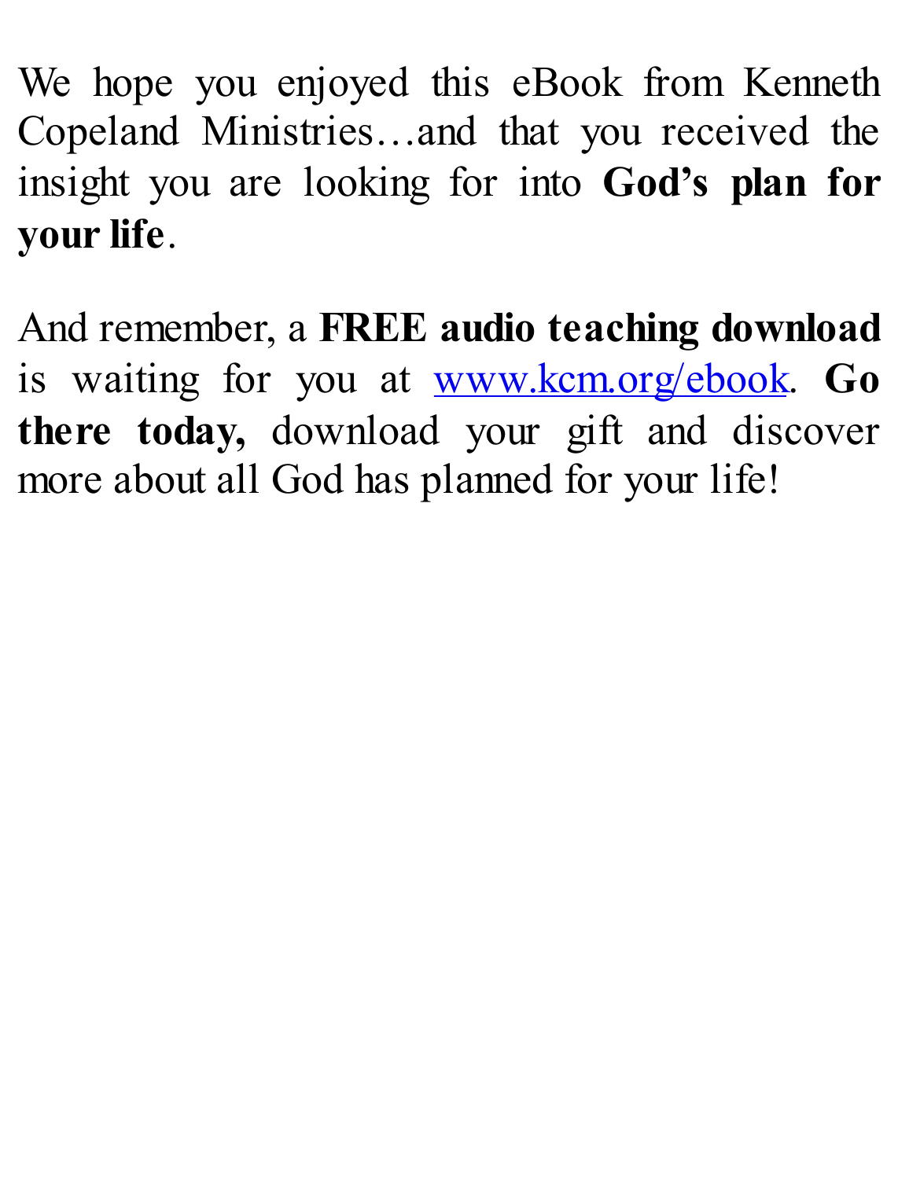We hope you enjoyed this eBook from Kenneth Copeland Ministries…and that you received the insight you are looking for into **God's plan for your life**.

And remember, a **FREE audio teaching download** is waiting for you at [www.kcm.org/ebook](http://www.kcm.org/ebook). **Go there today,** download your gift and discover more about all God has planned for your life!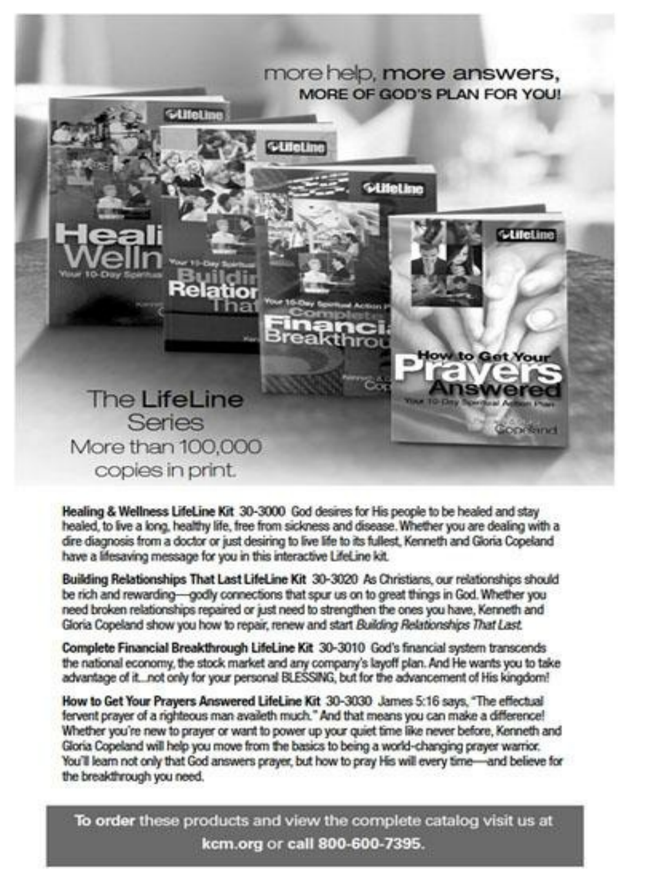more help, **more answers,**
**MORE OF GOD'S PLAN FOR YOU!**

The **LifeLine** Series
More than 100,000 copies in print.

**Healing & Wellness LifeLine Kit** 30-3000 God desires for His people to be healed and stay healed, to live a long, healthy life, free from sickness and disease. Whether you are dealing with a dire diagnosis from a doctor or just desiring to live life to its fullest, Kenneth and Gloria Copeland have a lifesaving message for you in this interactive LifeLine kit.

**Building Relationships That Last LifeLine Kit** 30-3020 As Christians, our relationships should be rich and rewarding—godly connections that spur us on to great things in God. Whether you need broken relationships repaired or just need to strengthen the ones you have, Kenneth and Gloria Copeland show you how to repair, renew and start *Building Relationships That Last.*

**Complete Financial Breakthrough LifeLine Kit** 30-3010 God's financial system transcends the national economy, the stock market and any company's layoff plan. And He wants you to take advantage of it...not only for your personal BLESSING, but for the advancement of His kingdom!

**How to Get Your Prayers Answered LifeLine Kit** 30-3030 James 5:16 says, "The effectual fervent prayer of a righteous man availeth much." And that means you can make a difference! Whether you're new to prayer or want to power up your quiet time like never before, Kenneth and Gloria Copeland will help you move from the basics to being a world-changing prayer warrior. You'll learn not only that God answers prayer, but how to pray His will every time—and believe for the breakthrough you need.

**To order** these products and view the complete catalog visit us at **kcm.org** or **call 800-600-7395.**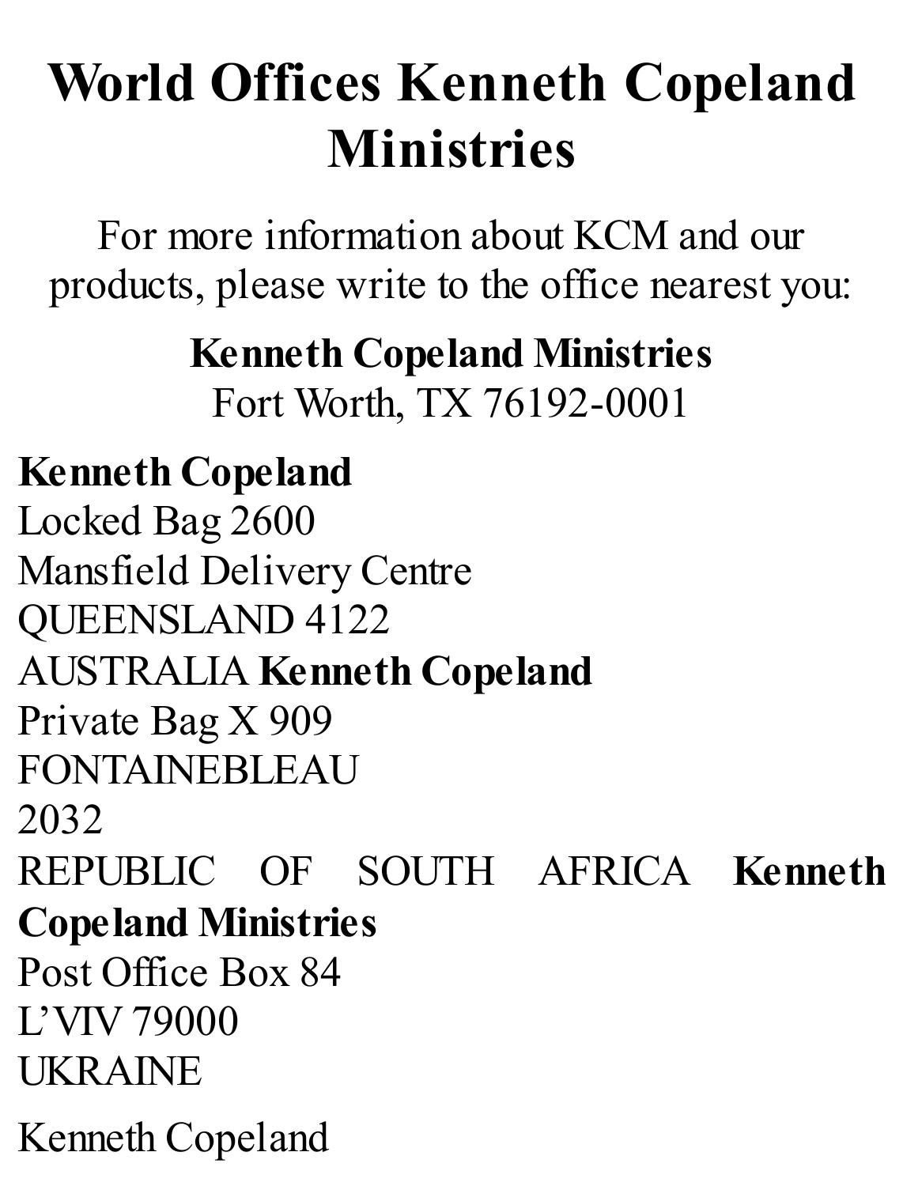# World Offices Kenneth Copeland Ministries

For more information about KCM and our products, please write to the office nearest you:

**Kenneth Copeland Ministries**
Fort Worth, TX 76192-0001

**Kenneth Copeland**
Locked Bag 2600
Mansfield Delivery Centre
QUEENSLAND 4122
AUSTRALIA

**Kenneth Copeland**
Private Bag X 909
FONTAINEBLEAU
2032
REPUBLIC OF SOUTH AFRICA

**Kenneth Copeland Ministries**
Post Office Box 84
L'VIV 79000
UKRAINE

Kenneth Copeland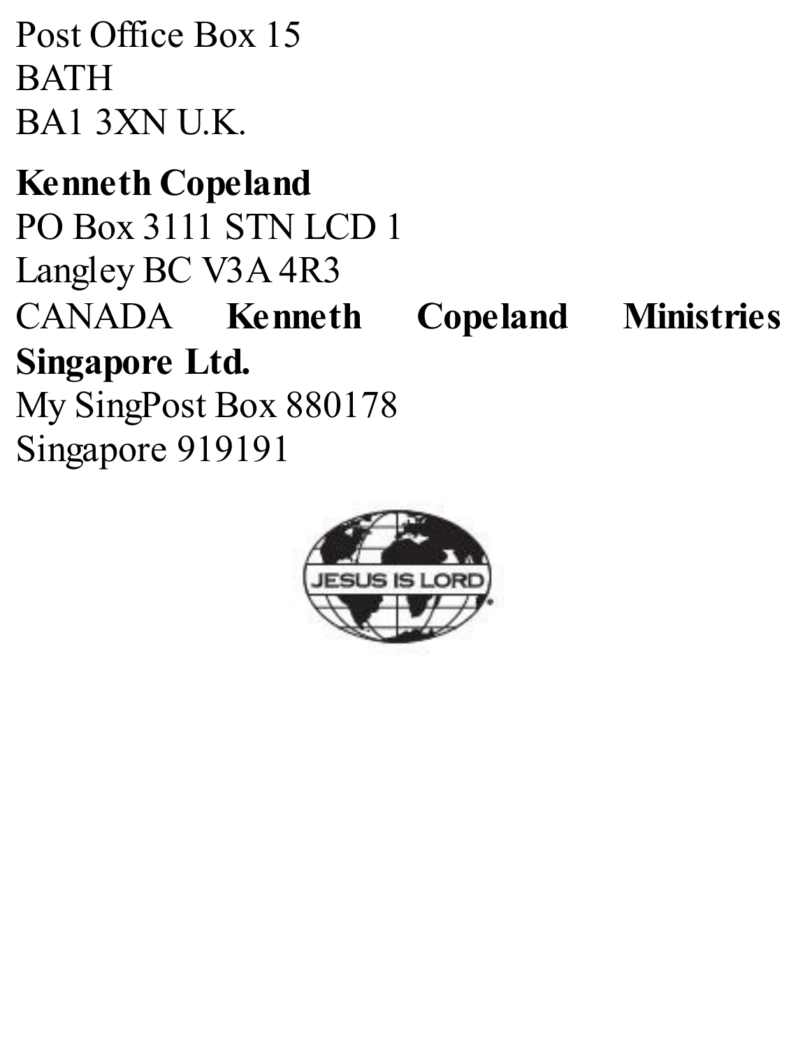Post Office Box 15
BATH
BA1 3XN U.K.

**Kenneth Copeland**
PO Box 3111 STN LCD 1
Langley BC V3A 4R3
CANADA

**Kenneth Copeland Ministries Singapore Ltd.**
My SingPost Box 880178
Singapore 919191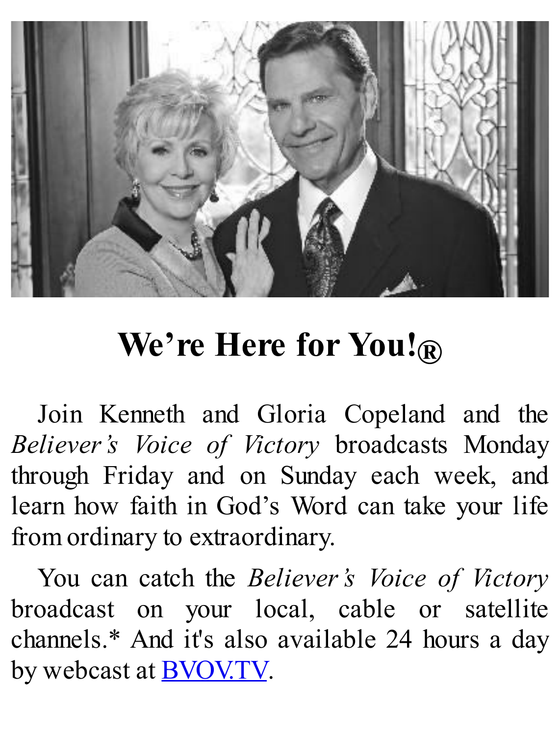# We're Here for You!®

Join Kenneth and Gloria Copeland and the *Believer's Voice of Victory* broadcasts Monday through Friday and on Sunday each week, and learn how faith in God's Word can take your life from ordinary to extraordinary.

You can catch the *Believer's Voice of Victory* broadcast on your local, cable or satellite channels.* And it's also available 24 hours a day by webcast at BVOV.TV.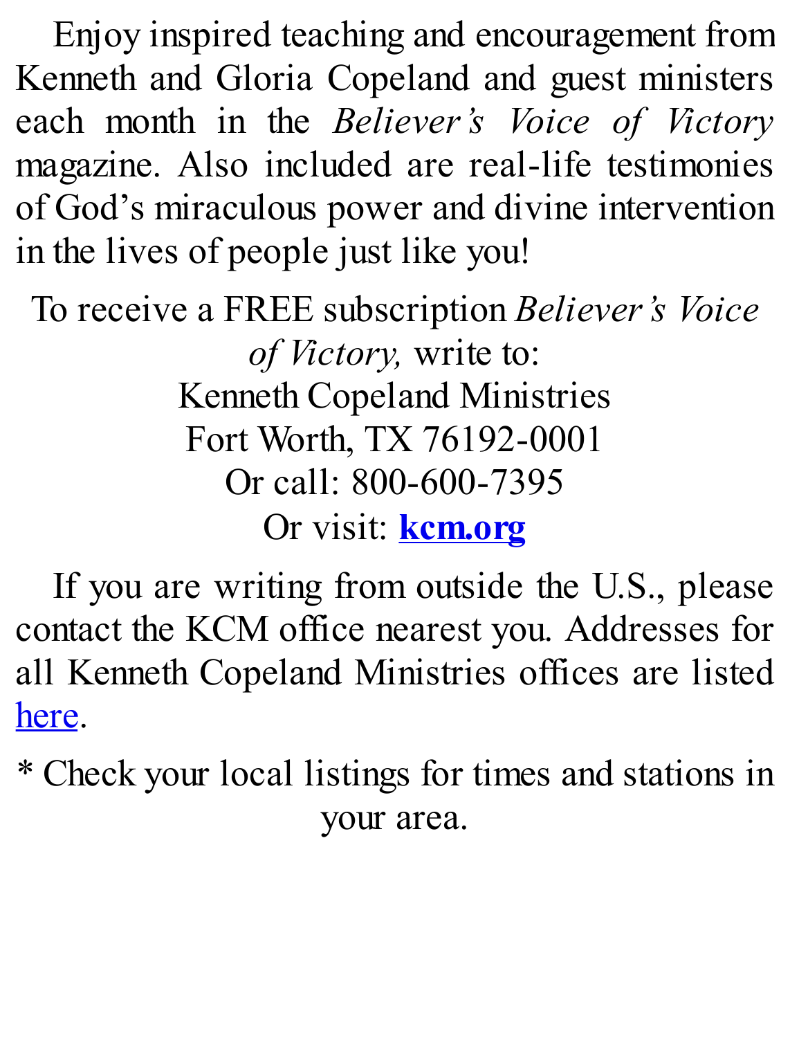Enjoy inspired teaching and encouragement from Kenneth and Gloria Copeland and guest ministers each month in the *Believer's Voice of Victory* magazine. Also included are real-life testimonies of God's miraculous power and divine intervention in the lives of people just like you!

To receive a FREE subscription *Believer's Voice of Victory,* write to:
Kenneth Copeland Ministries
Fort Worth, TX 76192-0001
Or call: 800-600-7395
Or visit: **kcm.org**

If you are writing from outside the U.S., please contact the KCM office nearest you. Addresses for all Kenneth Copeland Ministries offices are listed here.

* Check your local listings for times and stations in your area.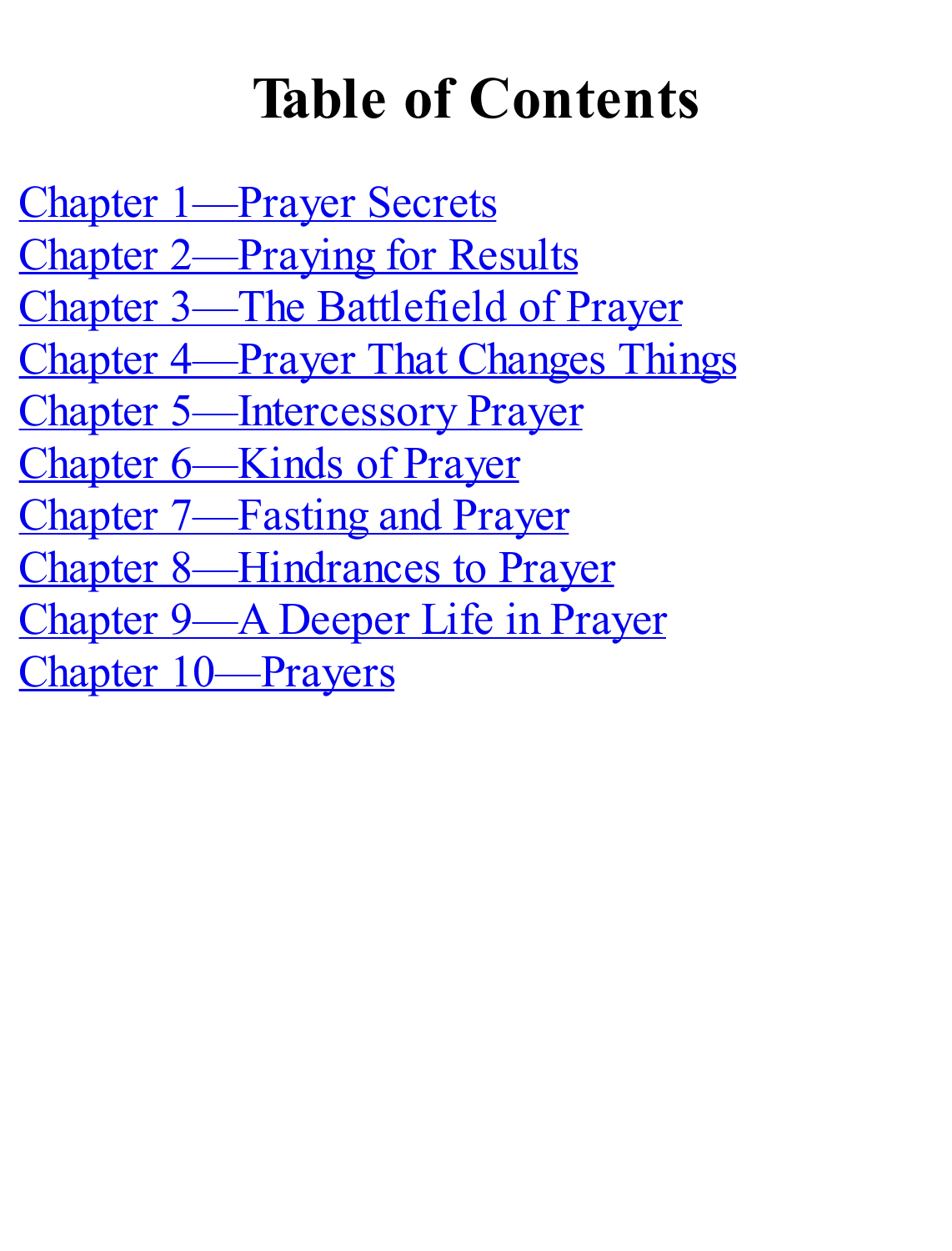# Table of Contents

Chapter 1—Prayer Secrets
Chapter 2—Praying for Results
Chapter 3—The Battlefield of Prayer
Chapter 4—Prayer That Changes Things
Chapter 5—Intercessory Prayer
Chapter 6—Kinds of Prayer
Chapter 7—Fasting and Prayer
Chapter 8—Hindrances to Prayer
Chapter 9—A Deeper Life in Prayer
Chapter 10—Prayers